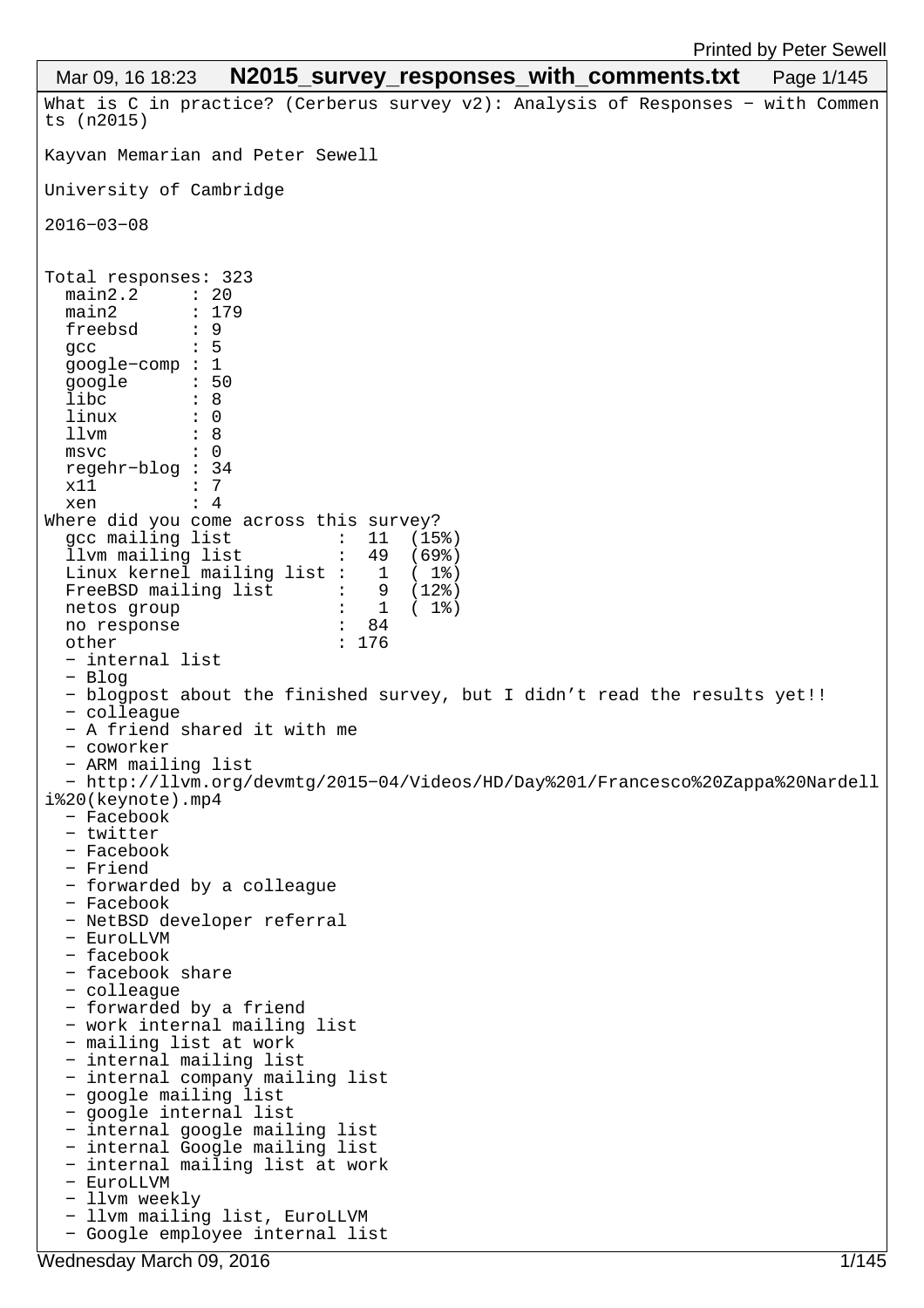What is C in practice? (Cerberus survey v2): Analysis of Responses − with Comments (n2015)

Kayvan Memarian and Peter Sewell

University of Cambridge

2016−03−08

```
Total responses: 323
  main2.2     : 20
  main2       : 179
  freebsd     : 9
  gcc         : 5
  google−comp : 1
  google      : 50
  libc        : 8
  linux       : 0
  llvm        : 8
  msvc        : 0
  regehr−blog : 34
  x11         : 7
  xen         : 4
Where did you come across this survey?
  gcc mailing list          :  11  (15%)
  llvm mailing list         :  49  (69%)
  Linux kernel mailing list :   1  ( 1%)
  FreeBSD mailing list      :   9  (12%)
  netos group               :   1  ( 1%)
  no response               :  84
  other                     : 176
  − internal list
  − Blog
  − blogpost about the finished survey, but I didn't read the results yet!!
  − colleague
  − A friend shared it with me
  − coworker
  − ARM mailing list
  − http://llvm.org/devmtg/2015−04/Videos/HD/Day%201/Francesco%20Zappa%20Nardelli%20(keynote).mp4
  − Facebook
  − twitter
  − Facebook
  − Friend
  − forwarded by a colleague
  − Facebook
  − NetBSD developer referral
  − EuroLLVM
  − facebook
  − facebook share
  − colleague
  − forwarded by a friend
  − work internal mailing list
  − mailing list at work
  − internal mailing list
  − internal company mailing list
  − google mailing list
  − google internal list
  − internal google mailing list
  − internal Google mailing list
  − internal mailing list at work
  − EuroLLVM
  − llvm weekly
  − llvm mailing list, EuroLLVM
  − Google employee internal list
```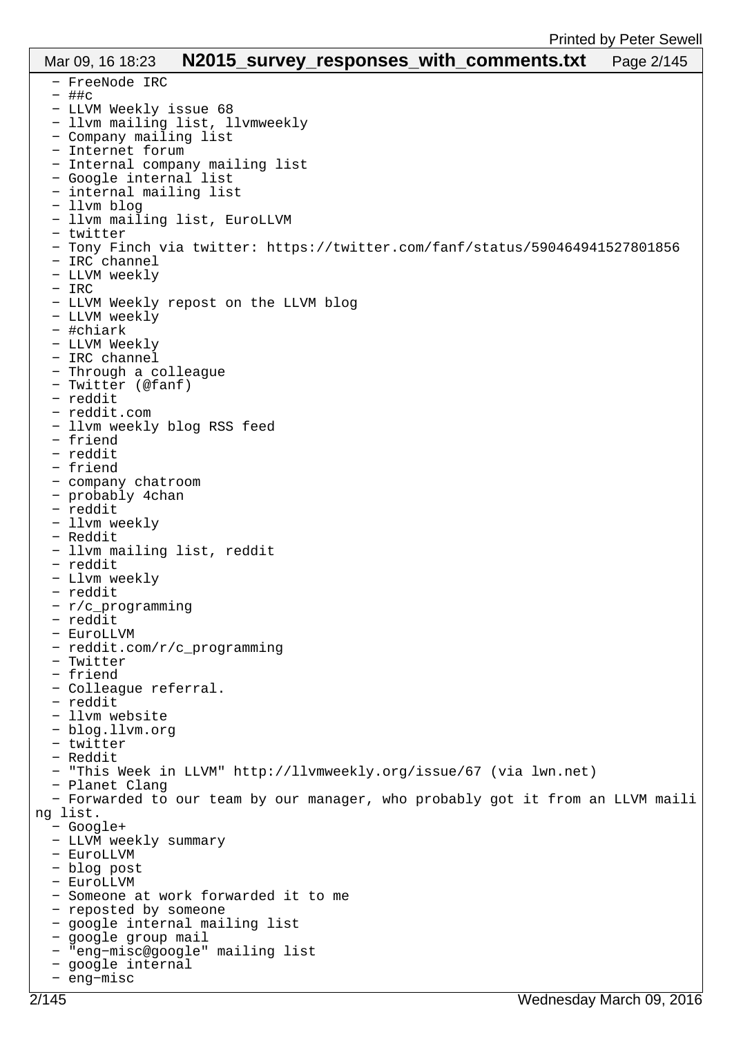- FreeNode IRC
- ##c
- LLVM Weekly issue 68
- llvm mailing list, llvmweekly
- Company mailing list
- Internet forum
- Internal company mailing list
- Google internal list
- internal mailing list
- llvm blog
- llvm mailing list, EuroLLVM
- twitter
- Tony Finch via twitter: https://twitter.com/fanf/status/590464941527801856
- IRC channel
- LLVM weekly
- IRC
- LLVM Weekly repost on the LLVM blog
- LLVM weekly
- #chiark
- LLVM Weekly
- IRC channel
- Through a colleague
- Twitter (@fanf)
- reddit
- reddit.com
- llvm weekly blog RSS feed
- friend
- reddit
- friend
- company chatroom
- probably 4chan
- reddit
- llvm weekly
- Reddit
- llvm mailing list, reddit
- reddit
- Llvm weekly
- reddit
- r/c_programming
- reddit
- EuroLLVM
- reddit.com/r/c_programming
- Twitter
- friend
- Colleague referral.
- reddit
- llvm website
- blog.llvm.org
- twitter
- Reddit
- "This Week in LLVM" http://llvmweekly.org/issue/67 (via lwn.net)
- Planet Clang
- Forwarded to our team by our manager, who probably got it from an LLVM mailing list.
- Google+
- LLVM weekly summary
- EuroLLVM
- blog post
- EuroLLVM
- Someone at work forwarded it to me
- reposted by someone
- google internal mailing list
- google group mail
- "eng-misc@google" mailing list
- google internal
- eng-misc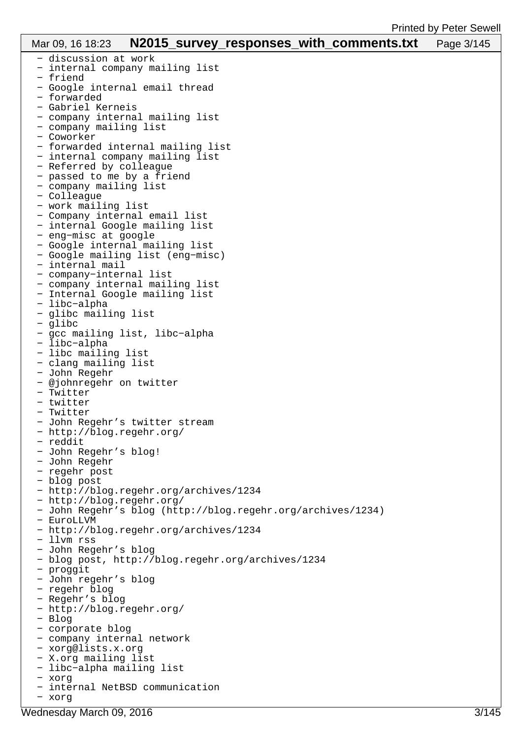- discussion at work
- internal company mailing list
- friend
- Google internal email thread
- forwarded
- Gabriel Kerneis
- company internal mailing list
- company mailing list
- Coworker
- forwarded internal mailing list
- internal company mailing list
- Referred by colleague
- passed to me by a friend
- company mailing list
- Colleague
- work mailing list
- Company internal email list
- internal Google mailing list
- eng-misc at google
- Google internal mailing list
- Google mailing list (eng-misc)
- internal mail
- company-internal list
- company internal mailing list
- Internal Google mailing list
- libc-alpha
- glibc mailing list
- glibc
- gcc mailing list, libc-alpha
- libc-alpha
- libc mailing list
- clang mailing list
- John Regehr
- @johnregehr on twitter
- Twitter
- twitter
- Twitter
- John Regehr's twitter stream
- http://blog.regehr.org/
- reddit
- John Regehr's blog!
- John Regehr
- regehr post
- blog post
- http://blog.regehr.org/archives/1234
- http://blog.regehr.org/
- John Regehr's blog (http://blog.regehr.org/archives/1234)
- EuroLLVM
- http://blog.regehr.org/archives/1234
- llvm rss
- John Regehr's blog
- blog post, http://blog.regehr.org/archives/1234
- proggit
- John regehr's blog
- regehr blog
- Regehr's blog
- http://blog.regehr.org/
- Blog
- corporate blog
- company internal network
- xorg@lists.x.org
- X.org mailing list
- libc-alpha mailing list
- xorg
- internal NetBSD communication
- xorg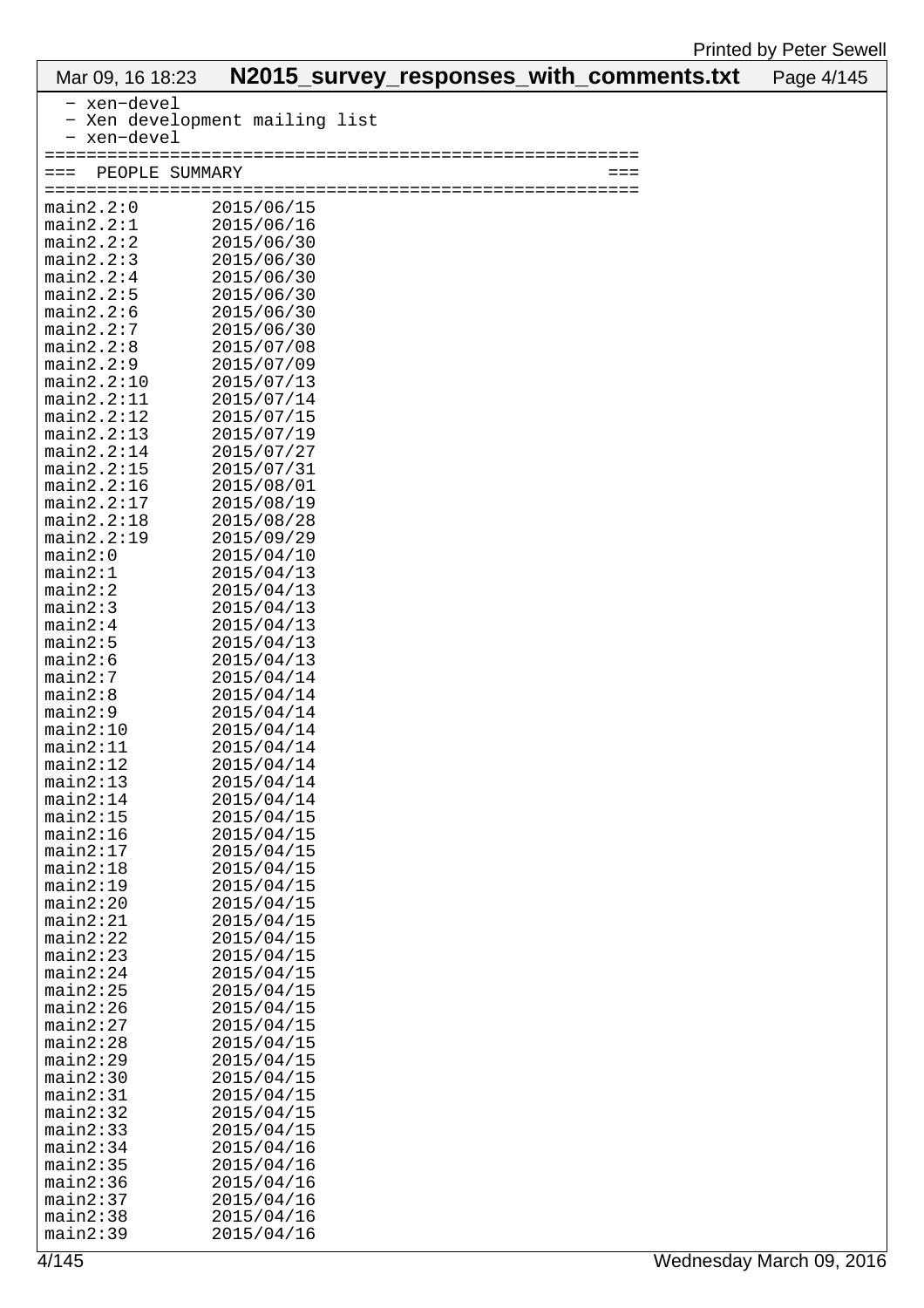```
  - xen-devel
  - Xen development mailing list
  - xen-devel
========================================================
===  PEOPLE SUMMARY                                  ===
========================================================
main2.2:0       2015/06/15
main2.2:1       2015/06/16
main2.2:2       2015/06/30
main2.2:3       2015/06/30
main2.2:4       2015/06/30
main2.2:5       2015/06/30
main2.2:6       2015/06/30
main2.2:7       2015/06/30
main2.2:8       2015/07/08
main2.2:9       2015/07/09
main2.2:10      2015/07/13
main2.2:11      2015/07/14
main2.2:12      2015/07/15
main2.2:13      2015/07/19
main2.2:14      2015/07/27
main2.2:15      2015/07/31
main2.2:16      2015/08/01
main2.2:17      2015/08/19
main2.2:18      2015/08/28
main2.2:19      2015/09/29
main2:0         2015/04/10
main2:1         2015/04/13
main2:2         2015/04/13
main2:3         2015/04/13
main2:4         2015/04/13
main2:5         2015/04/13
main2:6         2015/04/13
main2:7         2015/04/14
main2:8         2015/04/14
main2:9         2015/04/14
main2:10        2015/04/14
main2:11        2015/04/14
main2:12        2015/04/14
main2:13        2015/04/14
main2:14        2015/04/14
main2:15        2015/04/15
main2:16        2015/04/15
main2:17        2015/04/15
main2:18        2015/04/15
main2:19        2015/04/15
main2:20        2015/04/15
main2:21        2015/04/15
main2:22        2015/04/15
main2:23        2015/04/15
main2:24        2015/04/15
main2:25        2015/04/15
main2:26        2015/04/15
main2:27        2015/04/15
main2:28        2015/04/15
main2:29        2015/04/15
main2:30        2015/04/15
main2:31        2015/04/15
main2:32        2015/04/15
main2:33        2015/04/15
main2:34        2015/04/16
main2:35        2015/04/16
main2:36        2015/04/16
main2:37        2015/04/16
main2:38        2015/04/16
main2:39        2015/04/16
```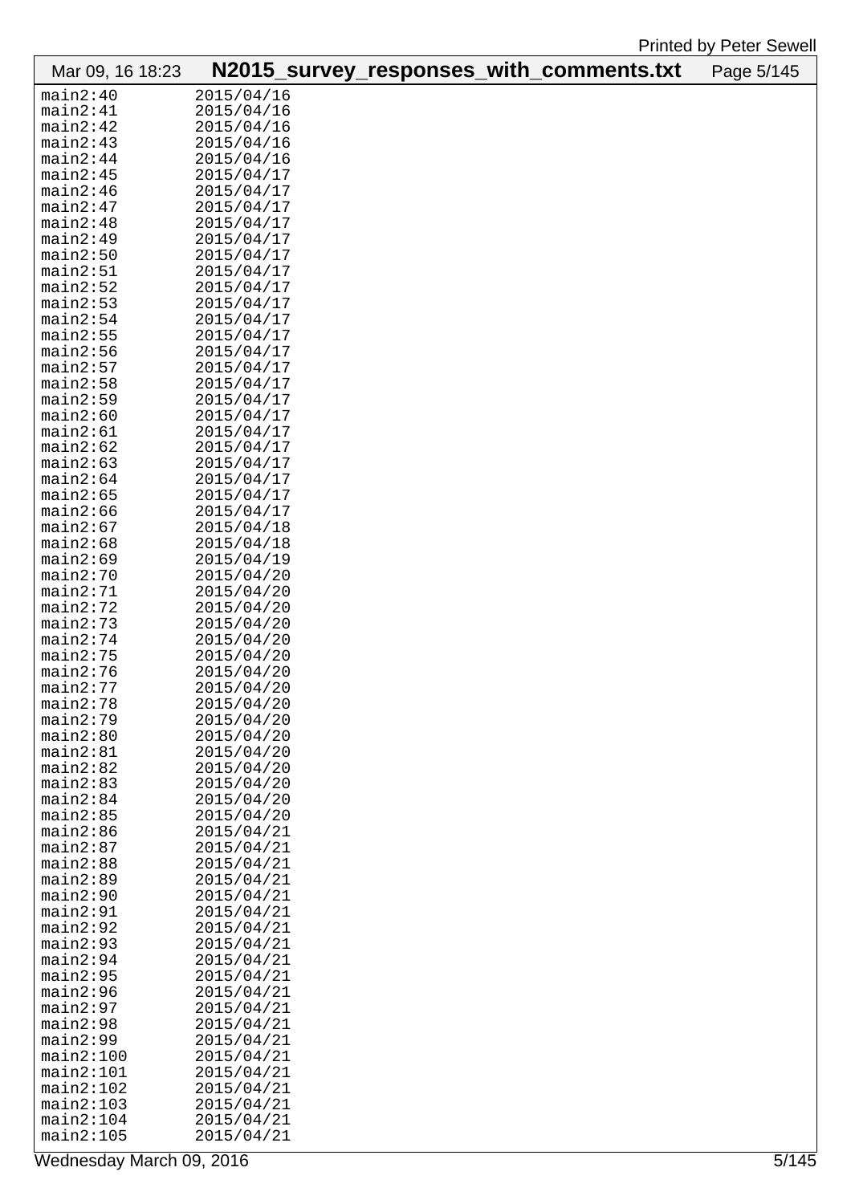```
main2:40        2015/04/16
main2:41        2015/04/16
main2:42        2015/04/16
main2:43        2015/04/16
main2:44        2015/04/16
main2:45        2015/04/17
main2:46        2015/04/17
main2:47        2015/04/17
main2:48        2015/04/17
main2:49        2015/04/17
main2:50        2015/04/17
main2:51        2015/04/17
main2:52        2015/04/17
main2:53        2015/04/17
main2:54        2015/04/17
main2:55        2015/04/17
main2:56        2015/04/17
main2:57        2015/04/17
main2:58        2015/04/17
main2:59        2015/04/17
main2:60        2015/04/17
main2:61        2015/04/17
main2:62        2015/04/17
main2:63        2015/04/17
main2:64        2015/04/17
main2:65        2015/04/17
main2:66        2015/04/17
main2:67        2015/04/18
main2:68        2015/04/18
main2:69        2015/04/19
main2:70        2015/04/20
main2:71        2015/04/20
main2:72        2015/04/20
main2:73        2015/04/20
main2:74        2015/04/20
main2:75        2015/04/20
main2:76        2015/04/20
main2:77        2015/04/20
main2:78        2015/04/20
main2:79        2015/04/20
main2:80        2015/04/20
main2:81        2015/04/20
main2:82        2015/04/20
main2:83        2015/04/20
main2:84        2015/04/20
main2:85        2015/04/20
main2:86        2015/04/21
main2:87        2015/04/21
main2:88        2015/04/21
main2:89        2015/04/21
main2:90        2015/04/21
main2:91        2015/04/21
main2:92        2015/04/21
main2:93        2015/04/21
main2:94        2015/04/21
main2:95        2015/04/21
main2:96        2015/04/21
main2:97        2015/04/21
main2:98        2015/04/21
main2:99        2015/04/21
main2:100       2015/04/21
main2:101       2015/04/21
main2:102       2015/04/21
main2:103       2015/04/21
main2:104       2015/04/21
main2:105       2015/04/21
```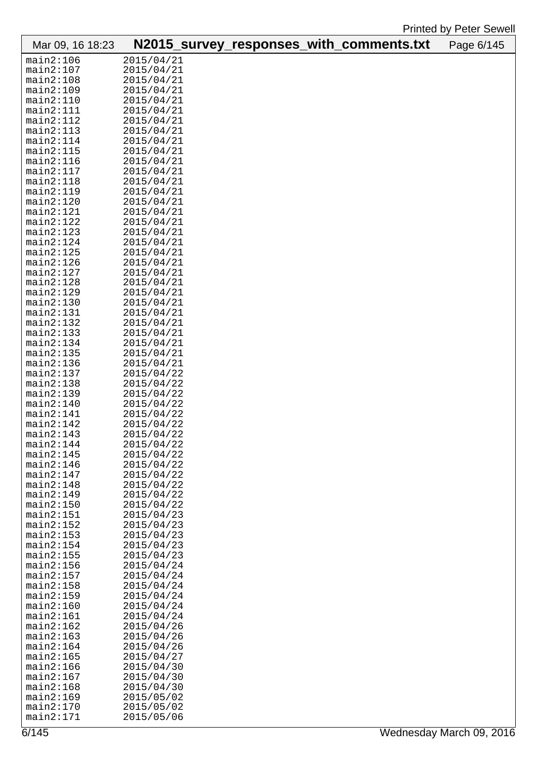```
main2:106       2015/04/21
main2:107       2015/04/21
main2:108       2015/04/21
main2:109       2015/04/21
main2:110       2015/04/21
main2:111       2015/04/21
main2:112       2015/04/21
main2:113       2015/04/21
main2:114       2015/04/21
main2:115       2015/04/21
main2:116       2015/04/21
main2:117       2015/04/21
main2:118       2015/04/21
main2:119       2015/04/21
main2:120       2015/04/21
main2:121       2015/04/21
main2:122       2015/04/21
main2:123       2015/04/21
main2:124       2015/04/21
main2:125       2015/04/21
main2:126       2015/04/21
main2:127       2015/04/21
main2:128       2015/04/21
main2:129       2015/04/21
main2:130       2015/04/21
main2:131       2015/04/21
main2:132       2015/04/21
main2:133       2015/04/21
main2:134       2015/04/21
main2:135       2015/04/21
main2:136       2015/04/21
main2:137       2015/04/22
main2:138       2015/04/22
main2:139       2015/04/22
main2:140       2015/04/22
main2:141       2015/04/22
main2:142       2015/04/22
main2:143       2015/04/22
main2:144       2015/04/22
main2:145       2015/04/22
main2:146       2015/04/22
main2:147       2015/04/22
main2:148       2015/04/22
main2:149       2015/04/22
main2:150       2015/04/22
main2:151       2015/04/23
main2:152       2015/04/23
main2:153       2015/04/23
main2:154       2015/04/23
main2:155       2015/04/23
main2:156       2015/04/24
main2:157       2015/04/24
main2:158       2015/04/24
main2:159       2015/04/24
main2:160       2015/04/24
main2:161       2015/04/24
main2:162       2015/04/26
main2:163       2015/04/26
main2:164       2015/04/26
main2:165       2015/04/27
main2:166       2015/04/30
main2:167       2015/04/30
main2:168       2015/04/30
main2:169       2015/05/02
main2:170       2015/05/02
main2:171       2015/05/06
```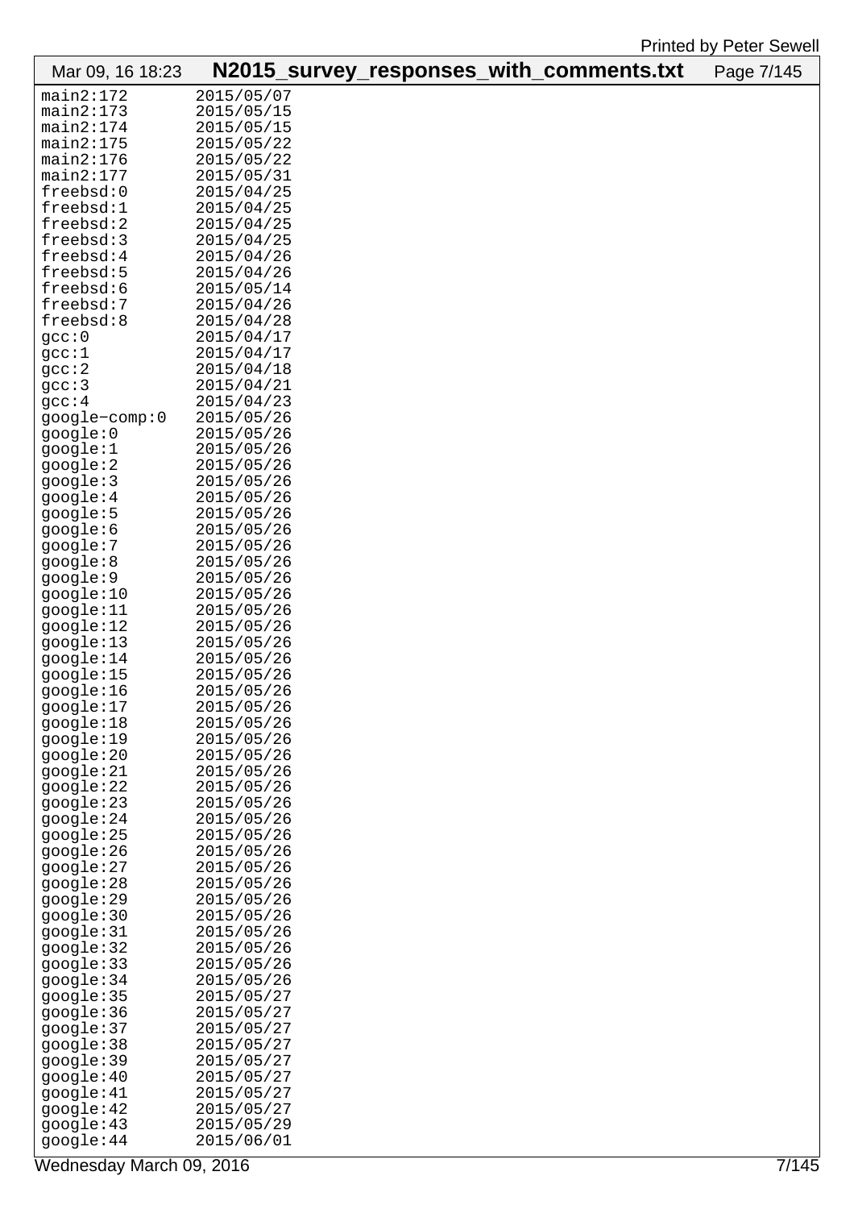```
main2:172       2015/05/07
main2:173       2015/05/15
main2:174       2015/05/15
main2:175       2015/05/22
main2:176       2015/05/22
main2:177       2015/05/31
freebsd:0       2015/04/25
freebsd:1       2015/04/25
freebsd:2       2015/04/25
freebsd:3       2015/04/25
freebsd:4       2015/04/26
freebsd:5       2015/04/26
freebsd:6       2015/05/14
freebsd:7       2015/04/26
freebsd:8       2015/04/28
gcc:0           2015/04/17
gcc:1           2015/04/17
gcc:2           2015/04/18
gcc:3           2015/04/21
gcc:4           2015/04/23
google-comp:0   2015/05/26
google:0        2015/05/26
google:1        2015/05/26
google:2        2015/05/26
google:3        2015/05/26
google:4        2015/05/26
google:5        2015/05/26
google:6        2015/05/26
google:7        2015/05/26
google:8        2015/05/26
google:9        2015/05/26
google:10       2015/05/26
google:11       2015/05/26
google:12       2015/05/26
google:13       2015/05/26
google:14       2015/05/26
google:15       2015/05/26
google:16       2015/05/26
google:17       2015/05/26
google:18       2015/05/26
google:19       2015/05/26
google:20       2015/05/26
google:21       2015/05/26
google:22       2015/05/26
google:23       2015/05/26
google:24       2015/05/26
google:25       2015/05/26
google:26       2015/05/26
google:27       2015/05/26
google:28       2015/05/26
google:29       2015/05/26
google:30       2015/05/26
google:31       2015/05/26
google:32       2015/05/26
google:33       2015/05/26
google:34       2015/05/26
google:35       2015/05/27
google:36       2015/05/27
google:37       2015/05/27
google:38       2015/05/27
google:39       2015/05/27
google:40       2015/05/27
google:41       2015/05/27
google:42       2015/05/27
google:43       2015/05/29
google:44       2015/06/01
```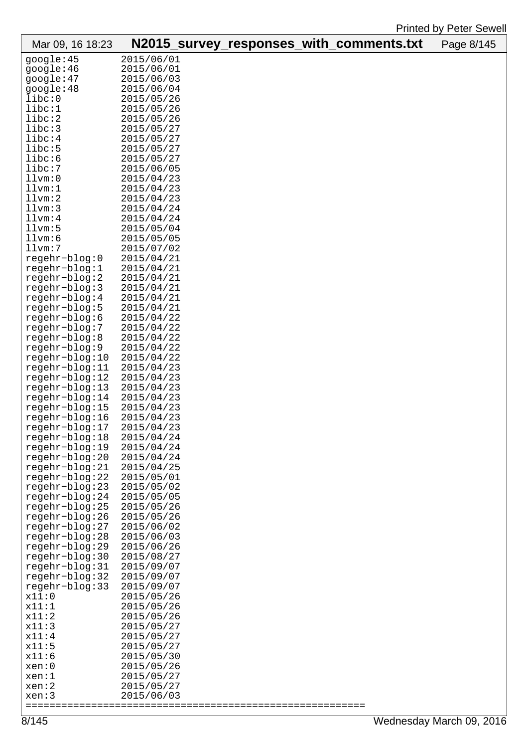```
google:45       2015/06/01
google:46       2015/06/01
google:47       2015/06/03
google:48       2015/06/04
libc:0          2015/05/26
libc:1          2015/05/26
libc:2          2015/05/26
libc:3          2015/05/27
libc:4          2015/05/27
libc:5          2015/05/27
libc:6          2015/05/27
libc:7          2015/06/05
llvm:0          2015/04/23
llvm:1          2015/04/23
llvm:2          2015/04/23
llvm:3          2015/04/24
llvm:4          2015/04/24
llvm:5          2015/05/04
llvm:6          2015/05/05
llvm:7          2015/07/02
regehr-blog:0   2015/04/21
regehr-blog:1   2015/04/21
regehr-blog:2   2015/04/21
regehr-blog:3   2015/04/21
regehr-blog:4   2015/04/21
regehr-blog:5   2015/04/21
regehr-blog:6   2015/04/22
regehr-blog:7   2015/04/22
regehr-blog:8   2015/04/22
regehr-blog:9   2015/04/22
regehr-blog:10  2015/04/22
regehr-blog:11  2015/04/23
regehr-blog:12  2015/04/23
regehr-blog:13  2015/04/23
regehr-blog:14  2015/04/23
regehr-blog:15  2015/04/23
regehr-blog:16  2015/04/23
regehr-blog:17  2015/04/23
regehr-blog:18  2015/04/24
regehr-blog:19  2015/04/24
regehr-blog:20  2015/04/24
regehr-blog:21  2015/04/25
regehr-blog:22  2015/05/01
regehr-blog:23  2015/05/02
regehr-blog:24  2015/05/05
regehr-blog:25  2015/05/26
regehr-blog:26  2015/05/26
regehr-blog:27  2015/06/02
regehr-blog:28  2015/06/03
regehr-blog:29  2015/06/26
regehr-blog:30  2015/08/27
regehr-blog:31  2015/09/07
regehr-blog:32  2015/09/07
regehr-blog:33  2015/09/07
x11:0           2015/05/26
x11:1           2015/05/26
x11:2           2015/05/26
x11:3           2015/05/27
x11:4           2015/05/27
x11:5           2015/05/27
x11:6           2015/05/30
xen:0           2015/05/26
xen:1           2015/05/27
xen:2           2015/05/27
xen:3           2015/06/03
========================================================
```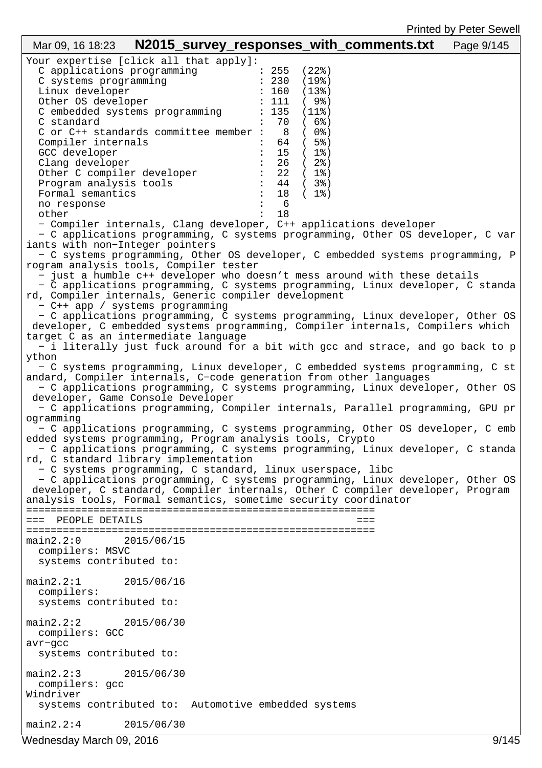```
Your expertise [click all that apply]:
  C applications programming         : 255  (22%)
  C systems programming              : 230  (19%)
  Linux developer                    : 160  (13%)
  Other OS developer                 : 111  ( 9%)
  C embedded systems programming     : 135  (11%)
  C standard                         :  70  ( 6%)
  C or C++ standards committee member :   8  ( 0%)
  Compiler internals                 :  64  ( 5%)
  GCC developer                      :  15  ( 1%)
  Clang developer                    :  26  ( 2%)
  Other C compiler developer         :  22  ( 1%)
  Program analysis tools             :  44  ( 3%)
  Formal semantics                   :  18  ( 1%)
  no response                        :   6
  other                              :  18
  - Compiler internals, Clang developer, C++ applications developer
  - C applications programming, C systems programming, Other OS developer, C var
iants with non-Integer pointers
  - C systems programming, Other OS developer, C embedded systems programming, P
rogram analysis tools, Compiler tester
  - just a humble c++ developer who doesn't mess around with these details
  - C applications programming, C systems programming, Linux developer, C standa
rd, Compiler internals, Generic compiler development
  - C++ app / systems programming
  - C applications programming, C systems programming, Linux developer, Other OS
 developer, C embedded systems programming, Compiler internals, Compilers which
target C as an intermediate language
  - i literally just fuck around for a bit with gcc and strace, and go back to p
ython
  - C systems programming, Linux developer, C embedded systems programming, C st
andard, Compiler internals, C-code generation from other languages
  - C applications programming, C systems programming, Linux developer, Other OS
 developer, Game Console Developer
  - C applications programming, Compiler internals, Parallel programming, GPU pr
ogramming
  - C applications programming, C systems programming, Other OS developer, C emb
edded systems programming, Program analysis tools, Crypto
  - C applications programming, C systems programming, Linux developer, C standa
rd, C standard library implementation
  - C systems programming, C standard, linux userspace, libc
  - C applications programming, C systems programming, Linux developer, Other OS
 developer, C standard, Compiler internals, Other C compiler developer, Program
analysis tools, Formal semantics, sometime security coordinator
========================================================
===  PEOPLE DETAILS                                  ===
========================================================
main2.2:0       2015/06/15
  compilers: MSVC
  systems contributed to:

main2.2:1       2015/06/16
  compilers:
  systems contributed to:

main2.2:2       2015/06/30
  compilers: GCC
avr-gcc
  systems contributed to:

main2.2:3       2015/06/30
  compilers: gcc
Windriver
  systems contributed to:  Automotive embedded systems

main2.2:4       2015/06/30
```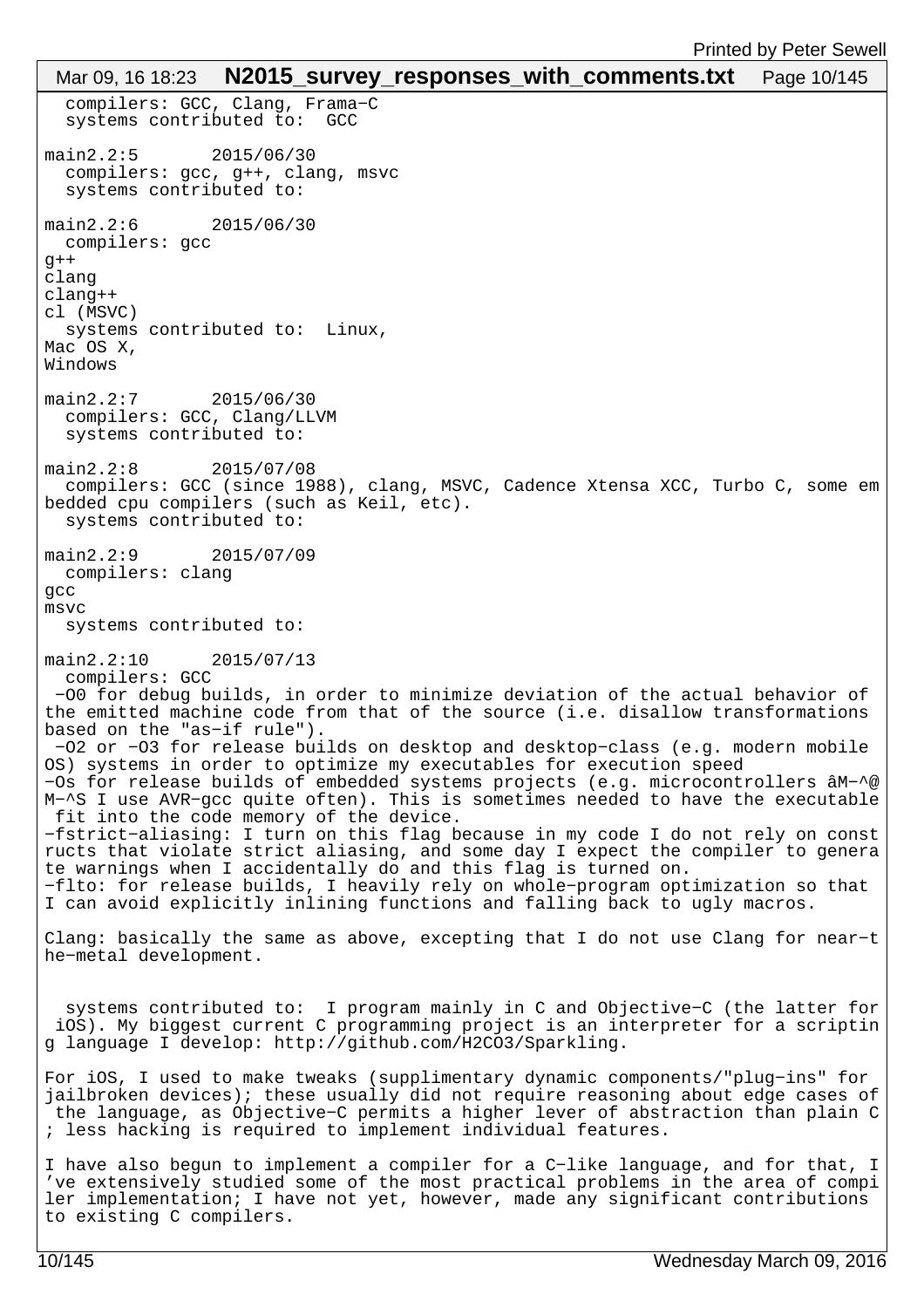compilers: GCC, Clang, Frama-C
systems contributed to: GCC

main2.2:5 2015/06/30
compilers: gcc, g++, clang, msvc
systems contributed to:

main2.2:6 2015/06/30
compilers: gcc
g++
clang
clang++
cl (MSVC)
systems contributed to: Linux,
Mac OS X,
Windows

main2.2:7 2015/06/30
compilers: GCC, Clang/LLVM
systems contributed to:

main2.2:8 2015/07/08
compilers: GCC (since 1988), clang, MSVC, Cadence Xtensa XCC, Turbo C, some embedded cpu compilers (such as Keil, etc).
systems contributed to:

main2.2:9 2015/07/09
compilers: clang
gcc
msvc
systems contributed to:

main2.2:10 2015/07/13
compilers: GCC
-O0 for debug builds, in order to minimize deviation of the actual behavior of the emitted machine code from that of the source (i.e. disallow transformations based on the "as-if rule").
-O2 or -O3 for release builds on desktop and desktop-class (e.g. modern mobile OS) systems in order to optimize my executables for execution speed
-Os for release builds of embedded systems projects (e.g. microcontrollers âM-^@M-^S I use AVR-gcc quite often). This is sometimes needed to have the executable fit into the code memory of the device.
-fstrict-aliasing: I turn on this flag because in my code I do not rely on constructs that violate strict aliasing, and some day I expect the compiler to generate warnings when I accidentally do and this flag is turned on.
-flto: for release builds, I heavily rely on whole-program optimization so that I can avoid explicitly inlining functions and falling back to ugly macros.

Clang: basically the same as above, excepting that I do not use Clang for near-the-metal development.

systems contributed to: I program mainly in C and Objective-C (the latter for iOS). My biggest current C programming project is an interpreter for a scripting language I develop: http://github.com/H2CO3/Sparkling.

For iOS, I used to make tweaks (supplimentary dynamic components/"plug-ins" for jailbroken devices); these usually did not require reasoning about edge cases of the language, as Objective-C permits a higher lever of abstraction than plain C; less hacking is required to implement individual features.

I have also begun to implement a compiler for a C-like language, and for that, I've extensively studied some of the most practical problems in the area of compiler implementation; I have not yet, however, made any significant contributions to existing C compilers.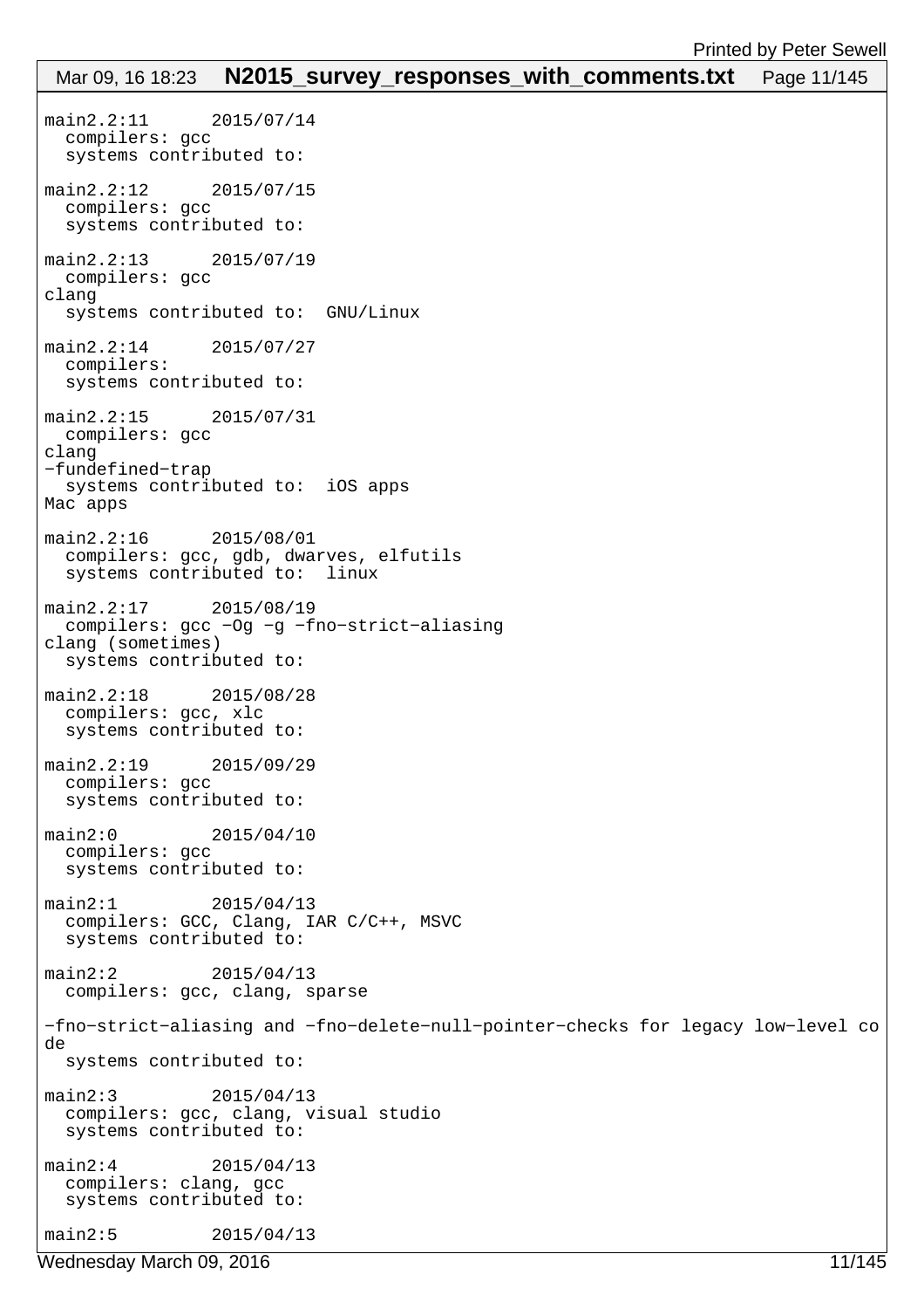```
main2.2:11      2015/07/14
  compilers: gcc
  systems contributed to:

main2.2:12      2015/07/15
  compilers: gcc
  systems contributed to:

main2.2:13      2015/07/19
  compilers: gcc
clang
  systems contributed to:  GNU/Linux

main2.2:14      2015/07/27
  compilers:
  systems contributed to:

main2.2:15      2015/07/31
  compilers: gcc
clang
-fundefined-trap
  systems contributed to:  iOS apps
Mac apps

main2.2:16      2015/08/01
  compilers: gcc, gdb, dwarves, elfutils
  systems contributed to:  linux

main2.2:17      2015/08/19
  compilers: gcc -Og -g -fno-strict-aliasing
clang (sometimes)
  systems contributed to:

main2.2:18      2015/08/28
  compilers: gcc, xlc
  systems contributed to:

main2.2:19      2015/09/29
  compilers: gcc
  systems contributed to:

main2:0         2015/04/10
  compilers: gcc
  systems contributed to:

main2:1         2015/04/13
  compilers: GCC, Clang, IAR C/C++, MSVC
  systems contributed to:

main2:2         2015/04/13
  compilers: gcc, clang, sparse

-fno-strict-aliasing and -fno-delete-null-pointer-checks for legacy low-level co
de
  systems contributed to:

main2:3         2015/04/13
  compilers: gcc, clang, visual studio
  systems contributed to:

main2:4         2015/04/13
  compilers: clang, gcc
  systems contributed to:

main2:5         2015/04/13
```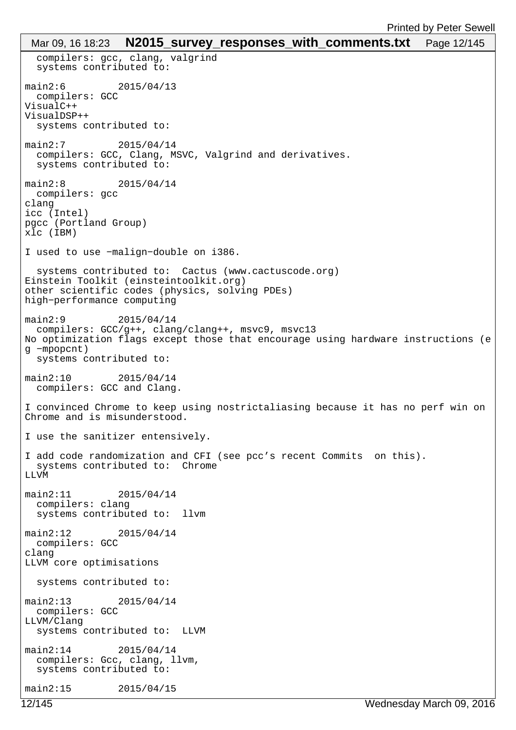```
  compilers: gcc, clang, valgrind
  systems contributed to:

main2:6         2015/04/13
  compilers: GCC
VisualC++
VisualDSP++
  systems contributed to:

main2:7         2015/04/14
  compilers: GCC, Clang, MSVC, Valgrind and derivatives.
  systems contributed to:

main2:8         2015/04/14
  compilers: gcc
clang
icc (Intel)
pgcc (Portland Group)
xlc (IBM)

I used to use -malign-double on i386.

  systems contributed to:  Cactus (www.cactuscode.org)
Einstein Toolkit (einsteintoolkit.org)
other scientific codes (physics, solving PDEs)
high-performance computing

main2:9         2015/04/14
  compilers: GCC/g++, clang/clang++, msvc9, msvc13
No optimization flags except those that encourage using hardware instructions (e
g -mpopcnt)
  systems contributed to:

main2:10        2015/04/14
  compilers: GCC and Clang.

I convinced Chrome to keep using nostrictaliasing because it has no perf win on
Chrome and is misunderstood.

I use the sanitizer entensively.

I add code randomization and CFI (see pcc's recent Commits  on this).
  systems contributed to:  Chrome
LLVM

main2:11        2015/04/14
  compilers: clang
  systems contributed to:  llvm

main2:12        2015/04/14
  compilers: GCC
clang
LLVM core optimisations

  systems contributed to:

main2:13        2015/04/14
  compilers: GCC
LLVM/Clang
  systems contributed to:  LLVM

main2:14        2015/04/14
  compilers: Gcc, clang, llvm,
  systems contributed to:

main2:15        2015/04/15
```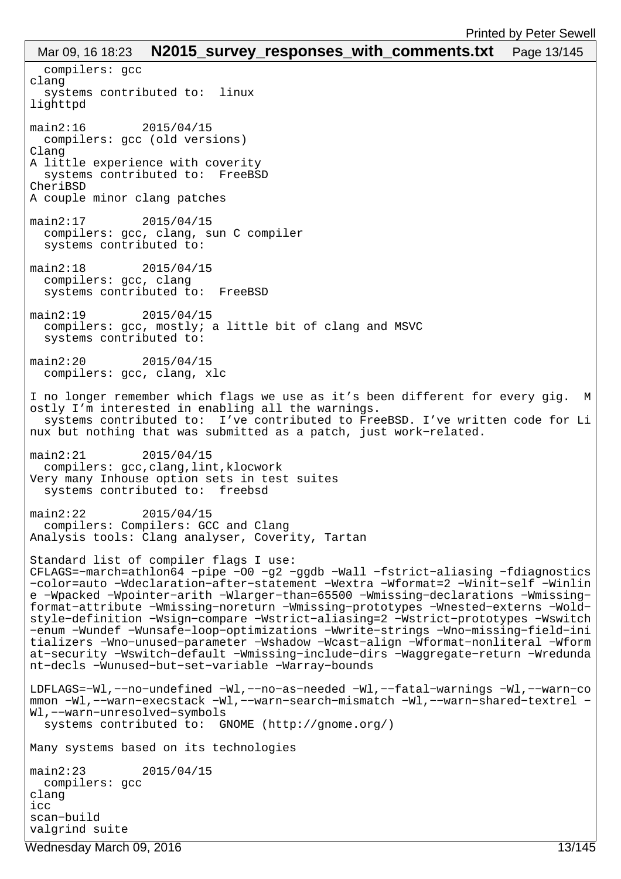```
  compilers: gcc
clang
  systems contributed to:  linux
lighttpd

main2:16        2015/04/15
  compilers: gcc (old versions)
Clang
A little experience with coverity
  systems contributed to:  FreeBSD
CheriBSD
A couple minor clang patches

main2:17        2015/04/15
  compilers: gcc, clang, sun C compiler
  systems contributed to:

main2:18        2015/04/15
  compilers: gcc, clang
  systems contributed to:  FreeBSD

main2:19        2015/04/15
  compilers: gcc, mostly; a little bit of clang and MSVC
  systems contributed to:

main2:20        2015/04/15
  compilers: gcc, clang, xlc

I no longer remember which flags we use as it's been different for every gig.  M
ostly I'm interested in enabling all the warnings.
  systems contributed to:  I've contributed to FreeBSD. I've written code for Li
nux but nothing that was submitted as a patch, just work-related.

main2:21        2015/04/15
  compilers: gcc,clang,lint,klocwork
Very many Inhouse option sets in test suites
  systems contributed to:  freebsd

main2:22        2015/04/15
  compilers: Compilers: GCC and Clang
Analysis tools: Clang analyser, Coverity, Tartan

Standard list of compiler flags I use:
CFLAGS=-march=athlon64 -pipe -O0 -g2 -ggdb -Wall -fstrict-aliasing -fdiagnostics
-color=auto -Wdeclaration-after-statement -Wextra -Wformat=2 -Winit-self -Winlin
e -Wpacked -Wpointer-arith -Wlarger-than=65500 -Wmissing-declarations -Wmissing-
format-attribute -Wmissing-noreturn -Wmissing-prototypes -Wnested-externs -Wold-
style-definition -Wsign-compare -Wstrict-aliasing=2 -Wstrict-prototypes -Wswitch
-enum -Wundef -Wunsafe-loop-optimizations -Wwrite-strings -Wno-missing-field-ini
tializers -Wno-unused-parameter -Wshadow -Wcast-align -Wformat-nonliteral -Wform
at-security -Wswitch-default -Wmissing-include-dirs -Waggregate-return -Wredunda
nt-decls -Wunused-but-set-variable -Warray-bounds

LDFLAGS=-Wl,--no-undefined -Wl,--no-as-needed -Wl,--fatal-warnings -Wl,--warn-co
mmon -Wl,--warn-execstack -Wl,--warn-search-mismatch -Wl,--warn-shared-textrel -
Wl,--warn-unresolved-symbols
  systems contributed to:  GNOME (http://gnome.org/)

Many systems based on its technologies

main2:23        2015/04/15
  compilers: gcc
clang
icc
scan-build
valgrind suite
```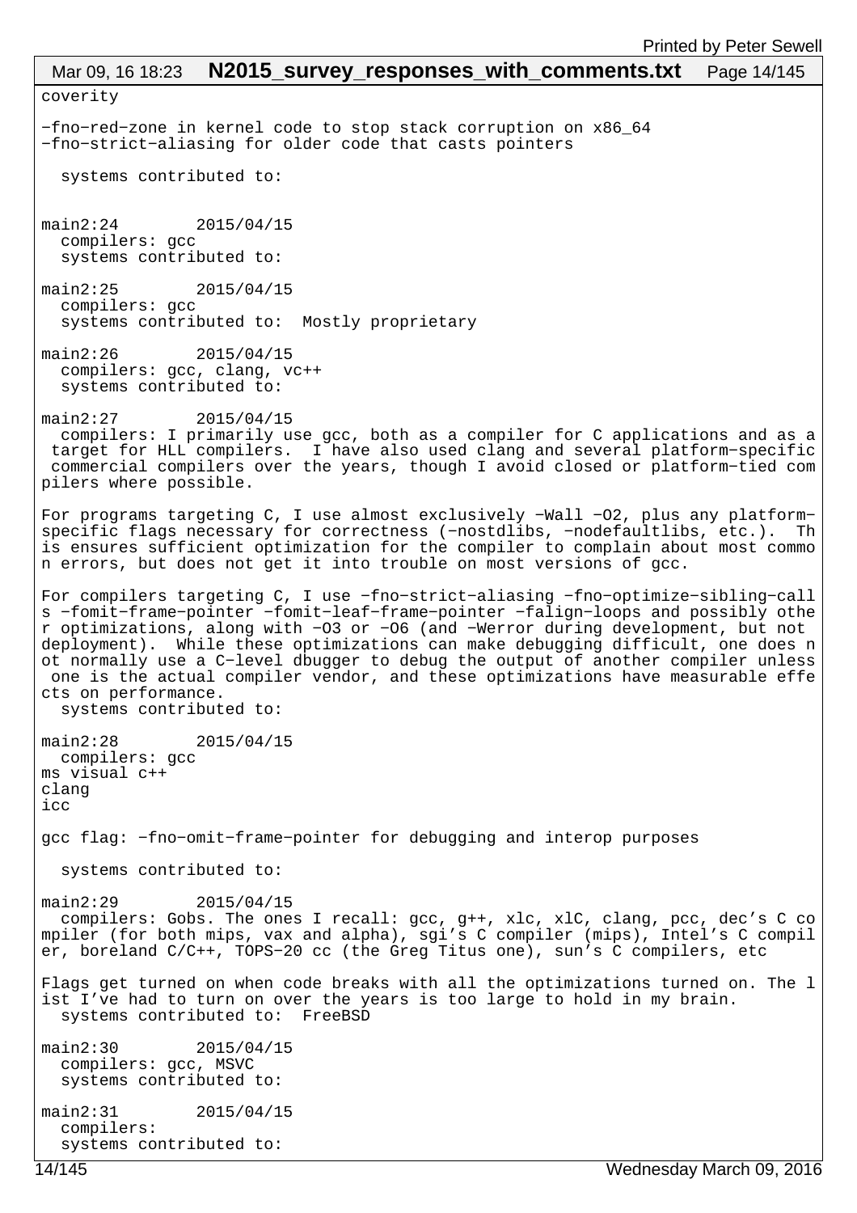```
coverity

-fno-red-zone in kernel code to stop stack corruption on x86_64
-fno-strict-aliasing for older code that casts pointers

  systems contributed to:


main2:24        2015/04/15
  compilers: gcc
  systems contributed to:

main2:25        2015/04/15
  compilers: gcc
  systems contributed to:  Mostly proprietary

main2:26        2015/04/15
  compilers: gcc, clang, vc++
  systems contributed to:

main2:27        2015/04/15
  compilers: I primarily use gcc, both as a compiler for C applications and as a
 target for HLL compilers.  I have also used clang and several platform-specific
 commercial compilers over the years, though I avoid closed or platform-tied com
pilers where possible.

For programs targeting C, I use almost exclusively -Wall -O2, plus any platform-
specific flags necessary for correctness (-nostdlibs, -nodefaultlibs, etc.).  Th
is ensures sufficient optimization for the compiler to complain about most commo
n errors, but does not get it into trouble on most versions of gcc.

For compilers targeting C, I use -fno-strict-aliasing -fno-optimize-sibling-call
s -fomit-frame-pointer -fomit-leaf-frame-pointer -falign-loops and possibly othe
r optimizations, along with -O3 or -O6 (and -Werror during development, but not
deployment).  While these optimizations can make debugging difficult, one does n
ot normally use a C-level dbugger to debug the output of another compiler unless
 one is the actual compiler vendor, and these optimizations have measurable effe
cts on performance.
  systems contributed to:

main2:28        2015/04/15
  compilers: gcc
ms visual c++
clang
icc

gcc flag: -fno-omit-frame-pointer for debugging and interop purposes

  systems contributed to:

main2:29        2015/04/15
  compilers: Gobs. The ones I recall: gcc, g++, xlc, xlC, clang, pcc, dec's C co
mpiler (for both mips, vax and alpha), sgi's C compiler (mips), Intel's C compil
er, boreland C/C++, TOPS-20 cc (the Greg Titus one), sun's C compilers, etc

Flags get turned on when code breaks with all the optimizations turned on. The l
ist I've had to turn on over the years is too large to hold in my brain.
  systems contributed to:  FreeBSD

main2:30        2015/04/15
  compilers: gcc, MSVC
  systems contributed to:

main2:31        2015/04/15
  compilers:
  systems contributed to:
```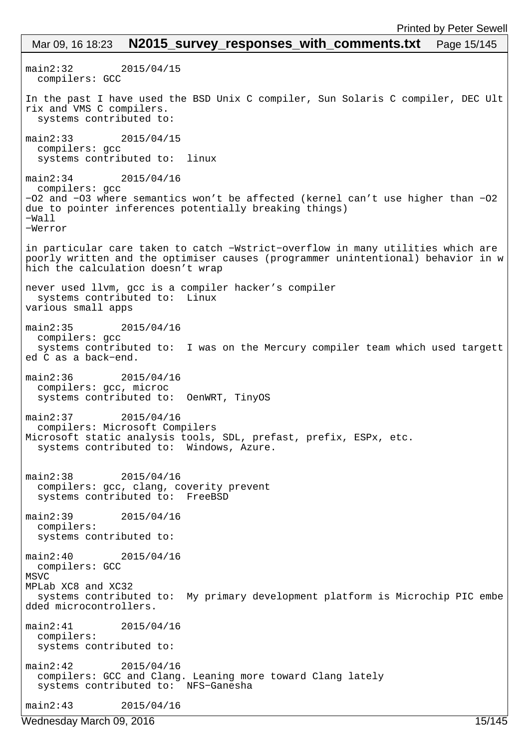```
main2:32        2015/04/15
  compilers: GCC

In the past I have used the BSD Unix C compiler, Sun Solaris C compiler, DEC Ult
rix and VMS C compilers.
  systems contributed to:

main2:33        2015/04/15
  compilers: gcc
  systems contributed to:  linux

main2:34        2015/04/16
  compilers: gcc
-O2 and -O3 where semantics won't be affected (kernel can't use higher than -O2
due to pointer inferences potentially breaking things)
-Wall
-Werror

in particular care taken to catch -Wstrict-overflow in many utilities which are
poorly written and the optimiser causes (programmer unintentional) behavior in w
hich the calculation doesn't wrap

never used llvm, gcc is a compiler hacker's compiler
  systems contributed to:  Linux
various small apps

main2:35        2015/04/16
  compilers: gcc
  systems contributed to:  I was on the Mercury compiler team which used targett
ed C as a back-end.

main2:36        2015/04/16
  compilers: gcc, microc
  systems contributed to:  OenWRT, TinyOS

main2:37        2015/04/16
  compilers: Microsoft Compilers
Microsoft static analysis tools, SDL, prefast, prefix, ESPx, etc.
  systems contributed to:  Windows, Azure.


main2:38        2015/04/16
  compilers: gcc, clang, coverity prevent
  systems contributed to:  FreeBSD

main2:39        2015/04/16
  compilers:
  systems contributed to:

main2:40        2015/04/16
  compilers: GCC
MSVC
MPLab XC8 and XC32
  systems contributed to:  My primary development platform is Microchip PIC embe
dded microcontrollers.

main2:41        2015/04/16
  compilers:
  systems contributed to:

main2:42        2015/04/16
  compilers: GCC and Clang. Leaning more toward Clang lately
  systems contributed to:  NFS-Ganesha

main2:43        2015/04/16
```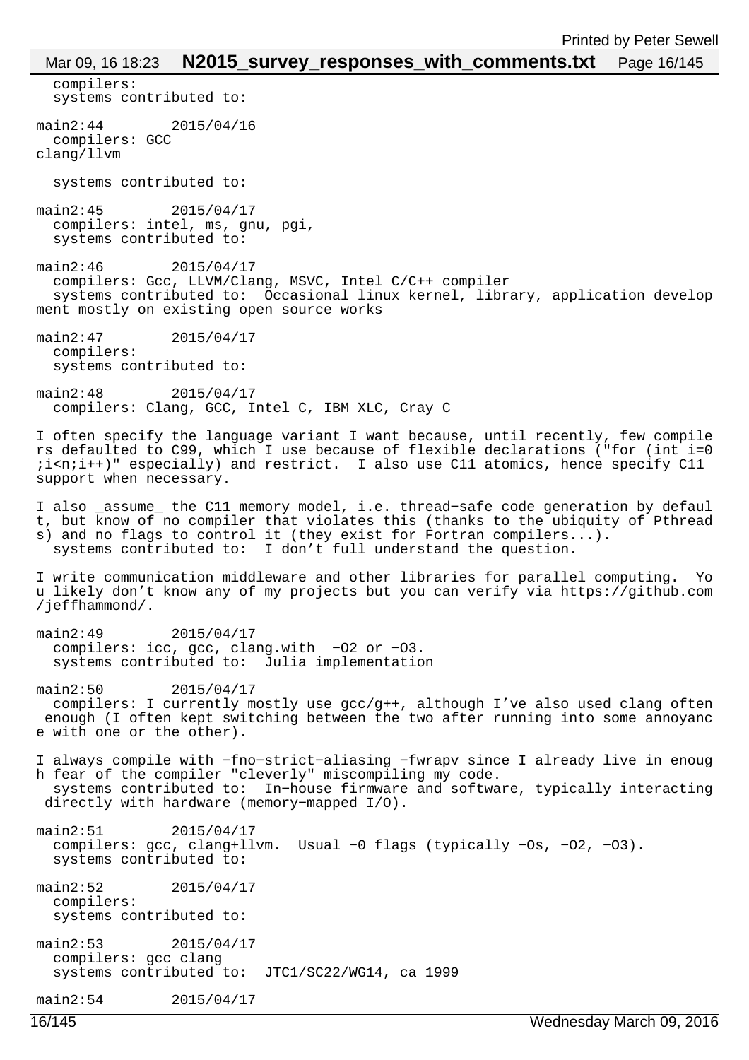```
  compilers:
  systems contributed to:

main2:44        2015/04/16
  compilers: GCC
clang/llvm

  systems contributed to:

main2:45        2015/04/17
  compilers: intel, ms, gnu, pgi,
  systems contributed to:

main2:46        2015/04/17
  compilers: Gcc, LLVM/Clang, MSVC, Intel C/C++ compiler
  systems contributed to:  Occasional linux kernel, library, application develop
ment mostly on existing open source works

main2:47        2015/04/17
  compilers:
  systems contributed to:

main2:48        2015/04/17
  compilers: Clang, GCC, Intel C, IBM XLC, Cray C

I often specify the language variant I want because, until recently, few compile
rs defaulted to C99, which I use because of flexible declarations ("for (int i=0
;i<n;i++)" especially) and restrict.  I also use C11 atomics, hence specify C11
support when necessary.

I also _assume_ the C11 memory model, i.e. thread-safe code generation by defaul
t, but know of no compiler that violates this (thanks to the ubiquity of Pthread
s) and no flags to control it (they exist for Fortran compilers...).
  systems contributed to:  I don't full understand the question.

I write communication middleware and other libraries for parallel computing.  Yo
u likely don't know any of my projects but you can verify via https://github.com
/jeffhammond/.

main2:49        2015/04/17
  compilers: icc, gcc, clang.with  -O2 or -O3.
  systems contributed to:  Julia implementation

main2:50        2015/04/17
  compilers: I currently mostly use gcc/g++, although I've also used clang often
 enough (I often kept switching between the two after running into some annoyanc
e with one or the other).

I always compile with -fno-strict-aliasing -fwrapv since I already live in enoug
h fear of the compiler "cleverly" miscompiling my code.
  systems contributed to:  In-house firmware and software, typically interacting
 directly with hardware (memory-mapped I/O).

main2:51        2015/04/17
  compilers: gcc, clang+llvm.  Usual -0 flags (typically -Os, -O2, -O3).
  systems contributed to:

main2:52        2015/04/17
  compilers:
  systems contributed to:

main2:53        2015/04/17
  compilers: gcc clang
  systems contributed to:  JTC1/SC22/WG14, ca 1999

main2:54        2015/04/17
```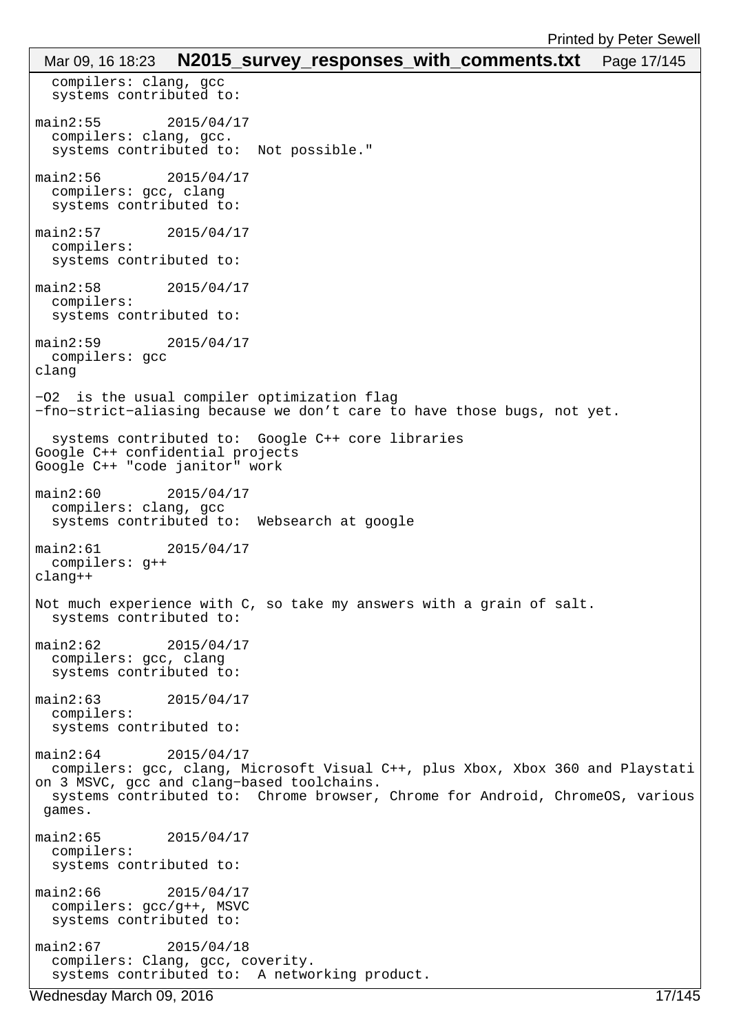```
  compilers: clang, gcc
  systems contributed to:

main2:55        2015/04/17
  compilers: clang, gcc.
  systems contributed to:  Not possible."

main2:56        2015/04/17
  compilers: gcc, clang
  systems contributed to:

main2:57        2015/04/17
  compilers:
  systems contributed to:

main2:58        2015/04/17
  compilers:
  systems contributed to:

main2:59        2015/04/17
  compilers: gcc
clang

-O2  is the usual compiler optimization flag
-fno-strict-aliasing because we don't care to have those bugs, not yet.

  systems contributed to:  Google C++ core libraries
Google C++ confidential projects
Google C++ "code janitor" work

main2:60        2015/04/17
  compilers: clang, gcc
  systems contributed to:  Websearch at google

main2:61        2015/04/17
  compilers: g++
clang++

Not much experience with C, so take my answers with a grain of salt.
  systems contributed to:

main2:62        2015/04/17
  compilers: gcc, clang
  systems contributed to:

main2:63        2015/04/17
  compilers:
  systems contributed to:

main2:64        2015/04/17
  compilers: gcc, clang, Microsoft Visual C++, plus Xbox, Xbox 360 and Playstati
on 3 MSVC, gcc and clang-based toolchains.
  systems contributed to:  Chrome browser, Chrome for Android, ChromeOS, various
 games.

main2:65        2015/04/17
  compilers:
  systems contributed to:

main2:66        2015/04/17
  compilers: gcc/g++, MSVC
  systems contributed to:

main2:67        2015/04/18
  compilers: Clang, gcc, coverity.
  systems contributed to:  A networking product.
```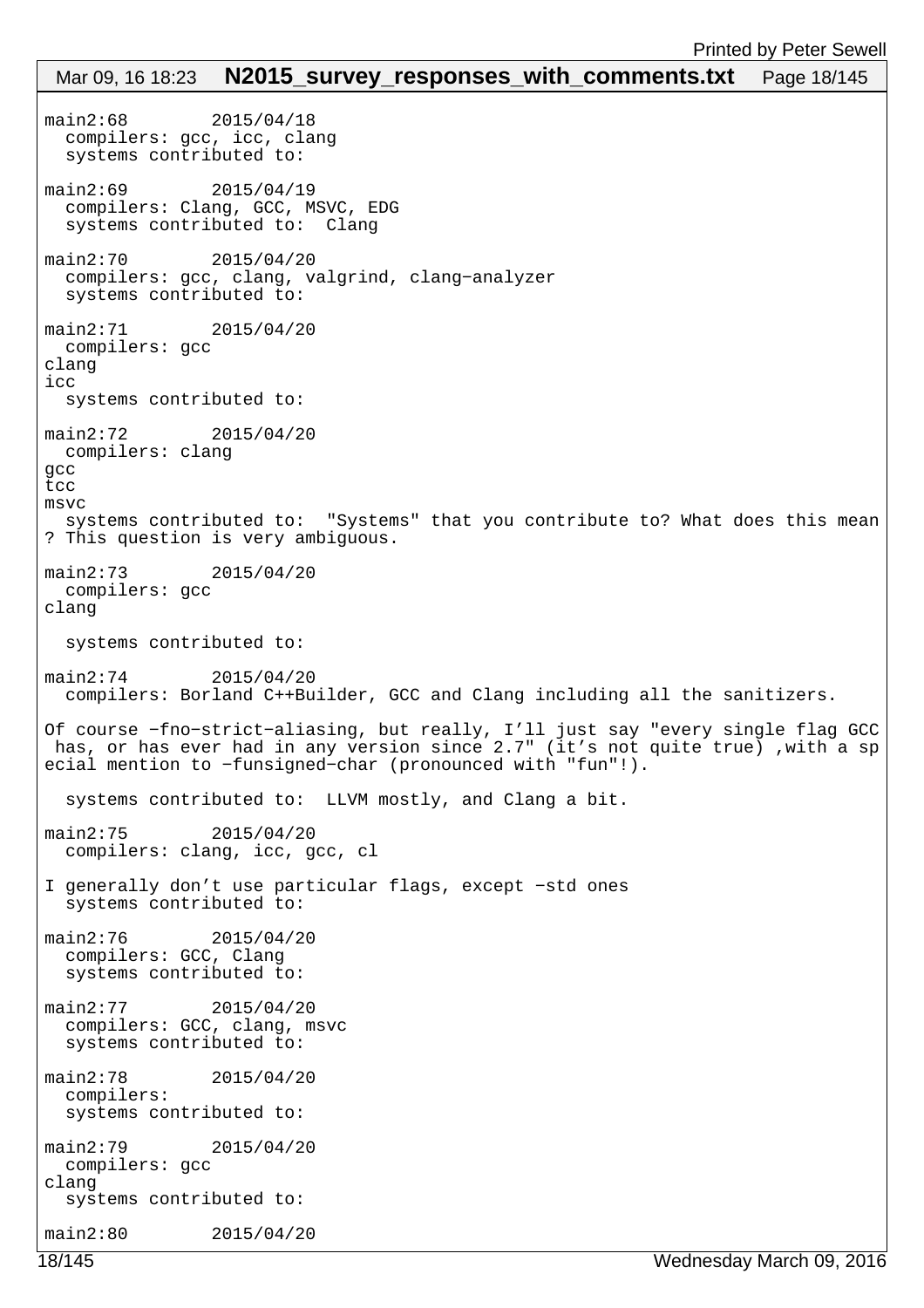```
main2:68        2015/04/18
  compilers: gcc, icc, clang
  systems contributed to:

main2:69        2015/04/19
  compilers: Clang, GCC, MSVC, EDG
  systems contributed to:  Clang

main2:70        2015/04/20
  compilers: gcc, clang, valgrind, clang-analyzer
  systems contributed to:

main2:71        2015/04/20
  compilers: gcc
clang
icc
  systems contributed to:

main2:72        2015/04/20
  compilers: clang
gcc
tcc
msvc
  systems contributed to:  "Systems" that you contribute to? What does this mean
? This question is very ambiguous.

main2:73        2015/04/20
  compilers: gcc
clang

  systems contributed to:

main2:74        2015/04/20
  compilers: Borland C++Builder, GCC and Clang including all the sanitizers.

Of course -fno-strict-aliasing, but really, I'll just say "every single flag GCC
 has, or has ever had in any version since 2.7" (it's not quite true) ,with a sp
ecial mention to -funsigned-char (pronounced with "fun"!).

  systems contributed to:  LLVM mostly, and Clang a bit.

main2:75        2015/04/20
  compilers: clang, icc, gcc, cl

I generally don't use particular flags, except -std ones
  systems contributed to:

main2:76        2015/04/20
  compilers: GCC, Clang
  systems contributed to:

main2:77        2015/04/20
  compilers: GCC, clang, msvc
  systems contributed to:

main2:78        2015/04/20
  compilers:
  systems contributed to:

main2:79        2015/04/20
  compilers: gcc
clang
  systems contributed to:

main2:80        2015/04/20
```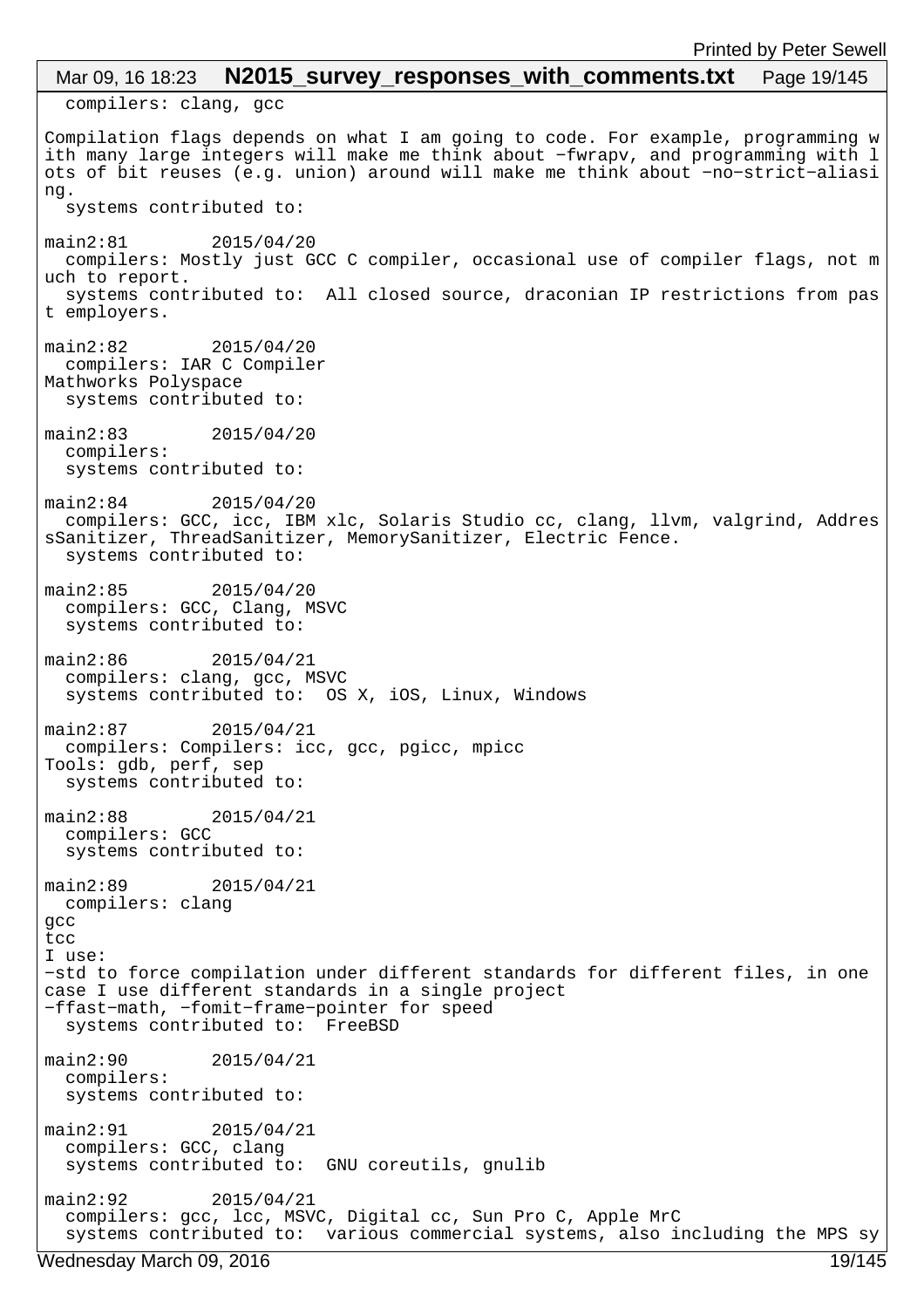```
  compilers: clang, gcc

Compilation flags depends on what I am going to code. For example, programming w
ith many large integers will make me think about -fwrapv, and programming with l
ots of bit reuses (e.g. union) around will make me think about -no-strict-aliasi
ng.
  systems contributed to:

main2:81        2015/04/20
  compilers: Mostly just GCC C compiler, occasional use of compiler flags, not m
uch to report.
  systems contributed to:  All closed source, draconian IP restrictions from pas
t employers.

main2:82        2015/04/20
  compilers: IAR C Compiler
Mathworks Polyspace
  systems contributed to:

main2:83        2015/04/20
  compilers:
  systems contributed to:

main2:84        2015/04/20
  compilers: GCC, icc, IBM xlc, Solaris Studio cc, clang, llvm, valgrind, Addres
sSanitizer, ThreadSanitizer, MemorySanitizer, Electric Fence.
  systems contributed to:

main2:85        2015/04/20
  compilers: GCC, Clang, MSVC
  systems contributed to:

main2:86        2015/04/21
  compilers: clang, gcc, MSVC
  systems contributed to:  OS X, iOS, Linux, Windows

main2:87        2015/04/21
  compilers: Compilers: icc, gcc, pgicc, mpicc
Tools: gdb, perf, sep
  systems contributed to:

main2:88        2015/04/21
  compilers: GCC
  systems contributed to:

main2:89        2015/04/21
  compilers: clang
gcc
tcc
I use:
-std to force compilation under different standards for different files, in one
case I use different standards in a single project
-ffast-math, -fomit-frame-pointer for speed
  systems contributed to:  FreeBSD

main2:90        2015/04/21
  compilers:
  systems contributed to:

main2:91        2015/04/21
  compilers: GCC, clang
  systems contributed to:  GNU coreutils, gnulib

main2:92        2015/04/21
  compilers: gcc, lcc, MSVC, Digital cc, Sun Pro C, Apple MrC
  systems contributed to:  various commercial systems, also including the MPS sy
```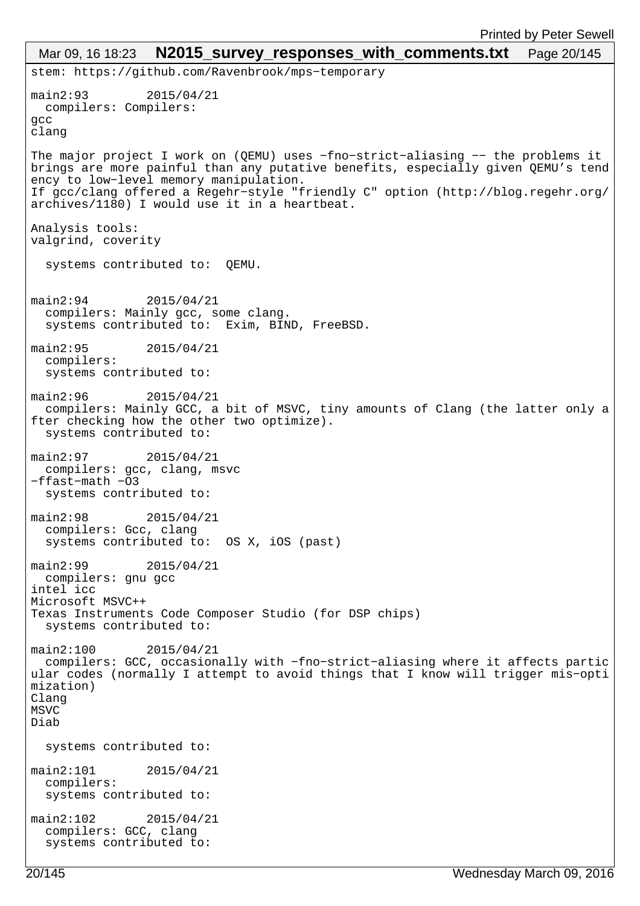```
stem: https://github.com/Ravenbrook/mps-temporary

main2:93        2015/04/21
  compilers: Compilers:
gcc
clang

The major project I work on (QEMU) uses -fno-strict-aliasing -- the problems it
brings are more painful than any putative benefits, especially given QEMU's tend
ency to low-level memory manipulation.
If gcc/clang offered a Regehr-style "friendly C" option (http://blog.regehr.org/
archives/1180) I would use it in a heartbeat.

Analysis tools:
valgrind, coverity

  systems contributed to:  QEMU.


main2:94        2015/04/21
  compilers: Mainly gcc, some clang.
  systems contributed to:  Exim, BIND, FreeBSD.

main2:95        2015/04/21
  compilers:
  systems contributed to:

main2:96        2015/04/21
  compilers: Mainly GCC, a bit of MSVC, tiny amounts of Clang (the latter only a
fter checking how the other two optimize).
  systems contributed to:

main2:97        2015/04/21
  compilers: gcc, clang, msvc
-ffast-math -O3
  systems contributed to:

main2:98        2015/04/21
  compilers: Gcc, clang
  systems contributed to:  OS X, iOS (past)

main2:99        2015/04/21
  compilers: gnu gcc
intel icc
Microsoft MSVC++
Texas Instruments Code Composer Studio (for DSP chips)
  systems contributed to:

main2:100       2015/04/21
  compilers: GCC, occasionally with -fno-strict-aliasing where it affects partic
ular codes (normally I attempt to avoid things that I know will trigger mis-opti
mization)
Clang
MSVC
Diab

  systems contributed to:

main2:101       2015/04/21
  compilers:
  systems contributed to:

main2:102       2015/04/21
  compilers: GCC, clang
  systems contributed to:
```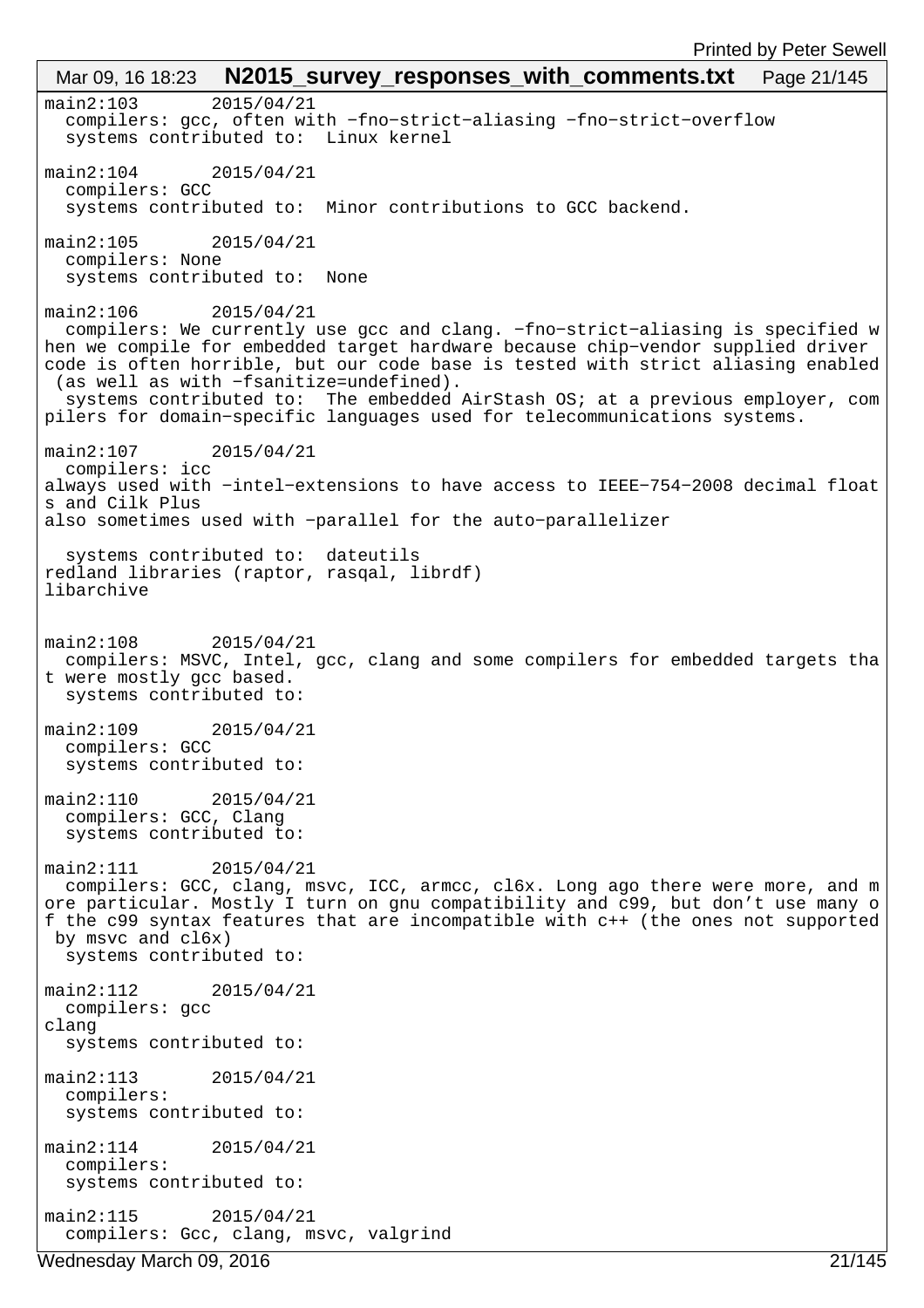main2:103 2015/04/21
  compilers: gcc, often with −fno−strict−aliasing −fno−strict−overflow
  systems contributed to:  Linux kernel

main2:104 2015/04/21
  compilers: GCC
  systems contributed to:  Minor contributions to GCC backend.

main2:105 2015/04/21
  compilers: None
  systems contributed to:  None

main2:106 2015/04/21
  compilers: We currently use gcc and clang. −fno−strict−aliasing is specified when we compile for embedded target hardware because chip−vendor supplied driver code is often horrible, but our code base is tested with strict aliasing enabled (as well as with −fsanitize=undefined).
  systems contributed to:  The embedded AirStash OS; at a previous employer, compilers for domain−specific languages used for telecommunications systems.

main2:107 2015/04/21
  compilers: icc
always used with −intel−extensions to have access to IEEE−754−2008 decimal floats and Cilk Plus
also sometimes used with −parallel for the auto−parallelizer

  systems contributed to:  dateutils
redland libraries (raptor, rasqal, librdf)
libarchive

main2:108 2015/04/21
  compilers: MSVC, Intel, gcc, clang and some compilers for embedded targets that were mostly gcc based.
  systems contributed to:

main2:109 2015/04/21
  compilers: GCC
  systems contributed to:

main2:110 2015/04/21
  compilers: GCC, Clang
  systems contributed to:

main2:111 2015/04/21
  compilers: GCC, clang, msvc, ICC, armcc, cl6x. Long ago there were more, and more particular. Mostly I turn on gnu compatibility and c99, but don't use many of the c99 syntax features that are incompatible with c++ (the ones not supported by msvc and cl6x)
  systems contributed to:

main2:112 2015/04/21
  compilers: gcc
clang
  systems contributed to:

main2:113 2015/04/21
  compilers:
  systems contributed to:

main2:114 2015/04/21
  compilers:
  systems contributed to:

main2:115 2015/04/21
  compilers: Gcc, clang, msvc, valgrind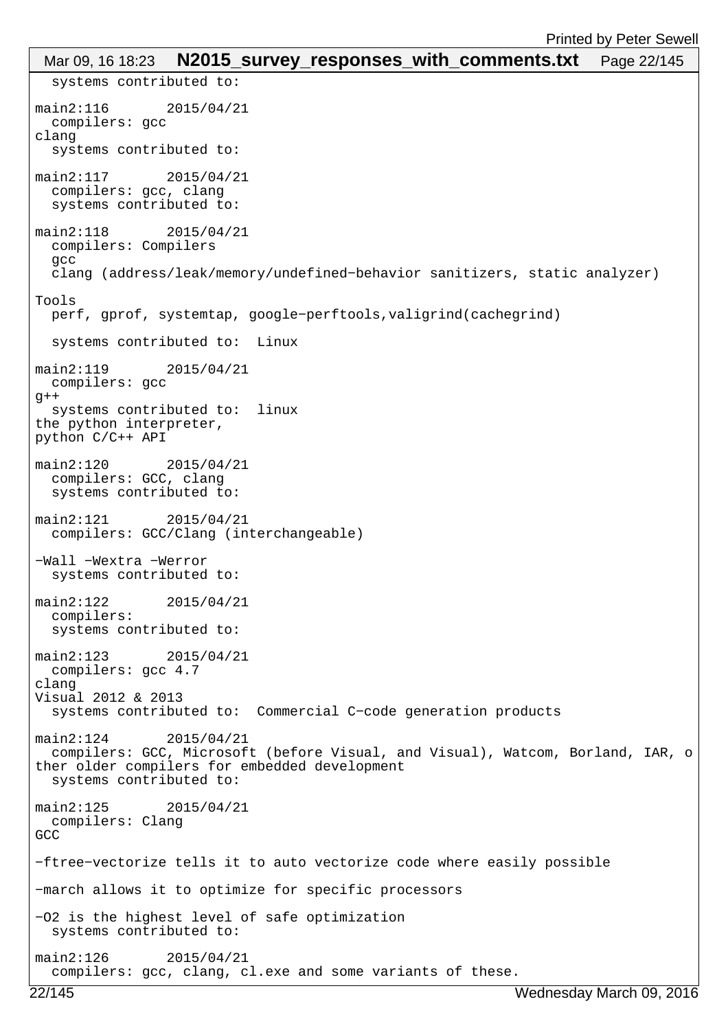```
  systems contributed to:

main2:116       2015/04/21
  compilers: gcc
clang
  systems contributed to:

main2:117       2015/04/21
  compilers: gcc, clang
  systems contributed to:

main2:118       2015/04/21
  compilers: Compilers
  gcc
  clang (address/leak/memory/undefined-behavior sanitizers, static analyzer)

Tools
  perf, gprof, systemtap, google-perftools,valigrind(cachegrind)

  systems contributed to:  Linux

main2:119       2015/04/21
  compilers: gcc
g++
  systems contributed to:  linux
the python interpreter,
python C/C++ API

main2:120       2015/04/21
  compilers: GCC, clang
  systems contributed to:

main2:121       2015/04/21
  compilers: GCC/Clang (interchangeable)

-Wall -Wextra -Werror
  systems contributed to:

main2:122       2015/04/21
  compilers:
  systems contributed to:

main2:123       2015/04/21
  compilers: gcc 4.7
clang
Visual 2012 & 2013
  systems contributed to:  Commercial C-code generation products

main2:124       2015/04/21
  compilers: GCC, Microsoft (before Visual, and Visual), Watcom, Borland, IAR, o
ther older compilers for embedded development
  systems contributed to:

main2:125       2015/04/21
  compilers: Clang
GCC

-ftree-vectorize tells it to auto vectorize code where easily possible

-march allows it to optimize for specific processors

-O2 is the highest level of safe optimization
  systems contributed to:

main2:126       2015/04/21
  compilers: gcc, clang, cl.exe and some variants of these.
```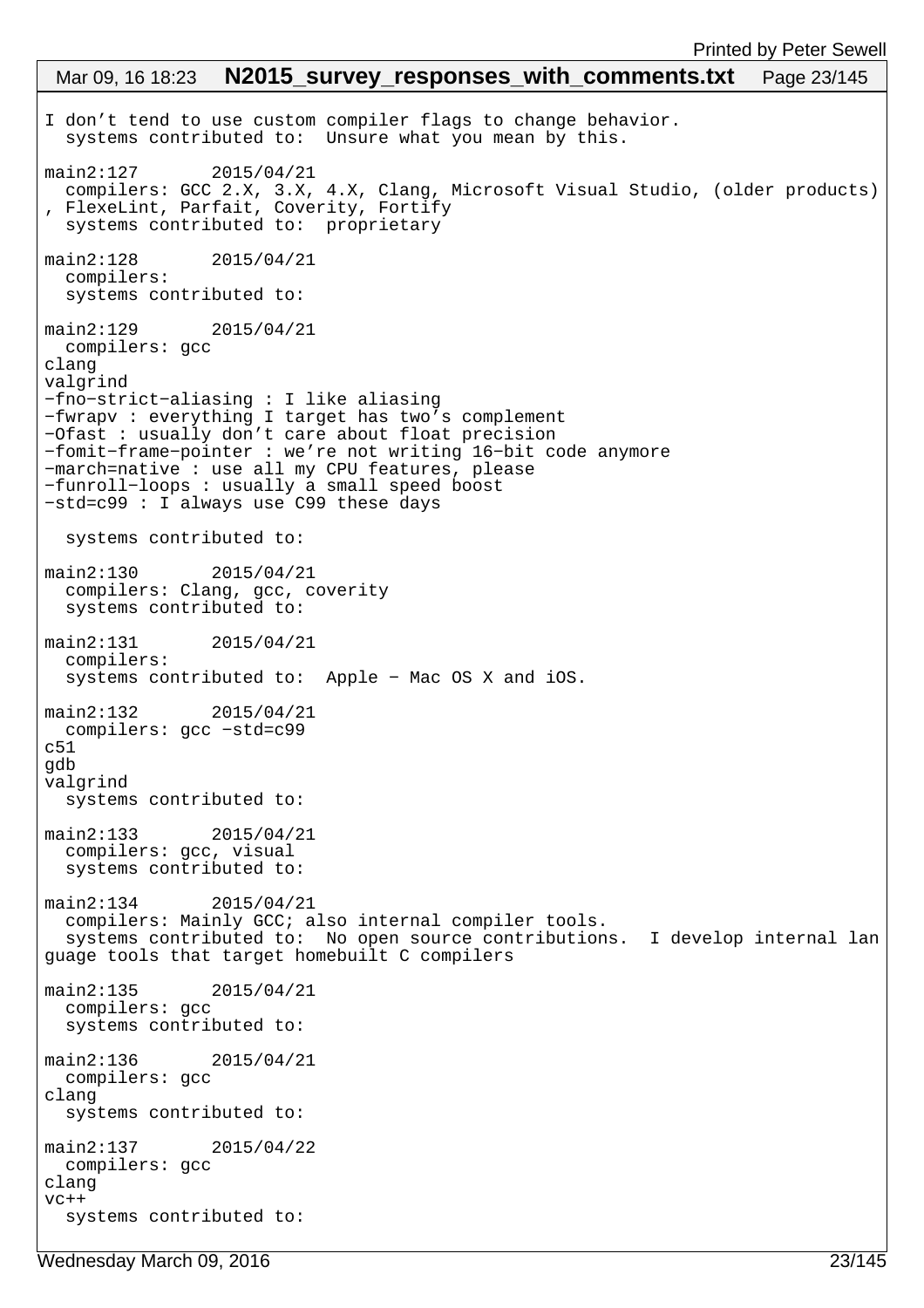```
I don’t tend to use custom compiler flags to change behavior.
  systems contributed to:  Unsure what you mean by this.

main2:127       2015/04/21
  compilers: GCC 2.X, 3.X, 4.X, Clang, Microsoft Visual Studio, (older products)
, FlexeLint, Parfait, Coverity, Fortify
  systems contributed to:  proprietary

main2:128       2015/04/21
  compilers:
  systems contributed to:

main2:129       2015/04/21
  compilers: gcc
clang
valgrind
-fno-strict-aliasing : I like aliasing
-fwrapv : everything I target has two’s complement
-Ofast : usually don’t care about float precision
-fomit-frame-pointer : we’re not writing 16-bit code anymore
-march=native : use all my CPU features, please
-funroll-loops : usually a small speed boost
-std=c99 : I always use C99 these days

  systems contributed to:

main2:130       2015/04/21
  compilers: Clang, gcc, coverity
  systems contributed to:

main2:131       2015/04/21
  compilers:
  systems contributed to:  Apple - Mac OS X and iOS.

main2:132       2015/04/21
  compilers: gcc -std=c99
c51
gdb
valgrind
  systems contributed to:

main2:133       2015/04/21
  compilers: gcc, visual
  systems contributed to:

main2:134       2015/04/21
  compilers: Mainly GCC; also internal compiler tools.
  systems contributed to:  No open source contributions.  I develop internal lan
guage tools that target homebuilt C compilers

main2:135       2015/04/21
  compilers: gcc
  systems contributed to:

main2:136       2015/04/21
  compilers: gcc
clang
  systems contributed to:

main2:137       2015/04/22
  compilers: gcc
clang
vc++
  systems contributed to:
```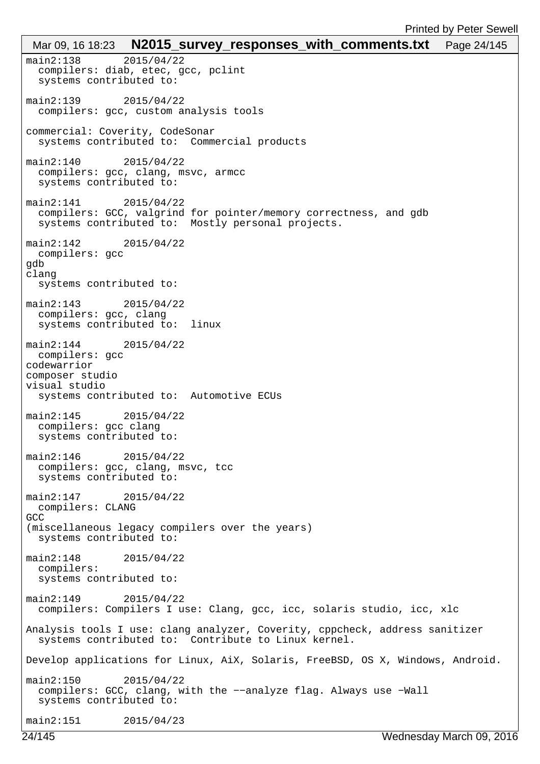```
main2:138       2015/04/22
  compilers: diab, etec, gcc, pclint
  systems contributed to:

main2:139       2015/04/22
  compilers: gcc, custom analysis tools

commercial: Coverity, CodeSonar
  systems contributed to:  Commercial products

main2:140       2015/04/22
  compilers: gcc, clang, msvc, armcc
  systems contributed to:

main2:141       2015/04/22
  compilers: GCC, valgrind for pointer/memory correctness, and gdb
  systems contributed to:  Mostly personal projects.

main2:142       2015/04/22
  compilers: gcc
gdb
clang
  systems contributed to:

main2:143       2015/04/22
  compilers: gcc, clang
  systems contributed to:  linux

main2:144       2015/04/22
  compilers: gcc
codewarrior
composer studio
visual studio
  systems contributed to:  Automotive ECUs

main2:145       2015/04/22
  compilers: gcc clang
  systems contributed to:

main2:146       2015/04/22
  compilers: gcc, clang, msvc, tcc
  systems contributed to:

main2:147       2015/04/22
  compilers: CLANG
GCC
(miscellaneous legacy compilers over the years)
  systems contributed to:

main2:148       2015/04/22
  compilers:
  systems contributed to:

main2:149       2015/04/22
  compilers: Compilers I use: Clang, gcc, icc, solaris studio, icc, xlc

Analysis tools I use: clang analyzer, Coverity, cppcheck, address sanitizer
  systems contributed to:  Contribute to Linux kernel.

Develop applications for Linux, AiX, Solaris, FreeBSD, OS X, Windows, Android.

main2:150       2015/04/22
  compilers: GCC, clang, with the --analyze flag. Always use -Wall
  systems contributed to:

main2:151       2015/04/23
```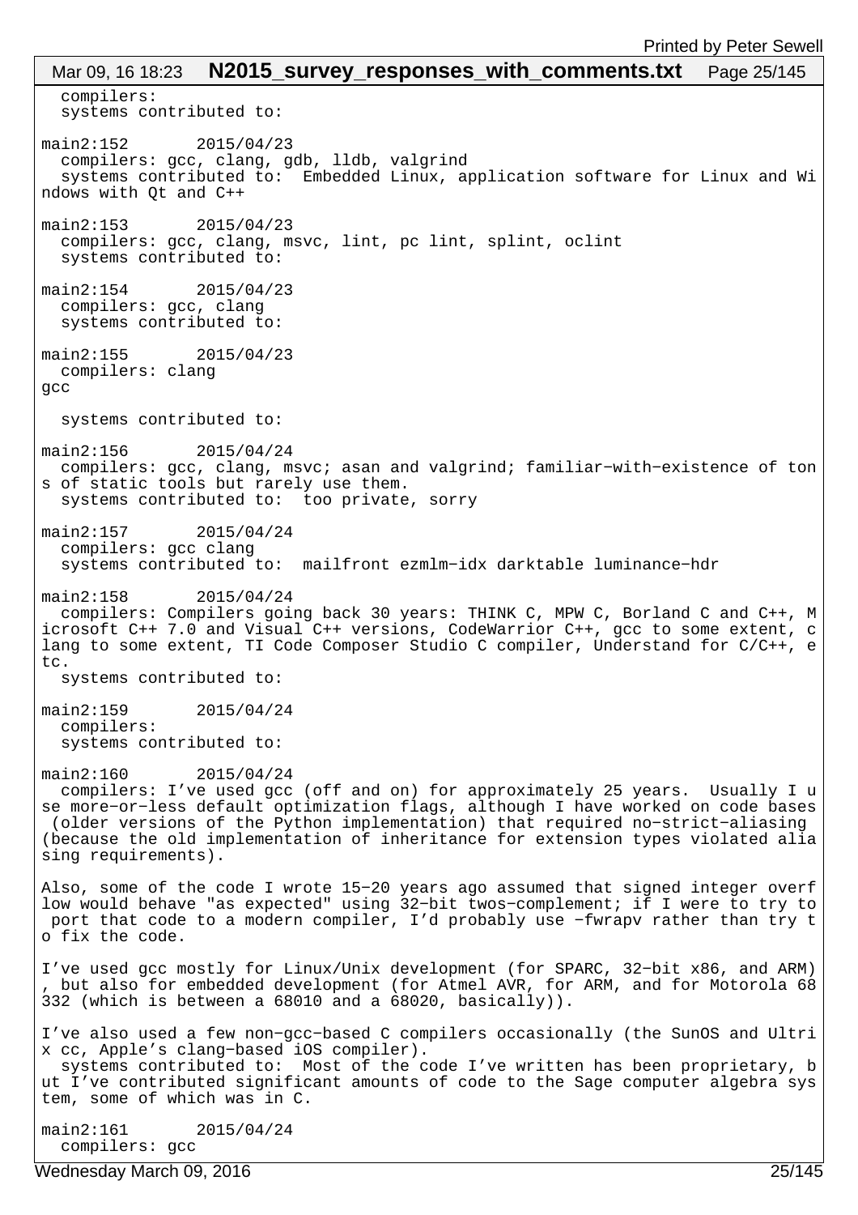```
  compilers:
  systems contributed to:

main2:152       2015/04/23
  compilers: gcc, clang, gdb, lldb, valgrind
  systems contributed to:  Embedded Linux, application software for Linux and Wi
ndows with Qt and C++

main2:153       2015/04/23
  compilers: gcc, clang, msvc, lint, pc lint, splint, oclint
  systems contributed to:

main2:154       2015/04/23
  compilers: gcc, clang
  systems contributed to:

main2:155       2015/04/23
  compilers: clang
gcc

  systems contributed to:

main2:156       2015/04/24
  compilers: gcc, clang, msvc; asan and valgrind; familiar−with−existence of ton
s of static tools but rarely use them.
  systems contributed to:  too private, sorry

main2:157       2015/04/24
  compilers: gcc clang
  systems contributed to:  mailfront ezmlm−idx darktable luminance−hdr

main2:158       2015/04/24
  compilers: Compilers going back 30 years: THINK C, MPW C, Borland C and C++, M
icrosoft C++ 7.0 and Visual C++ versions, CodeWarrior C++, gcc to some extent, c
lang to some extent, TI Code Composer Studio C compiler, Understand for C/C++, e
tc.
  systems contributed to:

main2:159       2015/04/24
  compilers:
  systems contributed to:

main2:160       2015/04/24
  compilers: I’ve used gcc (off and on) for approximately 25 years.  Usually I u
se more−or−less default optimization flags, although I have worked on code bases
 (older versions of the Python implementation) that required no−strict−aliasing
(because the old implementation of inheritance for extension types violated alia
sing requirements).

Also, some of the code I wrote 15−20 years ago assumed that signed integer overf
low would behave "as expected" using 32−bit twos−complement; if I were to try to
 port that code to a modern compiler, I’d probably use −fwrapv rather than try t
o fix the code.

I’ve used gcc mostly for Linux/Unix development (for SPARC, 32−bit x86, and ARM)
, but also for embedded development (for Atmel AVR, for ARM, and for Motorola 68
332 (which is between a 68010 and a 68020, basically)).

I’ve also used a few non−gcc−based C compilers occasionally (the SunOS and Ultri
x cc, Apple’s clang−based iOS compiler).
  systems contributed to:  Most of the code I’ve written has been proprietary, b
ut I’ve contributed significant amounts of code to the Sage computer algebra sys
tem, some of which was in C.

main2:161       2015/04/24
  compilers: gcc
```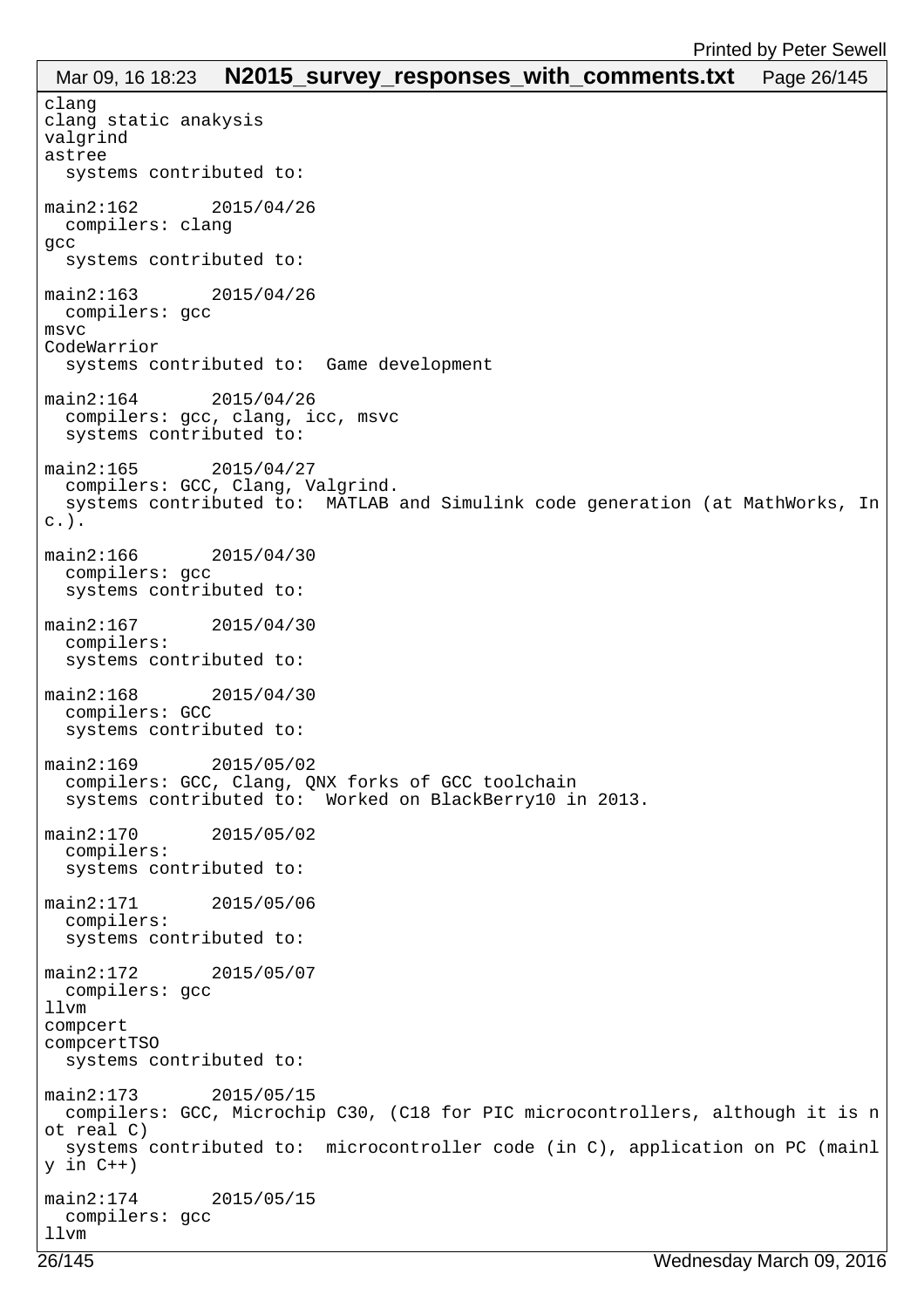```
clang
clang static anakysis
valgrind
astree
  systems contributed to:

main2:162       2015/04/26
  compilers: clang
gcc
  systems contributed to:

main2:163       2015/04/26
  compilers: gcc
msvc
CodeWarrior
  systems contributed to:  Game development

main2:164       2015/04/26
  compilers: gcc, clang, icc, msvc
  systems contributed to:

main2:165       2015/04/27
  compilers: GCC, Clang, Valgrind.
  systems contributed to:  MATLAB and Simulink code generation (at MathWorks, In
c.).

main2:166       2015/04/30
  compilers: gcc
  systems contributed to:

main2:167       2015/04/30
  compilers:
  systems contributed to:

main2:168       2015/04/30
  compilers: GCC
  systems contributed to:

main2:169       2015/05/02
  compilers: GCC, Clang, QNX forks of GCC toolchain
  systems contributed to:  Worked on BlackBerry10 in 2013.

main2:170       2015/05/02
  compilers:
  systems contributed to:

main2:171       2015/05/06
  compilers:
  systems contributed to:

main2:172       2015/05/07
  compilers: gcc
llvm
compcert
compcertTSO
  systems contributed to:

main2:173       2015/05/15
  compilers: GCC, Microchip C30, (C18 for PIC microcontrollers, although it is n
ot real C)
  systems contributed to:  microcontroller code (in C), application on PC (mainl
y in C++)

main2:174       2015/05/15
  compilers: gcc
llvm
```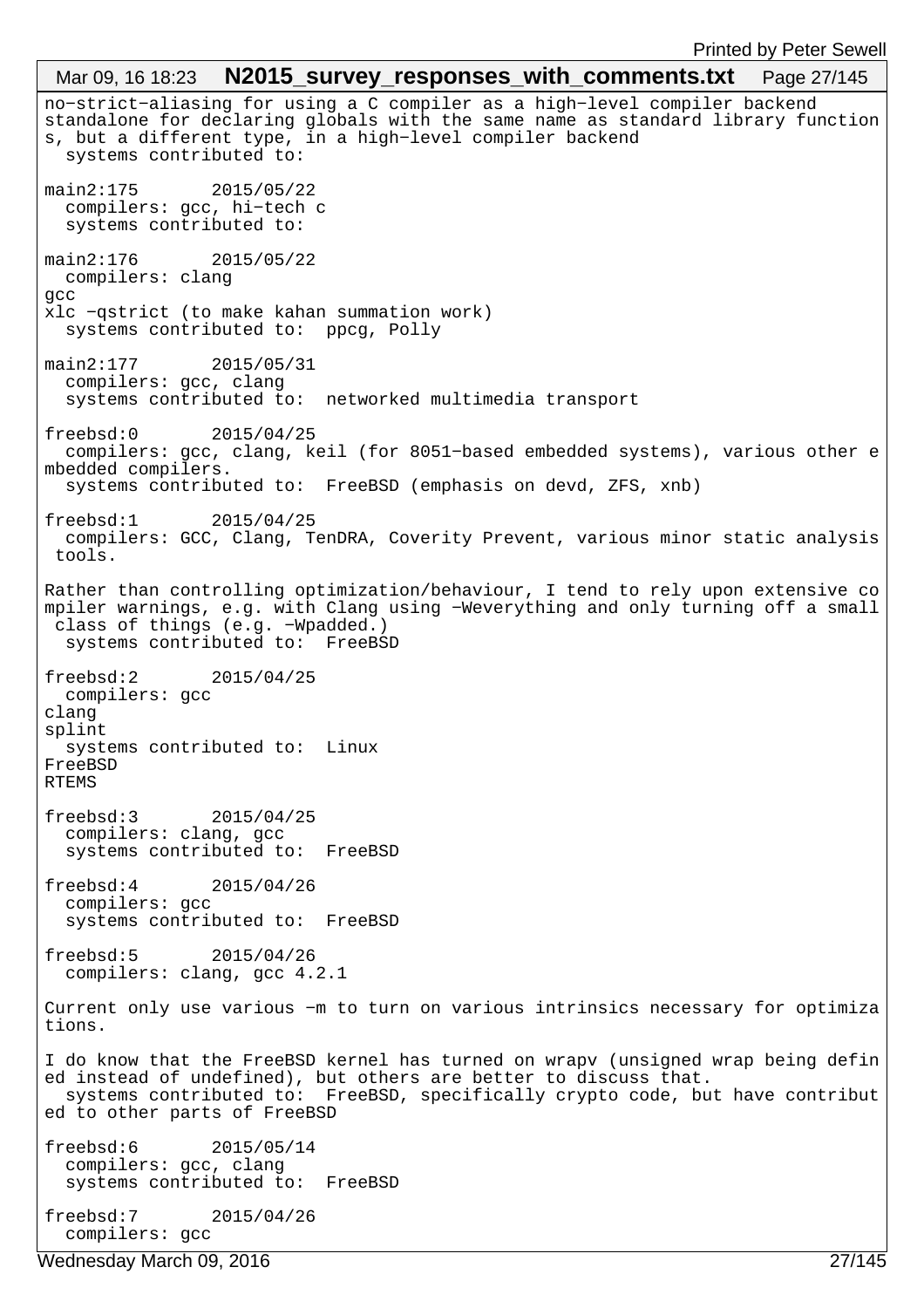```
no-strict-aliasing for using a C compiler as a high-level compiler backend
standalone for declaring globals with the same name as standard library function
s, but a different type, in a high-level compiler backend
  systems contributed to:

main2:175       2015/05/22
  compilers: gcc, hi-tech c
  systems contributed to:

main2:176       2015/05/22
  compilers: clang
gcc
xlc -qstrict (to make kahan summation work)
  systems contributed to:  ppcg, Polly

main2:177       2015/05/31
  compilers: gcc, clang
  systems contributed to:  networked multimedia transport

freebsd:0       2015/04/25
  compilers: gcc, clang, keil (for 8051-based embedded systems), various other e
mbedded compilers.
  systems contributed to:  FreeBSD (emphasis on devd, ZFS, xnb)

freebsd:1       2015/04/25
  compilers: GCC, Clang, TenDRA, Coverity Prevent, various minor static analysis
 tools.

Rather than controlling optimization/behaviour, I tend to rely upon extensive co
mpiler warnings, e.g. with Clang using -Weverything and only turning off a small
 class of things (e.g. -Wpadded.)
  systems contributed to:  FreeBSD

freebsd:2       2015/04/25
  compilers: gcc
clang
splint
  systems contributed to:  Linux
FreeBSD
RTEMS

freebsd:3       2015/04/25
  compilers: clang, gcc
  systems contributed to:  FreeBSD

freebsd:4       2015/04/26
  compilers: gcc
  systems contributed to:  FreeBSD

freebsd:5       2015/04/26
  compilers: clang, gcc 4.2.1

Current only use various -m to turn on various intrinsics necessary for optimiza
tions.

I do know that the FreeBSD kernel has turned on wrapv (unsigned wrap being defin
ed instead of undefined), but others are better to discuss that.
  systems contributed to:  FreeBSD, specifically crypto code, but have contribut
ed to other parts of FreeBSD

freebsd:6       2015/05/14
  compilers: gcc, clang
  systems contributed to:  FreeBSD

freebsd:7       2015/04/26
  compilers: gcc
```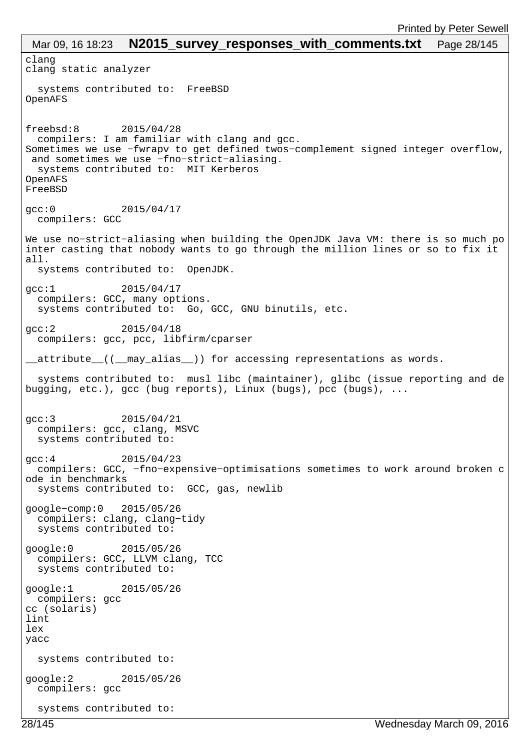```
clang
clang static analyzer

  systems contributed to:  FreeBSD
OpenAFS


freebsd:8       2015/04/28
  compilers: I am familiar with clang and gcc.
Sometimes we use -fwrapv to get defined twos-complement signed integer overflow,
 and sometimes we use -fno-strict-aliasing.
  systems contributed to:  MIT Kerberos
OpenAFS
FreeBSD

gcc:0           2015/04/17
  compilers: GCC

We use no-strict-aliasing when building the OpenJDK Java VM: there is so much po
inter casting that nobody wants to go through the million lines or so to fix it
all.
  systems contributed to:  OpenJDK.

gcc:1           2015/04/17
  compilers: GCC, many options.
  systems contributed to:  Go, GCC, GNU binutils, etc.

gcc:2           2015/04/18
  compilers: gcc, pcc, libfirm/cparser

__attribute__((__may_alias__)) for accessing representations as words.

  systems contributed to:  musl libc (maintainer), glibc (issue reporting and de
bugging, etc.), gcc (bug reports), Linux (bugs), pcc (bugs), ...


gcc:3           2015/04/21
  compilers: gcc, clang, MSVC
  systems contributed to:

gcc:4           2015/04/23
  compilers: GCC, -fno-expensive-optimisations sometimes to work around broken c
ode in benchmarks
  systems contributed to:  GCC, gas, newlib

google-comp:0   2015/05/26
  compilers: clang, clang-tidy
  systems contributed to:

google:0        2015/05/26
  compilers: GCC, LLVM clang, TCC
  systems contributed to:

google:1        2015/05/26
  compilers: gcc
cc (solaris)
lint
lex
yacc

  systems contributed to:

google:2        2015/05/26
  compilers: gcc

  systems contributed to:
```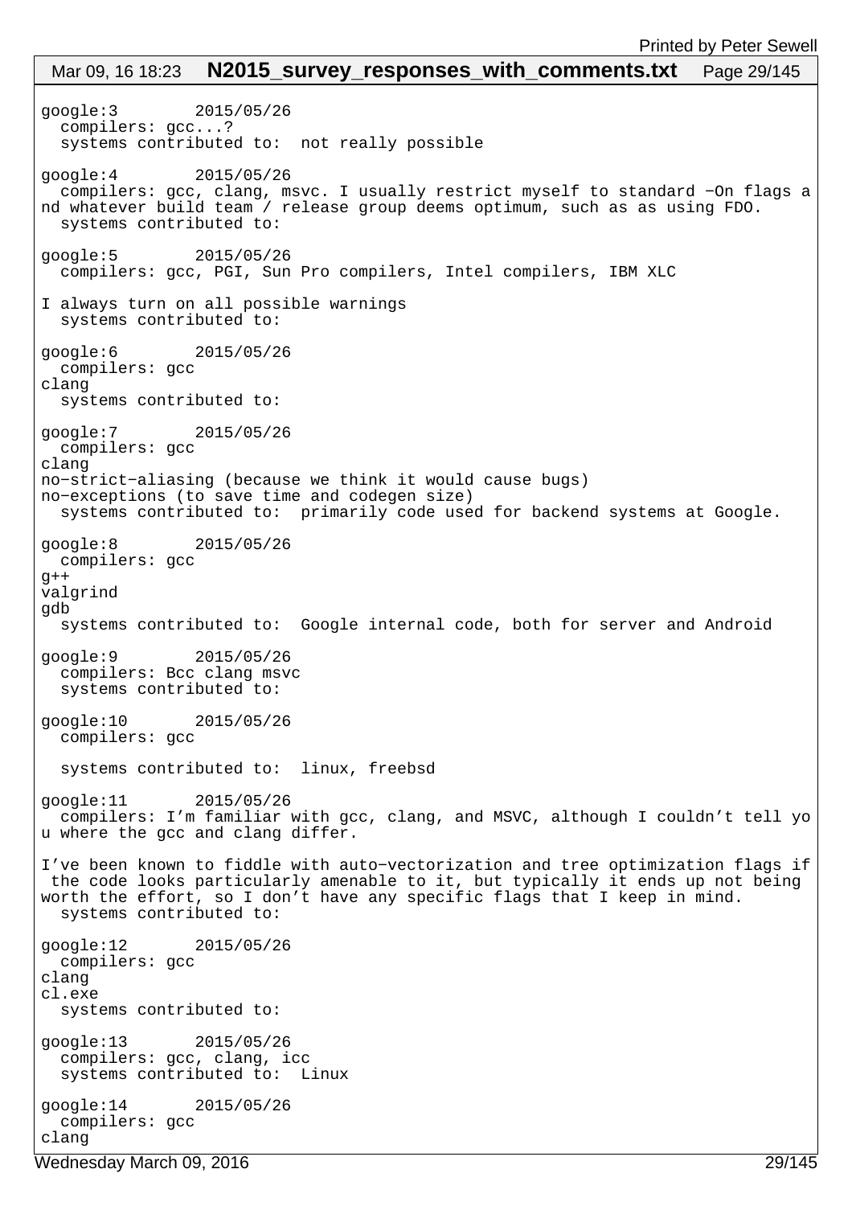```
google:3        2015/05/26
  compilers: gcc...?
  systems contributed to:  not really possible

google:4        2015/05/26
  compilers: gcc, clang, msvc. I usually restrict myself to standard −On flags a
nd whatever build team / release group deems optimum, such as as using FDO.
  systems contributed to:

google:5        2015/05/26
  compilers: gcc, PGI, Sun Pro compilers, Intel compilers, IBM XLC

I always turn on all possible warnings
  systems contributed to:

google:6        2015/05/26
  compilers: gcc
clang
  systems contributed to:

google:7        2015/05/26
  compilers: gcc
clang
no−strict−aliasing (because we think it would cause bugs)
no−exceptions (to save time and codegen size)
  systems contributed to:  primarily code used for backend systems at Google.

google:8        2015/05/26
  compilers: gcc
g++
valgrind
gdb
  systems contributed to:  Google internal code, both for server and Android

google:9        2015/05/26
  compilers: Bcc clang msvc
  systems contributed to:

google:10       2015/05/26
  compilers: gcc

  systems contributed to:  linux, freebsd

google:11       2015/05/26
  compilers: I’m familiar with gcc, clang, and MSVC, although I couldn’t tell yo
u where the gcc and clang differ.

I’ve been known to fiddle with auto−vectorization and tree optimization flags if
 the code looks particularly amenable to it, but typically it ends up not being
worth the effort, so I don’t have any specific flags that I keep in mind.
  systems contributed to:

google:12       2015/05/26
  compilers: gcc
clang
cl.exe
  systems contributed to:

google:13       2015/05/26
  compilers: gcc, clang, icc
  systems contributed to:  Linux

google:14       2015/05/26
  compilers: gcc
clang
```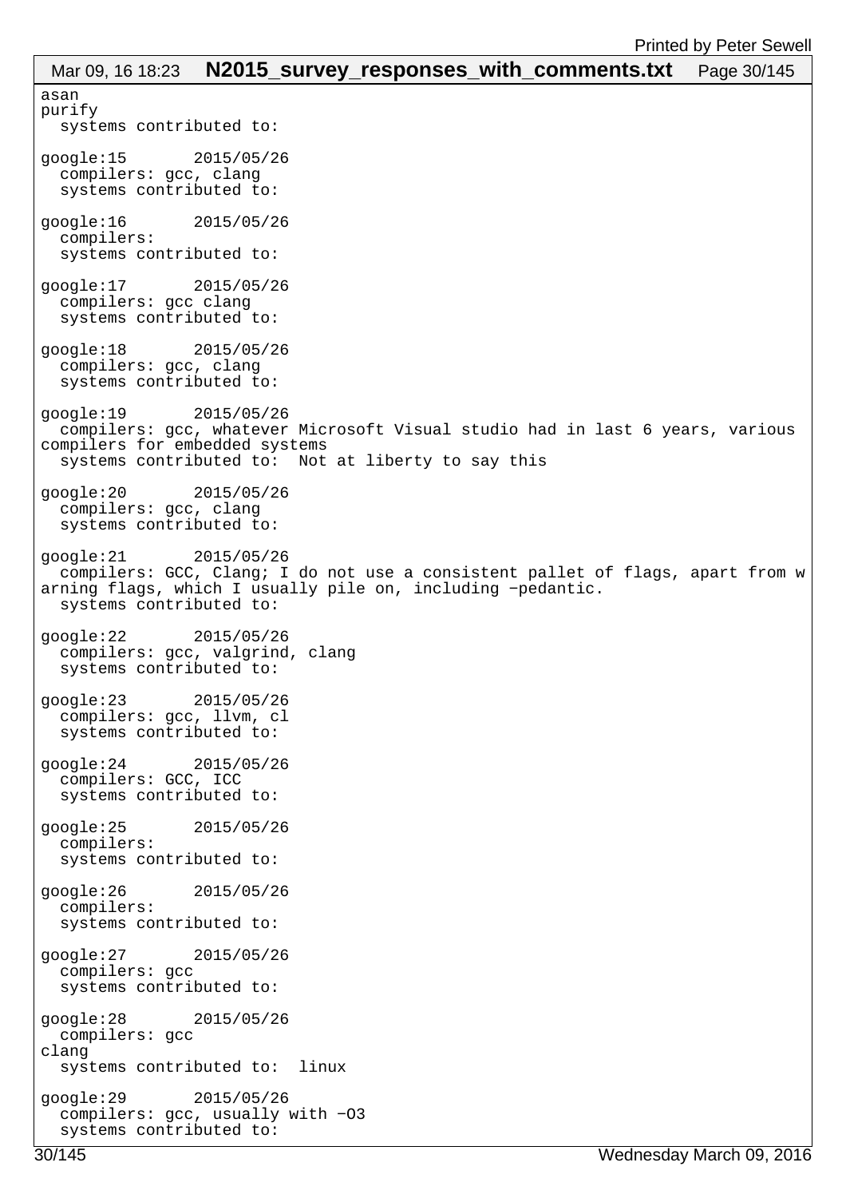```
asan
purify
  systems contributed to:

google:15       2015/05/26
  compilers: gcc, clang
  systems contributed to:

google:16       2015/05/26
  compilers:
  systems contributed to:

google:17       2015/05/26
  compilers: gcc clang
  systems contributed to:

google:18       2015/05/26
  compilers: gcc, clang
  systems contributed to:

google:19       2015/05/26
  compilers: gcc, whatever Microsoft Visual studio had in last 6 years, various
compilers for embedded systems
  systems contributed to:  Not at liberty to say this

google:20       2015/05/26
  compilers: gcc, clang
  systems contributed to:

google:21       2015/05/26
  compilers: GCC, Clang; I do not use a consistent pallet of flags, apart from w
arning flags, which I usually pile on, including -pedantic.
  systems contributed to:

google:22       2015/05/26
  compilers: gcc, valgrind, clang
  systems contributed to:

google:23       2015/05/26
  compilers: gcc, llvm, cl
  systems contributed to:

google:24       2015/05/26
  compilers: GCC, ICC
  systems contributed to:

google:25       2015/05/26
  compilers:
  systems contributed to:

google:26       2015/05/26
  compilers:
  systems contributed to:

google:27       2015/05/26
  compilers: gcc
  systems contributed to:

google:28       2015/05/26
  compilers: gcc
clang
  systems contributed to:  linux

google:29       2015/05/26
  compilers: gcc, usually with -O3
  systems contributed to:
```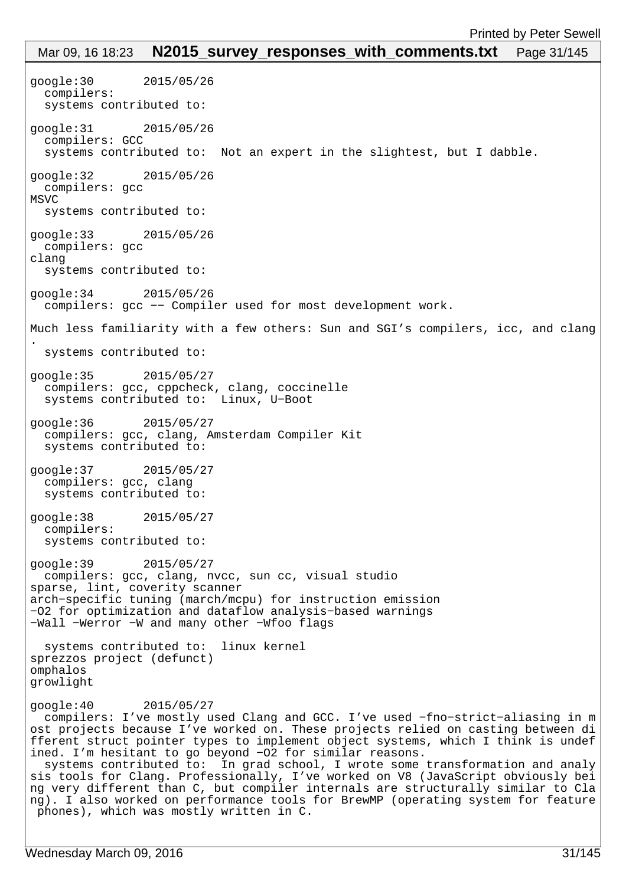```
google:30       2015/05/26
  compilers:
  systems contributed to:

google:31       2015/05/26
  compilers: GCC
  systems contributed to:  Not an expert in the slightest, but I dabble.

google:32       2015/05/26
  compilers: gcc
MSVC
  systems contributed to:

google:33       2015/05/26
  compilers: gcc
clang
  systems contributed to:

google:34       2015/05/26
  compilers: gcc -- Compiler used for most development work.

Much less familiarity with a few others: Sun and SGI's compilers, icc, and clang
.
  systems contributed to:

google:35       2015/05/27
  compilers: gcc, cppcheck, clang, coccinelle
  systems contributed to:  Linux, U-Boot

google:36       2015/05/27
  compilers: gcc, clang, Amsterdam Compiler Kit
  systems contributed to:

google:37       2015/05/27
  compilers: gcc, clang
  systems contributed to:

google:38       2015/05/27
  compilers:
  systems contributed to:

google:39       2015/05/27
  compilers: gcc, clang, nvcc, sun cc, visual studio
sparse, lint, coverity scanner
arch-specific tuning (march/mcpu) for instruction emission
-O2 for optimization and dataflow analysis-based warnings
-Wall -Werror -W and many other -Wfoo flags

  systems contributed to:  linux kernel
sprezzos project (defunct)
omphalos
growlight

google:40       2015/05/27
  compilers: I've mostly used Clang and GCC. I've used -fno-strict-aliasing in m
ost projects because I've worked on. These projects relied on casting between di
fferent struct pointer types to implement object systems, which I think is undef
ined. I'm hesitant to go beyond -O2 for similar reasons.
  systems contributed to:  In grad school, I wrote some transformation and analy
sis tools for Clang. Professionally, I've worked on V8 (JavaScript obviously bei
ng very different than C, but compiler internals are structurally similar to Cla
ng). I also worked on performance tools for BrewMP (operating system for feature
 phones), which was mostly written in C.
```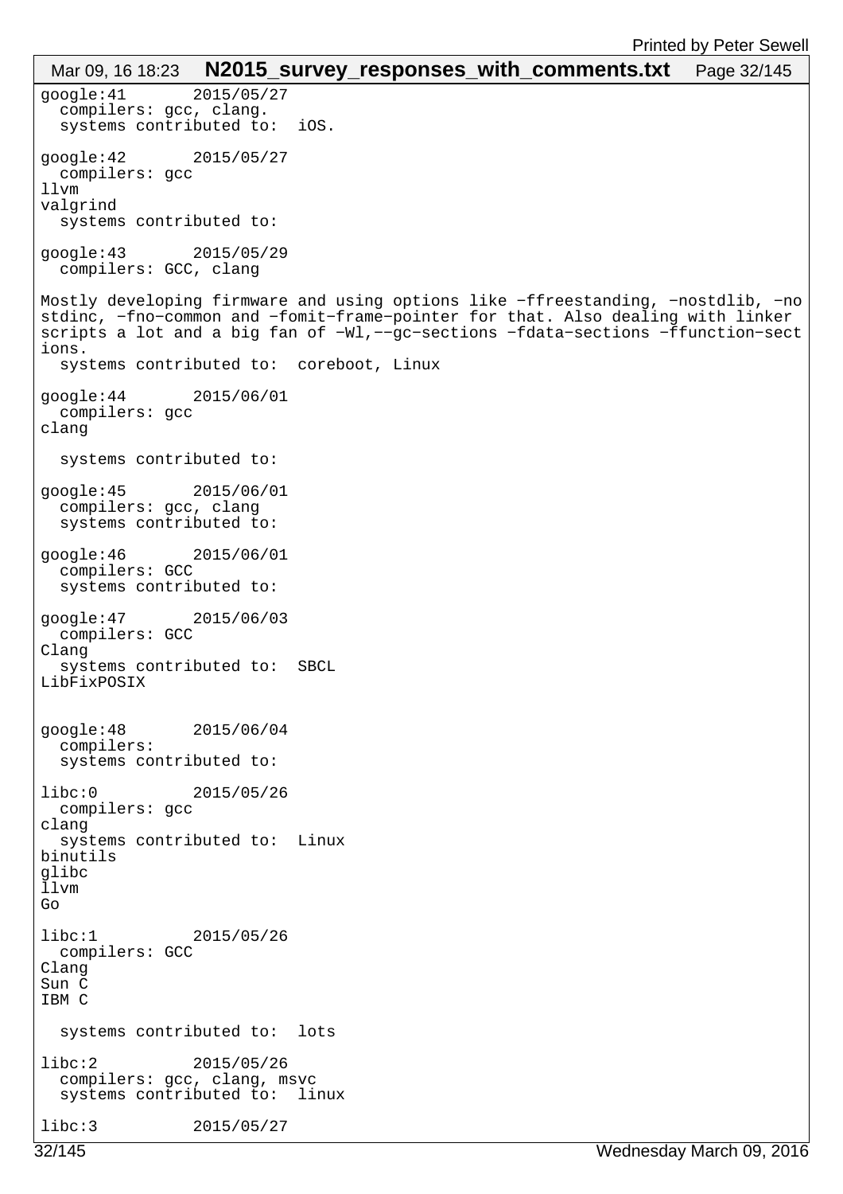```
google:41       2015/05/27
  compilers: gcc, clang.
  systems contributed to:  iOS.

google:42       2015/05/27
  compilers: gcc
llvm
valgrind
  systems contributed to:

google:43       2015/05/29
  compilers: GCC, clang

Mostly developing firmware and using options like -ffreestanding, -nostdlib, -no
stdinc, -fno-common and -fomit-frame-pointer for that. Also dealing with linker
scripts a lot and a big fan of -Wl,--gc-sections -fdata-sections -ffunction-sect
ions.
  systems contributed to:  coreboot, Linux

google:44       2015/06/01
  compilers: gcc
clang

  systems contributed to:

google:45       2015/06/01
  compilers: gcc, clang
  systems contributed to:

google:46       2015/06/01
  compilers: GCC
  systems contributed to:

google:47       2015/06/03
  compilers: GCC
Clang
  systems contributed to:  SBCL
LibFixPOSIX


google:48       2015/06/04
  compilers:
  systems contributed to:

libc:0          2015/05/26
  compilers: gcc
clang
  systems contributed to:  Linux
binutils
glibc
llvm
Go

libc:1          2015/05/26
  compilers: GCC
Clang
Sun C
IBM C

  systems contributed to:  lots

libc:2          2015/05/26
  compilers: gcc, clang, msvc
  systems contributed to:  linux

libc:3          2015/05/27
```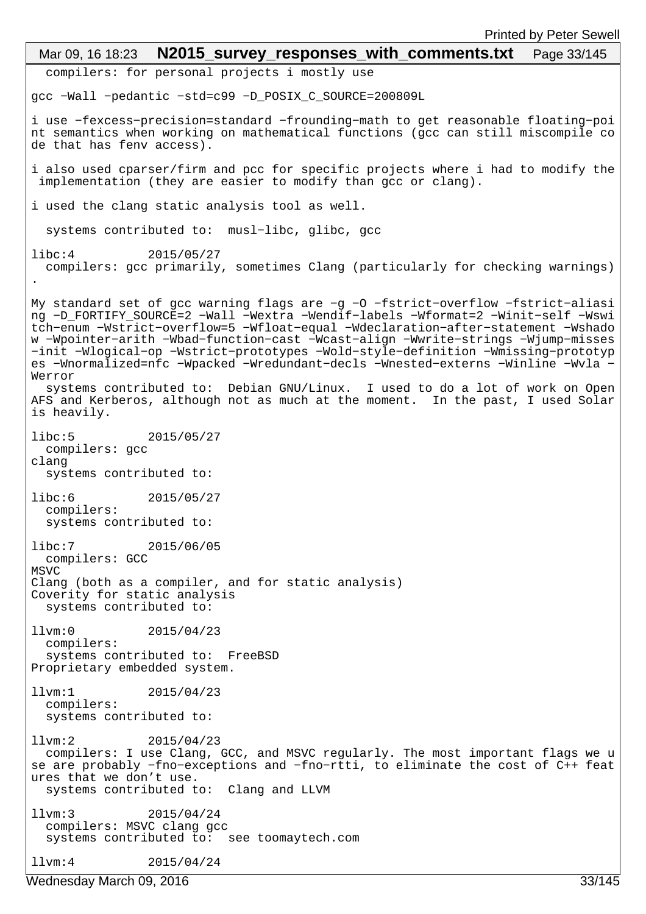compilers: for personal projects i mostly use

gcc −Wall −pedantic −std=c99 −D_POSIX_C_SOURCE=200809L

i use −fexcess−precision=standard −frounding−math to get reasonable floating−point semantics when working on mathematical functions (gcc can still miscompile code that has fenv access).

i also used cparser/firm and pcc for specific projects where i had to modify the implementation (they are easier to modify than gcc or clang).

i used the clang static analysis tool as well.

systems contributed to: musl−libc, glibc, gcc

libc:4 2015/05/27
compilers: gcc primarily, sometimes Clang (particularly for checking warnings).

My standard set of gcc warning flags are −g −O −fstrict−overflow −fstrict−aliasing −D_FORTIFY_SOURCE=2 −Wall −Wextra −Wendif−labels −Wformat=2 −Winit−self −Wswitch−enum −Wstrict−overflow=5 −Wfloat−equal −Wdeclaration−after−statement −Wshadow −Wpointer−arith −Wbad−function−cast −Wcast−align −Wwrite−strings −Wjump−misses−init −Wlogical−op −Wstrict−prototypes −Wold−style−definition −Wmissing−prototypes −Wnormalized=nfc −Wpacked −Wredundant−decls −Wnested−externs −Winline −Wvla −Werror
systems contributed to: Debian GNU/Linux. I used to do a lot of work on OpenAFS and Kerberos, although not as much at the moment. In the past, I used Solaris heavily.

libc:5 2015/05/27
compilers: gcc
clang
systems contributed to:

libc:6 2015/05/27
compilers:
systems contributed to:

libc:7 2015/06/05
compilers: GCC
MSVC
Clang (both as a compiler, and for static analysis)
Coverity for static analysis
systems contributed to:

llvm:0 2015/04/23
compilers:
systems contributed to: FreeBSD
Proprietary embedded system.

llvm:1 2015/04/23
compilers:
systems contributed to:

llvm:2 2015/04/23
compilers: I use Clang, GCC, and MSVC regularly. The most important flags we use are probably −fno−exceptions and −fno−rtti, to eliminate the cost of C++ features that we don’t use.
systems contributed to: Clang and LLVM

llvm:3 2015/04/24
compilers: MSVC clang gcc
systems contributed to: see toomaytech.com

llvm:4 2015/04/24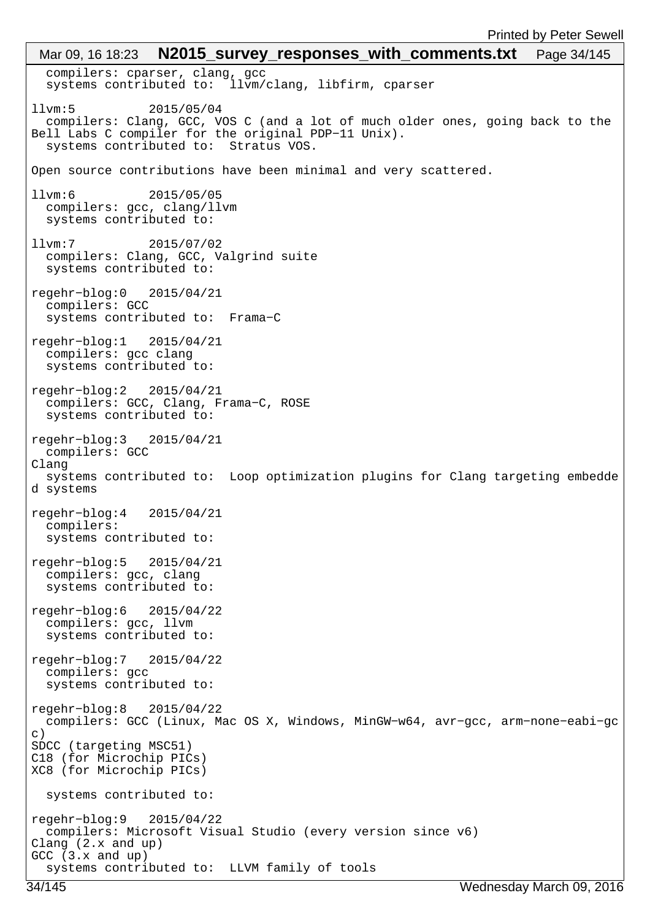```
  compilers: cparser, clang, gcc
  systems contributed to:  llvm/clang, libfirm, cparser

llvm:5          2015/05/04
  compilers: Clang, GCC, VOS C (and a lot of much older ones, going back to the
Bell Labs C compiler for the original PDP-11 Unix).
  systems contributed to:  Stratus VOS.

Open source contributions have been minimal and very scattered.

llvm:6          2015/05/05
  compilers: gcc, clang/llvm
  systems contributed to:

llvm:7          2015/07/02
  compilers: Clang, GCC, Valgrind suite
  systems contributed to:

regehr-blog:0   2015/04/21
  compilers: GCC
  systems contributed to:  Frama-C

regehr-blog:1   2015/04/21
  compilers: gcc clang
  systems contributed to:

regehr-blog:2   2015/04/21
  compilers: GCC, Clang, Frama-C, ROSE
  systems contributed to:

regehr-blog:3   2015/04/21
  compilers: GCC
Clang
  systems contributed to:  Loop optimization plugins for Clang targeting embedde
d systems

regehr-blog:4   2015/04/21
  compilers:
  systems contributed to:

regehr-blog:5   2015/04/21
  compilers: gcc, clang
  systems contributed to:

regehr-blog:6   2015/04/22
  compilers: gcc, llvm
  systems contributed to:

regehr-blog:7   2015/04/22
  compilers: gcc
  systems contributed to:

regehr-blog:8   2015/04/22
  compilers: GCC (Linux, Mac OS X, Windows, MinGW-w64, avr-gcc, arm-none-eabi-gc
c)
SDCC (targeting MSC51)
C18 (for Microchip PICs)
XC8 (for Microchip PICs)

  systems contributed to:

regehr-blog:9   2015/04/22
  compilers: Microsoft Visual Studio (every version since v6)
Clang (2.x and up)
GCC (3.x and up)
  systems contributed to:  LLVM family of tools
```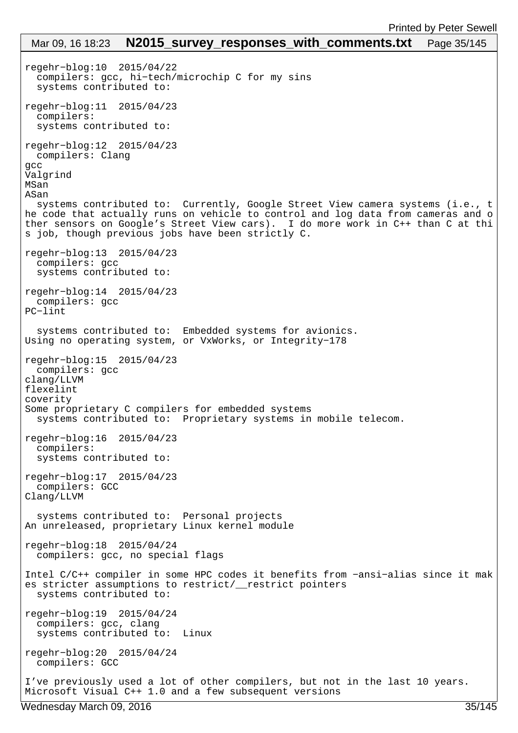```
regehr-blog:10  2015/04/22
  compilers: gcc, hi-tech/microchip C for my sins
  systems contributed to:

regehr-blog:11  2015/04/23
  compilers:
  systems contributed to:

regehr-blog:12  2015/04/23
  compilers: Clang
gcc
Valgrind
MSan
ASan
  systems contributed to:  Currently, Google Street View camera systems (i.e., t
he code that actually runs on vehicle to control and log data from cameras and o
ther sensors on Google's Street View cars).  I do more work in C++ than C at thi
s job, though previous jobs have been strictly C.

regehr-blog:13  2015/04/23
  compilers: gcc
  systems contributed to:

regehr-blog:14  2015/04/23
  compilers: gcc
PC-lint

  systems contributed to:  Embedded systems for avionics.
Using no operating system, or VxWorks, or Integrity-178

regehr-blog:15  2015/04/23
  compilers: gcc
clang/LLVM
flexelint
coverity
Some proprietary C compilers for embedded systems
  systems contributed to:  Proprietary systems in mobile telecom.

regehr-blog:16  2015/04/23
  compilers:
  systems contributed to:

regehr-blog:17  2015/04/23
  compilers: GCC
Clang/LLVM

  systems contributed to:  Personal projects
An unreleased, proprietary Linux kernel module

regehr-blog:18  2015/04/24
  compilers: gcc, no special flags

Intel C/C++ compiler in some HPC codes it benefits from -ansi-alias since it mak
es stricter assumptions to restrict/__restrict pointers
  systems contributed to:

regehr-blog:19  2015/04/24
  compilers: gcc, clang
  systems contributed to:  Linux

regehr-blog:20  2015/04/24
  compilers: GCC

I've previously used a lot of other compilers, but not in the last 10 years.
Microsoft Visual C++ 1.0 and a few subsequent versions
```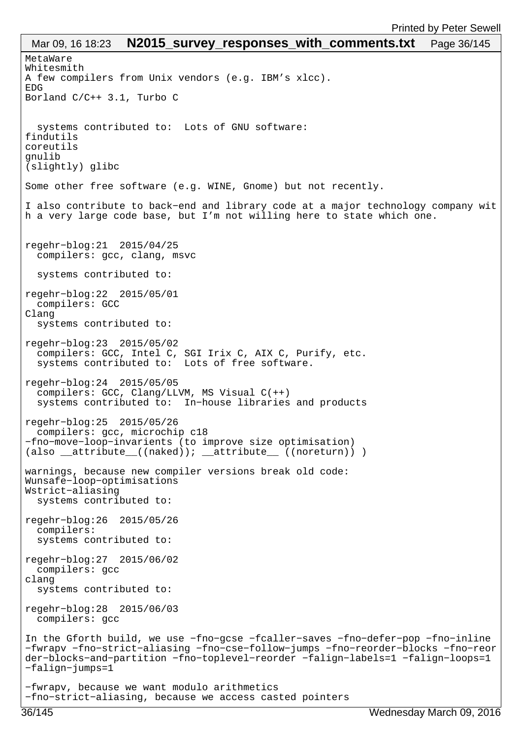```
MetaWare
Whitesmith
A few compilers from Unix vendors (e.g. IBM's xlcc).
EDG
Borland C/C++ 3.1, Turbo C


  systems contributed to:  Lots of GNU software:
findutils
coreutils
gnulib
(slightly) glibc

Some other free software (e.g. WINE, Gnome) but not recently.

I also contribute to back-end and library code at a major technology company wit
h a very large code base, but I'm not willing here to state which one.


regehr-blog:21  2015/04/25
  compilers: gcc, clang, msvc

  systems contributed to:

regehr-blog:22  2015/05/01
  compilers: GCC
Clang
  systems contributed to:

regehr-blog:23  2015/05/02
  compilers: GCC, Intel C, SGI Irix C, AIX C, Purify, etc.
  systems contributed to:  Lots of free software.

regehr-blog:24  2015/05/05
  compilers: GCC, Clang/LLVM, MS Visual C(++)
  systems contributed to:  In-house libraries and products

regehr-blog:25  2015/05/26
  compilers: gcc, microchip c18
-fno-move-loop-invarients (to improve size optimisation)
(also __attribute__((naked)); __attribute__ ((noreturn)) )

warnings, because new compiler versions break old code:
Wunsafe-loop-optimisations
Wstrict-aliasing
  systems contributed to:

regehr-blog:26  2015/05/26
  compilers:
  systems contributed to:

regehr-blog:27  2015/06/02
  compilers: gcc
clang
  systems contributed to:

regehr-blog:28  2015/06/03
  compilers: gcc

In the Gforth build, we use -fno-gcse -fcaller-saves -fno-defer-pop -fno-inline
-fwrapv -fno-strict-aliasing -fno-cse-follow-jumps -fno-reorder-blocks -fno-reor
der-blocks-and-partition -fno-toplevel-reorder -falign-labels=1 -falign-loops=1
-falign-jumps=1

-fwrapv, because we want modulo arithmetics
-fno-strict-aliasing, because we access casted pointers
```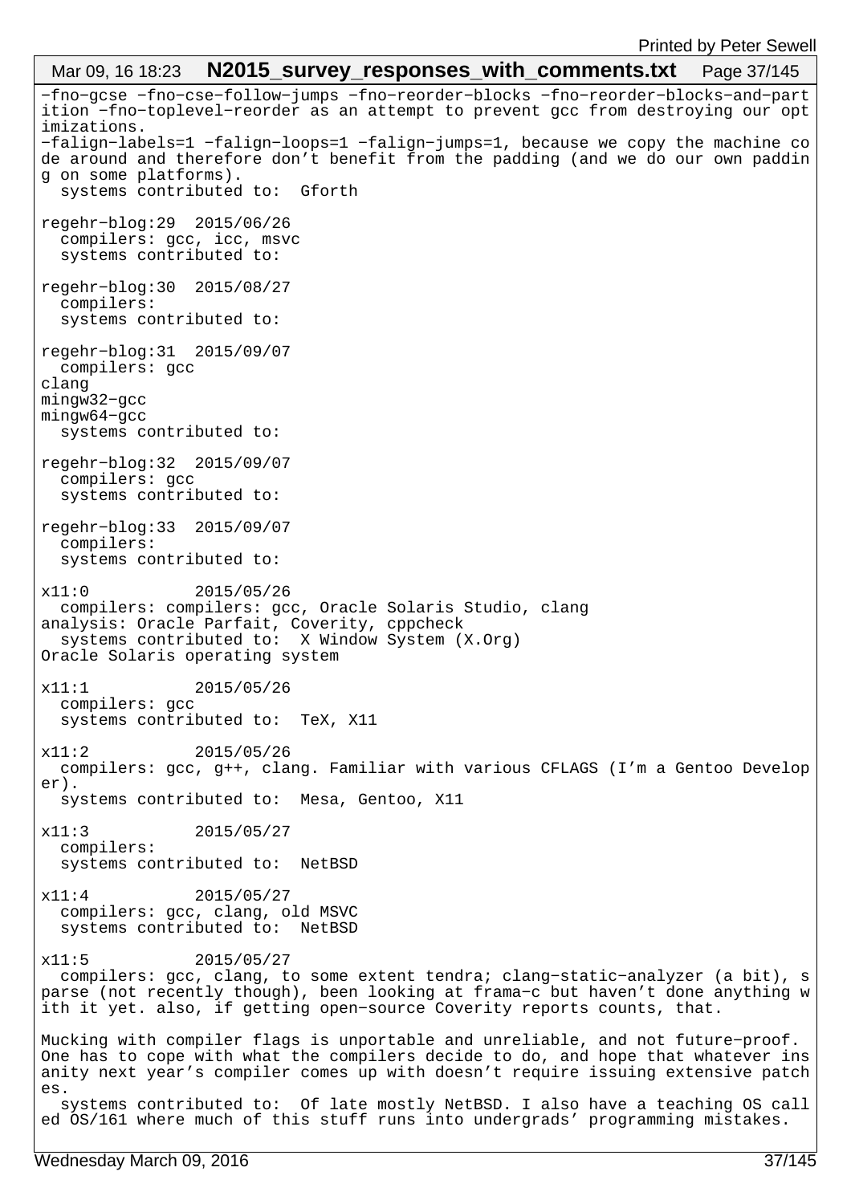```
-fno-gcse -fno-cse-follow-jumps -fno-reorder-blocks -fno-reorder-blocks-and-partition -fno-toplevel-reorder as an attempt to prevent gcc from destroying our optimizations.
-falign-labels=1 -falign-loops=1 -falign-jumps=1, because we copy the machine code around and therefore don't benefit from the padding (and we do our own padding on some platforms).
  systems contributed to:  Gforth

regehr-blog:29  2015/06/26
  compilers: gcc, icc, msvc
  systems contributed to:

regehr-blog:30  2015/08/27
  compilers:
  systems contributed to:

regehr-blog:31  2015/09/07
  compilers: gcc
clang
mingw32-gcc
mingw64-gcc
  systems contributed to:

regehr-blog:32  2015/09/07
  compilers: gcc
  systems contributed to:

regehr-blog:33  2015/09/07
  compilers:
  systems contributed to:

x11:0           2015/05/26
  compilers: compilers: gcc, Oracle Solaris Studio, clang
analysis: Oracle Parfait, Coverity, cppcheck
  systems contributed to:  X Window System (X.Org)
Oracle Solaris operating system

x11:1           2015/05/26
  compilers: gcc
  systems contributed to:  TeX, X11

x11:2           2015/05/26
  compilers: gcc, g++, clang. Familiar with various CFLAGS (I'm a Gentoo Developer).
  systems contributed to:  Mesa, Gentoo, X11

x11:3           2015/05/27
  compilers:
  systems contributed to:  NetBSD

x11:4           2015/05/27
  compilers: gcc, clang, old MSVC
  systems contributed to:  NetBSD

x11:5           2015/05/27
  compilers: gcc, clang, to some extent tendra; clang-static-analyzer (a bit), sparse (not recently though), been looking at frama-c but haven't done anything with it yet. also, if getting open-source Coverity reports counts, that.

Mucking with compiler flags is unportable and unreliable, and not future-proof. One has to cope with what the compilers decide to do, and hope that whatever insanity next year's compiler comes up with doesn't require issuing extensive patches.
  systems contributed to:  Of late mostly NetBSD. I also have a teaching OS called OS/161 where much of this stuff runs into undergrads' programming mistakes.
```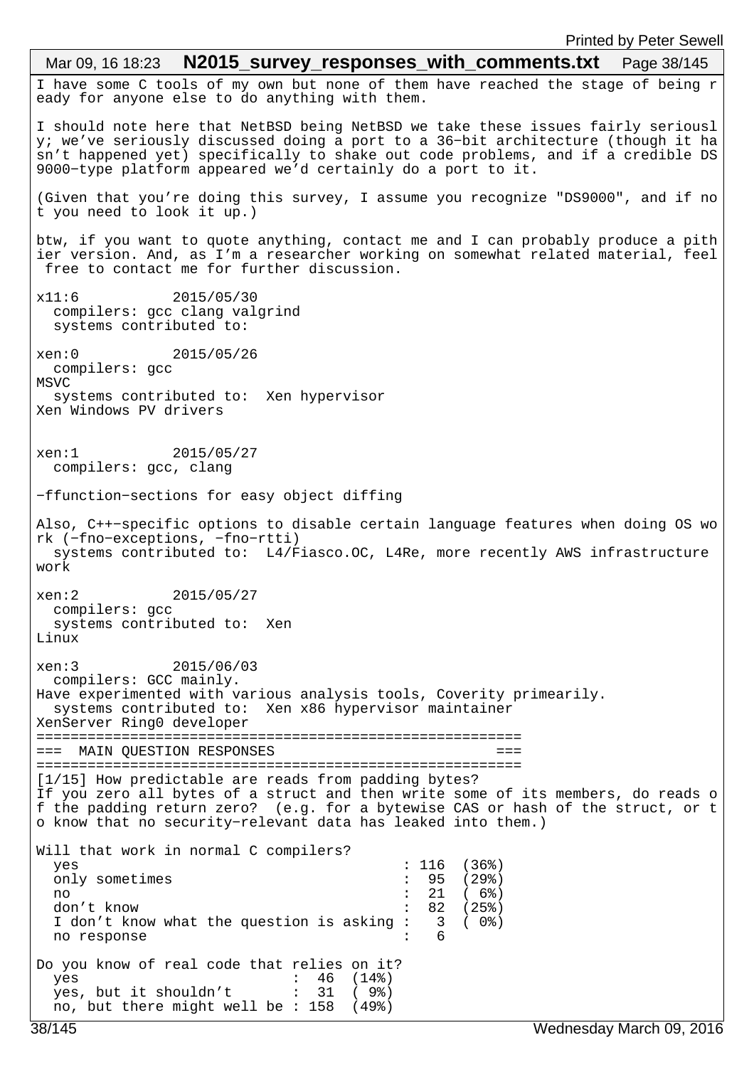I have some C tools of my own but none of them have reached the stage of being ready for anyone else to do anything with them.

I should note here that NetBSD being NetBSD we take these issues fairly seriously; we've seriously discussed doing a port to a 36-bit architecture (though it hasn't happened yet) specifically to shake out code problems, and if a credible DS9000-type platform appeared we'd certainly do a port to it.

(Given that you're doing this survey, I assume you recognize "DS9000", and if not you need to look it up.)

btw, if you want to quote anything, contact me and I can probably produce a pithier version. And, as I'm a researcher working on somewhat related material, feel free to contact me for further discussion.

```
x11:6           2015/05/30
  compilers: gcc clang valgrind
  systems contributed to:

xen:0           2015/05/26
  compilers: gcc
MSVC
  systems contributed to:  Xen hypervisor
Xen Windows PV drivers


xen:1           2015/05/27
  compilers: gcc, clang

-ffunction-sections for easy object diffing

Also, C++-specific options to disable certain language features when doing OS work (-fno-exceptions, -fno-rtti)
  systems contributed to:  L4/Fiasco.OC, L4Re, more recently AWS infrastructure work

xen:2           2015/05/27
  compilers: gcc
  systems contributed to:  Xen
Linux

xen:3           2015/06/03
  compilers: GCC mainly.
Have experimented with various analysis tools, Coverity primearily.
  systems contributed to:  Xen x86 hypervisor maintainer
XenServer Ring0 developer
```

=========================================================
===  MAIN QUESTION RESPONSES                           ===
=========================================================

[1/15] How predictable are reads from padding bytes?
If you zero all bytes of a struct and then write some of its members, do reads of the padding return zero?  (e.g. for a bytewise CAS or hash of the struct, or to know that no security-relevant data has leaked into them.)

```
Will that work in normal C compilers?
  yes                                       : 116  (36%)
  only sometimes                            :  95  (29%)
  no                                        :  21  ( 6%)
  don't know                                :  82  (25%)
  I don't know what the question is asking  :   3  ( 0%)
  no response                               :   6

Do you know of real code that relies on it?
  yes                        :  46  (14%)
  yes, but it shouldn't      :  31  ( 9%)
  no, but there might well be : 158  (49%)
```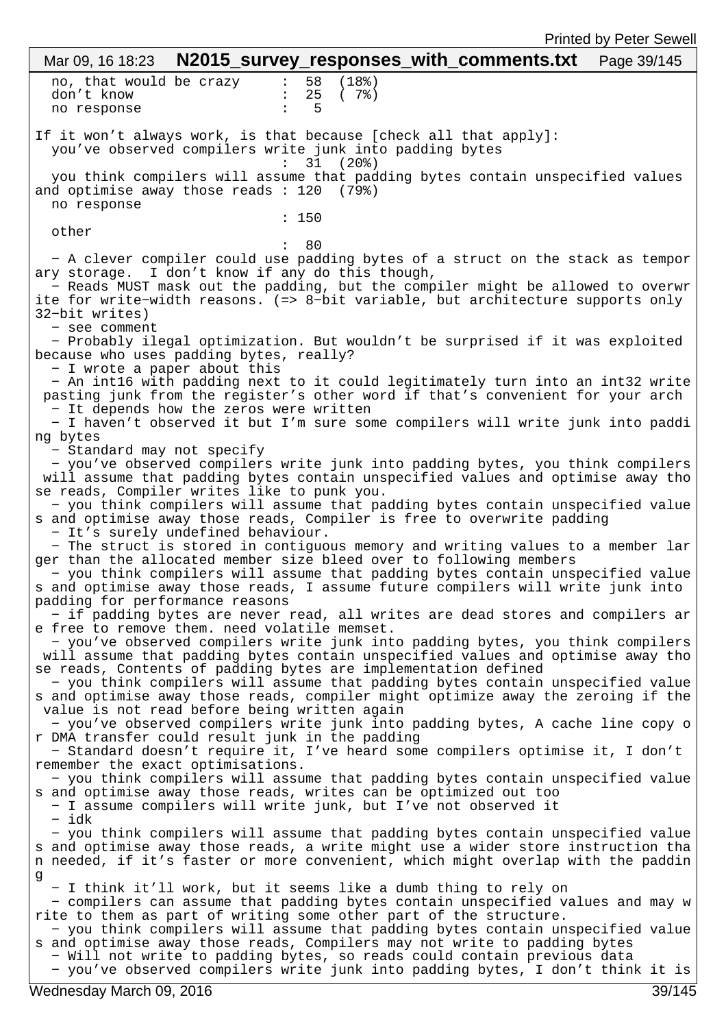```
  no, that would be crazy     :  58  (18%)
  don't know                  :  25  ( 7%)
  no response                 :   5

If it won't always work, is that because [check all that apply]:
  you've observed compilers write junk into padding bytes
                              :  31  (20%)
  you think compilers will assume that padding bytes contain unspecified values
and optimise away those reads : 120  (79%)
  no response
                              : 150
  other
                              :  80
  - A clever compiler could use padding bytes of a struct on the stack as tempor
ary storage.  I don't know if any do this though,
  - Reads MUST mask out the padding, but the compiler might be allowed to overwr
ite for write-width reasons. (=> 8-bit variable, but architecture supports only
32-bit writes)
  - see comment
  - Probably ilegal optimization. But wouldn't be surprised if it was exploited
because who uses padding bytes, really?
  - I wrote a paper about this
  - An int16 with padding next to it could legitimately turn into an int32 write
 pasting junk from the register's other word if that's convenient for your arch
  - It depends how the zeros were written
  - I haven't observed it but I'm sure some compilers will write junk into paddi
ng bytes
  - Standard may not specify
  - you've observed compilers write junk into padding bytes, you think compilers
 will assume that padding bytes contain unspecified values and optimise away tho
se reads, Compiler writes like to punk you.
  - you think compilers will assume that padding bytes contain unspecified value
s and optimise away those reads, Compiler is free to overwrite padding
  - It's surely undefined behaviour.
  - The struct is stored in contiguous memory and writing values to a member lar
ger than the allocated member size bleed over to following members
  - you think compilers will assume that padding bytes contain unspecified value
s and optimise away those reads, I assume future compilers will write junk into
padding for performance reasons
  - if padding bytes are never read, all writes are dead stores and compilers ar
e free to remove them. need volatile memset.
  - you've observed compilers write junk into padding bytes, you think compilers
 will assume that padding bytes contain unspecified values and optimise away tho
se reads, Contents of padding bytes are implementation defined
  - you think compilers will assume that padding bytes contain unspecified value
s and optimise away those reads, compiler might optimize away the zeroing if the
 value is not read before being written again
  - you've observed compilers write junk into padding bytes, A cache line copy o
r DMA transfer could result junk in the padding
  - Standard doesn't require it, I've heard some compilers optimise it, I don't
remember the exact optimisations.
  - you think compilers will assume that padding bytes contain unspecified value
s and optimise away those reads, writes can be optimized out too
  - I assume compilers will write junk, but I've not observed it
  - idk
  - you think compilers will assume that padding bytes contain unspecified value
s and optimise away those reads, a write might use a wider store instruction tha
n needed, if it's faster or more convenient, which might overlap with the paddin
g
  - I think it'll work, but it seems like a dumb thing to rely on
  - compilers can assume that padding bytes contain unspecified values and may w
rite to them as part of writing some other part of the structure.
  - you think compilers will assume that padding bytes contain unspecified value
s and optimise away those reads, Compilers may not write to padding bytes
  - Will not write to padding bytes, so reads could contain previous data
  - you've observed compilers write junk into padding bytes, I don't think it is
```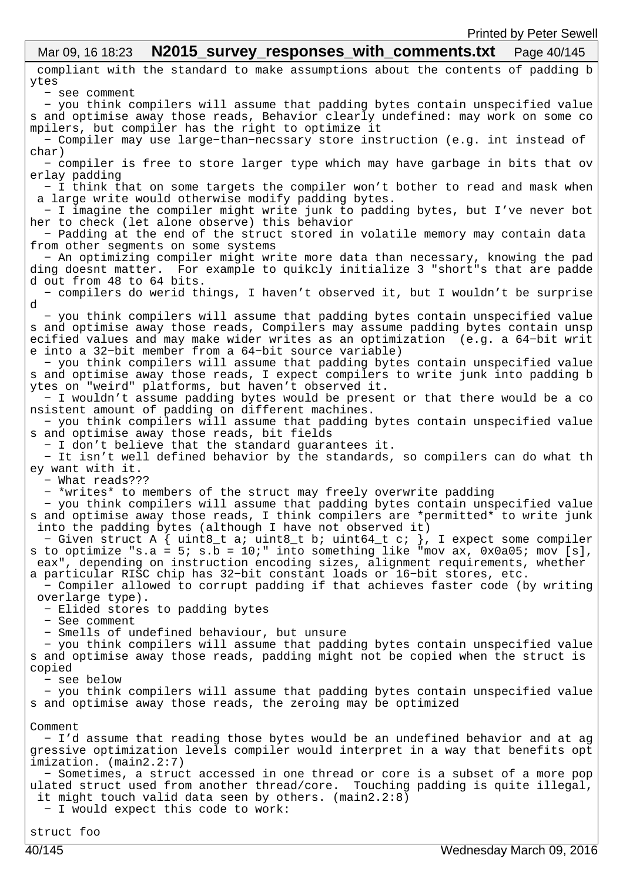compliant with the standard to make assumptions about the contents of padding bytes

- see comment
- you think compilers will assume that padding bytes contain unspecified values and optimise away those reads, Behavior clearly undefined: may work on some compilers, but compiler has the right to optimize it
- Compiler may use large-than-necssary store instruction (e.g. int instead of char)
- compiler is free to store larger type which may have garbage in bits that overlay padding
- I think that on some targets the compiler won't bother to read and mask when a large write would otherwise modify padding bytes.
- I imagine the compiler might write junk to padding bytes, but I've never bother to check (let alone observe) this behavior
- Padding at the end of the struct stored in volatile memory may contain data from other segments on some systems
- An optimizing compiler might write more data than necessary, knowing the padding doesnt matter. For example to quikcly initialize 3 "short"s that are padded out from 48 to 64 bits.
- compilers do werid things, I haven't observed it, but I wouldn't be surprised
- you think compilers will assume that padding bytes contain unspecified values and optimise away those reads, Compilers may assume padding bytes contain unspecified values and may make wider writes as an optimization (e.g. a 64-bit write into a 32-bit member from a 64-bit source variable)
- you think compilers will assume that padding bytes contain unspecified values and optimise away those reads, I expect compilers to write junk into padding bytes on "weird" platforms, but haven't observed it.
- I wouldn't assume padding bytes would be present or that there would be a consistent amount of padding on different machines.
- you think compilers will assume that padding bytes contain unspecified values and optimise away those reads, bit fields
- I don't believe that the standard guarantees it.
- It isn't well defined behavior by the standards, so compilers can do what they want with it.
- What reads???
- *writes* to members of the struct may freely overwrite padding
- you think compilers will assume that padding bytes contain unspecified values and optimise away those reads, I think compilers are *permitted* to write junk into the padding bytes (although I have not observed it)
- Given struct A { uint8_t a; uint8_t b; uint64_t c; }, I expect some compilers to optimize "s.a = 5; s.b = 10;" into something like "mov ax, 0x0a05; mov [s], eax", depending on instruction encoding sizes, alignment requirements, whether a particular RISC chip has 32-bit constant loads or 16-bit stores, etc.
- Compiler allowed to corrupt padding if that achieves faster code (by writing overlarge type).
- Elided stores to padding bytes
- See comment
- Smells of undefined behaviour, but unsure
- you think compilers will assume that padding bytes contain unspecified values and optimise away those reads, padding might not be copied when the struct is copied
- see below
- you think compilers will assume that padding bytes contain unspecified values and optimise away those reads, the zeroing may be optimized

Comment

- I'd assume that reading those bytes would be an undefined behavior and at aggressive optimization levels compiler would interpret in a way that benefits optimization. (main2.2:7)
- Sometimes, a struct accessed in one thread or core is a subset of a more populated struct used from another thread/core. Touching padding is quite illegal, it might touch valid data seen by others. (main2.2:8)
- I would expect this code to work:

```
struct foo
```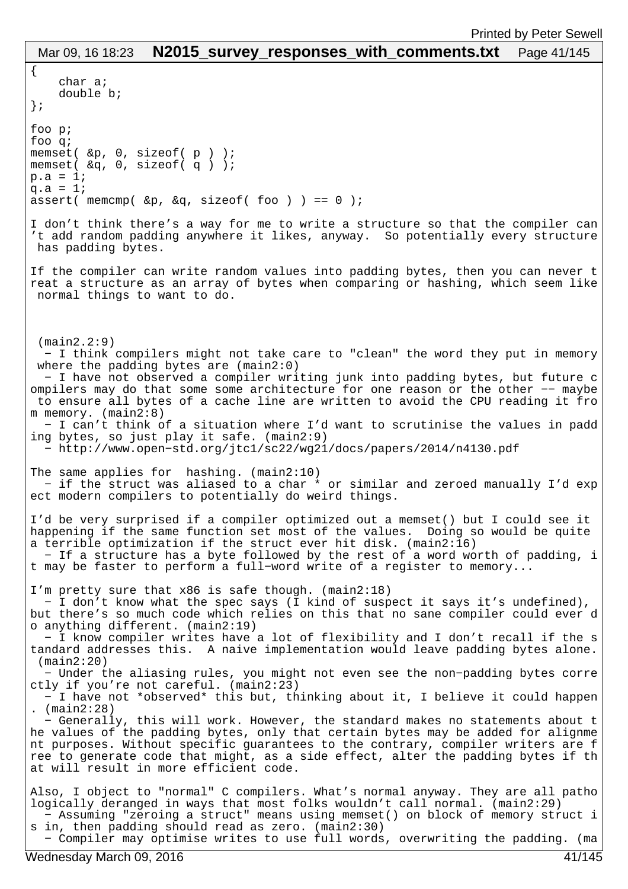```
{
    char a;
    double b;
};

foo p;
foo q;
memset( &p, 0, sizeof( p ) );
memset( &q, 0, sizeof( q ) );
p.a = 1;
q.a = 1;
assert( memcmp( &p, &q, sizeof( foo ) ) == 0 );
```

I don't think there's a way for me to write a structure so that the compiler can't add random padding anywhere it likes, anyway. So potentially every structure has padding bytes.

If the compiler can write random values into padding bytes, then you can never treat a structure as an array of bytes when comparing or hashing, which seem like normal things to want to do.

(main2.2:9)

- I think compilers might not take care to "clean" the word they put in memory where the padding bytes are (main2:0)
- I have not observed a compiler writing junk into padding bytes, but future compilers may do that some some architecture for one reason or the other -- maybe to ensure all bytes of a cache line are written to avoid the CPU reading it from memory. (main2:8)
- I can't think of a situation where I'd want to scrutinise the values in padding bytes, so just play it safe. (main2:9)
- http://www.open-std.org/jtc1/sc22/wg21/docs/papers/2014/n4130.pdf

The same applies for  hashing. (main2:10)

- if the struct was aliased to a char * or similar and zeroed manually I'd expect modern compilers to potentially do weird things.

I'd be very surprised if a compiler optimized out a memset() but I could see it happening if the same function set most of the values. Doing so would be quite a terrible optimization if the struct ever hit disk. (main2:16)

- If a structure has a byte followed by the rest of a word worth of padding, it may be faster to perform a full-word write of a register to memory...

I'm pretty sure that x86 is safe though. (main2:18)

- I don't know what the spec says (I kind of suspect it says it's undefined), but there's so much code which relies on this that no sane compiler could ever do anything different. (main2:19)
- I know compiler writes have a lot of flexibility and I don't recall if the standard addresses this. A naive implementation would leave padding bytes alone. (main2:20)
- Under the aliasing rules, you might not even see the non-padding bytes correctly if you're not careful. (main2:23)
- I have not *observed* this but, thinking about it, I believe it could happen. (main2:28)
- Generally, this will work. However, the standard makes no statements about the values of the padding bytes, only that certain bytes may be added for alignment purposes. Without specific guarantees to the contrary, compiler writers are free to generate code that might, as a side effect, alter the padding bytes if that will result in more efficient code.

Also, I object to "normal" C compilers. What's normal anyway. They are all pathologically deranged in ways that most folks wouldn't call normal. (main2:29)

- Assuming "zeroing a struct" means using memset() on block of memory struct is in, then padding should read as zero. (main2:30)
- Compiler may optimise writes to use full words, overwriting the padding. (ma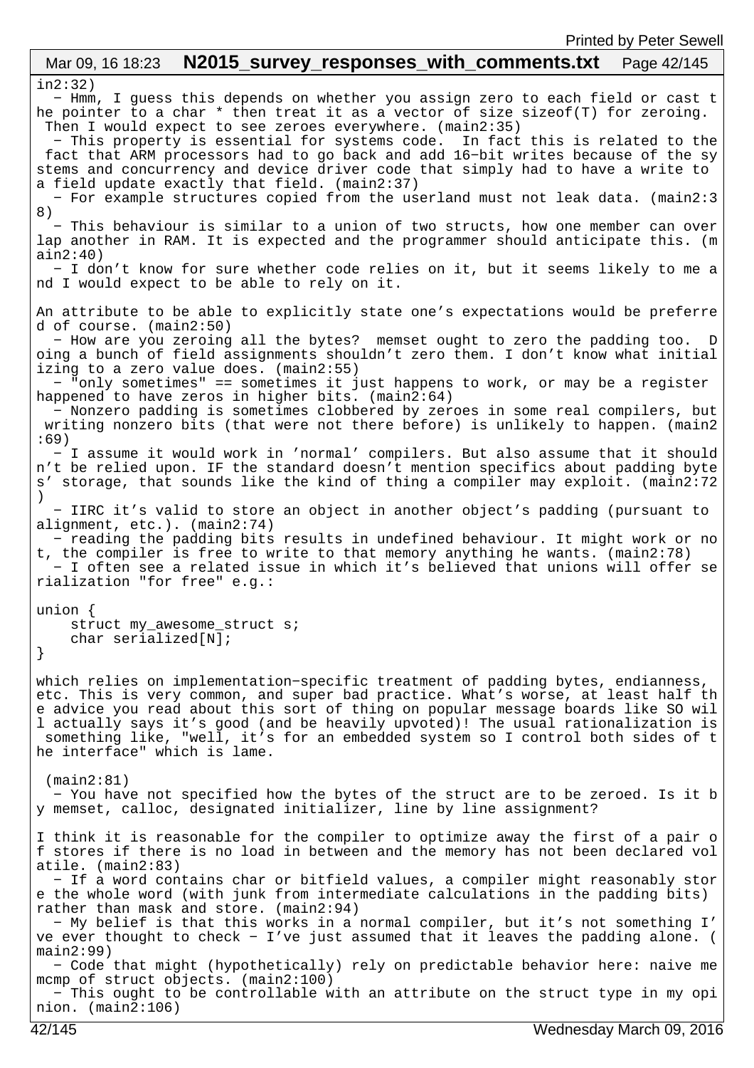in2:32)
  - Hmm, I guess this depends on whether you assign zero to each field or cast the pointer to a char * then treat it as a vector of size sizeof(T) for zeroing. Then I would expect to see zeroes everywhere. (main2:35)
  - This property is essential for systems code. In fact this is related to the fact that ARM processors had to go back and add 16-bit writes because of the systems and concurrency and device driver code that simply had to have a write to a field update exactly that field. (main2:37)
  - For example structures copied from the userland must not leak data. (main2:38)
  - This behaviour is similar to a union of two structs, how one member can overlap another in RAM. It is expected and the programmer should anticipate this. (main2:40)
  - I don't know for sure whether code relies on it, but it seems likely to me and I would expect to be able to rely on it.

An attribute to be able to explicitly state one's expectations would be preferred of course. (main2:50)
  - How are you zeroing all the bytes? memset ought to zero the padding too. Doing a bunch of field assignments shouldn't zero them. I don't know what initializing to a zero value does. (main2:55)
  - "only sometimes" == sometimes it just happens to work, or may be a register happened to have zeros in higher bits. (main2:64)
  - Nonzero padding is sometimes clobbered by zeroes in some real compilers, but writing nonzero bits (that were not there before) is unlikely to happen. (main2:69)
  - I assume it would work in 'normal' compilers. But also assume that it shouldn't be relied upon. IF the standard doesn't mention specifics about padding bytes' storage, that sounds like the kind of thing a compiler may exploit. (main2:72)
  - IIRC it's valid to store an object in another object's padding (pursuant to alignment, etc.). (main2:74)
  - reading the padding bits results in undefined behaviour. It might work or not, the compiler is free to write to that memory anything he wants. (main2:78)
  - I often see a related issue in which it's believed that unions will offer serialization "for free" e.g.:

```
union {
    struct my_awesome_struct s;
    char serialized[N];
}
```

which relies on implementation-specific treatment of padding bytes, endianness, etc. This is very common, and super bad practice. What's worse, at least half the advice you read about this sort of thing on popular message boards like SO will actually says it's good (and be heavily upvoted)! The usual rationalization is something like, "well, it's for an embedded system so I control both sides of the interface" which is lame.

 (main2:81)
  - You have not specified how the bytes of the struct are to be zeroed. Is it by memset, calloc, designated initializer, line by line assignment?

I think it is reasonable for the compiler to optimize away the first of a pair of stores if there is no load in between and the memory has not been declared volatile. (main2:83)
  - If a word contains char or bitfield values, a compiler might reasonably store the whole word (with junk from intermediate calculations in the padding bits) rather than mask and store. (main2:94)
  - My belief is that this works in a normal compiler, but it's not something I've ever thought to check - I've just assumed that it leaves the padding alone. (main2:99)
  - Code that might (hypothetically) rely on predictable behavior here: naive memcmp of struct objects. (main2:100)
  - This ought to be controllable with an attribute on the struct type in my opinion. (main2:106)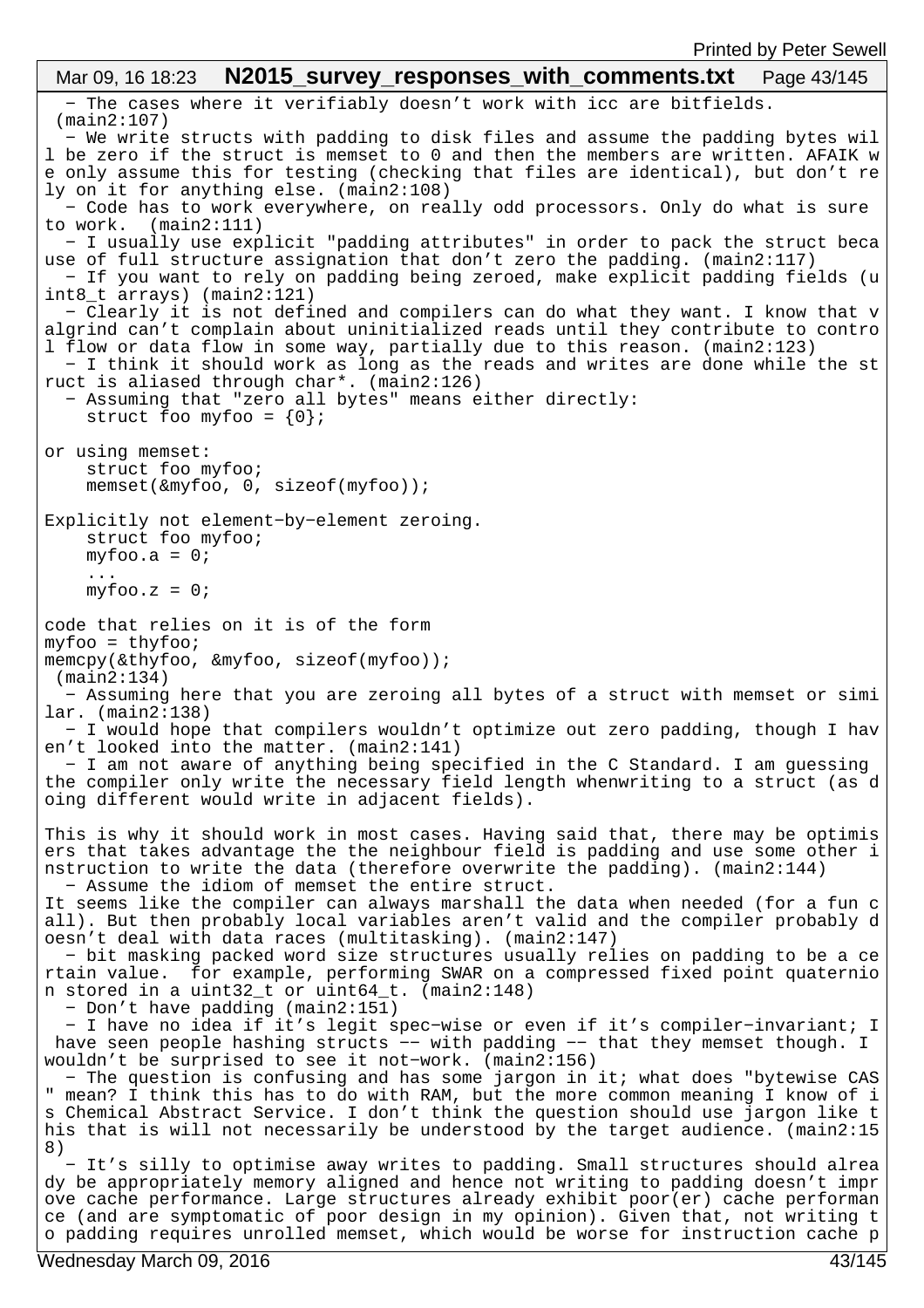- The cases where it verifiably doesn't work with icc are bitfields. (main2:107)
- We write structs with padding to disk files and assume the padding bytes will be zero if the struct is memset to 0 and then the members are written. AFAIK we only assume this for testing (checking that files are identical), but don't rely on it for anything else. (main2:108)
- Code has to work everywhere, on really odd processors. Only do what is sure to work. (main2:111)
- I usually use explicit "padding attributes" in order to pack the struct because of full structure assignation that don't zero the padding. (main2:117)
- If you want to rely on padding being zeroed, make explicit padding fields (uint8_t arrays) (main2:121)
- Clearly it is not defined and compilers can do what they want. I know that valgrind can't complain about uninitialized reads until they contribute to control flow or data flow in some way, partially due to this reason. (main2:123)
- I think it should work as long as the reads and writes are done while the struct is aliased through char*. (main2:126)
- Assuming that "zero all bytes" means either directly:

```
    struct foo myfoo = {0};
```

or using memset:

```
    struct foo myfoo;
    memset(&myfoo, 0, sizeof(myfoo));
```

Explicitly not element-by-element zeroing.

```
    struct foo myfoo;
    myfoo.a = 0;
    ...
    myfoo.z = 0;
```

code that relies on it is of the form

```
myfoo = thyfoo;
memcpy(&thyfoo, &myfoo, sizeof(myfoo));
```

(main2:134)
- Assuming here that you are zeroing all bytes of a struct with memset or similar. (main2:138)
- I would hope that compilers wouldn't optimize out zero padding, though I haven't looked into the matter. (main2:141)
- I am not aware of anything being specified in the C Standard. I am guessing the compiler only write the necessary field length whenwriting to a struct (as doing different would write in adjacent fields).

This is why it should work in most cases. Having said that, there may be optimisers that takes advantage the the neighbour field is padding and use some other instruction to write the data (therefore overwrite the padding). (main2:144)
- Assume the idiom of memset the entire struct.
It seems like the compiler can always marshall the data when needed (for a fun call). But then probably local variables aren't valid and the compiler probably doesn't deal with data races (multitasking). (main2:147)
- bit masking packed word size structures usually relies on padding to be a certain value. for example, performing SWAR on a compressed fixed point quaternion stored in a uint32_t or uint64_t. (main2:148)
- Don't have padding (main2:151)
- I have no idea if it's legit spec-wise or even if it's compiler-invariant; I have seen people hashing structs -- with padding -- that they memset though. I wouldn't be surprised to see it not-work. (main2:156)
- The question is confusing and has some jargon in it; what does "bytewise CAS" mean? I think this has to do with RAM, but the more common meaning I know of is Chemical Abstract Service. I don't think the question should use jargon like this that is will not necessarily be understood by the target audience. (main2:158)
- It's silly to optimise away writes to padding. Small structures should already be appropriately memory aligned and hence not writing to padding doesn't improve cache performance. Large structures already exhibit poor(er) cache performance (and are symptomatic of poor design in my opinion). Given that, not writing to padding requires unrolled memset, which would be worse for instruction cache p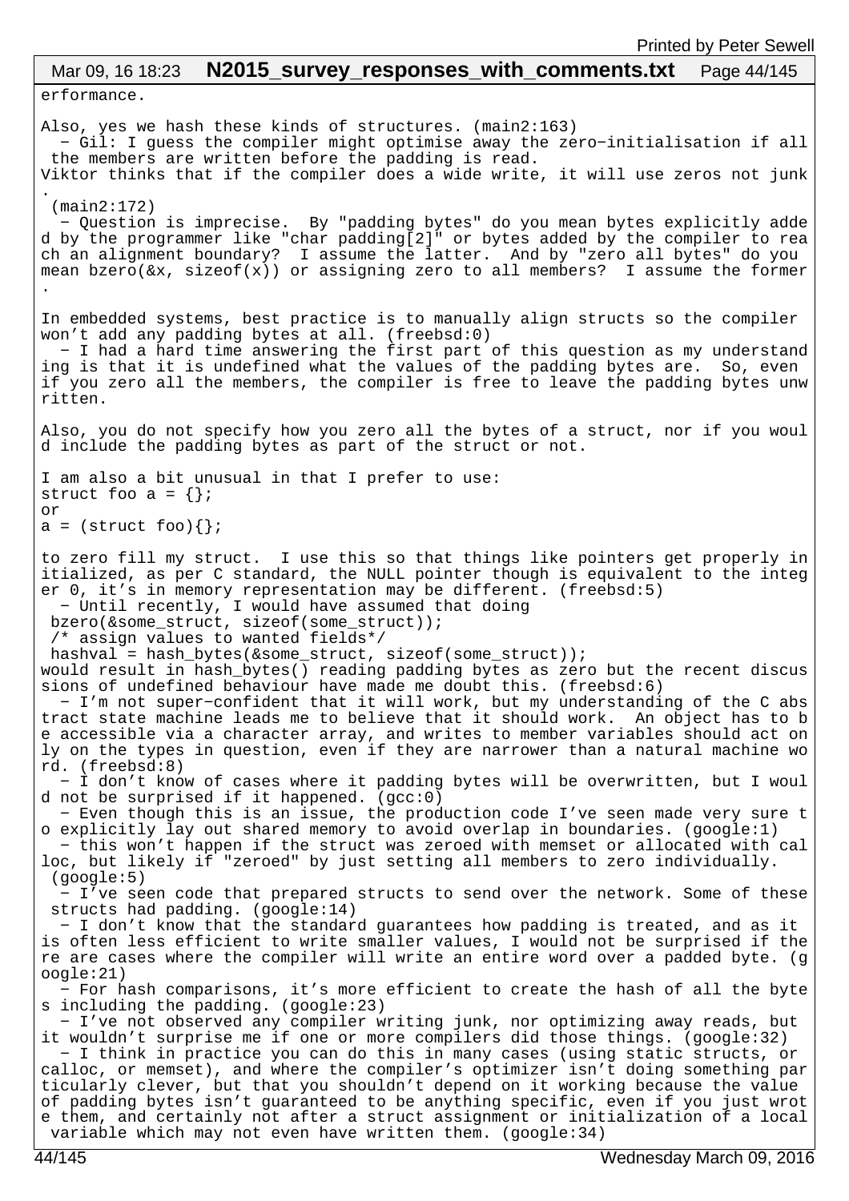erformance.

Also, yes we hash these kinds of structures. (main2:163)
  − Gil: I guess the compiler might optimise away the zero−initialisation if all the members are written before the padding is read.
Viktor thinks that if the compiler does a wide write, it will use zeros not junk.
 (main2:172)
  − Question is imprecise.  By "padding bytes" do you mean bytes explicitly added by the programmer like "char padding[2]" or bytes added by the compiler to reach an alignment boundary?  I assume the latter.  And by "zero all bytes" do you mean bzero(&x, sizeof(x)) or assigning zero to all members?  I assume the former.

In embedded systems, best practice is to manually align structs so the compiler won't add any padding bytes at all. (freebsd:0)
  − I had a hard time answering the first part of this question as my understanding is that it is undefined what the values of the padding bytes are.  So, even if you zero all the members, the compiler is free to leave the padding bytes unwritten.

Also, you do not specify how you zero all the bytes of a struct, nor if you would include the padding bytes as part of the struct or not.

I am also a bit unusual in that I prefer to use:

```
struct foo a = {};
or
a = (struct foo){};
```

to zero fill my struct.  I use this so that things like pointers get properly initialized, as per C standard, the NULL pointer though is equivalent to the integer 0, it's in memory representation may be different. (freebsd:5)
  − Until recently, I would have assumed that doing

```
 bzero(&some_struct, sizeof(some_struct));
 /* assign values to wanted fields*/
 hashval = hash_bytes(&some_struct, sizeof(some_struct));
```

would result in hash_bytes() reading padding bytes as zero but the recent discussions of undefined behaviour have made me doubt this. (freebsd:6)
  − I'm not super−confident that it will work, but my understanding of the C abstract state machine leads me to believe that it should work.  An object has to be accessible via a character array, and writes to member variables should act only on the types in question, even if they are narrower than a natural machine word. (freebsd:8)
  − I don't know of cases where it padding bytes will be overwritten, but I would not be surprised if it happened. (gcc:0)
  − Even though this is an issue, the production code I've seen made very sure to explicitly lay out shared memory to avoid overlap in boundaries. (google:1)
  − this won't happen if the struct was zeroed with memset or allocated with calloc, but likely if "zeroed" by just setting all members to zero individually.
 (google:5)
  − I've seen code that prepared structs to send over the network. Some of these structs had padding. (google:14)
  − I don't know that the standard guarantees how padding is treated, and as it is often less efficient to write smaller values, I would not be surprised if there are cases where the compiler will write an entire word over a padded byte. (google:21)
  − For hash comparisons, it's more efficient to create the hash of all the bytes including the padding. (google:23)
  − I've not observed any compiler writing junk, nor optimizing away reads, but it wouldn't surprise me if one or more compilers did those things. (google:32)
  − I think in practice you can do this in many cases (using static structs, or calloc, or memset), and where the compiler's optimizer isn't doing something particularly clever, but that you shouldn't depend on it working because the value of padding bytes isn't guaranteed to be anything specific, even if you just wrote them, and certainly not after a struct assignment or initialization of a local variable which may not even have written them. (google:34)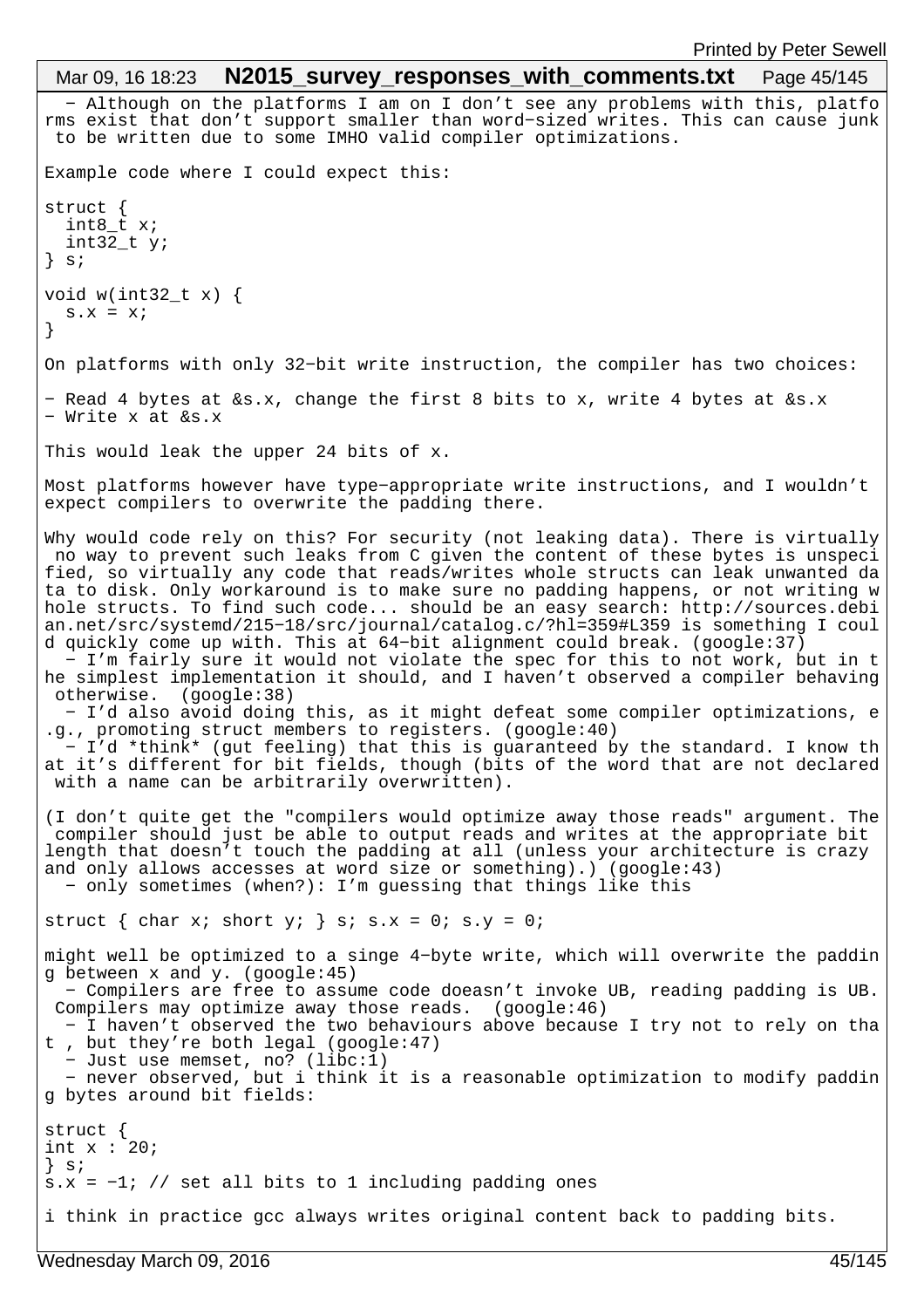− Although on the platforms I am on I don't see any problems with this, platforms exist that don't support smaller than word−sized writes. This can cause junk to be written due to some IMHO valid compiler optimizations.

Example code where I could expect this:

```
struct {
  int8_t x;
  int32_t y;
} s;

void w(int32_t x) {
  s.x = x;
}
```

On platforms with only 32−bit write instruction, the compiler has two choices:

− Read 4 bytes at &s.x, change the first 8 bits to x, write 4 bytes at &s.x
− Write x at &s.x

This would leak the upper 24 bits of x.

Most platforms however have type−appropriate write instructions, and I wouldn't expect compilers to overwrite the padding there.

Why would code rely on this? For security (not leaking data). There is virtually no way to prevent such leaks from C given the content of these bytes is unspecified, so virtually any code that reads/writes whole structs can leak unwanted data to disk. Only workaround is to make sure no padding happens, or not writing whole structs. To find such code... should be an easy search: http://sources.debian.net/src/systemd/215−18/src/journal/catalog.c/?hl=359#L359 is something I could quickly come up with. This at 64−bit alignment could break. (google:37)
  − I'm fairly sure it would not violate the spec for this to not work, but in the simplest implementation it should, and I haven't observed a compiler behaving otherwise.  (google:38)
  − I'd also avoid doing this, as it might defeat some compiler optimizations, e.g., promoting struct members to registers. (google:40)
  − I'd *think* (gut feeling) that this is guaranteed by the standard. I know that it's different for bit fields, though (bits of the word that are not declared with a name can be arbitrarily overwritten).

(I don't quite get the "compilers would optimize away those reads" argument. The compiler should just be able to output reads and writes at the appropriate bit length that doesn't touch the padding at all (unless your architecture is crazy and only allows accesses at word size or something).) (google:43)
  − only sometimes (when?): I'm guessing that things like this

```
struct { char x; short y; } s; s.x = 0; s.y = 0;
```

might well be optimized to a singe 4−byte write, which will overwrite the padding between x and y. (google:45)
  − Compilers are free to assume code doeasn't invoke UB, reading padding is UB. Compilers may optimize away those reads.  (google:46)
  − I haven't observed the two behaviours above because I try not to rely on that , but they're both legal (google:47)
  − Just use memset, no? (libc:1)
  − never observed, but i think it is a reasonable optimization to modify padding bytes around bit fields:

```
struct {
int x : 20;
} s;
s.x = −1; // set all bits to 1 including padding ones
```

i think in practice gcc always writes original content back to padding bits.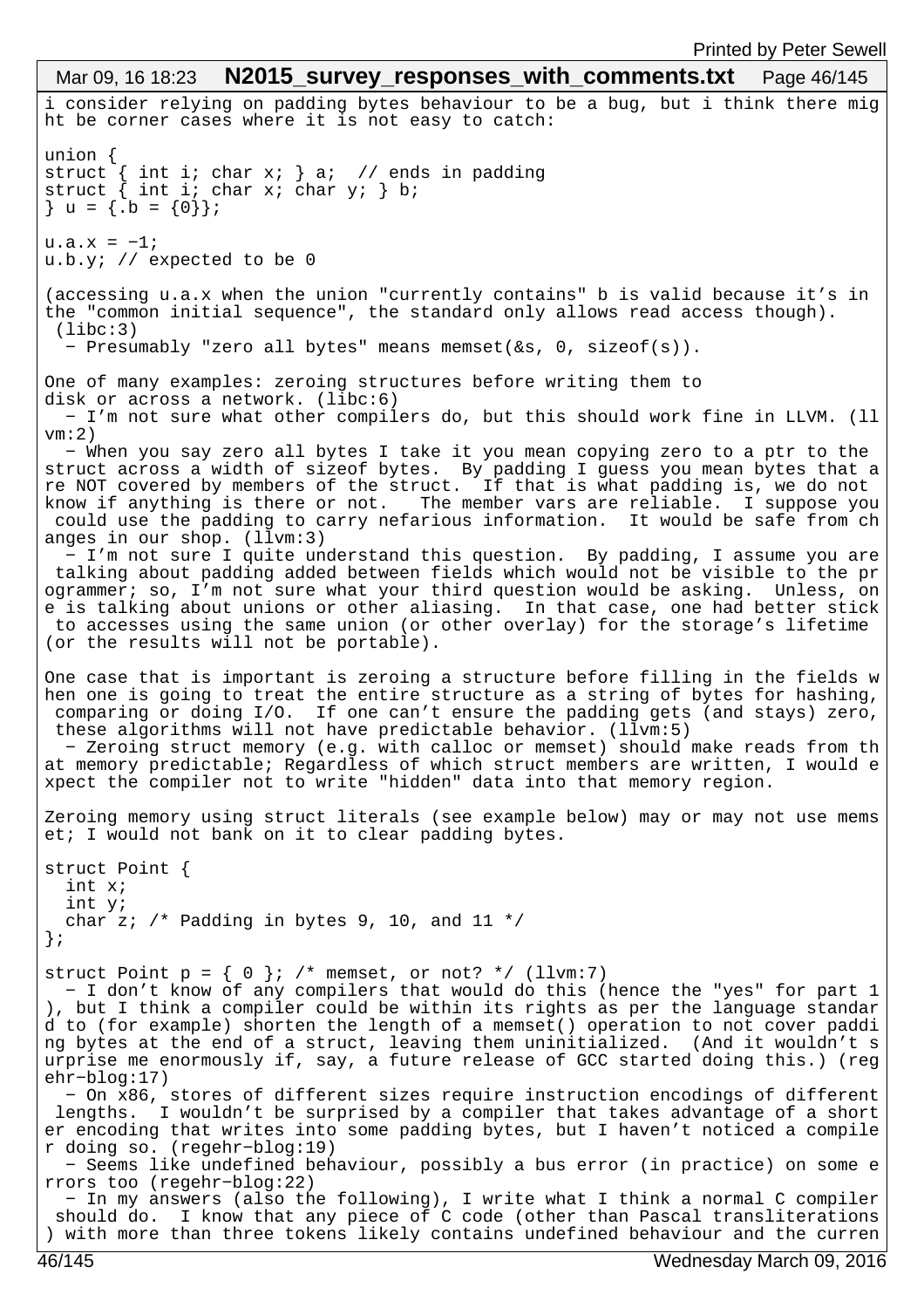i consider relying on padding bytes behaviour to be a bug, but i think there might be corner cases where it is not easy to catch:

```
union {
struct { int i; char x; } a;  // ends in padding
struct { int i; char x; char y; } b;
} u = {.b = {0}};

u.a.x = -1;
u.b.y; // expected to be 0
```

(accessing u.a.x when the union "currently contains" b is valid because it's in the "common initial sequence", the standard only allows read access though). (libc:3)

- Presumably "zero all bytes" means memset(&s, 0, sizeof(s)).

One of many examples: zeroing structures before writing them to disk or across a network. (libc:6)

- I'm not sure what other compilers do, but this should work fine in LLVM. (llvm:2)
- When you say zero all bytes I take it you mean copying zero to a ptr to the struct across a width of sizeof bytes. By padding I guess you mean bytes that are NOT covered by members of the struct. If that is what padding is, we do not know if anything is there or not. The member vars are reliable. I suppose you could use the padding to carry nefarious information. It would be safe from changes in our shop. (llvm:3)
- I'm not sure I quite understand this question. By padding, I assume you are talking about padding added between fields which would not be visible to the programmer; so, I'm not sure what your third question would be asking. Unless, one is talking about unions or other aliasing. In that case, one had better stick to accesses using the same union (or other overlay) for the storage's lifetime (or the results will not be portable).

One case that is important is zeroing a structure before filling in the fields when one is going to treat the entire structure as a string of bytes for hashing, comparing or doing I/O. If one can't ensure the padding gets (and stays) zero, these algorithms will not have predictable behavior. (llvm:5)

- Zeroing struct memory (e.g. with calloc or memset) should make reads from that memory predictable; Regardless of which struct members are written, I would expect the compiler not to write "hidden" data into that memory region.

Zeroing memory using struct literals (see example below) may or may not use memset; I would not bank on it to clear padding bytes.

```
struct Point {
  int x;
  int y;
  char z; /* Padding in bytes 9, 10, and 11 */
};

struct Point p = { 0 }; /* memset, or not? */ (llvm:7)
```

- I don't know of any compilers that would do this (hence the "yes" for part 1), but I think a compiler could be within its rights as per the language standard to (for example) shorten the length of a memset() operation to not cover padding bytes at the end of a struct, leaving them uninitialized. (And it wouldn't surprise me enormously if, say, a future release of GCC started doing this.) (regehr-blog:17)
- On x86, stores of different sizes require instruction encodings of different lengths. I wouldn't be surprised by a compiler that takes advantage of a shorter encoding that writes into some padding bytes, but I haven't noticed a compiler doing so. (regehr-blog:19)
- Seems like undefined behaviour, possibly a bus error (in practice) on some errors too (regehr-blog:22)
- In my answers (also the following), I write what I think a normal C compiler should do. I know that any piece of C code (other than Pascal transliterations) with more than three tokens likely contains undefined behaviour and the curren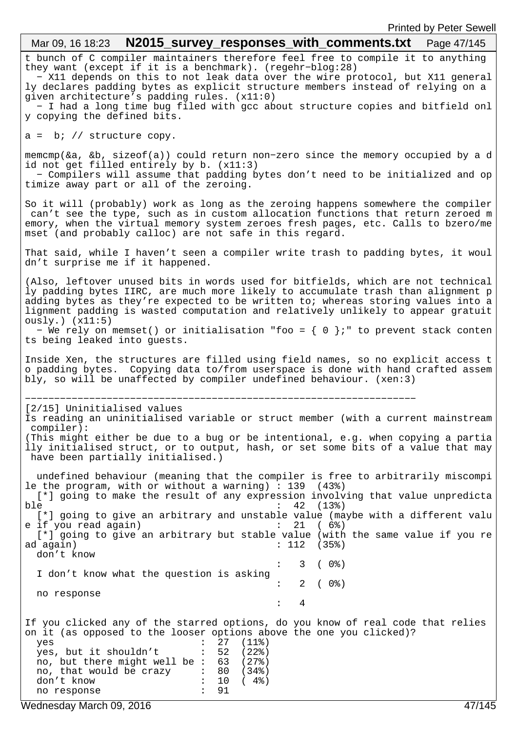t bunch of C compiler maintainers therefore feel free to compile it to anything they want (except if it is a benchmark). (regehr-blog:28)

- X11 depends on this to not leak data over the wire protocol, but X11 generally declares padding bytes as explicit structure members instead of relying on a given architecture's padding rules. (x11:0)

- I had a long time bug filed with gcc about structure copies and bitfield only copying the defined bits.

```
a =  b; // structure copy.

memcmp(&a, &b, sizeof(a)) could return non-zero since the memory occupied by a did not get filled entirely by b. (x11:3)
```

- Compilers will assume that padding bytes don't need to be initialized and optimize away part or all of the zeroing.

So it will (probably) work as long as the zeroing happens somewhere the compiler can't see the type, such as in custom allocation functions that return zeroed memory, when the virtual memory system zeroes fresh pages, etc. Calls to bzero/memset (and probably calloc) are not safe in this regard.

That said, while I haven't seen a compiler write trash to padding bytes, it wouldn't surprise me if it happened.

(Also, leftover unused bits in words used for bitfields, which are not technically padding bytes IIRC, are much more likely to accumulate trash than alignment padding bytes as they're expected to be written to; whereas storing values into alignment padding is wasted computation and relatively unlikely to appear gratuitously.) (x11:5)

- We rely on memset() or initialisation "foo = { 0 };" to prevent stack contents being leaked into guests.

Inside Xen, the structures are filled using field names, so no explicit access to padding bytes. Copying data to/from userspace is done with hand crafted assembly, so will be unaffected by compiler undefined behaviour. (xen:3)

---

## [2/15] Uninitialised values

Is reading an uninitialised variable or struct member (with a current mainstream compiler):
(This might either be due to a bug or be intentional, e.g. when copying a partially initialised struct, or to output, hash, or set some bits of a value that may have been partially initialised.)

```
  undefined behaviour (meaning that the compiler is free to arbitrarily miscompile the program, with or without a warning) : 139  (43%)
  [*] going to make the result of any expression involving that value unpredictable                          :  42  (13%)
  [*] going to give an arbitrary and unstable value (maybe with a different value if you read again)        :  21  ( 6%)
  [*] going to give an arbitrary but stable value (with the same value if you read again)                    : 112  (35%)
  don't know                                                                                                 :   3  ( 0%)
  I don't know what the question is asking                                                                   :   2  ( 0%)
  no response                                                                                                :   4
```

If you clicked any of the starred options, do you know of real code that relies on it (as opposed to the looser options above the one you clicked)?

```
  yes                        :  27  (11%)
  yes, but it shouldn't      :  52  (22%)
  no, but there might well be :  63  (27%)
  no, that would be crazy    :  80  (34%)
  don't know                 :  10  ( 4%)
  no response                :  91
```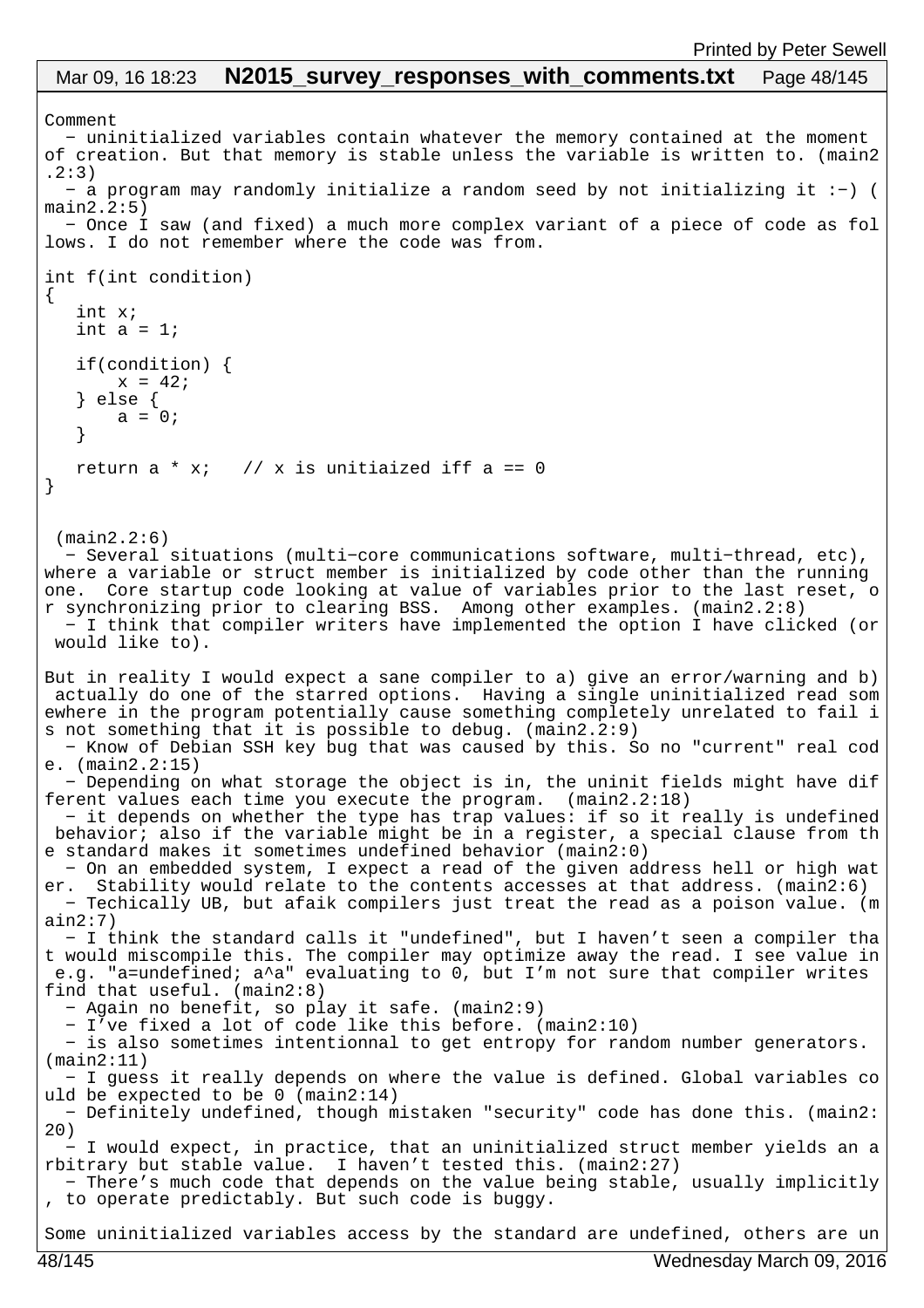Comment

- uninitialized variables contain whatever the memory contained at the moment of creation. But that memory is stable unless the variable is written to. (main2.2:3)
- a program may randomly initialize a random seed by not initializing it :-) (main2.2:5)
- Once I saw (and fixed) a much more complex variant of a piece of code as follows. I do not remember where the code was from.

```
int f(int condition)
{
   int x;
   int a = 1;

   if(condition) {
       x = 42;
   } else {
       a = 0;
   }

   return a * x;   // x is unitiaized iff a == 0
}
```

(main2.2:6)

- Several situations (multi-core communications software, multi-thread, etc), where a variable or struct member is initialized by code other than the running one. Core startup code looking at value of variables prior to the last reset, or synchronizing prior to clearing BSS. Among other examples. (main2.2:8)
- I think that compiler writers have implemented the option I have clicked (or would like to).

But in reality I would expect a sane compiler to a) give an error/warning and b) actually do one of the starred options. Having a single uninitialized read somewhere in the program potentially cause something completely unrelated to fail is not something that it is possible to debug. (main2.2:9)

- Know of Debian SSH key bug that was caused by this. So no "current" real code. (main2.2:15)
- Depending on what storage the object is in, the uninit fields might have different values each time you execute the program. (main2.2:18)
- it depends on whether the type has trap values: if so it really is undefined behavior; also if the variable might be in a register, a special clause from the standard makes it sometimes undefined behavior (main2:0)
- On an embedded system, I expect a read of the given address hell or high water. Stability would relate to the contents accesses at that address. (main2:6)
- Techically UB, but afaik compilers just treat the read as a poison value. (main2:7)
- I think the standard calls it "undefined", but I haven't seen a compiler that would miscompile this. The compiler may optimize away the read. I see value in e.g. "a=undefined; a^a" evaluating to 0, but I'm not sure that compiler writes find that useful. (main2:8)
- Again no benefit, so play it safe. (main2:9)
- I've fixed a lot of code like this before. (main2:10)
- is also sometimes intentionnal to get entropy for random number generators. (main2:11)
- I guess it really depends on where the value is defined. Global variables could be expected to be 0 (main2:14)
- Definitely undefined, though mistaken "security" code has done this. (main2:20)
- I would expect, in practice, that an uninitialized struct member yields an arbitrary but stable value. I haven't tested this. (main2:27)
- There's much code that depends on the value being stable, usually implicitly, to operate predictably. But such code is buggy.

Some uninitialized variables access by the standard are undefined, others are un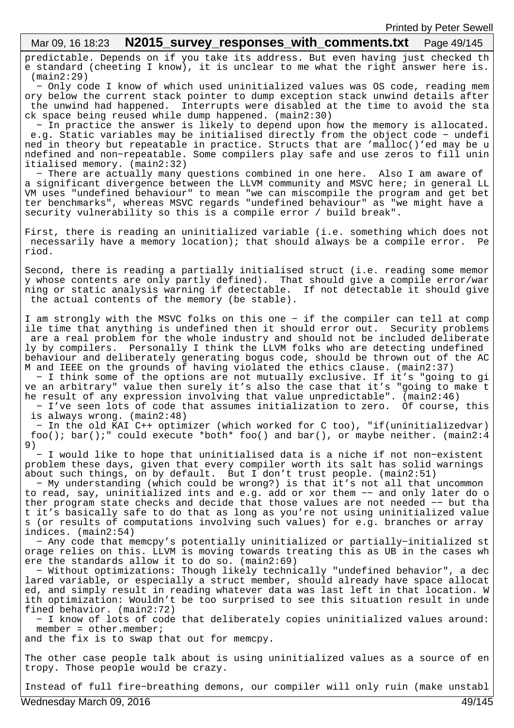predictable. Depends on if you take its address. But even having just checked the standard (cheeting I know), it is unclear to me what the right answer here is. (main2:29)

- Only code I know of which used uninitialized values was OS code, reading memory below the current stack pointer to dump exception stack unwind details after the unwind had happened. Interrupts were disabled at the time to avoid the stack space being reused while dump happened. (main2:30)
- In practice the answer is likely to depend upon how the memory is allocated. e.g. Static variables may be initialised directly from the object code – undefined in theory but repeatable in practice. Structs that are 'malloc()'ed may be undefined and non-repeatable. Some compilers play safe and use zeros to fill uninitialised memory. (main2:32)
- There are actually many questions combined in one here. Also I am aware of a significant divergence between the LLVM community and MSVC here; in general LLVM uses "undefined behaviour" to mean "we can miscompile the program and get better benchmarks", whereas MSVC regards "undefined behaviour" as "we might have a security vulnerability so this is a compile error / build break".

First, there is reading an uninitialized variable (i.e. something which does not necessarily have a memory location); that should always be a compile error. Period.

Second, there is reading a partially initialised struct (i.e. reading some memory whose contents are only partly defined). That should give a compile error/warning or static analysis warning if detectable. If not detectable it should give the actual contents of the memory (be stable).

I am strongly with the MSVC folks on this one – if the compiler can tell at compile time that anything is undefined then it should error out. Security problems are a real problem for the whole industry and should not be included deliberately by compilers. Personally I think the LLVM folks who are detecting undefined behaviour and deliberately generating bogus code, should be thrown out of the ACM and IEEE on the grounds of having violated the ethics clause. (main2:37)

- I think some of the options are not mutually exclusive. If it's "going to give an arbitrary" value then surely it's also the case that it's "going to make the result of any expression involving that value unpredictable". (main2:46)
- I've seen lots of code that assumes initialization to zero. Of course, this is always wrong. (main2:48)
- In the old KAI C++ optimizer (which worked for C too), "if(uninitializedvar) foo(); bar();" could execute *both* foo() and bar(), or maybe neither. (main2:49)
- I would like to hope that uninitialised data is a niche if not non-existent problem these days, given that every compiler worth its salt has solid warnings about such things, on by default. But I don't trust people. (main2:51)
- My understanding (which could be wrong?) is that it's not all that uncommon to read, say, uninitialized ints and e.g. add or xor them -- and only later do other program state checks and decide that those values are not needed -- but that it's basically safe to do that as long as you're not using uninitialized values (or results of computations involving such values) for e.g. branches or array indices. (main2:54)
- Any code that memcpy's potentially uninitialized or partially-initialized storage relies on this. LLVM is moving towards treating this as UB in the cases where the standards allow it to do so. (main2:69)
- Without optimizations: Though likely technically "undefined behavior", a declared variable, or especially a struct member, should already have space allocated, and simply result in reading whatever data was last left in that location. With optimization: Wouldn't be too surprised to see this situation result in undefined behavior. (main2:72)
- I know of lots of code that deliberately copies uninitialized values around:

```
member = other.member;
```

and the fix is to swap that out for memcpy.

The other case people talk about is using uninitialized values as a source of entropy. Those people would be crazy.

Instead of full fire-breathing demons, our compiler will only ruin (make unstabl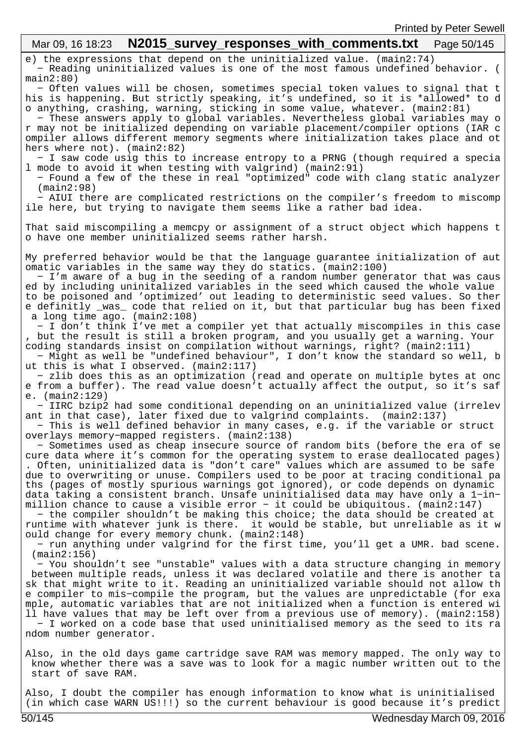e) the expressions that depend on the uninitialized value. (main2:74)

- Reading uninitialized values is one of the most famous undefined behavior. (main2:80)
- Often values will be chosen, sometimes special token values to signal that this is happening. But strictly speaking, it's undefined, so it is *allowed* to do anything, crashing, warning, sticking in some value, whatever. (main2:81)
- These answers apply to global variables. Nevertheless global variables may or may not be initialized depending on variable placement/compiler options (IAR compiler allows different memory segments where initialization takes place and others where not). (main2:82)
- I saw code usig this to increase entropy to a PRNG (though required a special mode to avoid it when testing with valgrind) (main2:91)
- Found a few of the these in real "optimized" code with clang static analyzer (main2:98)
- AIUI there are complicated restrictions on the compiler's freedom to miscompile here, but trying to navigate them seems like a rather bad idea.

That said miscompiling a memcpy or assignment of a struct object which happens to have one member uninitialized seems rather harsh.

My preferred behavior would be that the language guarantee initialization of automatic variables in the same way they do statics. (main2:100)

- I'm aware of a bug in the seeding of a random number generator that was caused by including uninitalized variables in the seed which caused the whole value to be poisoned and 'optimized' out leading to deterministic seed values. So there definitly _was_ code that relied on it, but that particular bug has been fixed a long time ago. (main2:108)
- I don't think I've met a compiler yet that actually miscompiles in this case, but the result is still a broken program, and you usually get a warning. Your coding standards insist on compilation without warnings, right? (main2:111)
- Might as well be "undefined behaviour", I don't know the standard so well, but this is what I observed. (main2:117)
- zlib does this as an optimization (read and operate on multiple bytes at once from a buffer). The read value doesn't actually affect the output, so it's safe. (main2:129)
- IIRC bzip2 had some conditional depending on an uninitialized value (irrelevant in that case), later fixed due to valgrind complaints. (main2:137)
- This is well defined behavior in many cases, e.g. if the variable or struct overlays memory-mapped registers. (main2:138)
- Sometimes used as cheap insecure source of random bits (before the era of secure data where it's common for the operating system to erase deallocated pages). Often, uninitialized data is "don't care" values which are assumed to be safe due to overwriting or unuse. Compilers used to be poor at tracing conditional paths (pages of mostly spurious warnings got ignored), or code depends on dynamic data taking a consistent branch. Unsafe uninitialised data may have only a 1-in-million chance to cause a visible error - it could be ubiquitous. (main2:147)
- the compiler shouldn't be making this choice; the data should be created at runtime with whatever junk is there. it would be stable, but unreliable as it would change for every memory chunk. (main2:148)
- run anything under valgrind for the first time, you'll get a UMR. bad scene. (main2:156)
- You shouldn't see "unstable" values with a data structure changing in memory between multiple reads, unless it was declared volatile and there is another task that might write to it. Reading an uninitialized variable should not allow the compiler to mis-compile the program, but the values are unpredictable (for example, automatic variables that are not initialized when a function is entered will have values that may be left over from a previous use of memory). (main2:158)
- I worked on a code base that used uninitialised memory as the seed to its random number generator.

Also, in the old days game cartridge save RAM was memory mapped. The only way to know whether there was a save was to look for a magic number written out to the start of save RAM.

Also, I doubt the compiler has enough information to know what is uninitialised (in which case WARN US!!!) so the current behaviour is good because it's predict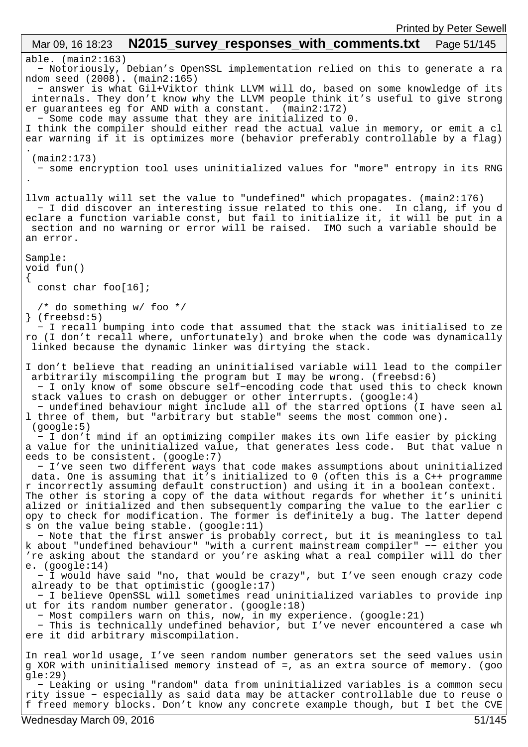able. (main2:163)

- Notoriously, Debian's OpenSSL implementation relied on this to generate a random seed (2008). (main2:165)
- answer is what Gil+Viktor think LLVM will do, based on some knowledge of its internals. They don't know why the LLVM people think it's useful to give stronger guarantees eg for AND with a constant. (main2:172)
- Some code may assume that they are initialized to 0.

I think the compiler should either read the actual value in memory, or emit a clear warning if it is optimizes more (behavior preferably controllable by a flag).
(main2:173)

- some encryption tool uses uninitialized values for "more" entropy in its RNG.

llvm actually will set the value to "undefined" which propagates. (main2:176)

- I did discover an interesting issue related to this one. In clang, if you declare a function variable const, but fail to initialize it, it will be put in a section and no warning or error will be raised. IMO such a variable should be an error.

Sample:

```
void fun()
{
  const char foo[16];

  /* do something w/ foo */
} (freebsd:5)
```

- I recall bumping into code that assumed that the stack was initialised to zero (I don't recall where, unfortunately) and broke when the code was dynamically linked because the dynamic linker was dirtying the stack.

I don't believe that reading an uninitialised variable will lead to the compiler arbitrarily miscompiling the program but I may be wrong. (freebsd:6)

- I only know of some obscure self-encoding code that used this to check known stack values to crash on debugger or other interrupts. (google:4)
- undefined behaviour might include all of the starred options (I have seen all three of them, but "arbitrary but stable" seems the most common one).
(google:5)
- I don't mind if an optimizing compiler makes its own life easier by picking a value for the uninitialized value, that generates less code. But that value needs to be consistent. (google:7)
- I've seen two different ways that code makes assumptions about uninitialized data. One is assuming that it's initialized to 0 (often this is a C++ programmer incorrectly assuming default construction) and using it in a boolean context. The other is storing a copy of the data without regards for whether it's uninitialized or initialized and then subsequently comparing the value to the earlier copy to check for modification. The former is definitely a bug. The latter depends on the value being stable. (google:11)
- Note that the first answer is probably correct, but it is meaningless to talk about "undefined behaviour" "with a current mainstream compiler" -- either you're asking about the standard or you're asking what a real compiler will do there. (google:14)
- I would have said "no, that would be crazy", but I've seen enough crazy code already to be that optimistic (google:17)
- I believe OpenSSL will sometimes read uninitialized variables to provide input for its random number generator. (google:18)
- Most compilers warn on this, now, in my experience. (google:21)
- This is technically undefined behavior, but I've never encountered a case where it did arbitrary miscompilation.

In real world usage, I've seen random number generators set the seed values using XOR with uninitialised memory instead of =, as an extra source of memory. (google:29)

- Leaking or using "random" data from uninitialized variables is a common security issue - especially as said data may be attacker controllable due to reuse of freed memory blocks. Don't know any concrete example though, but I bet the CVE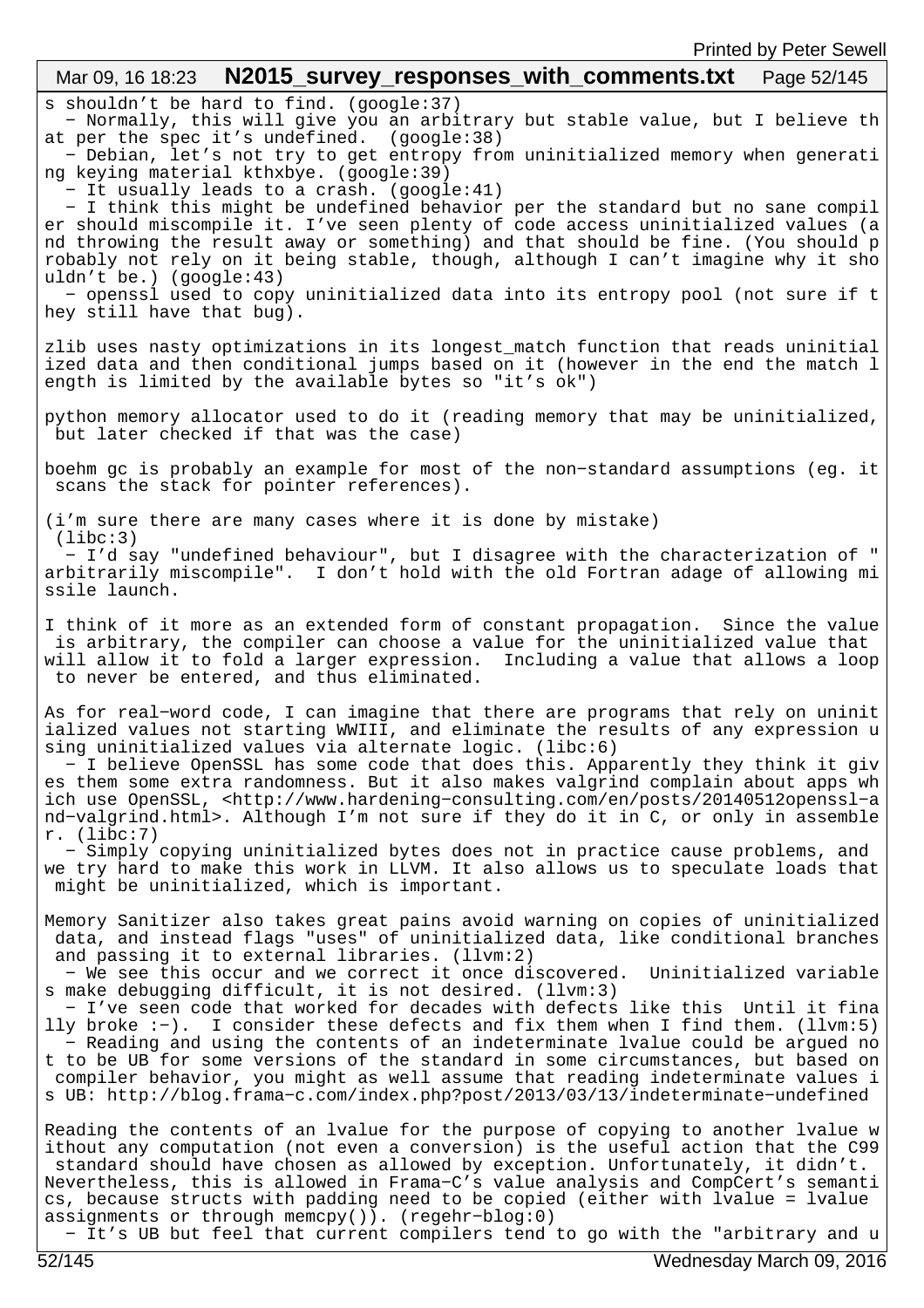s shouldn't be hard to find. (google:37)
  − Normally, this will give you an arbitrary but stable value, but I believe that per the spec it's undefined.  (google:38)
  − Debian, let's not try to get entropy from uninitialized memory when generating keying material kthxbye. (google:39)
  − It usually leads to a crash. (google:41)
  − I think this might be undefined behavior per the standard but no sane compiler should miscompile it. I've seen plenty of code access uninitialized values (and throwing the result away or something) and that should be fine. (You should probably not rely on it being stable, though, although I can't imagine why it shouldn't be.) (google:43)
  − openssl used to copy uninitialized data into its entropy pool (not sure if they still have that bug).

zlib uses nasty optimizations in its longest_match function that reads uninitialized data and then conditional jumps based on it (however in the end the match length is limited by the available bytes so "it's ok")

python memory allocator used to do it (reading memory that may be uninitialized, but later checked if that was the case)

boehm gc is probably an example for most of the non−standard assumptions (eg. it scans the stack for pointer references).

(i'm sure there are many cases where it is done by mistake)
 (libc:3)
  − I'd say "undefined behaviour", but I disagree with the characterization of "arbitrarily miscompile".  I don't hold with the old Fortran adage of allowing missile launch.

I think of it more as an extended form of constant propagation.  Since the value is arbitrary, the compiler can choose a value for the uninitialized value that will allow it to fold a larger expression.  Including a value that allows a loop to never be entered, and thus eliminated.

As for real−word code, I can imagine that there are programs that rely on uninitialized values not starting WWIII, and eliminate the results of any expression using uninitialized values via alternate logic. (libc:6)
  − I believe OpenSSL has some code that does this. Apparently they think it gives them some extra randomness. But it also makes valgrind complain about apps which use OpenSSL, <http://www.hardening−consulting.com/en/posts/20140512openssl−and−valgrind.html>. Although I'm not sure if they do it in C, or only in assembler. (libc:7)
  − Simply copying uninitialized bytes does not in practice cause problems, and we try hard to make this work in LLVM. It also allows us to speculate loads that might be uninitialized, which is important.

Memory Sanitizer also takes great pains avoid warning on copies of uninitialized data, and instead flags "uses" of uninitialized data, like conditional branches and passing it to external libraries. (llvm:2)
  − We see this occur and we correct it once discovered.  Uninitialized variables make debugging difficult, it is not desired. (llvm:3)
  − I've seen code that worked for decades with defects like this  Until it finally broke :−).  I consider these defects and fix them when I find them. (llvm:5)
  − Reading and using the contents of an indeterminate lvalue could be argued not to be UB for some versions of the standard in some circumstances, but based on compiler behavior, you might as well assume that reading indeterminate values is UB: http://blog.frama−c.com/index.php?post/2013/03/13/indeterminate−undefined

Reading the contents of an lvalue for the purpose of copying to another lvalue without any computation (not even a conversion) is the useful action that the C99 standard should have chosen as allowed by exception. Unfortunately, it didn't. Nevertheless, this is allowed in Frama−C's value analysis and CompCert's semantics, because structs with padding need to be copied (either with lvalue = lvalue assignments or through memcpy()). (regehr−blog:0)
  − It's UB but feel that current compilers tend to go with the "arbitrary and u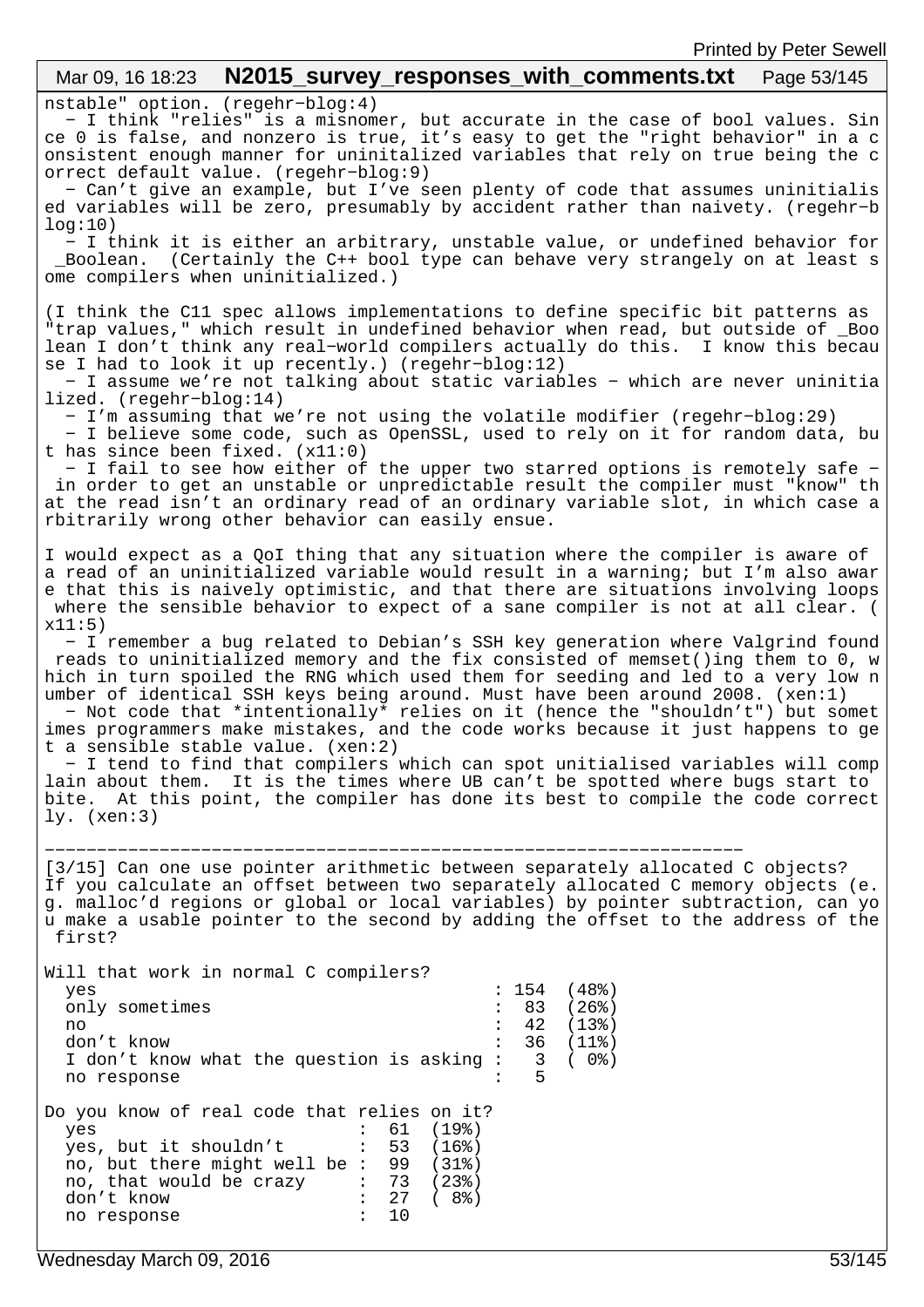nstable" option. (regehr-blog:4)

  - I think "relies" is a misnomer, but accurate in the case of bool values. Since 0 is false, and nonzero is true, it's easy to get the "right behavior" in a consistent enough manner for uninitalized variables that rely on true being the correct default value. (regehr-blog:9)

  - Can't give an example, but I've seen plenty of code that assumes uninitialised variables will be zero, presumably by accident rather than naivety. (regehr-blog:10)

  - I think it is either an arbitrary, unstable value, or undefined behavior for _Boolean.  (Certainly the C++ bool type can behave very strangely on at least some compilers when uninitialized.)

(I think the C11 spec allows implementations to define specific bit patterns as "trap values," which result in undefined behavior when read, but outside of _Boolean I don't think any real-world compilers actually do this.  I know this because I had to look it up recently.) (regehr-blog:12)

  - I assume we're not talking about static variables - which are never uninitialized. (regehr-blog:14)

  - I'm assuming that we're not using the volatile modifier (regehr-blog:29)

  - I believe some code, such as OpenSSL, used to rely on it for random data, but has since been fixed. (x11:0)

  - I fail to see how either of the upper two starred options is remotely safe - in order to get an unstable or unpredictable result the compiler must "know" that the read isn't an ordinary read of an ordinary variable slot, in which case arbitrarily wrong other behavior can easily ensue.

I would expect as a QoI thing that any situation where the compiler is aware of a read of an uninitialized variable would result in a warning; but I'm also aware that this is naively optimistic, and that there are situations involving loops where the sensible behavior to expect of a sane compiler is not at all clear. (x11:5)

  - I remember a bug related to Debian's SSH key generation where Valgrind found reads to uninitialized memory and the fix consisted of memset()ing them to 0, which in turn spoiled the RNG which used them for seeding and led to a very low number of identical SSH keys being around. Must have been around 2008. (xen:1)

  - Not code that *intentionally* relies on it (hence the "shouldn't") but sometimes programmers make mistakes, and the code works because it just happens to get a sensible stable value. (xen:2)

  - I tend to find that compilers which can spot unitialised variables will complain about them.  It is the times where UB can't be spotted where bugs start to bite.  At this point, the compiler has done its best to compile the code correctly. (xen:3)

---

[3/15] Can one use pointer arithmetic between separately allocated C objects?
If you calculate an offset between two separately allocated C memory objects (e.g. malloc'd regions or global or local variables) by pointer subtraction, can you make a usable pointer to the second by adding the offset to the address of the first?

Will that work in normal C compilers?

```
  yes                                      : 154  (48%)
  only sometimes                           :  83  (26%)
  no                                       :  42  (13%)
  don't know                               :  36  (11%)
  I don't know what the question is asking :   3  ( 0%)
  no response                              :   5
```

Do you know of real code that relies on it?

```
  yes                         :  61  (19%)
  yes, but it shouldn't       :  53  (16%)
  no, but there might well be :  99  (31%)
  no, that would be crazy     :  73  (23%)
  don't know                  :  27  ( 8%)
  no response                 :  10
```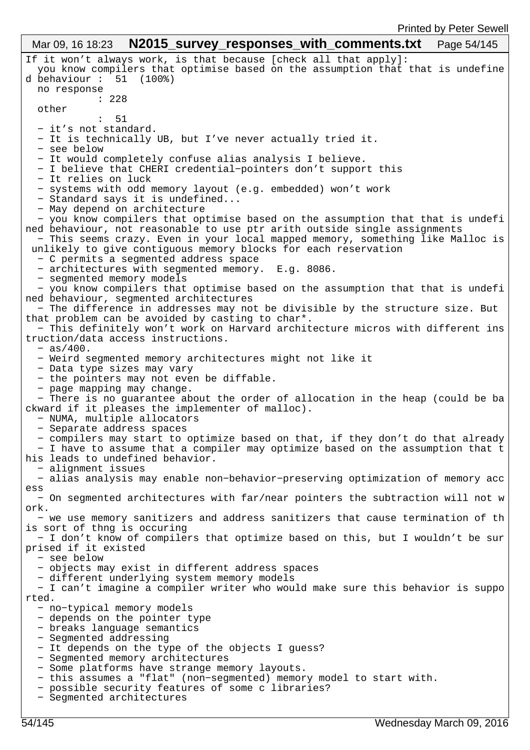If it won't always work, is that because [check all that apply]:
  you know compilers that optimise based on the assumption that that is undefined behaviour :  51  (100%)
  no response
           : 228
  other
           :  51
  - it's not standard.
  - It is technically UB, but I've never actually tried it.
  - see below
  - It would completely confuse alias analysis I believe.
  - I believe that CHERI credential-pointers don't support this
  - It relies on luck
  - systems with odd memory layout (e.g. embedded) won't work
  - Standard says it is undefined...
  - May depend on architecture
  - you know compilers that optimise based on the assumption that that is undefined behaviour, not reasonable to use ptr arith outside single assignments
  - This seems crazy. Even in your local mapped memory, something like Malloc is unlikely to give contiguous memory blocks for each reservation
  - C permits a segmented address space
  - architectures with segmented memory.  E.g. 8086.
  - segmented memory models
  - you know compilers that optimise based on the assumption that that is undefined behaviour, segmented architectures
  - The difference in addresses may not be divisible by the structure size. But that problem can be avoided by casting to char*.
  - This definitely won't work on Harvard architecture micros with different instruction/data access instructions.
  - as/400.
  - Weird segmented memory architectures might not like it
  - Data type sizes may vary
  - the pointers may not even be diffable.
  - page mapping may change.
  - There is no guarantee about the order of allocation in the heap (could be backward if it pleases the implementer of malloc).
  - NUMA, multiple allocators
  - Separate address spaces
  - compilers may start to optimize based on that, if they don't do that already
  - I have to assume that a compiler may optimize based on the assumption that this leads to undefined behavior.
  - alignment issues
  - alias analysis may enable non-behavior-preserving optimization of memory access
  - On segmented architectures with far/near pointers the subtraction will not work.
  - we use memory sanitizers and address sanitizers that cause termination of this sort of thng is occuring
  - I don't know of compilers that optimize based on this, but I wouldn't be surprised if it existed
  - see below
  - objects may exist in different address spaces
  - different underlying system memory models
  - I can't imagine a compiler writer who would make sure this behavior is supported.
  - no-typical memory models
  - depends on the pointer type
  - breaks language semantics
  - Segmented addressing
  - It depends on the type of the objects I guess?
  - Segmented memory architectures
  - Some platforms have strange memory layouts.
  - this assumes a "flat" (non-segmented) memory model to start with.
  - possible security features of some c libraries?
  - Segmented architectures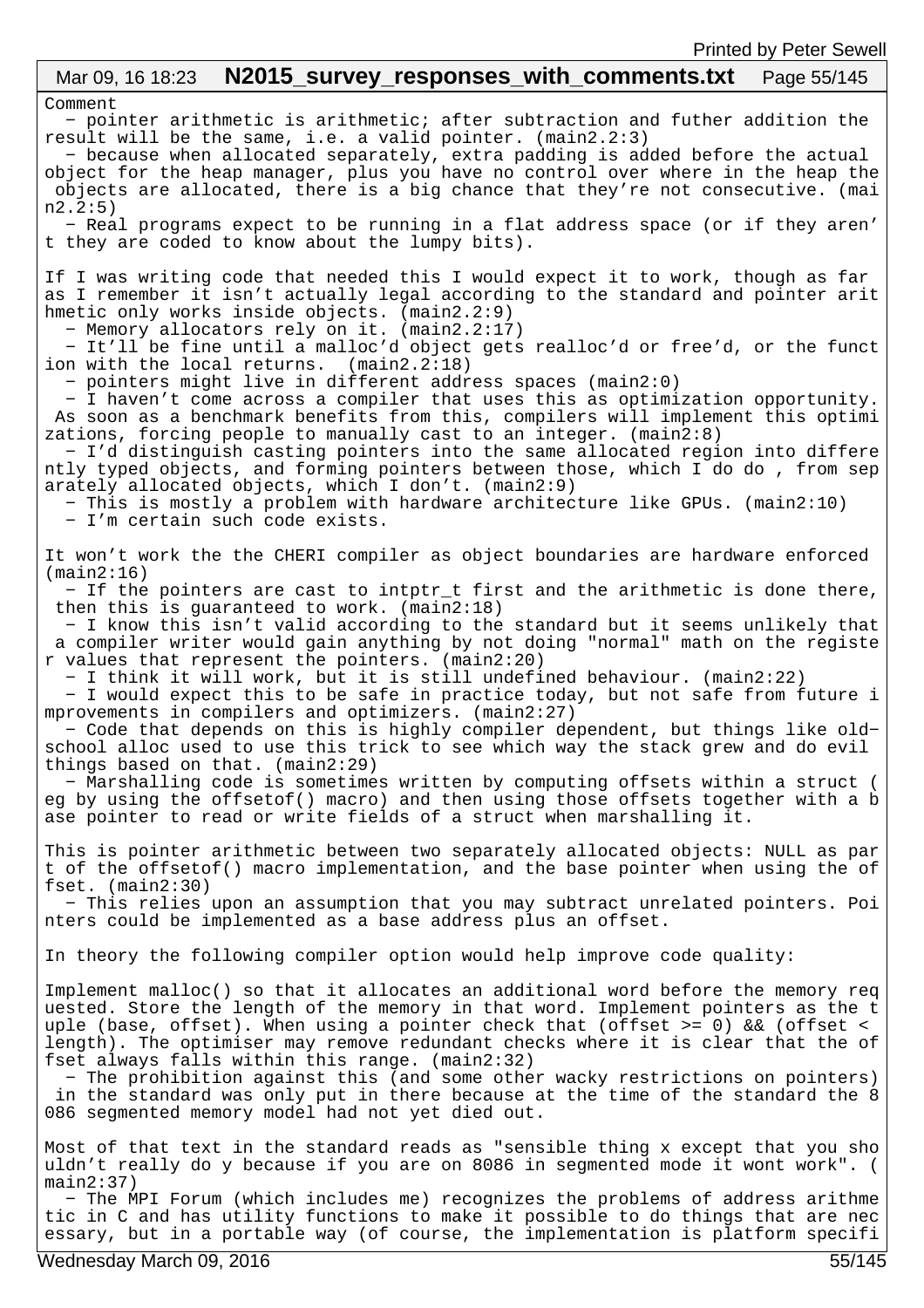Comment

- pointer arithmetic is arithmetic; after subtraction and futher addition the result will be the same, i.e. a valid pointer. (main2.2:3)
- because when allocated separately, extra padding is added before the actual object for the heap manager, plus you have no control over where in the heap the objects are allocated, there is a big chance that they're not consecutive. (main2.2:5)
- Real programs expect to be running in a flat address space (or if they aren't they are coded to know about the lumpy bits).

If I was writing code that needed this I would expect it to work, though as far as I remember it isn't actually legal according to the standard and pointer arithmetic only works inside objects. (main2.2:9)

- Memory allocators rely on it. (main2.2:17)
- It'll be fine until a malloc'd object gets realloc'd or free'd, or the function with the local returns. (main2.2:18)
- pointers might live in different address spaces (main2:0)
- I haven't come across a compiler that uses this as optimization opportunity. As soon as a benchmark benefits from this, compilers will implement this optimizations, forcing people to manually cast to an integer. (main2:8)
- I'd distinguish casting pointers into the same allocated region into differently typed objects, and forming pointers between those, which I do do , from separately allocated objects, which I don't. (main2:9)
- This is mostly a problem with hardware architecture like GPUs. (main2:10)
- I'm certain such code exists.

It won't work the the CHERI compiler as object boundaries are hardware enforced (main2:16)

- If the pointers are cast to intptr_t first and the arithmetic is done there, then this is guaranteed to work. (main2:18)
- I know this isn't valid according to the standard but it seems unlikely that a compiler writer would gain anything by not doing "normal" math on the register values that represent the pointers. (main2:20)
- I think it will work, but it is still undefined behaviour. (main2:22)
- I would expect this to be safe in practice today, but not safe from future improvements in compilers and optimizers. (main2:27)
- Code that depends on this is highly compiler dependent, but things like old-school alloc used to use this trick to see which way the stack grew and do evil things based on that. (main2:29)
- Marshalling code is sometimes written by computing offsets within a struct (eg by using the offsetof() macro) and then using those offsets together with a base pointer to read or write fields of a struct when marshalling it.

This is pointer arithmetic between two separately allocated objects: NULL as part of the offsetof() macro implementation, and the base pointer when using the offset. (main2:30)

- This relies upon an assumption that you may subtract unrelated pointers. Pointers could be implemented as a base address plus an offset.

In theory the following compiler option would help improve code quality:

Implement malloc() so that it allocates an additional word before the memory requested. Store the length of the memory in that word. Implement pointers as the tuple (base, offset). When using a pointer check that (offset >= 0) && (offset < length). The optimiser may remove redundant checks where it is clear that the offset always falls within this range. (main2:32)

- The prohibition against this (and some other wacky restrictions on pointers) in the standard was only put in there because at the time of the standard the 8086 segmented memory model had not yet died out.

Most of that text in the standard reads as "sensible thing x except that you shouldn't really do y because if you are on 8086 in segmented mode it wont work". (main2:37)

- The MPI Forum (which includes me) recognizes the problems of address arithmetic in C and has utility functions to make it possible to do things that are necessary, but in a portable way (of course, the implementation is platform specifi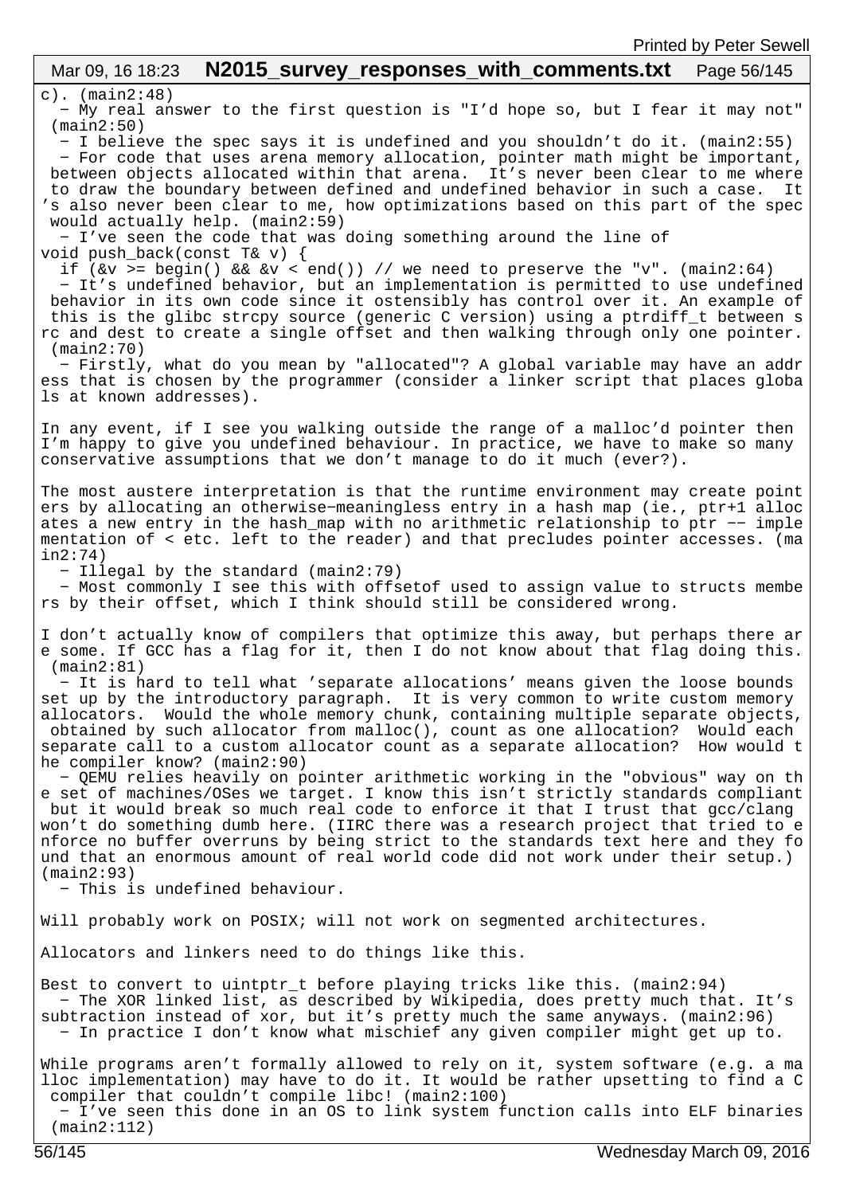c). (main2:48)

- My real answer to the first question is "I'd hope so, but I fear it may not" (main2:50)
- I believe the spec says it is undefined and you shouldn't do it. (main2:55)
- For code that uses arena memory allocation, pointer math might be important, between objects allocated within that arena. It's never been clear to me where to draw the boundary between defined and undefined behavior in such a case. It's also never been clear to me, how optimizations based on this part of the spec would actually help. (main2:59)
- I've seen the code that was doing something around the line of

```
void push_back(const T& v) {
  if (&v >= begin() && &v < end()) // we need to preserve the "v". (main2:64)
```

- It's undefined behavior, but an implementation is permitted to use undefined behavior in its own code since it ostensibly has control over it. An example of this is the glibc strcpy source (generic C version) using a ptrdiff_t between src and dest to create a single offset and then walking through only one pointer. (main2:70)
- Firstly, what do you mean by "allocated"? A global variable may have an address that is chosen by the programmer (consider a linker script that places globals at known addresses).

In any event, if I see you walking outside the range of a malloc'd pointer then I'm happy to give you undefined behaviour. In practice, we have to make so many conservative assumptions that we don't manage to do it much (ever?).

The most austere interpretation is that the runtime environment may create pointers by allocating an otherwise-meaningless entry in a hash map (ie., ptr+1 allocates a new entry in the hash_map with no arithmetic relationship to ptr -- implementation of < etc. left to the reader) and that precludes pointer accesses. (main2:74)

- Illegal by the standard (main2:79)
- Most commonly I see this with offsetof used to assign value to structs members by their offset, which I think should still be considered wrong.

I don't actually know of compilers that optimize this away, but perhaps there are some. If GCC has a flag for it, then I do not know about that flag doing this. (main2:81)

- It is hard to tell what 'separate allocations' means given the loose bounds set up by the introductory paragraph. It is very common to write custom memory allocators. Would the whole memory chunk, containing multiple separate objects, obtained by such allocator from malloc(), count as one allocation? Would each separate call to a custom allocator count as a separate allocation? How would the compiler know? (main2:90)
- QEMU relies heavily on pointer arithmetic working in the "obvious" way on the set of machines/OSes we target. I know this isn't strictly standards compliant but it would break so much real code to enforce it that I trust that gcc/clang won't do something dumb here. (IIRC there was a research project that tried to enforce no buffer overruns by being strict to the standards text here and they found that an enormous amount of real world code did not work under their setup.) (main2:93)
- This is undefined behaviour.

Will probably work on POSIX; will not work on segmented architectures.

Allocators and linkers need to do things like this.

Best to convert to uintptr_t before playing tricks like this. (main2:94)

- The XOR linked list, as described by Wikipedia, does pretty much that. It's subtraction instead of xor, but it's pretty much the same anyways. (main2:96)
- In practice I don't know what mischief any given compiler might get up to.

While programs aren't formally allowed to rely on it, system software (e.g. a malloc implementation) may have to do it. It would be rather upsetting to find a C compiler that couldn't compile libc! (main2:100)

- I've seen this done in an OS to link system function calls into ELF binaries (main2:112)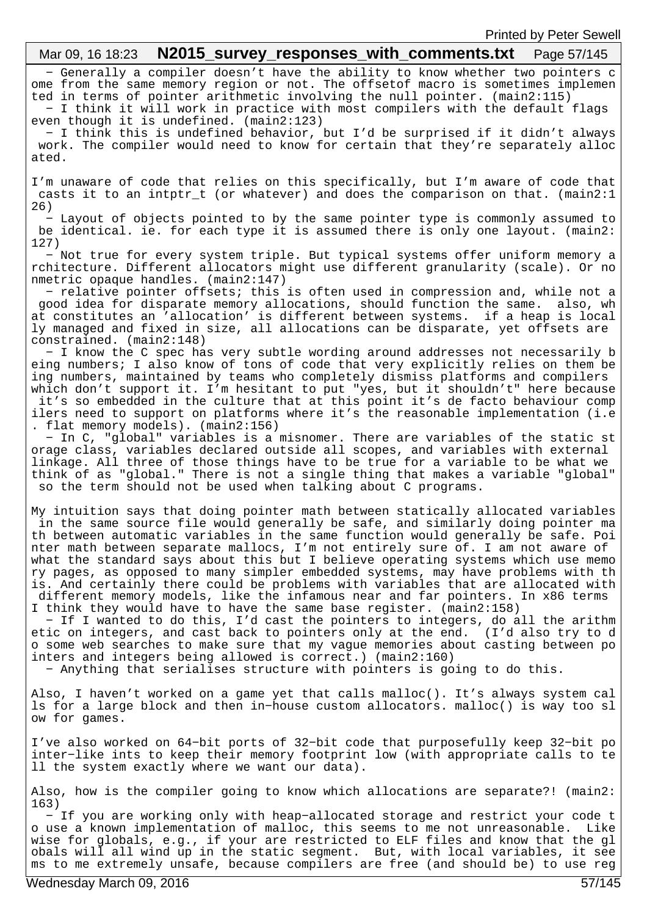- Generally a compiler doesn't have the ability to know whether two pointers come from the same memory region or not. The offsetof macro is sometimes implemented in terms of pointer arithmetic involving the null pointer. (main2:115)
- I think it will work in practice with most compilers with the default flags even though it is undefined. (main2:123)
- I think this is undefined behavior, but I'd be surprised if it didn't always work. The compiler would need to know for certain that they're separately allocated.

I'm unaware of code that relies on this specifically, but I'm aware of code that casts it to an intptr_t (or whatever) and does the comparison on that. (main2:126)
- Layout of objects pointed to by the same pointer type is commonly assumed to be identical. ie. for each type it is assumed there is only one layout. (main2:127)
- Not true for every system triple. But typical systems offer uniform memory architecture. Different allocators might use different granularity (scale). Or nonmetric opaque handles. (main2:147)
- relative pointer offsets; this is often used in compression and, while not a good idea for disparate memory allocations, should function the same. also, what constitutes an 'allocation' is different between systems. if a heap is locally managed and fixed in size, all allocations can be disparate, yet offsets are constrained. (main2:148)
- I know the C spec has very subtle wording around addresses not necessarily being numbers; I also know of tons of code that very explicitly relies on them being numbers, maintained by teams who completely dismiss platforms and compilers which don't support it. I'm hesitant to put "yes, but it shouldn't" here because it's so embedded in the culture that at this point it's de facto behaviour compilers need to support on platforms where it's the reasonable implementation (i.e. flat memory models). (main2:156)
- In C, "global" variables is a misnomer. There are variables of the static storage class, variables declared outside all scopes, and variables with external linkage. All three of those things have to be true for a variable to be what we think of as "global." There is not a single thing that makes a variable "global" so the term should not be used when talking about C programs.

My intuition says that doing pointer math between statically allocated variables in the same source file would generally be safe, and similarly doing pointer math between automatic variables in the same function would generally be safe. Pointer math between separate mallocs, I'm not entirely sure of. I am not aware of what the standard says about this but I believe operating systems which use memory pages, as opposed to many simpler embedded systems, may have problems with this. And certainly there could be problems with variables that are allocated with different memory models, like the infamous near and far pointers. In x86 terms I think they would have to have the same base register. (main2:158)
- If I wanted to do this, I'd cast the pointers to integers, do all the arithmetic on integers, and cast back to pointers only at the end. (I'd also try to do some web searches to make sure that my vague memories about casting between pointers and integers being allowed is correct.) (main2:160)
- Anything that serialises structure with pointers is going to do this.

Also, I haven't worked on a game yet that calls malloc(). It's always system calls for a large block and then in-house custom allocators. malloc() is way too slow for games.

I've also worked on 64-bit ports of 32-bit code that purposefully keep 32-bit pointer-like ints to keep their memory footprint low (with appropriate calls to tell the system exactly where we want our data).

Also, how is the compiler going to know which allocations are separate?! (main2:163)
- If you are working only with heap-allocated storage and restrict your code to use a known implementation of malloc, this seems to me not unreasonable. Likewise for globals, e.g., if your are restricted to ELF files and know that the globals will all wind up in the static segment. But, with local variables, it seems to me extremely unsafe, because compilers are free (and should be) to use reg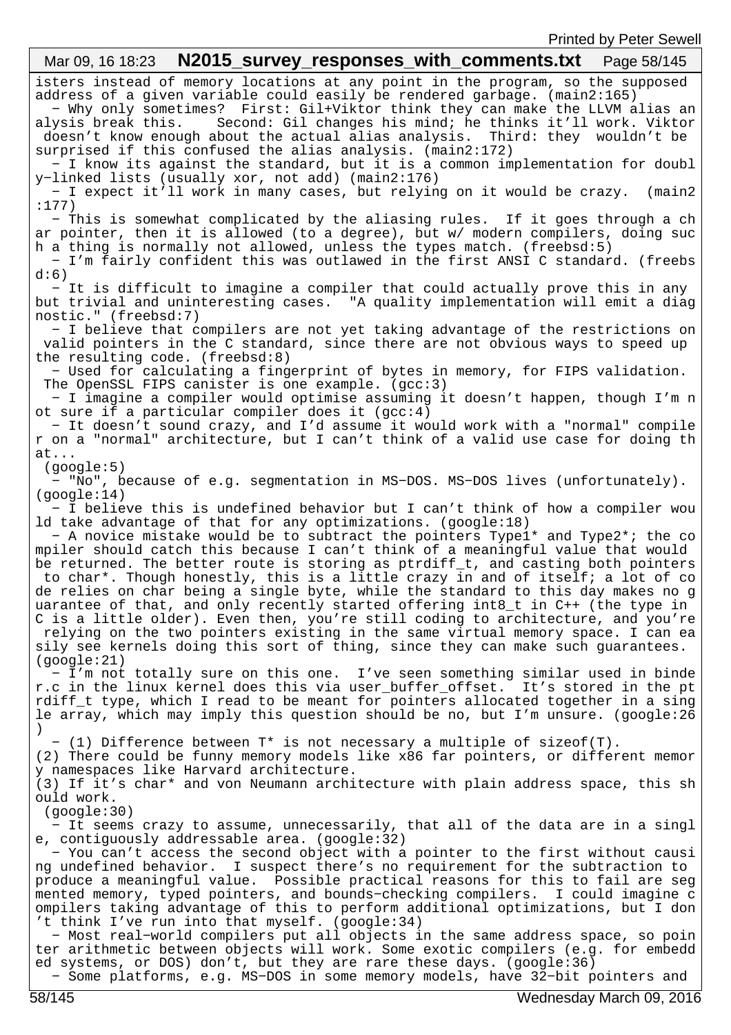isters instead of memory locations at any point in the program, so the supposed address of a given variable could easily be rendered garbage. (main2:165)

- Why only sometimes? First: Gil+Viktor think they can make the LLVM alias analysis break this. Second: Gil changes his mind; he thinks it'll work. Viktor doesn't know enough about the actual alias analysis. Third: they wouldn't be surprised if this confused the alias analysis. (main2:172)
- I know its against the standard, but it is a common implementation for doubly-linked lists (usually xor, not add) (main2:176)
- I expect it'll work in many cases, but relying on it would be crazy. (main2:177)
- This is somewhat complicated by the aliasing rules. If it goes through a char pointer, then it is allowed (to a degree), but w/ modern compilers, doing such a thing is normally not allowed, unless the types match. (freebsd:5)
- I'm fairly confident this was outlawed in the first ANSI C standard. (freebsd:6)
- It is difficult to imagine a compiler that could actually prove this in any but trivial and uninteresting cases. "A quality implementation will emit a diagnostic." (freebsd:7)
- I believe that compilers are not yet taking advantage of the restrictions on valid pointers in the C standard, since there are not obvious ways to speed up the resulting code. (freebsd:8)
- Used for calculating a fingerprint of bytes in memory, for FIPS validation. The OpenSSL FIPS canister is one example. (gcc:3)
- I imagine a compiler would optimise assuming it doesn't happen, though I'm not sure if a particular compiler does it (gcc:4)
- It doesn't sound crazy, and I'd assume it would work with a "normal" compiler on a "normal" architecture, but I can't think of a valid use case for doing that...
 (google:5)
- "No", because of e.g. segmentation in MS-DOS. MS-DOS lives (unfortunately). (google:14)
- I believe this is undefined behavior but I can't think of how a compiler would take advantage of that for any optimizations. (google:18)
- A novice mistake would be to subtract the pointers Type1* and Type2*; the compiler should catch this because I can't think of a meaningful value that would be returned. The better route is storing as ptrdiff_t, and casting both pointers to char*. Though honestly, this is a little crazy in and of itself; a lot of code relies on char being a single byte, while the standard to this day makes no guarantee of that, and only recently started offering int8_t in C++ (the type in C is a little older). Even then, you're still coding to architecture, and you're relying on the two pointers existing in the same virtual memory space. I can easily see kernels doing this sort of thing, since they can make such guarantees. (google:21)
- I'm not totally sure on this one. I've seen something similar used in binder.c in the linux kernel does this via user_buffer_offset. It's stored in the ptrdiff_t type, which I read to be meant for pointers allocated together in a single array, which may imply this question should be no, but I'm unsure. (google:26)
- (1) Difference between T* is not necessary a multiple of sizeof(T).
(2) There could be funny memory models like x86 far pointers, or different memory namespaces like Harvard architecture.
(3) If it's char* and von Neumann architecture with plain address space, this should work.
 (google:30)
- It seems crazy to assume, unnecessarily, that all of the data are in a single, contiguously addressable area. (google:32)
- You can't access the second object with a pointer to the first without causing undefined behavior. I suspect there's no requirement for the subtraction to produce a meaningful value. Possible practical reasons for this to fail are segmented memory, typed pointers, and bounds-checking compilers. I could imagine compilers taking advantage of this to perform additional optimizations, but I don't think I've run into that myself. (google:34)
- Most real-world compilers put all objects in the same address space, so pointer arithmetic between objects will work. Some exotic compilers (e.g. for embedded systems, or DOS) don't, but they are rare these days. (google:36)
- Some platforms, e.g. MS-DOS in some memory models, have 32-bit pointers and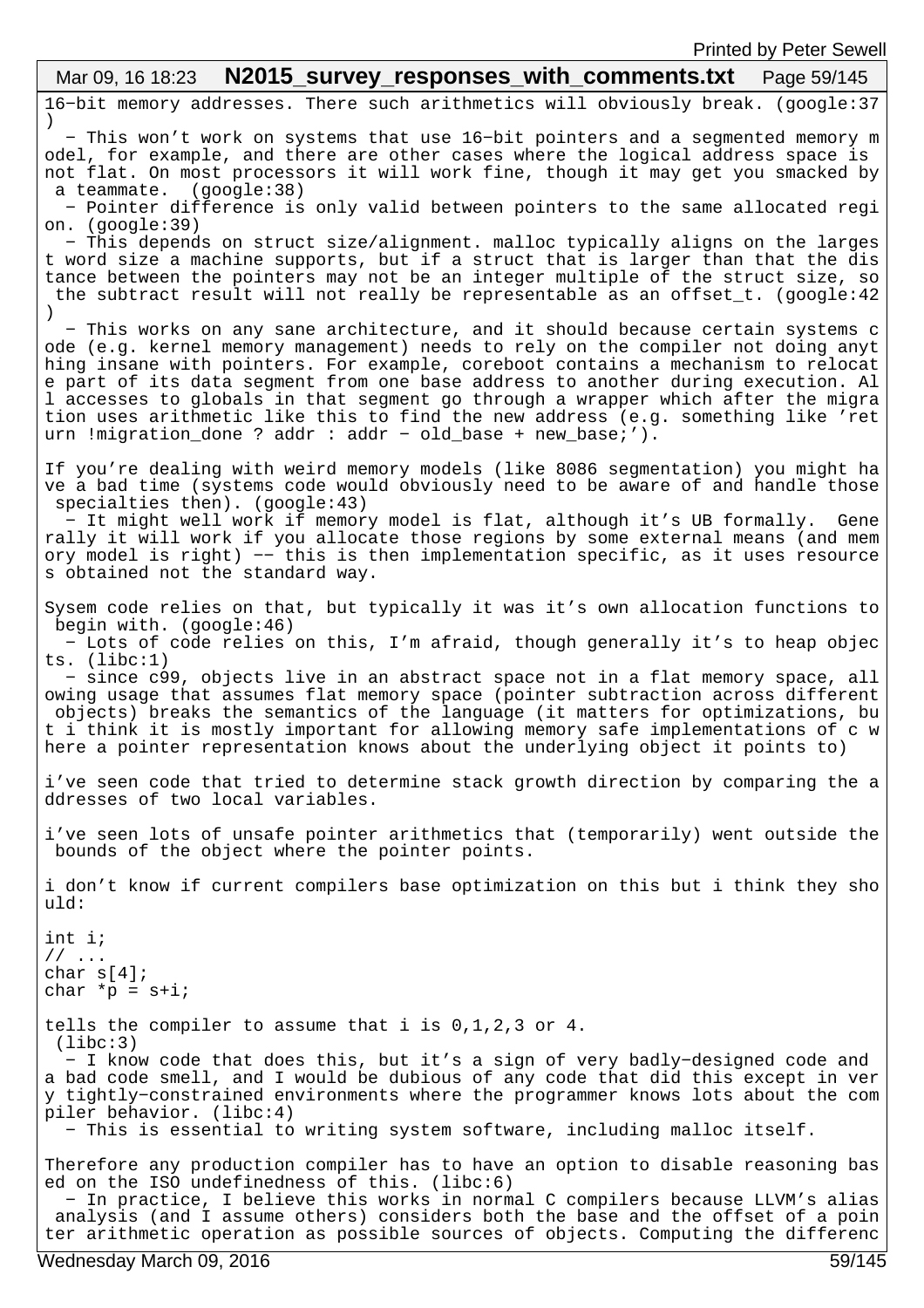16-bit memory addresses. There such arithmetics will obviously break. (google:37)

- This won't work on systems that use 16-bit pointers and a segmented memory model, for example, and there are other cases where the logical address space is not flat. On most processors it will work fine, though it may get you smacked by a teammate. (google:38)
- Pointer difference is only valid between pointers to the same allocated region. (google:39)
- This depends on struct size/alignment. malloc typically aligns on the largest word size a machine supports, but if a struct that is larger than that the distance between the pointers may not be an integer multiple of the struct size, so the subtract result will not really be representable as an offset_t. (google:42)
- This works on any sane architecture, and it should because certain systems code (e.g. kernel memory management) needs to rely on the compiler not doing anything insane with pointers. For example, coreboot contains a mechanism to relocate part of its data segment from one base address to another during execution. All accesses to globals in that segment go through a wrapper which after the migration uses arithmetic like this to find the new address (e.g. something like 'return !migration_done ? addr : addr - old_base + new_base;').

If you're dealing with weird memory models (like 8086 segmentation) you might have a bad time (systems code would obviously need to be aware of and handle those specialties then). (google:43)
- It might well work if memory model is flat, although it's UB formally. Generally it will work if you allocate those regions by some external means (and memory model is right) -- this is then implementation specific, as it uses resources obtained not the standard way.

Sysem code relies on that, but typically it was it's own allocation functions to begin with. (google:46)
- Lots of code relies on this, I'm afraid, though generally it's to heap objects. (libc:1)
- since c99, objects live in an abstract space not in a flat memory space, allowing usage that assumes flat memory space (pointer subtraction across different objects) breaks the semantics of the language (it matters for optimizations, but i think it is mostly important for allowing memory safe implementations of c where a pointer representation knows about the underlying object it points to)

i've seen code that tried to determine stack growth direction by comparing the addresses of two local variables.

i've seen lots of unsafe pointer arithmetics that (temporarily) went outside the bounds of the object where the pointer points.

i don't know if current compilers base optimization on this but i think they should:

```
int i;
// ...
char s[4];
char *p = s+i;
```

tells the compiler to assume that i is 0,1,2,3 or 4.
(libc:3)
- I know code that does this, but it's a sign of very badly-designed code and a bad code smell, and I would be dubious of any code that did this except in very tightly-constrained environments where the programmer knows lots about the compiler behavior. (libc:4)
- This is essential to writing system software, including malloc itself.

Therefore any production compiler has to have an option to disable reasoning based on the ISO undefinedness of this. (libc:6)
- In practice, I believe this works in normal C compilers because LLVM's alias analysis (and I assume others) considers both the base and the offset of a pointer arithmetic operation as possible sources of objects. Computing the differenc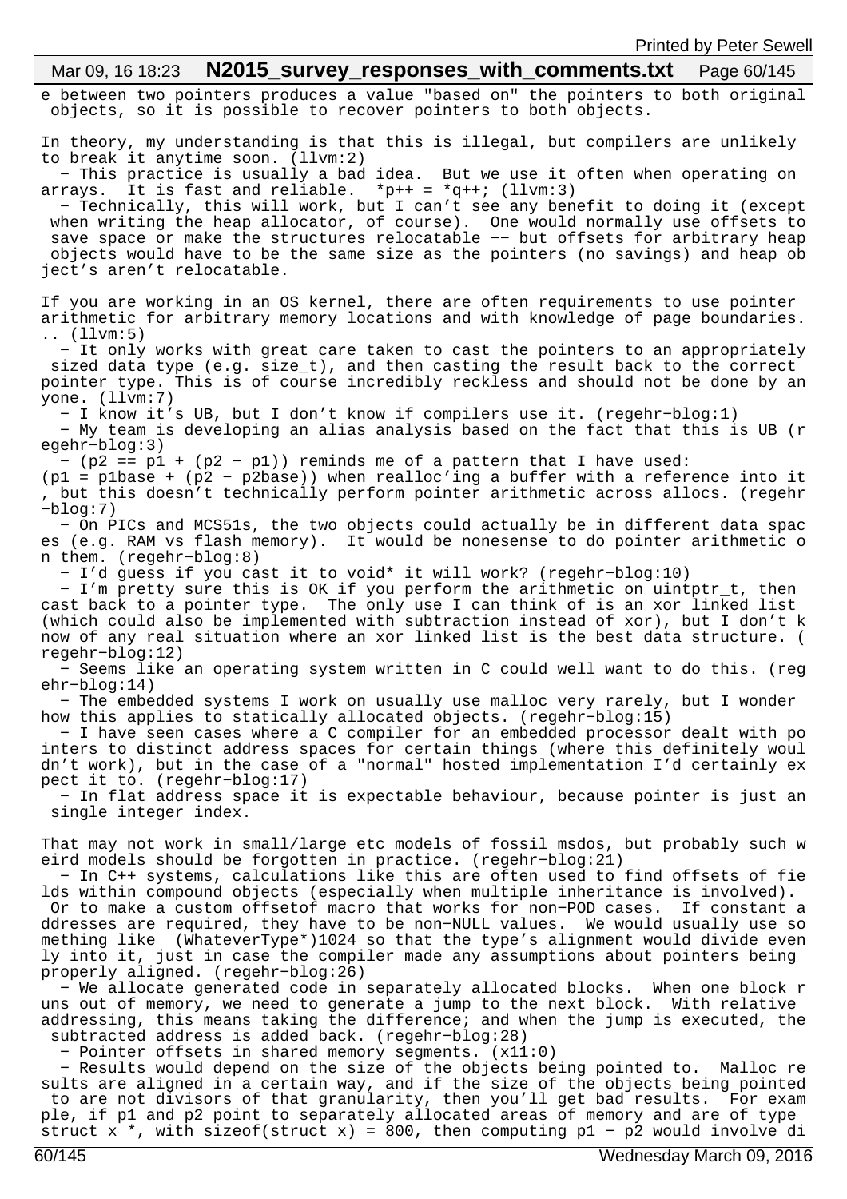e between two pointers produces a value "based on" the pointers to both original objects, so it is possible to recover pointers to both objects.

In theory, my understanding is that this is illegal, but compilers are unlikely to break it anytime soon. (llvm:2)

- This practice is usually a bad idea. But we use it often when operating on arrays. It is fast and reliable. `*p++ = *q++;` (llvm:3)
- Technically, this will work, but I can't see any benefit to doing it (except when writing the heap allocator, of course). One would normally use offsets to save space or make the structures relocatable -- but offsets for arbitrary heap objects would have to be the same size as the pointers (no savings) and heap object's aren't relocatable.

If you are working in an OS kernel, there are often requirements to use pointer arithmetic for arbitrary memory locations and with knowledge of page boundaries. .. (llvm:5)

- It only works with great care taken to cast the pointers to an appropriately sized data type (e.g. size_t), and then casting the result back to the correct pointer type. This is of course incredibly reckless and should not be done by anyone. (llvm:7)
- I know it's UB, but I don't know if compilers use it. (regehr-blog:1)
- My team is developing an alias analysis based on the fact that this is UB (regehr-blog:3)
- (p2 == p1 + (p2 - p1)) reminds me of a pattern that I have used: (p1 = p1base + (p2 - p2base)) when realloc'ing a buffer with a reference into it, but this doesn't technically perform pointer arithmetic across allocs. (regehr-blog:7)
- On PICs and MCS51s, the two objects could actually be in different data spaces (e.g. RAM vs flash memory). It would be nonsense to do pointer arithmetic on them. (regehr-blog:8)
- I'd guess if you cast it to void* it will work? (regehr-blog:10)
- I'm pretty sure this is OK if you perform the arithmetic on uintptr_t, then cast back to a pointer type. The only use I can think of is an xor linked list (which could also be implemented with subtraction instead of xor), but I don't know of any real situation where an xor linked list is the best data structure. (regehr-blog:12)
- Seems like an operating system written in C could well want to do this. (regehr-blog:14)
- The embedded systems I work on usually use malloc very rarely, but I wonder how this applies to statically allocated objects. (regehr-blog:15)
- I have seen cases where a C compiler for an embedded processor dealt with pointers to distinct address spaces for certain things (where this definitely wouldn't work), but in the case of a "normal" hosted implementation I'd certainly expect it to. (regehr-blog:17)
- In flat address space it is expectable behaviour, because pointer is just an single integer index.

That may not work in small/large etc models of fossil msdos, but probably such weird models should be forgotten in practice. (regehr-blog:21)

- In C++ systems, calculations like this are often used to find offsets of fields within compound objects (especially when multiple inheritance is involved). Or to make a custom offsetof macro that works for non-POD cases. If constant addresses are required, they have to be non-NULL values. We would usually use something like (WhateverType*)1024 so that the type's alignment would divide evenly into it, just in case the compiler made any assumptions about pointers being properly aligned. (regehr-blog:26)
- We allocate generated code in separately allocated blocks. When one block runs out of memory, we need to generate a jump to the next block. With relative addressing, this means taking the difference; and when the jump is executed, the subtracted address is added back. (regehr-blog:28)
- Pointer offsets in shared memory segments. (x11:0)
- Results would depend on the size of the objects being pointed to. Malloc results are aligned in a certain way, and if the size of the objects being pointed to are not divisors of that granularity, then you'll get bad results. For example, if p1 and p2 point to separately allocated areas of memory and are of type struct x *, with sizeof(struct x) = 800, then computing p1 - p2 would involve di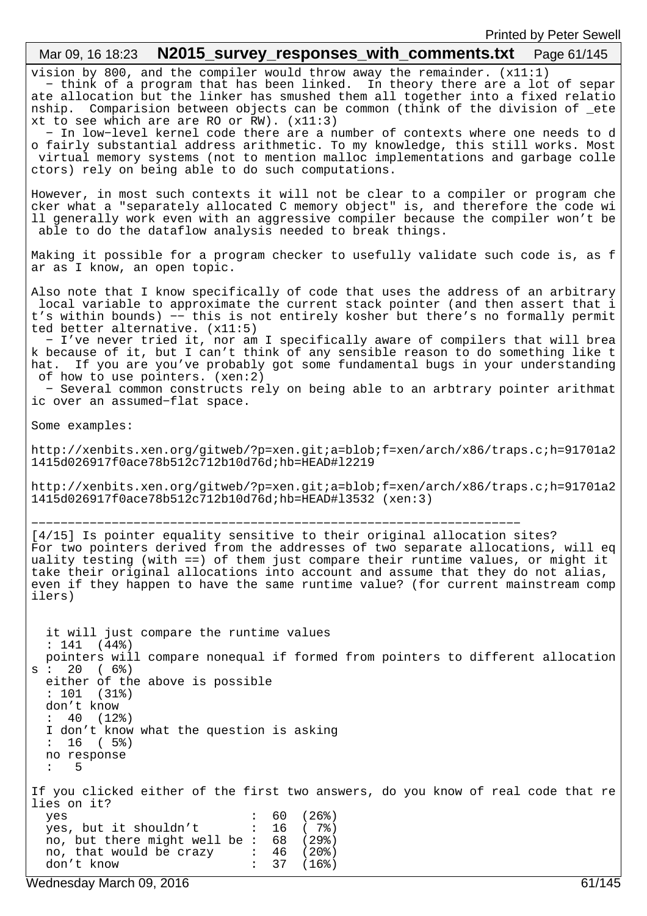vision by 800, and the compiler would throw away the remainder. (x11:1)

- think of a program that has been linked. In theory there are a lot of separate allocation but the linker has smushed them all together into a fixed relationship. Comparision between objects can be common (think of the division of _etext to see which are are RO or RW). (x11:3)
- In low-level kernel code there are a number of contexts where one needs to do fairly substantial address arithmetic. To my knowledge, this still works. Most virtual memory systems (not to mention malloc implementations and garbage collectors) rely on being able to do such computations.

However, in most such contexts it will not be clear to a compiler or program checker what a "separately allocated C memory object" is, and therefore the code will generally work even with an aggressive compiler because the compiler won't be able to do the dataflow analysis needed to break things.

Making it possible for a program checker to usefully validate such code is, as far as I know, an open topic.

Also note that I know specifically of code that uses the address of an arbitrary local variable to approximate the current stack pointer (and then assert that it's within bounds) -- this is not entirely kosher but there's no formally permitted better alternative. (x11:5)

- I've never tried it, nor am I specifically aware of compilers that will break because of it, but I can't think of any sensible reason to do something like that. If you are you've probably got some fundamental bugs in your understanding of how to use pointers. (xen:2)
- Several common constructs rely on being able to an arbtrary pointer arithmatic over an assumed-flat space.

Some examples:

http://xenbits.xen.org/gitweb/?p=xen.git;a=blob;f=xen/arch/x86/traps.c;h=91701a21415d026917f0ace78b512c712b10d76d;hb=HEAD#l2219

http://xenbits.xen.org/gitweb/?p=xen.git;a=blob;f=xen/arch/x86/traps.c;h=91701a21415d026917f0ace78b512c712b10d76d;hb=HEAD#l3532 (xen:3)

---

[4/15] Is pointer equality sensitive to their original allocation sites?
For two pointers derived from the addresses of two separate allocations, will equality testing (with ==) of them just compare their runtime values, or might it take their original allocations into account and assume that they do not alias, even if they happen to have the same runtime value? (for current mainstream compilers)

```
  it will just compare the runtime values
  : 141  (44%)
  pointers will compare nonequal if formed from pointers to different allocations :  20  ( 6%)
  either of the above is possible
  : 101  (31%)
  don't know
  :  40  (12%)
  I don't know what the question is asking
  :  16  ( 5%)
  no response
  :   5
```

If you clicked either of the first two answers, do you know of real code that relies on it?

```
  yes                        :  60  (26%)
  yes, but it shouldn't      :  16  ( 7%)
  no, but there might well be :  68  (29%)
  no, that would be crazy     :  46  (20%)
  don't know                 :  37  (16%)
```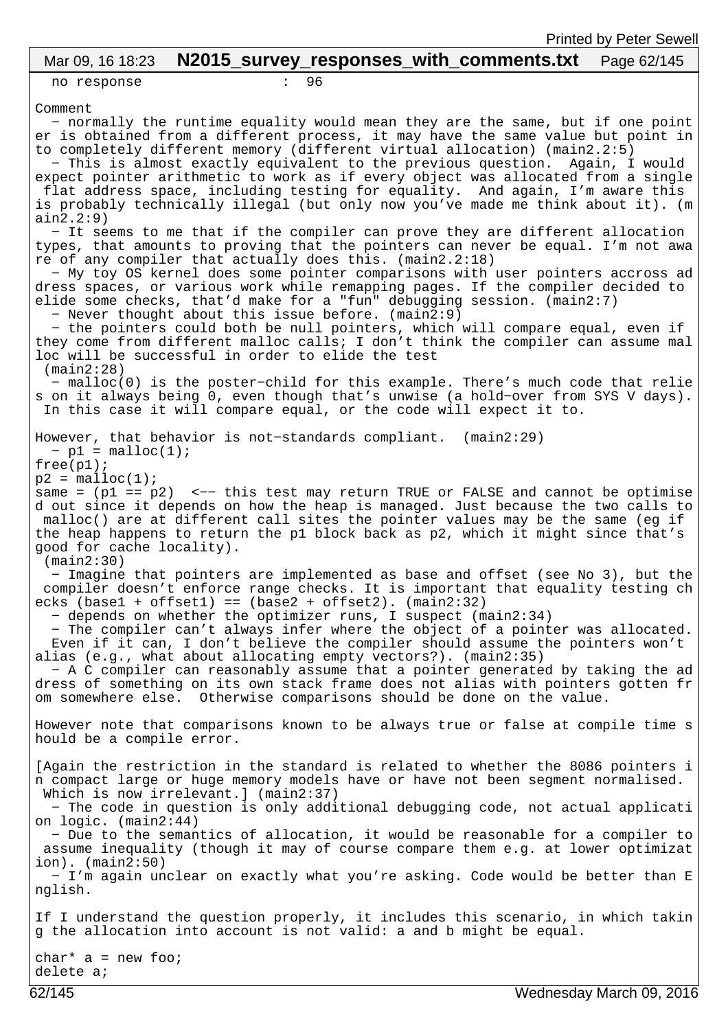no response : 96

Comment

- normally the runtime equality would mean they are the same, but if one pointer is obtained from a different process, it may have the same value but point in to completely different memory (different virtual allocation) (main2.2:5)
- This is almost exactly equivalent to the previous question. Again, I would expect pointer arithmetic to work as if every object was allocated from a single flat address space, including testing for equality. And again, I'm aware this is probably technically illegal (but only now you've made me think about it). (main2.2:9)
- It seems to me that if the compiler can prove they are different allocation types, that amounts to proving that the pointers can never be equal. I'm not aware of any compiler that actually does this. (main2.2:18)
- My toy OS kernel does some pointer comparisons with user pointers accross address spaces, or various work while remapping pages. If the compiler decided to elide some checks, that'd make for a "fun" debugging session. (main2:7)
- Never thought about this issue before. (main2:9)
- the pointers could both be null pointers, which will compare equal, even if they come from different malloc calls; I don't think the compiler can assume malloc will be successful in order to elide the test (main2:28)
- malloc(0) is the poster-child for this example. There's much code that relies on it always being 0, even though that's unwise (a hold-over from SYS V days). In this case it will compare equal, or the code will expect it to.

  However, that behavior is not-standards compliant. (main2:29)
- ```
  p1 = malloc(1);
  free(p1);
  p2 = malloc(1);
  same = (p1 == p2)  <-- this test may return TRUE or FALSE and cannot be optimised out since it depends on how the heap is managed. Just because the two calls to malloc() are at different call sites the pointer values may be the same (eg if the heap happens to return the p1 block back as p2, which it might since that's good for cache locality).
  ```
  (main2:30)
- Imagine that pointers are implemented as base and offset (see No 3), but the compiler doesn't enforce range checks. It is important that equality testing checks (base1 + offset1) == (base2 + offset2). (main2:32)
- depends on whether the optimizer runs, I suspect (main2:34)
- The compiler can't always infer where the object of a pointer was allocated. Even if it can, I don't believe the compiler should assume the pointers won't alias (e.g., what about allocating empty vectors?). (main2:35)
- A C compiler can reasonably assume that a pointer generated by taking the address of something on its own stack frame does not alias with pointers gotten from somewhere else. Otherwise comparisons should be done on the value.

  However note that comparisons known to be always true or false at compile time should be a compile error.

  [Again the restriction in the standard is related to whether the 8086 pointers in compact large or huge memory models have or have not been segment normalised. Which is now irrelevant.] (main2:37)
- The code in question is only additional debugging code, not actual application logic. (main2:44)
- Due to the semantics of allocation, it would be reasonable for a compiler to assume inequality (though it may of course compare them e.g. at lower optimization). (main2:50)
- I'm again unclear on exactly what you're asking. Code would be better than English.

  If I understand the question properly, it includes this scenario, in which taking the allocation into account is not valid: a and b might be equal.

  ```
  char* a = new foo;
  delete a;
  ```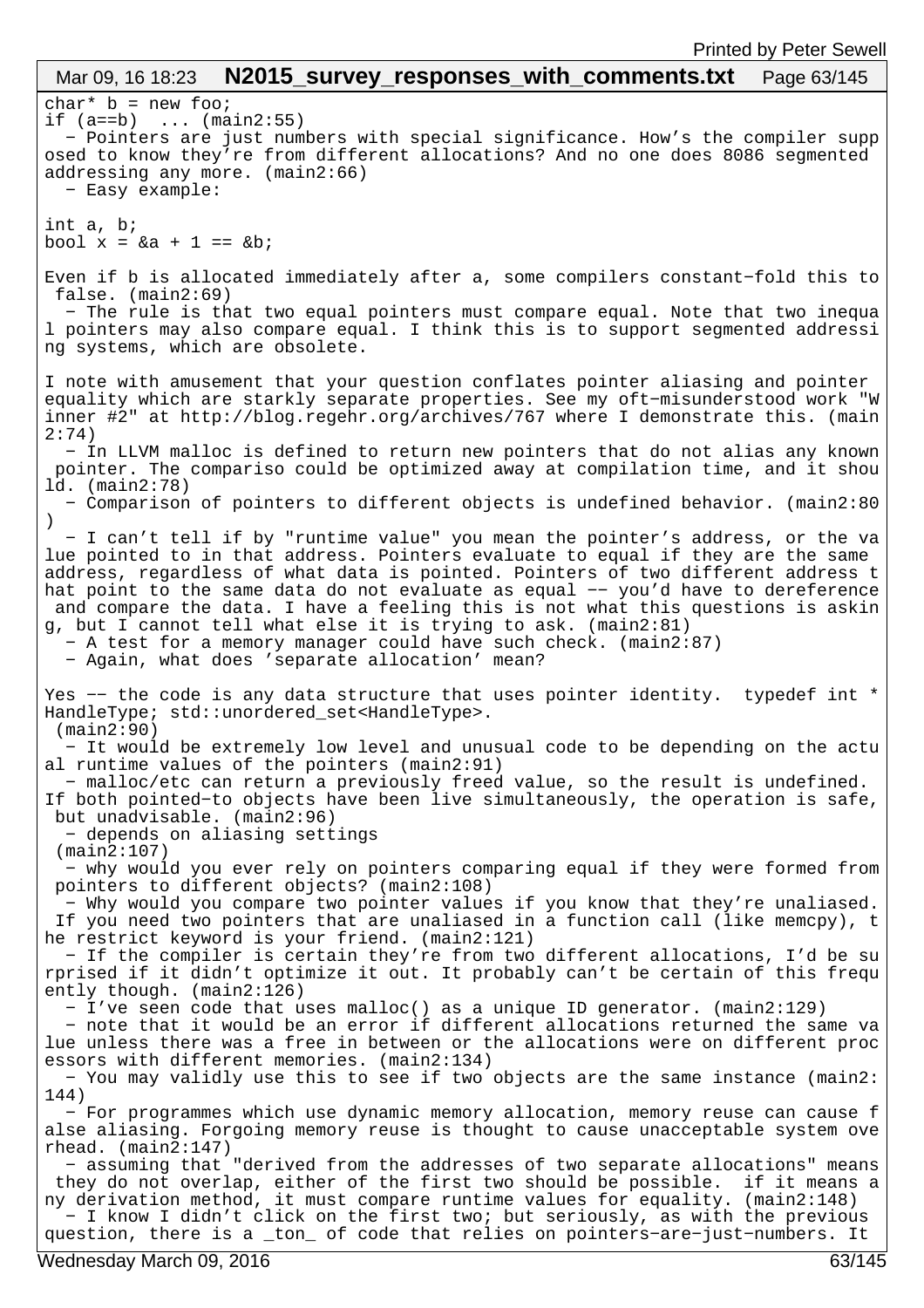```
char* b = new foo;
if (a==b)  ... (main2:55)
```

- Pointers are just numbers with special significance. How’s the compiler supposed to know they’re from different allocations? And no one does 8086 segmented addressing any more. (main2:66)
- Easy example:

```
int a, b;
bool x = &a + 1 == &b;
```

Even if b is allocated immediately after a, some compilers constant-fold this to false. (main2:69)

- The rule is that two equal pointers must compare equal. Note that two inequal pointers may also compare equal. I think this is to support segmented addressing systems, which are obsolete.

I note with amusement that your question conflates pointer aliasing and pointer equality which are starkly separate properties. See my oft-misunderstood work "Winner #2" at http://blog.regehr.org/archives/767 where I demonstrate this. (main2:74)

- In LLVM malloc is defined to return new pointers that do not alias any known pointer. The compariso could be optimized away at compilation time, and it should. (main2:78)
- Comparison of pointers to different objects is undefined behavior. (main2:80)
- I can’t tell if by "runtime value" you mean the pointer’s address, or the value pointed to in that address. Pointers evaluate to equal if they are the same address, regardless of what data is pointed. Pointers of two different address that point to the same data do not evaluate as equal -- you’d have to dereference and compare the data. I have a feeling this is not what this questions is asking, but I cannot tell what else it is trying to ask. (main2:81)
- A test for a memory manager could have such check. (main2:87)
- Again, what does ’separate allocation’ mean?

Yes -- the code is any data structure that uses pointer identity. typedef int * HandleType; std::unordered_set<HandleType>.
(main2:90)

- It would be extremely low level and unusual code to be depending on the actual runtime values of the pointers (main2:91)
- malloc/etc can return a previously freed value, so the result is undefined. If both pointed-to objects have been live simultaneously, the operation is safe, but unadvisable. (main2:96)
- depends on aliasing settings
(main2:107)
- why would you ever rely on pointers comparing equal if they were formed from pointers to different objects? (main2:108)
- Why would you compare two pointer values if you know that they’re unaliased. If you need two pointers that are unaliased in a function call (like memcpy), the restrict keyword is your friend. (main2:121)
- If the compiler is certain they’re from two different allocations, I’d be surprised if it didn’t optimize it out. It probably can’t be certain of this frequently though. (main2:126)
- I’ve seen code that uses malloc() as a unique ID generator. (main2:129)
- note that it would be an error if different allocations returned the same value unless there was a free in between or the allocations were on different processors with different memories. (main2:134)
- You may validly use this to see if two objects are the same instance (main2:144)
- For programmes which use dynamic memory allocation, memory reuse can cause false aliasing. Forgoing memory reuse is thought to cause unacceptable system overhead. (main2:147)
- assuming that "derived from the addresses of two separate allocations" means they do not overlap, either of the first two should be possible. if it means any derivation method, it must compare runtime values for equality. (main2:148)
- I know I didn’t click on the first two; but seriously, as with the previous question, there is a _ton_ of code that relies on pointers-are-just-numbers. It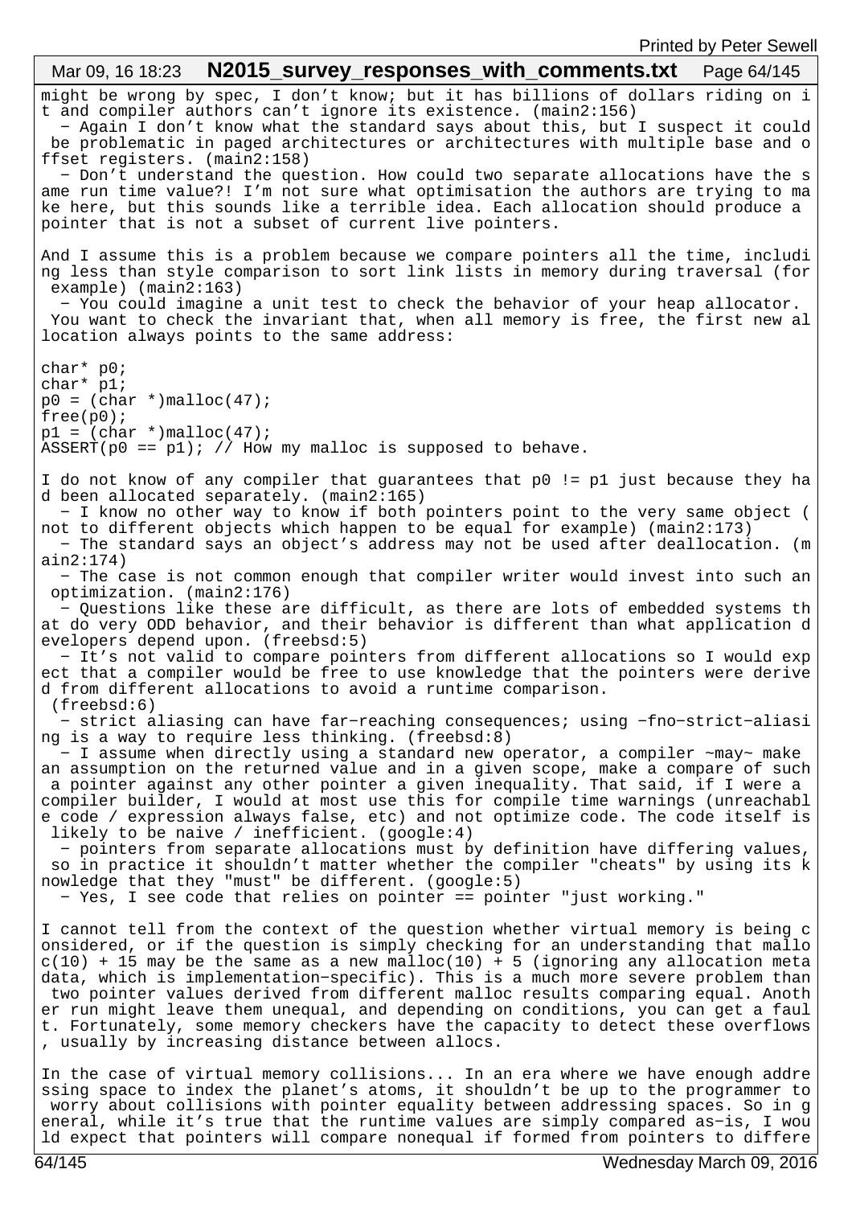might be wrong by spec, I don't know; but it has billions of dollars riding on it and compiler authors can't ignore its existence. (main2:156)

- Again I don't know what the standard says about this, but I suspect it could be problematic in paged architectures or architectures with multiple base and offset registers. (main2:158)
- Don't understand the question. How could two separate allocations have the same run time value?! I'm not sure what optimisation the authors are trying to make here, but this sounds like a terrible idea. Each allocation should produce a pointer that is not a subset of current live pointers.

And I assume this is a problem because we compare pointers all the time, including less than style comparison to sort link lists in memory during traversal (for example) (main2:163)

- You could imagine a unit test to check the behavior of your heap allocator. You want to check the invariant that, when all memory is free, the first new allocation always points to the same address:

```
char* p0;
char* p1;
p0 = (char *)malloc(47);
free(p0);
p1 = (char *)malloc(47);
ASSERT(p0 == p1); // How my malloc is supposed to behave.
```

I do not know of any compiler that guarantees that p0 != p1 just because they had been allocated separately. (main2:165)

- I know no other way to know if both pointers point to the very same object (not to different objects which happen to be equal for example) (main2:173)
- The standard says an object's address may not be used after deallocation. (main2:174)
- The case is not common enough that compiler writer would invest into such an optimization. (main2:176)
- Questions like these are difficult, as there are lots of embedded systems that do very ODD behavior, and their behavior is different than what application developers depend upon. (freebsd:5)
- It's not valid to compare pointers from different allocations so I would expect that a compiler would be free to use knowledge that the pointers were derived from different allocations to avoid a runtime comparison. (freebsd:6)
- strict aliasing can have far-reaching consequences; using -fno-strict-aliasing is a way to require less thinking. (freebsd:8)
- I assume when directly using a standard new operator, a compiler ~may~ make an assumption on the returned value and in a given scope, make a compare of such a pointer against any other pointer a given inequality. That said, if I were a compiler builder, I would at most use this for compile time warnings (unreachable code / expression always false, etc) and not optimize code. The code itself is likely to be naive / inefficient. (google:4)
- pointers from separate allocations must by definition have differing values, so in practice it shouldn't matter whether the compiler "cheats" by using its knowledge that they "must" be different. (google:5)
- Yes, I see code that relies on pointer == pointer "just working."

I cannot tell from the context of the question whether virtual memory is being considered, or if the question is simply checking for an understanding that malloc(10) + 15 may be the same as a new malloc(10) + 5 (ignoring any allocation metadata, which is implementation-specific). This is a much more severe problem than two pointer values derived from different malloc results comparing equal. Another run might leave them unequal, and depending on conditions, you can get a fault. Fortunately, some memory checkers have the capacity to detect these overflows, usually by increasing distance between allocs.

In the case of virtual memory collisions... In an era where we have enough addressing space to index the planet's atoms, it shouldn't be up to the programmer to worry about collisions with pointer equality between addressing spaces. So in general, while it's true that the runtime values are simply compared as-is, I would expect that pointers will compare nonequal if formed from pointers to differe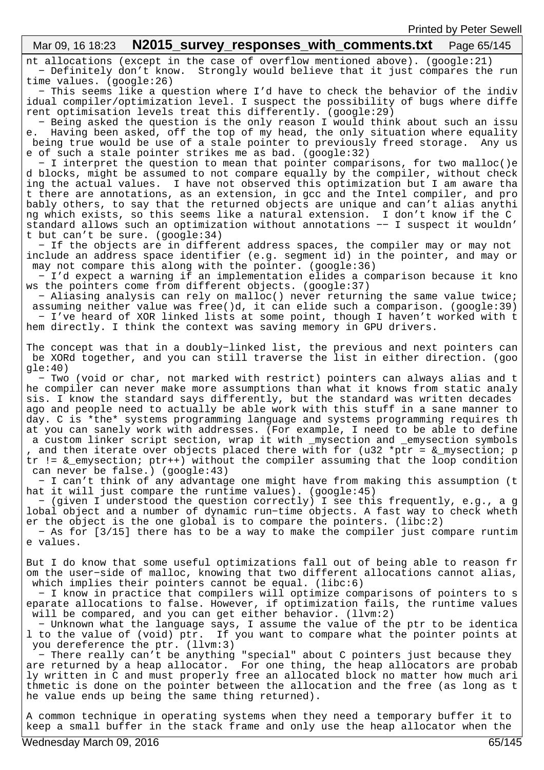nt allocations (except in the case of overflow mentioned above). (google:21)

- Definitely don't know. Strongly would believe that it just compares the run time values. (google:26)
- This seems like a question where I'd have to check the behavior of the individual compiler/optimization level. I suspect the possibility of bugs where different optimisation levels treat this differently. (google:29)
- Being asked the question is the only reason I would think about such an issue. Having been asked, off the top of my head, the only situation where equality being true would be use of a stale pointer to previously freed storage. Any use of such a stale pointer strikes me as bad. (google:32)
- I interpret the question to mean that pointer comparisons, for two malloc()ed blocks, might be assumed to not compare equally by the compiler, without checking the actual values. I have not observed this optimization but I am aware that there are annotations, as an extension, in gcc and the Intel compiler, and probably others, to say that the returned objects are unique and can't alias anything which exists, so this seems like a natural extension. I don't know if the C standard allows such an optimization without annotations -- I suspect it wouldn't but can't be sure. (google:34)
- If the objects are in different address spaces, the compiler may or may not include an address space identifier (e.g. segment id) in the pointer, and may or may not compare this along with the pointer. (google:36)
- I'd expect a warning if an implementation elides a comparison because it knows the pointers come from different objects. (google:37)
- Aliasing analysis can rely on malloc() never returning the same value twice; assuming neither value was free()d, it can elide such a comparison. (google:39)
- I've heard of XOR linked lists at some point, though I haven't worked with them directly. I think the context was saving memory in GPU drivers.

The concept was that in a doubly-linked list, the previous and next pointers can be XORd together, and you can still traverse the list in either direction. (google:40)

- Two (void or char, not marked with restrict) pointers can always alias and the compiler can never make more assumptions than what it knows from static analysis. I know the standard says differently, but the standard was written decades ago and people need to actually be able work with this stuff in a sane manner today. C is *the* systems programming language and systems programming requires that you can sanely work with addresses. (For example, I need to be able to define a custom linker script section, wrap it with _mysection and _emysection symbols, and then iterate over objects placed there with for (u32 *ptr = &_mysection; ptr != &_emysection; ptr++) without the compiler assuming that the loop condition can never be false.) (google:43)
- I can't think of any advantage one might have from making this assumption (that it will just compare the runtime values). (google:45)
- (given I understood the question correctly) I see this frequently, e.g., a global object and a number of dynamic run-time objects. A fast way to check whether the object is the one global is to compare the pointers. (libc:2)
- As for [3/15] there has to be a way to make the compiler just compare runtime values.

But I do know that some useful optimizations fall out of being able to reason from the user-side of malloc, knowing that two different allocations cannot alias, which implies their pointers cannot be equal. (libc:6)

- I know in practice that compilers will optimize comparisons of pointers to separate allocations to false. However, if optimization fails, the runtime values will be compared, and you can get either behavior. (llvm:2)
- Unknown what the language says, I assume the value of the ptr to be identical to the value of (void) ptr. If you want to compare what the pointer points at you dereference the ptr. (llvm:3)
- There really can't be anything "special" about C pointers just because they are returned by a heap allocator. For one thing, the heap allocators are probably written in C and must properly free an allocated block no matter how much arithmetic is done on the pointer between the allocation and the free (as long as the value ends up being the same thing returned).

A common technique in operating systems when they need a temporary buffer it to keep a small buffer in the stack frame and only use the heap allocator when the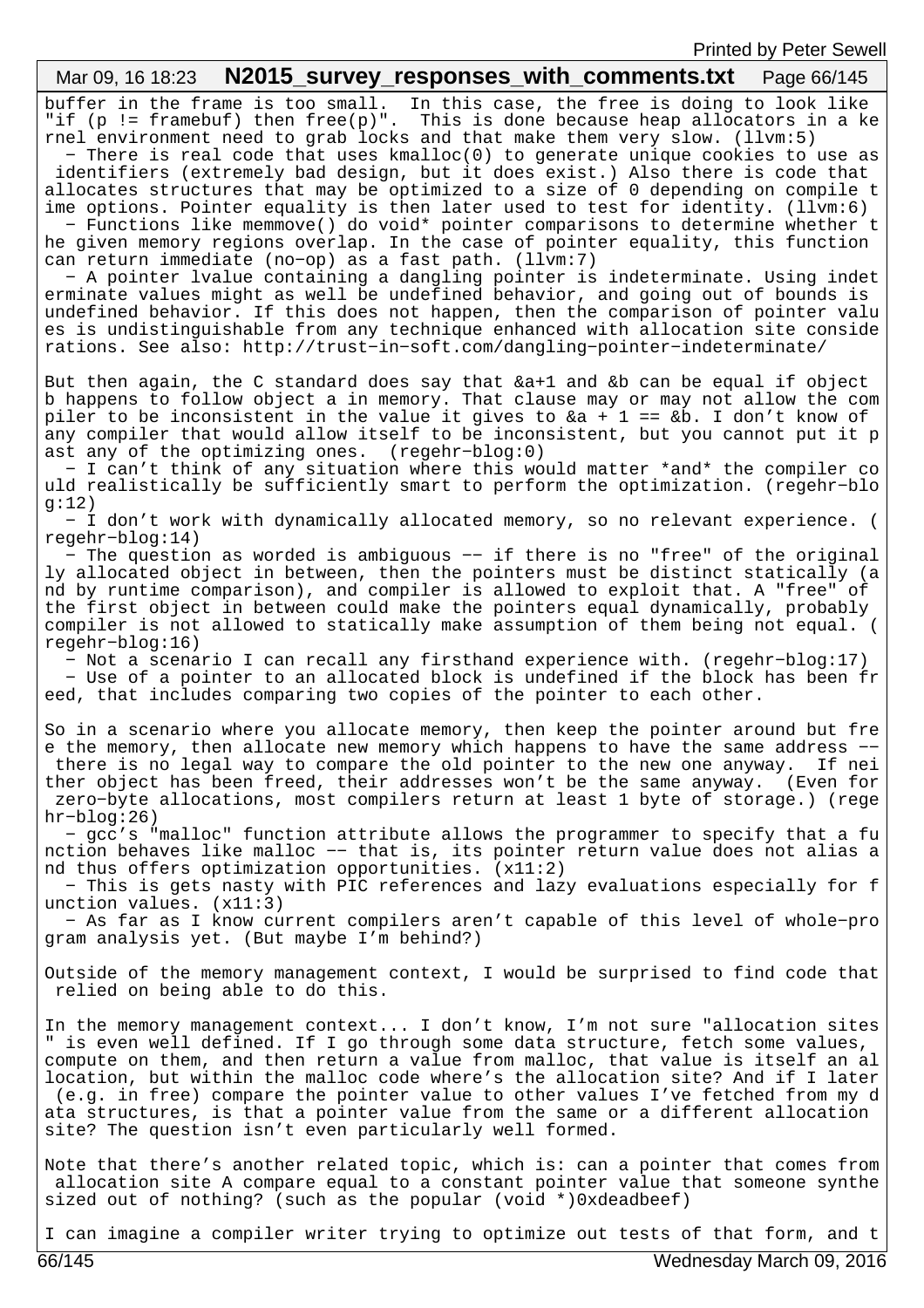buffer in the frame is too small. In this case, the free is doing to look like "if (p != framebuf) then free(p)". This is done because heap allocators in a kernel environment need to grab locks and that make them very slow. (llvm:5)

- There is real code that uses kmalloc(0) to generate unique cookies to use as identifiers (extremely bad design, but it does exist.) Also there is code that allocates structures that may be optimized to a size of 0 depending on compile time options. Pointer equality is then later used to test for identity. (llvm:6)
- Functions like memmove() do void* pointer comparisons to determine whether the given memory regions overlap. In the case of pointer equality, this function can return immediate (no-op) as a fast path. (llvm:7)
- A pointer lvalue containing a dangling pointer is indeterminate. Using indeterminate values might as well be undefined behavior, and going out of bounds is undefined behavior. If this does not happen, then the comparison of pointer values is undistinguishable from any technique enhanced with allocation site considerations. See also: http://trust-in-soft.com/dangling-pointer-indeterminate/

But then again, the C standard does say that &a+1 and &b can be equal if object b happens to follow object a in memory. That clause may or may not allow the compiler to be inconsistent in the value it gives to &a + 1 == &b. I don't know of any compiler that would allow itself to be inconsistent, but you cannot put it past any of the optimizing ones. (regehr-blog:0)

- I can't think of any situation where this would matter *and* the compiler could realistically be sufficiently smart to perform the optimization. (regehr-blog:12)
- I don't work with dynamically allocated memory, so no relevant experience. (regehr-blog:14)
- The question as worded is ambiguous -- if there is no "free" of the originally allocated object in between, then the pointers must be distinct statically (and by runtime comparison), and compiler is allowed to exploit that. A "free" of the first object in between could make the pointers equal dynamically, probably compiler is not allowed to statically make assumption of them being not equal. (regehr-blog:16)
- Not a scenario I can recall any firsthand experience with. (regehr-blog:17)
- Use of a pointer to an allocated block is undefined if the block has been freed, that includes comparing two copies of the pointer to each other.

So in a scenario where you allocate memory, then keep the pointer around but free the memory, then allocate new memory which happens to have the same address -- there is no legal way to compare the old pointer to the new one anyway. If neither object has been freed, their addresses won't be the same anyway. (Even for zero-byte allocations, most compilers return at least 1 byte of storage.) (regehr-blog:26)

- gcc's "malloc" function attribute allows the programmer to specify that a function behaves like malloc -- that is, its pointer return value does not alias and thus offers optimization opportunities. (x11:2)
- This is gets nasty with PIC references and lazy evaluations especially for function values. (x11:3)
- As far as I know current compilers aren't capable of this level of whole-program analysis yet. (But maybe I'm behind?)

Outside of the memory management context, I would be surprised to find code that relied on being able to do this.

In the memory management context... I don't know, I'm not sure "allocation sites" is even well defined. If I go through some data structure, fetch some values, compute on them, and then return a value from malloc, that value is itself an allocation, but within the malloc code where's the allocation site? And if I later (e.g. in free) compare the pointer value to other values I've fetched from my data structures, is that a pointer value from the same or a different allocation site? The question isn't even particularly well formed.

Note that there's another related topic, which is: can a pointer that comes from allocation site A compare equal to a constant pointer value that someone synthesized out of nothing? (such as the popular (void *)0xdeadbeef)

I can imagine a compiler writer trying to optimize out tests of that form, and t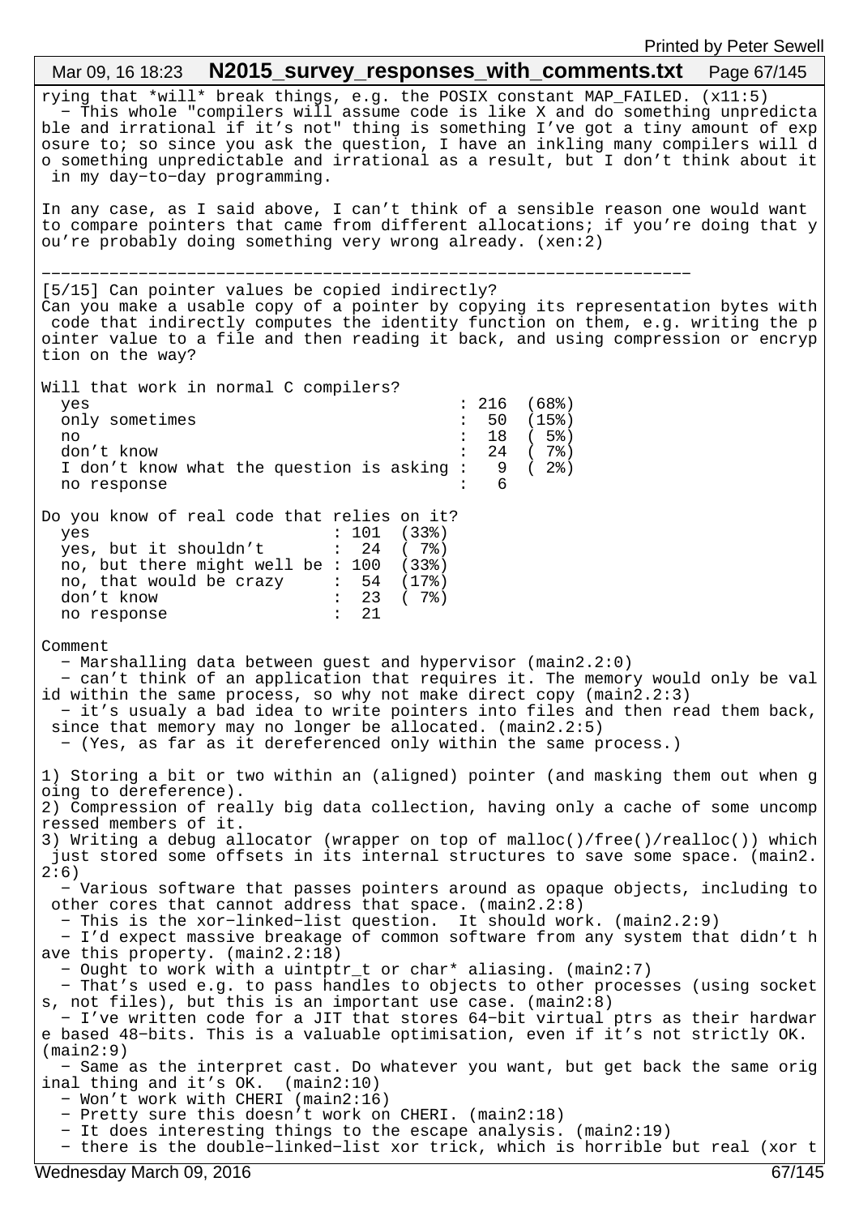rying that *will* break things, e.g. the POSIX constant MAP_FAILED. (x11:5)
  - This whole "compilers will assume code is like X and do something unpredictable and irrational if it's not" thing is something I've got a tiny amount of exposure to; so since you ask the question, I have an inkling many compilers will do something unpredictable and irrational as a result, but I don't think about it in my day-to-day programming.

In any case, as I said above, I can't think of a sensible reason one would want to compare pointers that came from different allocations; if you're doing that you're probably doing something very wrong already. (xen:2)

-------------------------------------------------------------------

[5/15] Can pointer values be copied indirectly?
Can you make a usable copy of a pointer by copying its representation bytes with code that indirectly computes the identity function on them, e.g. writing the pointer value to a file and then reading it back, and using compression or encryption on the way?

```
Will that work in normal C compilers?
  yes                                      : 216  (68%)
  only sometimes                           :  50  (15%)
  no                                       :  18  ( 5%)
  don't know                               :  24  ( 7%)
  I don't know what the question is asking :   9  ( 2%)
  no response                              :   6

Do you know of real code that relies on it?
  yes                          : 101  (33%)
  yes, but it shouldn't        :  24  ( 7%)
  no, but there might well be  : 100  (33%)
  no, that would be crazy      :  54  (17%)
  don't know                   :  23  ( 7%)
  no response                  :  21
```

Comment
  - Marshalling data between guest and hypervisor (main2.2:0)
  - can't think of an application that requires it. The memory would only be valid within the same process, so why not make direct copy (main2.2:3)
  - it's usualy a bad idea to write pointers into files and then read them back, since that memory may no longer be allocated. (main2.2:5)
  - (Yes, as far as it dereferenced only within the same process.)

1) Storing a bit or two within an (aligned) pointer (and masking them out when going to dereference).
2) Compression of really big data collection, having only a cache of some uncompressed members of it.
3) Writing a debug allocator (wrapper on top of malloc()/free()/realloc()) which just stored some offsets in its internal structures to save some space. (main2.2:6)
  - Various software that passes pointers around as opaque objects, including to other cores that cannot address that space. (main2.2:8)
  - This is the xor-linked-list question.  It should work. (main2.2:9)
  - I'd expect massive breakage of common software from any system that didn't have this property. (main2.2:18)
  - Ought to work with a uintptr_t or char* aliasing. (main2:7)
  - That's used e.g. to pass handles to objects to other processes (using sockets, not files), but this is an important use case. (main2:8)
  - I've written code for a JIT that stores 64-bit virtual ptrs as their hardware based 48-bits. This is a valuable optimisation, even if it's not strictly OK. (main2:9)
  - Same as the interpret cast. Do whatever you want, but get back the same original thing and it's OK.  (main2:10)
  - Won't work with CHERI (main2:16)
  - Pretty sure this doesn't work on CHERI. (main2:18)
  - It does interesting things to the escape analysis. (main2:19)
  - there is the double-linked-list xor trick, which is horrible but real (xor t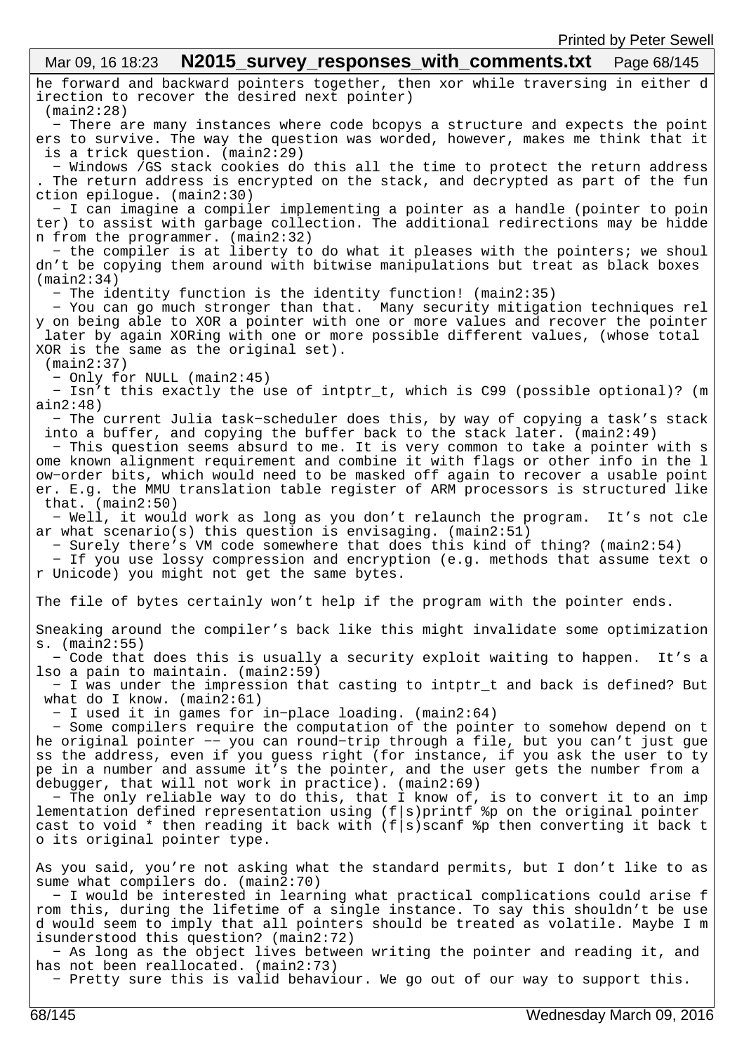he forward and backward pointers together, then xor while traversing in either direction to recover the desired next pointer)
(main2:28)

- There are many instances where code bcopys a structure and expects the pointers to survive. The way the question was worded, however, makes me think that it is a trick question. (main2:29)
- Windows /GS stack cookies do this all the time to protect the return address. The return address is encrypted on the stack, and decrypted as part of the function epilogue. (main2:30)
- I can imagine a compiler implementing a pointer as a handle (pointer to pointer) to assist with garbage collection. The additional redirections may be hidden from the programmer. (main2:32)
- the compiler is at liberty to do what it pleases with the pointers; we shouldn't be copying them around with bitwise manipulations but treat as black boxes (main2:34)
- The identity function is the identity function! (main2:35)
- You can go much stronger than that. Many security mitigation techniques rely on being able to XOR a pointer with one or more values and recover the pointer later by again XORing with one or more possible different values, (whose total XOR is the same as the original set).
(main2:37)
- Only for NULL (main2:45)
- Isn't this exactly the use of intptr_t, which is C99 (possible optional)? (main2:48)
- The current Julia task-scheduler does this, by way of copying a task's stack into a buffer, and copying the buffer back to the stack later. (main2:49)
- This question seems absurd to me. It is very common to take a pointer with some known alignment requirement and combine it with flags or other info in the low-order bits, which would need to be masked off again to recover a usable pointer. E.g. the MMU translation table register of ARM processors is structured like that. (main2:50)
- Well, it would work as long as you don't relaunch the program. It's not clear what scenario(s) this question is envisaging. (main2:51)
- Surely there's VM code somewhere that does this kind of thing? (main2:54)
- If you use lossy compression and encryption (e.g. methods that assume text or Unicode) you might not get the same bytes.

The file of bytes certainly won't help if the program with the pointer ends.

Sneaking around the compiler's back like this might invalidate some optimizations. (main2:55)

- Code that does this is usually a security exploit waiting to happen. It's also a pain to maintain. (main2:59)
- I was under the impression that casting to intptr_t and back is defined? But what do I know. (main2:61)
- I used it in games for in-place loading. (main2:64)
- Some compilers require the computation of the pointer to somehow depend on the original pointer -- you can round-trip through a file, but you can't just guess the address, even if you guess right (for instance, if you ask the user to type in a number and assume it's the pointer, and the user gets the number from a debugger, that will not work in practice). (main2:69)
- The only reliable way to do this, that I know of, is to convert it to an implementation defined representation using (f|s)printf %p on the original pointer cast to void * then reading it back with (f|s)scanf %p then converting it back to its original pointer type.

As you said, you're not asking what the standard permits, but I don't like to assume what compilers do. (main2:70)

- I would be interested in learning what practical complications could arise from this, during the lifetime of a single instance. To say this shouldn't be used would seem to imply that all pointers should be treated as volatile. Maybe I misunderstood this question? (main2:72)
- As long as the object lives between writing the pointer and reading it, and has not been reallocated. (main2:73)
- Pretty sure this is valid behaviour. We go out of our way to support this.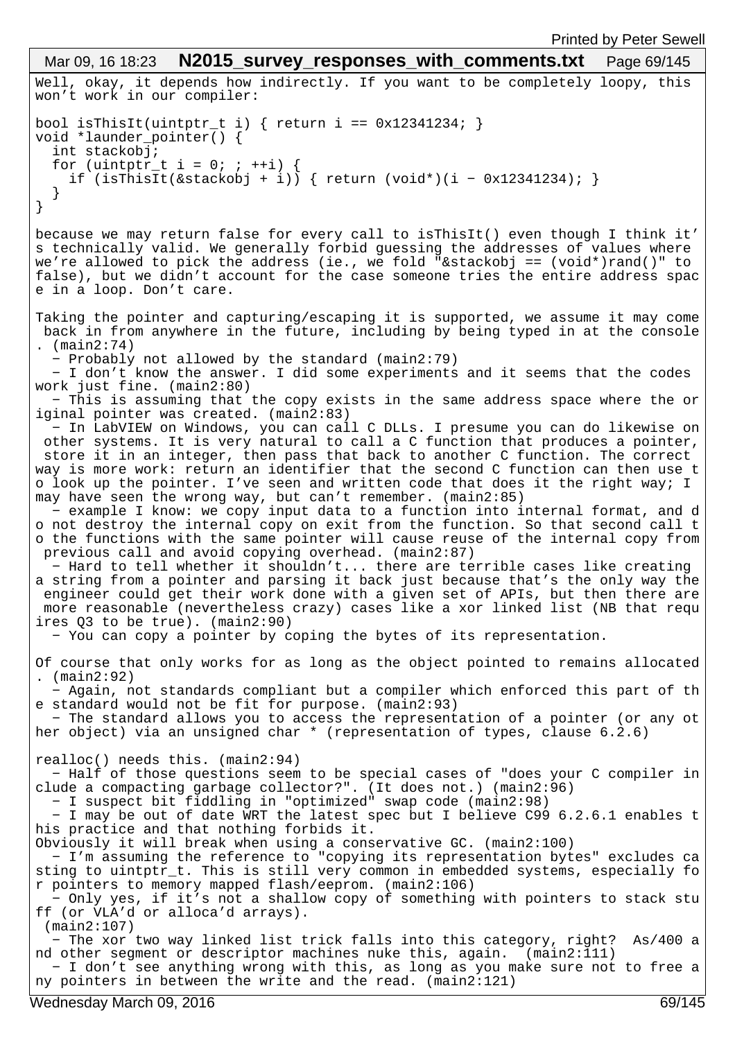Well, okay, it depends how indirectly. If you want to be completely loopy, this won't work in our compiler:

```
bool isThisIt(uintptr_t i) { return i == 0x12341234; }
void *launder_pointer() {
  int stackobj;
  for (uintptr_t i = 0; ; ++i) {
    if (isThisIt(&stackobj + i)) { return (void*)(i - 0x12341234); }
  }
}
```

because we may return false for every call to isThisIt() even though I think it's technically valid. We generally forbid guessing the addresses of values where we're allowed to pick the address (ie., we fold "&stackobj == (void*)rand()" to false), but we didn't account for the case someone tries the entire address space in a loop. Don't care.

Taking the pointer and capturing/escaping it is supported, we assume it may come back in from anywhere in the future, including by being typed in at the console. (main2:74)

- Probably not allowed by the standard (main2:79)
- I don't know the answer. I did some experiments and it seems that the codes work just fine. (main2:80)
- This is assuming that the copy exists in the same address space where the original pointer was created. (main2:83)
- In LabVIEW on Windows, you can call C DLLs. I presume you can do likewise on other systems. It is very natural to call a C function that produces a pointer, store it in an integer, then pass that back to another C function. The correct way is more work: return an identifier that the second C function can then use to look up the pointer. I've seen and written code that does it the right way; I may have seen the wrong way, but can't remember. (main2:85)
- example I know: we copy input data to a function into internal format, and do not destroy the internal copy on exit from the function. So that second call to the functions with the same pointer will cause reuse of the internal copy from previous call and avoid copying overhead. (main2:87)
- Hard to tell whether it shouldn't... there are terrible cases like creating a string from a pointer and parsing it back just because that's the only way the engineer could get their work done with a given set of APIs, but then there are more reasonable (nevertheless crazy) cases like a xor linked list (NB that requires Q3 to be true). (main2:90)
- You can copy a pointer by coping the bytes of its representation.

Of course that only works for as long as the object pointed to remains allocated. (main2:92)

- Again, not standards compliant but a compiler which enforced this part of the standard would not be fit for purpose. (main2:93)
- The standard allows you to access the representation of a pointer (or any other object) via an unsigned char * (representation of types, clause 6.2.6)

realloc() needs this. (main2:94)

- Half of those questions seem to be special cases of "does your C compiler include a compacting garbage collector?". (It does not.) (main2:96)
- I suspect bit fiddling in "optimized" swap code (main2:98)
- I may be out of date WRT the latest spec but I believe C99 6.2.6.1 enables this practice and that nothing forbids it.
Obviously it will break when using a conservative GC. (main2:100)
- I'm assuming the reference to "copying its representation bytes" excludes casting to uintptr_t. This is still very common in embedded systems, especially for pointers to memory mapped flash/eeprom. (main2:106)
- Only yes, if it's not a shallow copy of something with pointers to stack stuff (or VLA'd or alloca'd arrays).
 (main2:107)
- The xor two way linked list trick falls into this category, right? As/400 and other segment or descriptor machines nuke this, again. (main2:111)
- I don't see anything wrong with this, as long as you make sure not to free any pointers in between the write and the read. (main2:121)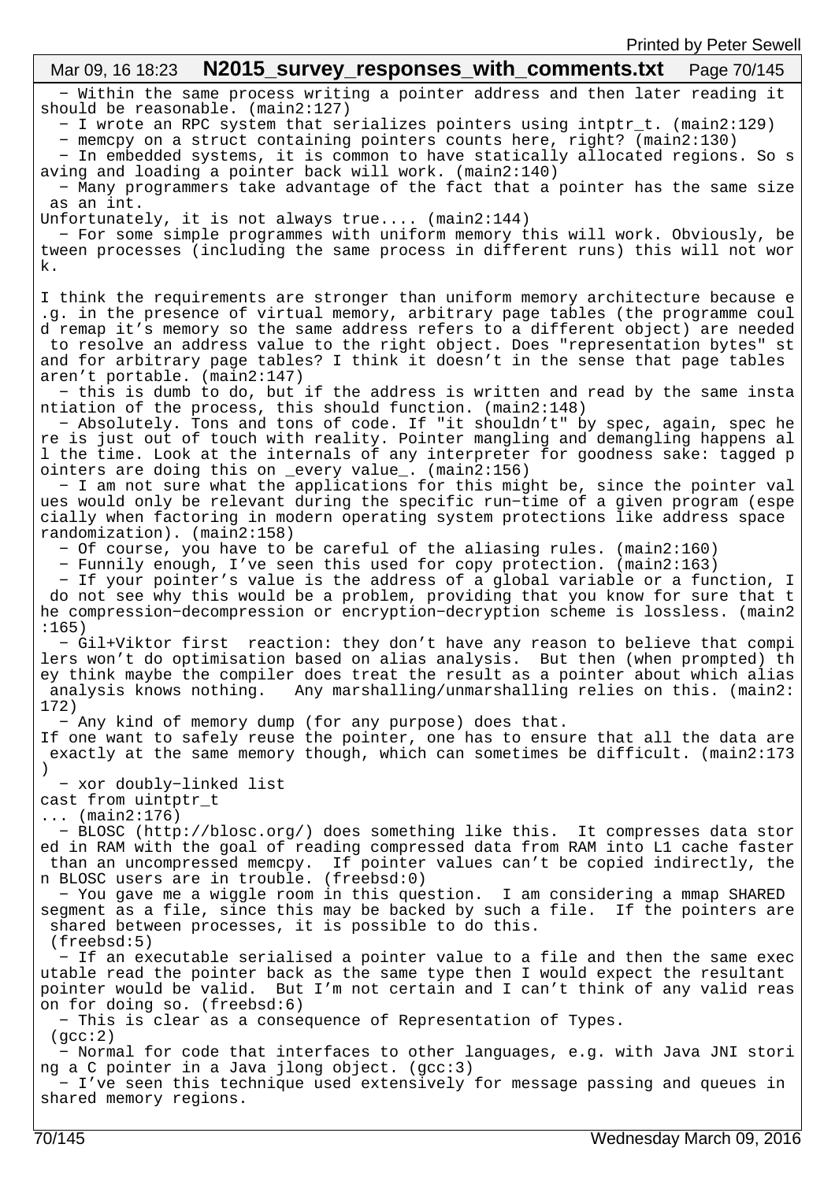- Within the same process writing a pointer address and then later reading it should be reasonable. (main2:127)
- I wrote an RPC system that serializes pointers using intptr_t. (main2:129)
- memcpy on a struct containing pointers counts here, right? (main2:130)
- In embedded systems, it is common to have statically allocated regions. So saving and loading a pointer back will work. (main2:140)
- Many programmers take advantage of the fact that a pointer has the same size as an int.

Unfortunately, it is not always true.... (main2:144)
- For some simple programmes with uniform memory this will work. Obviously, between processes (including the same process in different runs) this will not work.

I think the requirements are stronger than uniform memory architecture because e.g. in the presence of virtual memory, arbitrary page tables (the programme could remap it's memory so the same address refers to a different object) are needed to resolve an address value to the right object. Does "representation bytes" stand for arbitrary page tables? I think it doesn't in the sense that page tables aren't portable. (main2:147)
- this is dumb to do, but if the address is written and read by the same instantiation of the process, this should function. (main2:148)
- Absolutely. Tons and tons of code. If "it shouldn't" by spec, again, spec here is just out of touch with reality. Pointer mangling and demangling happens all the time. Look at the internals of any interpreter for goodness sake: tagged pointers are doing this on _every value_. (main2:156)
- I am not sure what the applications for this might be, since the pointer values would only be relevant during the specific run-time of a given program (especially when factoring in modern operating system protections like address space randomization). (main2:158)
- Of course, you have to be careful of the aliasing rules. (main2:160)
- Funnily enough, I've seen this used for copy protection. (main2:163)
- If your pointer's value is the address of a global variable or a function, I do not see why this would be a problem, providing that you know for sure that the compression-decompression or encryption-decryption scheme is lossless. (main2:165)
- Gil+Viktor first  reaction: they don't have any reason to believe that compilers won't do optimisation based on alias analysis.  But then (when prompted) they think maybe the compiler does treat the result as a pointer about which alias analysis knows nothing.   Any marshalling/unmarshalling relies on this. (main2:172)
- Any kind of memory dump (for any purpose) does that.

If one want to safely reuse the pointer, one has to ensure that all the data are exactly at the same memory though, which can sometimes be difficult. (main2:173)
- xor doubly-linked list

cast from uintptr_t

... (main2:176)
- BLOSC (http://blosc.org/) does something like this.  It compresses data stored in RAM with the goal of reading compressed data from RAM into L1 cache faster than an uncompressed memcpy.  If pointer values can't be copied indirectly, then BLOSC users are in trouble. (freebsd:0)
- You gave me a wiggle room in this question.  I am considering a mmap SHARED segment as a file, since this may be backed by such a file.  If the pointers are shared between processes, it is possible to do this.

(freebsd:5)
- If an executable serialised a pointer value to a file and then the same executable read the pointer back as the same type then I would expect the resultant pointer would be valid.  But I'm not certain and I can't think of any valid reason for doing so. (freebsd:6)
- This is clear as a consequence of Representation of Types.

(gcc:2)
- Normal for code that interfaces to other languages, e.g. with Java JNI storing a C pointer in a Java jlong object. (gcc:3)
- I've seen this technique used extensively for message passing and queues in shared memory regions.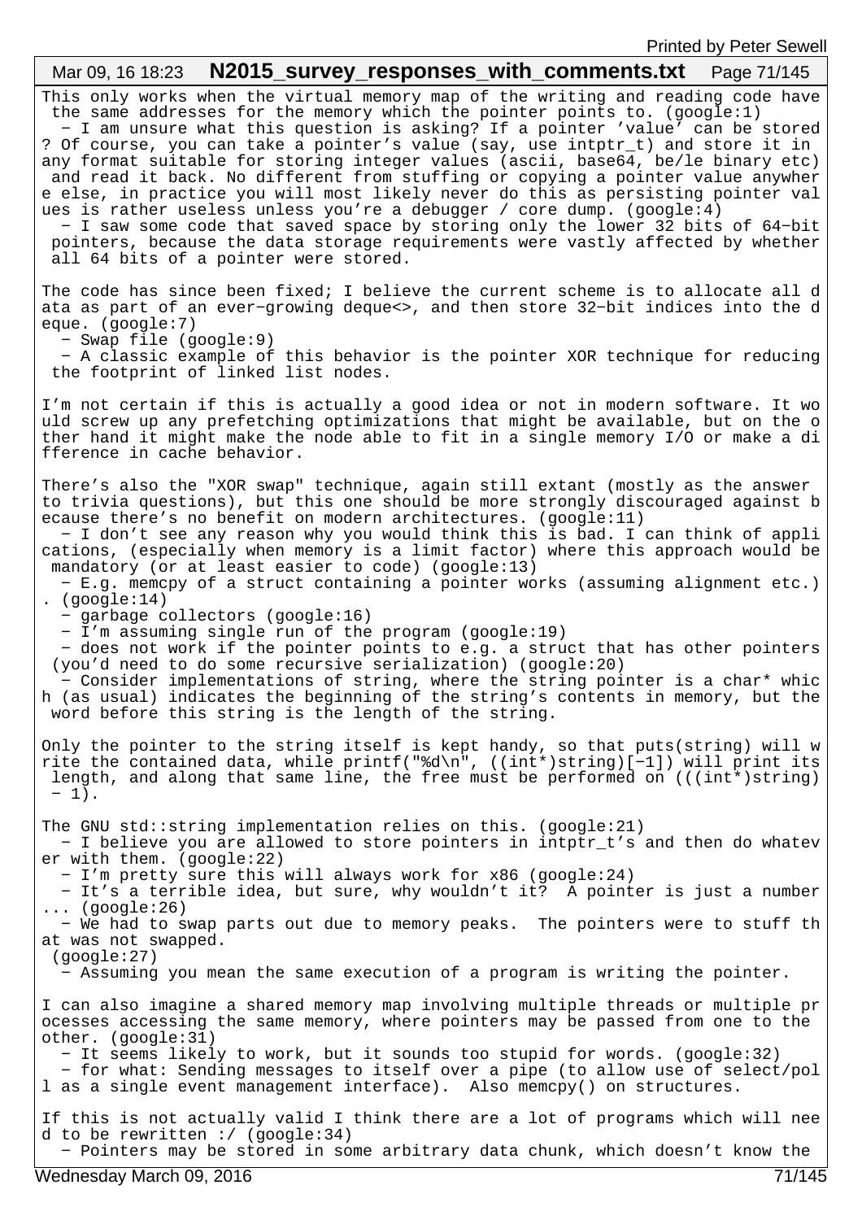This only works when the virtual memory map of the writing and reading code have the same addresses for the memory which the pointer points to. (google:1)

- I am unsure what this question is asking? If a pointer 'value' can be stored? Of course, you can take a pointer's value (say, use intptr_t) and store it in any format suitable for storing integer values (ascii, base64, be/le binary etc) and read it back. No different from stuffing or copying a pointer value anywhere else, in practice you will most likely never do this as persisting pointer values is rather useless unless you're a debugger / core dump. (google:4)
- I saw some code that saved space by storing only the lower 32 bits of 64-bit pointers, because the data storage requirements were vastly affected by whether all 64 bits of a pointer were stored.

The code has since been fixed; I believe the current scheme is to allocate all data as part of an ever-growing deque<>, and then store 32-bit indices into the deque. (google:7)

- Swap file (google:9)
- A classic example of this behavior is the pointer XOR technique for reducing the footprint of linked list nodes.

I'm not certain if this is actually a good idea or not in modern software. It would screw up any prefetching optimizations that might be available, but on the other hand it might make the node able to fit in a single memory I/O or make a difference in cache behavior.

There's also the "XOR swap" technique, again still extant (mostly as the answer to trivia questions), but this one should be more strongly discouraged against because there's no benefit on modern architectures. (google:11)

- I don't see any reason why you would think this is bad. I can think of applications, (especially when memory is a limit factor) where this approach would be mandatory (or at least easier to code) (google:13)
- E.g. memcpy of a struct containing a pointer works (assuming alignment etc.). (google:14)
- garbage collectors (google:16)
- I'm assuming single run of the program (google:19)
- does not work if the pointer points to e.g. a struct that has other pointers (you'd need to do some recursive serialization) (google:20)
- Consider implementations of string, where the string pointer is a char* which (as usual) indicates the beginning of the string's contents in memory, but the word before this string is the length of the string.

Only the pointer to the string itself is kept handy, so that puts(string) will write the contained data, while printf("%d\n", ((int*)string)[-1]) will print its length, and along that same line, the free must be performed on (((int*)string) - 1).

The GNU std::string implementation relies on this. (google:21)

- I believe you are allowed to store pointers in intptr_t's and then do whatever with them. (google:22)
- I'm pretty sure this will always work for x86 (google:24)
- It's a terrible idea, but sure, why wouldn't it? A pointer is just a number... (google:26)
- We had to swap parts out due to memory peaks. The pointers were to stuff that was not swapped.
 (google:27)
- Assuming you mean the same execution of a program is writing the pointer.

I can also imagine a shared memory map involving multiple threads or multiple processes accessing the same memory, where pointers may be passed from one to the other. (google:31)

- It seems likely to work, but it sounds too stupid for words. (google:32)
- for what: Sending messages to itself over a pipe (to allow use of select/poll as a single event management interface). Also memcpy() on structures.

If this is not actually valid I think there are a lot of programs which will need to be rewritten :/ (google:34)

- Pointers may be stored in some arbitrary data chunk, which doesn't know the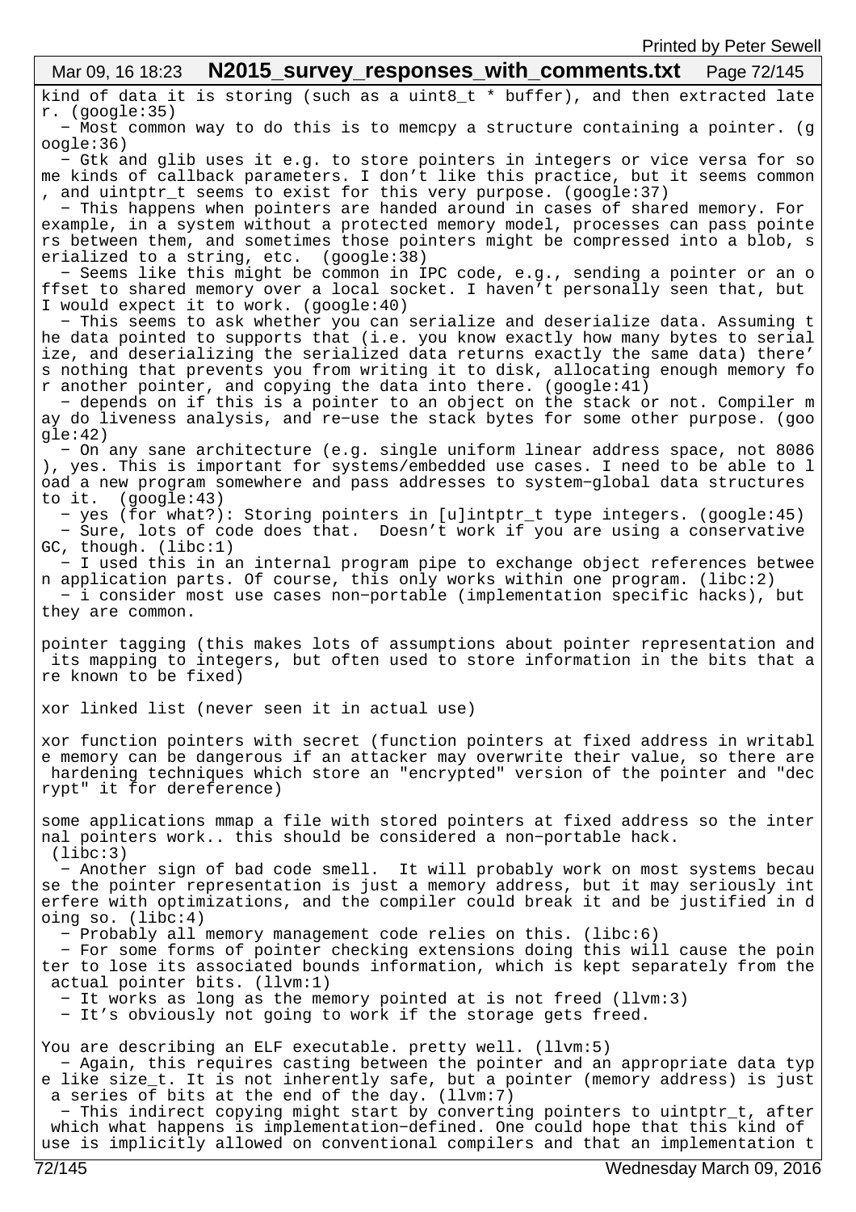kind of data it is storing (such as a uint8_t * buffer), and then extracted later. (google:35)

- Most common way to do this is to memcpy a structure containing a pointer. (google:36)
- Gtk and glib uses it e.g. to store pointers in integers or vice versa for some kinds of callback parameters. I don't like this practice, but it seems common, and uintptr_t seems to exist for this very purpose. (google:37)
- This happens when pointers are handed around in cases of shared memory. For example, in a system without a protected memory model, processes can pass pointers between them, and sometimes those pointers might be compressed into a blob, serialized to a string, etc. (google:38)
- Seems like this might be common in IPC code, e.g., sending a pointer or an offset to shared memory over a local socket. I haven't personally seen that, but I would expect it to work. (google:40)
- This seems to ask whether you can serialize and deserialize data. Assuming the data pointed to supports that (i.e. you know exactly how many bytes to serialize, and deserializing the serialized data returns exactly the same data) there's nothing that prevents you from writing it to disk, allocating enough memory for another pointer, and copying the data into there. (google:41)
- depends on if this is a pointer to an object on the stack or not. Compiler may do liveness analysis, and re-use the stack bytes for some other purpose. (google:42)
- On any sane architecture (e.g. single uniform linear address space, not 8086), yes. This is important for systems/embedded use cases. I need to be able to load a new program somewhere and pass addresses to system-global data structures to it. (google:43)
- yes (for what?): Storing pointers in [u]intptr_t type integers. (google:45)
- Sure, lots of code does that. Doesn't work if you are using a conservative GC, though. (libc:1)
- I used this in an internal program pipe to exchange object references between application parts. Of course, this only works within one program. (libc:2)
- i consider most use cases non-portable (implementation specific hacks), but they are common.

pointer tagging (this makes lots of assumptions about pointer representation and its mapping to integers, but often used to store information in the bits that are known to be fixed)

xor linked list (never seen it in actual use)

xor function pointers with secret (function pointers at fixed address in writable memory can be dangerous if an attacker may overwrite their value, so there are hardening techniques which store an "encrypted" version of the pointer and "decrypt" it for dereference)

some applications mmap a file with stored pointers at fixed address so the internal pointers work.. this should be considered a non-portable hack. (libc:3)

- Another sign of bad code smell. It will probably work on most systems because the pointer representation is just a memory address, but it may seriously interfere with optimizations, and the compiler could break it and be justified in doing so. (libc:4)
- Probably all memory management code relies on this. (libc:6)
- For some forms of pointer checking extensions doing this will cause the pointer to lose its associated bounds information, which is kept separately from the actual pointer bits. (llvm:1)
- It works as long as the memory pointed at is not freed (llvm:3)
- It's obviously not going to work if the storage gets freed.

You are describing an ELF executable. pretty well. (llvm:5)

- Again, this requires casting between the pointer and an appropriate data type like size_t. It is not inherently safe, but a pointer (memory address) is just a series of bits at the end of the day. (llvm:7)
- This indirect copying might start by converting pointers to uintptr_t, after which what happens is implementation-defined. One could hope that this kind of use is implicitly allowed on conventional compilers and that an implementation t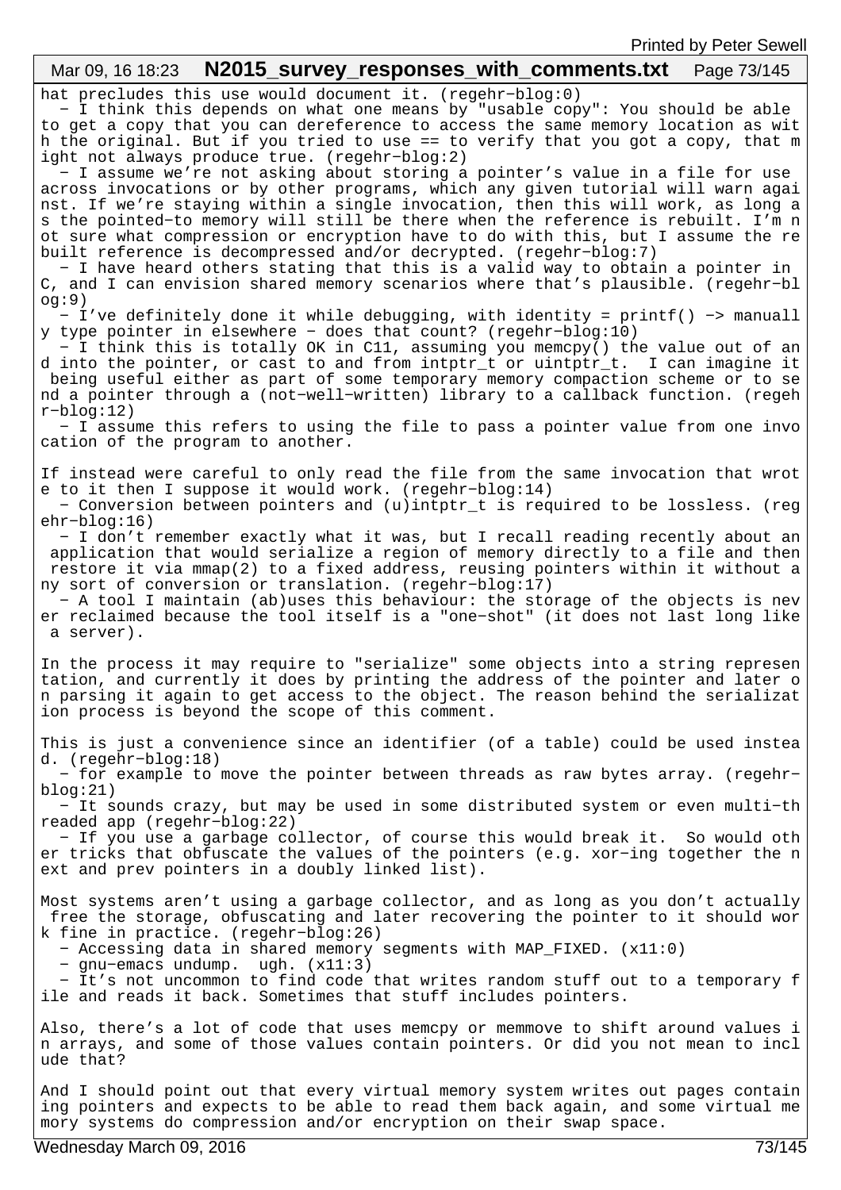hat precludes this use would document it. (regehr-blog:0)

- I think this depends on what one means by "usable copy": You should be able to get a copy that you can dereference to access the same memory location as with the original. But if you tried to use == to verify that you got a copy, that might not always produce true. (regehr-blog:2)
- I assume we're not asking about storing a pointer's value in a file for use across invocations or by other programs, which any given tutorial will warn against. If we're staying within a single invocation, then this will work, as long as the pointed-to memory will still be there when the reference is rebuilt. I'm not sure what compression or encryption have to do with this, but I assume the rebuilt reference is decompressed and/or decrypted. (regehr-blog:7)
- I have heard others stating that this is a valid way to obtain a pointer in C, and I can envision shared memory scenarios where that's plausible. (regehr-blog:9)
- I've definitely done it while debugging, with identity = printf() -> manually type pointer in elsewhere - does that count? (regehr-blog:10)
- I think this is totally OK in C11, assuming you memcpy() the value out of and into the pointer, or cast to and from intptr_t or uintptr_t.  I can imagine it being useful either as part of some temporary memory compaction scheme or to send a pointer through a (not-well-written) library to a callback function. (regehr-blog:12)
- I assume this refers to using the file to pass a pointer value from one invocation of the program to another.

  If instead were careful to only read the file from the same invocation that wrote to it then I suppose it would work. (regehr-blog:14)
- Conversion between pointers and (u)intptr_t is required to be lossless. (regehr-blog:16)
- I don't remember exactly what it was, but I recall reading recently about an application that would serialize a region of memory directly to a file and then restore it via mmap(2) to a fixed address, reusing pointers within it without any sort of conversion or translation. (regehr-blog:17)
- A tool I maintain (ab)uses this behaviour: the storage of the objects is never reclaimed because the tool itself is a "one-shot" (it does not last long like a server).

  In the process it may require to "serialize" some objects into a string representation, and currently it does by printing the address of the pointer and later on parsing it again to get access to the object. The reason behind the serialization process is beyond the scope of this comment.

  This is just a convenience since an identifier (of a table) could be used instead. (regehr-blog:18)
- for example to move the pointer between threads as raw bytes array. (regehr-blog:21)
- It sounds crazy, but may be used in some distributed system or even multi-threaded app (regehr-blog:22)
- If you use a garbage collector, of course this would break it.  So would other tricks that obfuscate the values of the pointers (e.g. xor-ing together the next and prev pointers in a doubly linked list).

  Most systems aren't using a garbage collector, and as long as you don't actually free the storage, obfuscating and later recovering the pointer to it should work fine in practice. (regehr-blog:26)
- Accessing data in shared memory segments with MAP_FIXED. (x11:0)
- gnu-emacs undump.  ugh. (x11:3)
- It's not uncommon to find code that writes random stuff out to a temporary file and reads it back. Sometimes that stuff includes pointers.

  Also, there's a lot of code that uses memcpy or memmove to shift around values in arrays, and some of those values contain pointers. Or did you not mean to include that?

  And I should point out that every virtual memory system writes out pages containing pointers and expects to be able to read them back again, and some virtual memory systems do compression and/or encryption on their swap space.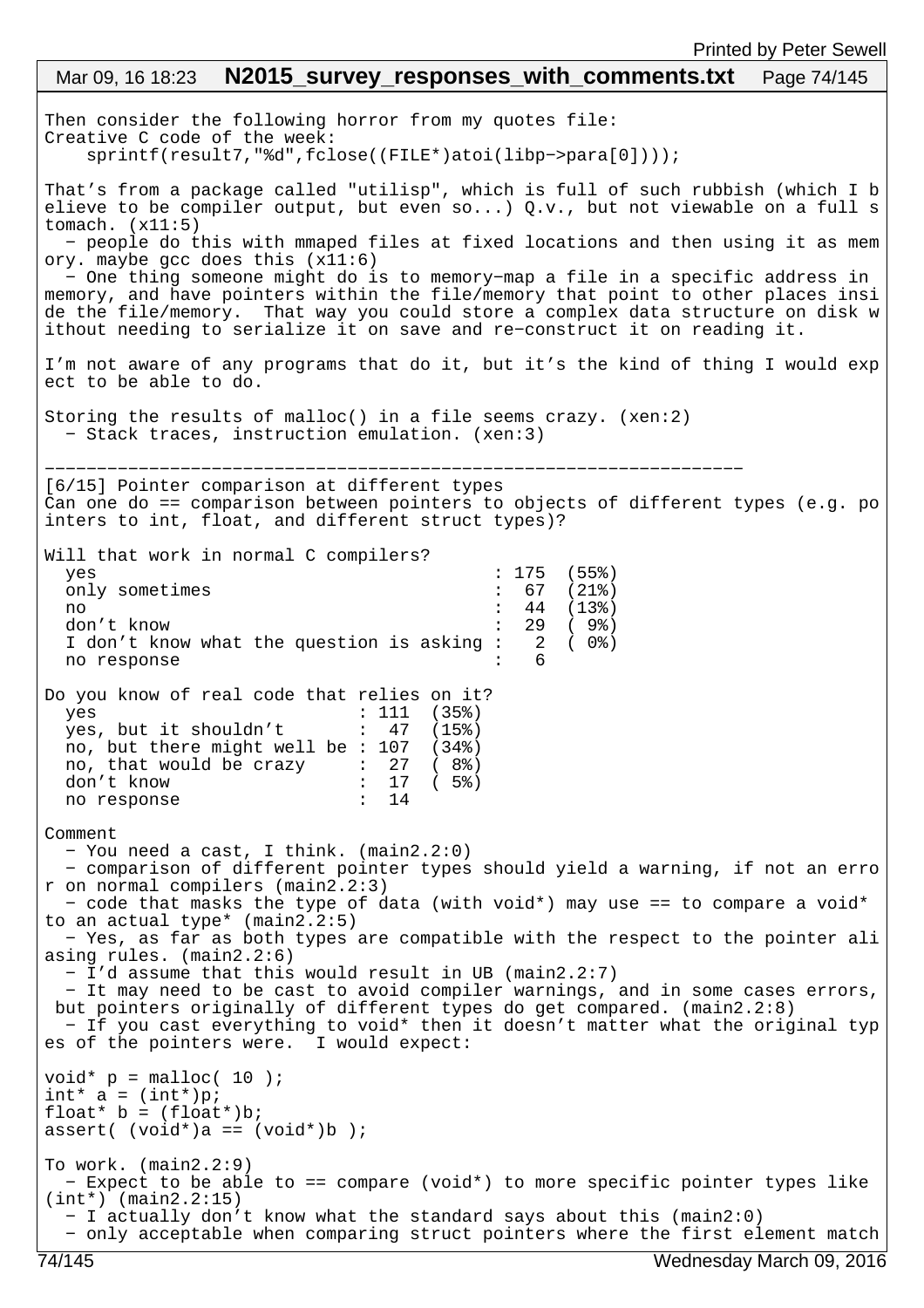Then consider the following horror from my quotes file:
Creative C code of the week:

```
    sprintf(result7,"%d",fclose((FILE*)atoi(libp->para[0])));
```

That's from a package called "utilisp", which is full of such rubbish (which I believe to be compiler output, but even so...) Q.v., but not viewable on a full stomach. (x11:5)
  - people do this with mmaped files at fixed locations and then using it as memory. maybe gcc does this (x11:6)
  - One thing someone might do is to memory-map a file in a specific address in memory, and have pointers within the file/memory that point to other places inside the file/memory.  That way you could store a complex data structure on disk without needing to serialize it on save and re-construct it on reading it.

I'm not aware of any programs that do it, but it's the kind of thing I would expect to be able to do.

Storing the results of malloc() in a file seems crazy. (xen:2)
  - Stack traces, instruction emulation. (xen:3)

---

[6/15] Pointer comparison at different types
Can one do == comparison between pointers to objects of different types (e.g. pointers to int, float, and different struct types)?

Will that work in normal C compilers?

| | | |
|---|---|---|
| yes | 175 | (55%) |
| only sometimes | 67 | (21%) |
| no | 44 | (13%) |
| don't know | 29 | ( 9%) |
| I don't know what the question is asking | 2 | ( 0%) |
| no response | 6 | |

Do you know of real code that relies on it?

| | | |
|---|---|---|
| yes | 111 | (35%) |
| yes, but it shouldn't | 47 | (15%) |
| no, but there might well be | 107 | (34%) |
| no, that would be crazy | 27 | ( 8%) |
| don't know | 17 | ( 5%) |
| no response | 14 | |

Comment
  - You need a cast, I think. (main2.2:0)
  - comparison of different pointer types should yield a warning, if not an error on normal compilers (main2.2:3)
  - code that masks the type of data (with void*) may use == to compare a void* to an actual type* (main2.2:5)
  - Yes, as far as both types are compatible with the respect to the pointer aliasing rules. (main2.2:6)
  - I'd assume that this would result in UB (main2.2:7)
  - It may need to be cast to avoid compiler warnings, and in some cases errors, but pointers originally of different types do get compared. (main2.2:8)
  - If you cast everything to void* then it doesn't matter what the original types of the pointers were.  I would expect:

```
void* p = malloc( 10 );
int* a = (int*)p;
float* b = (float*)b;
assert( (void*)a == (void*)b );
```

To work. (main2.2:9)
  - Expect to be able to == compare (void*) to more specific pointer types like (int*) (main2.2:15)
  - I actually don't know what the standard says about this (main2:0)
  - only acceptable when comparing struct pointers where the first element match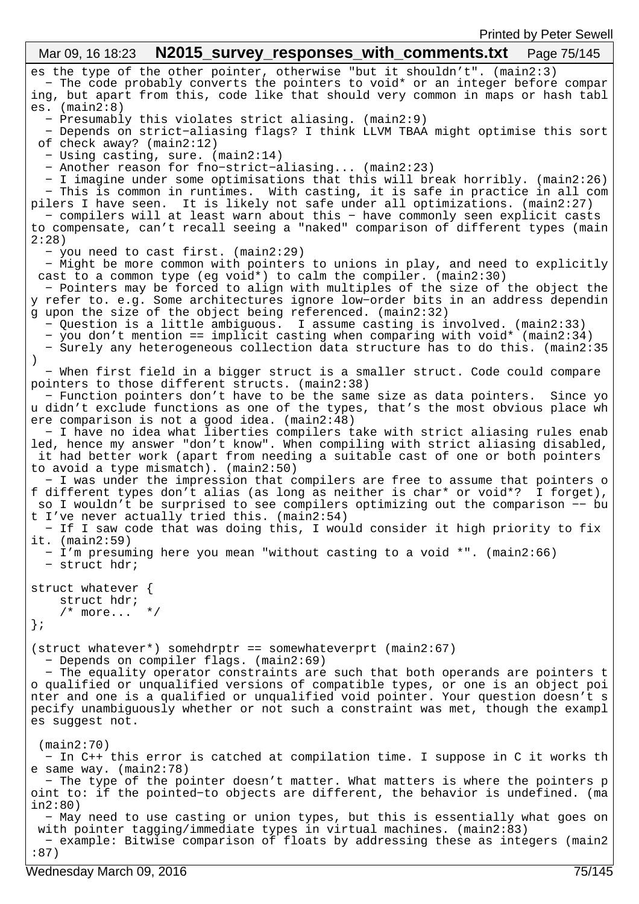es the type of the other pointer, otherwise "but it shouldn't". (main2:3)
- The code probably converts the pointers to void* or an integer before comparing, but apart from this, code like that should very common in maps or hash tables. (main2:8)
- Presumably this violates strict aliasing. (main2:9)
- Depends on strict-aliasing flags? I think LLVM TBAA might optimise this sort of check away? (main2:12)
- Using casting, sure. (main2:14)
- Another reason for fno-strict-aliasing... (main2:23)
- I imagine under some optimisations that this will break horribly. (main2:26)
- This is common in runtimes. With casting, it is safe in practice in all compilers I have seen. It is likely not safe under all optimizations. (main2:27)
- compilers will at least warn about this - have commonly seen explicit casts to compensate, can't recall seeing a "naked" comparison of different types (main2:28)
- you need to cast first. (main2:29)
- Might be more common with pointers to unions in play, and need to explicitly cast to a common type (eg void*) to calm the compiler. (main2:30)
- Pointers may be forced to align with multiples of the size of the object they refer to. e.g. Some architectures ignore low-order bits in an address depending upon the size of the object being referenced. (main2:32)
- Question is a little ambiguous. I assume casting is involved. (main2:33)
- you don't mention == implicit casting when comparing with void* (main2:34)
- Surely any heterogeneous collection data structure has to do this. (main2:35)
- When first field in a bigger struct is a smaller struct. Code could compare pointers to those different structs. (main2:38)
- Function pointers don't have to be the same size as data pointers. Since you didn't exclude functions as one of the types, that's the most obvious place where comparison is not a good idea. (main2:48)
- I have no idea what liberties compilers take with strict aliasing rules enabled, hence my answer "don't know". When compiling with strict aliasing disabled, it had better work (apart from needing a suitable cast of one or both pointers to avoid a type mismatch). (main2:50)
- I was under the impression that compilers are free to assume that pointers of different types don't alias (as long as neither is char* or void*? I forget), so I wouldn't be surprised to see compilers optimizing out the comparison -- but I've never actually tried this. (main2:54)
- If I saw code that was doing this, I would consider it high priority to fix it. (main2:59)
- I'm presuming here you mean "without casting to a void *". (main2:66)
- struct hdr;

```
struct whatever {
    struct hdr;
    /* more...  */
};

(struct whatever*) somehdrptr == somewhateverprt (main2:67)
```

- Depends on compiler flags. (main2:69)
- The equality operator constraints are such that both operands are pointers to qualified or unqualified versions of compatible types, or one is an object pointer and one is a qualified or unqualified void pointer. Your question doesn't specify unambiguously whether or not such a constraint was met, though the examples suggest not.

 (main2:70)
- In C++ this error is catched at compilation time. I suppose in C it works the same way. (main2:78)
- The type of the pointer doesn't matter. What matters is where the pointers point to: if the pointed-to objects are different, the behavior is undefined. (main2:80)
- May need to use casting or union types, but this is essentially what goes on with pointer tagging/immediate types in virtual machines. (main2:83)
- example: Bitwise comparison of floats by addressing these as integers (main2:87)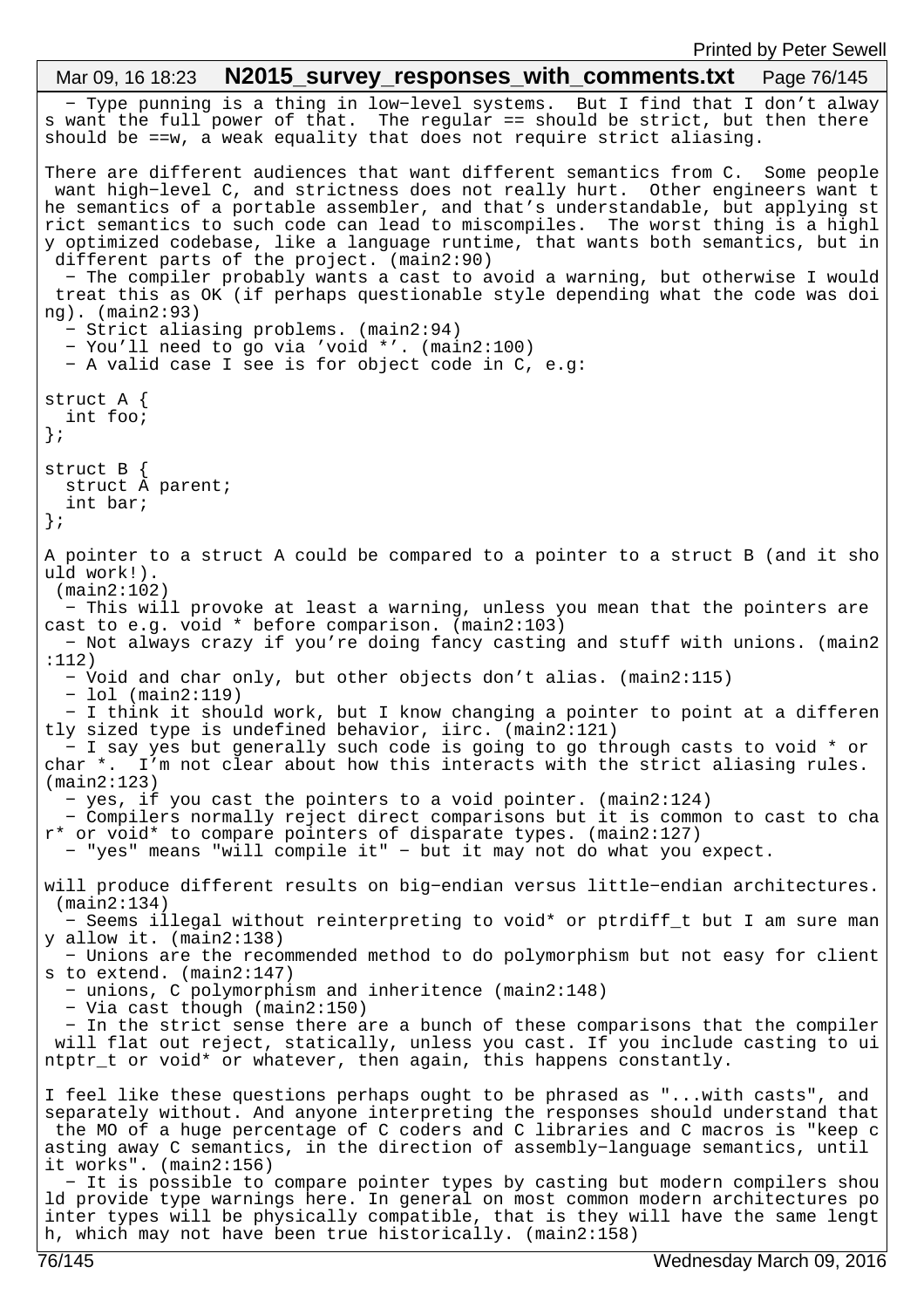- Type punning is a thing in low-level systems. But I find that I don't always want the full power of that. The regular == should be strict, but then there should be ==w, a weak equality that does not require strict aliasing.

There are different audiences that want different semantics from C. Some people want high-level C, and strictness does not really hurt. Other engineers want the semantics of a portable assembler, and that's understandable, but applying strict semantics to such code can lead to miscompiles. The worst thing is a highly optimized codebase, like a language runtime, that wants both semantics, but in different parts of the project. (main2:90)
- The compiler probably wants a cast to avoid a warning, but otherwise I would treat this as OK (if perhaps questionable style depending what the code was doing). (main2:93)
- Strict aliasing problems. (main2:94)
- You'll need to go via 'void *'. (main2:100)
- A valid case I see is for object code in C, e.g:

```
struct A {
  int foo;
};

struct B {
  struct A parent;
  int bar;
};
```

A pointer to a struct A could be compared to a pointer to a struct B (and it should work!).
 (main2:102)
- This will provoke at least a warning, unless you mean that the pointers are cast to e.g. void * before comparison. (main2:103)
- Not always crazy if you're doing fancy casting and stuff with unions. (main2:112)
- Void and char only, but other objects don't alias. (main2:115)
- lol (main2:119)
- I think it should work, but I know changing a pointer to point at a differently sized type is undefined behavior, iirc. (main2:121)
- I say yes but generally such code is going to go through casts to void * or char *. I'm not clear about how this interacts with the strict aliasing rules. (main2:123)
- yes, if you cast the pointers to a void pointer. (main2:124)
- Compilers normally reject direct comparisons but it is common to cast to char* or void* to compare pointers of disparate types. (main2:127)
- "yes" means "will compile it" - but it may not do what you expect.

will produce different results on big-endian versus little-endian architectures.
 (main2:134)
- Seems illegal without reinterpreting to void* or ptrdiff_t but I am sure many allow it. (main2:138)
- Unions are the recommended method to do polymorphism but not easy for clients to extend. (main2:147)
- unions, C polymorphism and inheritence (main2:148)
- Via cast though (main2:150)
- In the strict sense there are a bunch of these comparisons that the compiler will flat out reject, statically, unless you cast. If you include casting to uintptr_t or void* or whatever, then again, this happens constantly.

I feel like these questions perhaps ought to be phrased as "...with casts", and separately without. And anyone interpreting the responses should understand that the MO of a huge percentage of C coders and C libraries and C macros is "keep casting away C semantics, in the direction of assembly-language semantics, until it works". (main2:156)
- It is possible to compare pointer types by casting but modern compilers should provide type warnings here. In general on most common modern architectures pointer types will be physically compatible, that is they will have the same length, which may not have been true historically. (main2:158)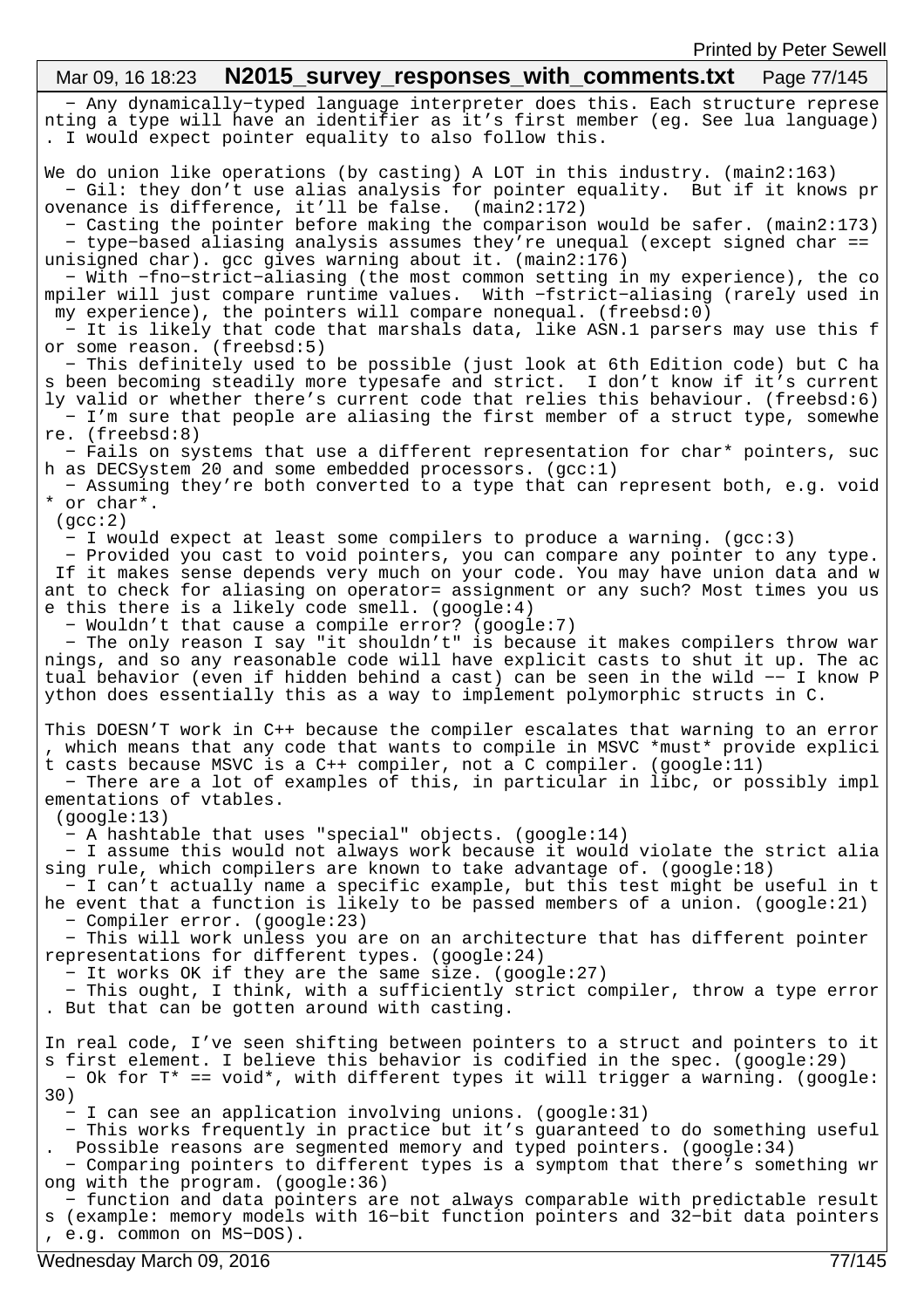- Any dynamically-typed language interpreter does this. Each structure representing a type will have an identifier as it's first member (eg. See lua language). I would expect pointer equality to also follow this.

We do union like operations (by casting) A LOT in this industry. (main2:163)
- Gil: they don't use alias analysis for pointer equality. But if it knows provenance is difference, it'll be false. (main2:172)
- Casting the pointer before making the comparison would be safer. (main2:173)
- type-based aliasing analysis assumes they're unequal (except signed char == unisigned char). gcc gives warning about it. (main2:176)
- With -fno-strict-aliasing (the most common setting in my experience), the compiler will just compare runtime values. With -fstrict-aliasing (rarely used in my experience), the pointers will compare nonequal. (freebsd:0)
- It is likely that code that marshals data, like ASN.1 parsers may use this for some reason. (freebsd:5)
- This definitely used to be possible (just look at 6th Edition code) but C has been becoming steadily more typesafe and strict. I don't know if it's currently valid or whether there's current code that relies this behaviour. (freebsd:6)
- I'm sure that people are aliasing the first member of a struct type, somewhere. (freebsd:8)
- Fails on systems that use a different representation for char* pointers, such as DECSystem 20 and some embedded processors. (gcc:1)
- Assuming they're both converted to a type that can represent both, e.g. void * or char*.
(gcc:2)
- I would expect at least some compilers to produce a warning. (gcc:3)
- Provided you cast to void pointers, you can compare any pointer to any type. If it makes sense depends very much on your code. You may have union data and want to check for aliasing on operator= assignment or any such? Most times you use this there is a likely code smell. (google:4)
- Wouldn't that cause a compile error? (google:7)
- The only reason I say "it shouldn't" is because it makes compilers throw warnings, and so any reasonable code will have explicit casts to shut it up. The actual behavior (even if hidden behind a cast) can be seen in the wild -- I know Python does essentially this as a way to implement polymorphic structs in C.

This DOESN'T work in C++ because the compiler escalates that warning to an error, which means that any code that wants to compile in MSVC *must* provide explicit casts because MSVC is a C++ compiler, not a C compiler. (google:11)
- There are a lot of examples of this, in particular in libc, or possibly implementations of vtables.
(google:13)
- A hashtable that uses "special" objects. (google:14)
- I assume this would not always work because it would violate the strict aliasing rule, which compilers are known to take advantage of. (google:18)
- I can't actually name a specific example, but this test might be useful in the event that a function is likely to be passed members of a union. (google:21)
- Compiler error. (google:23)
- This will work unless you are on an architecture that has different pointer representations for different types. (google:24)
- It works OK if they are the same size. (google:27)
- This ought, I think, with a sufficiently strict compiler, throw a type error. But that can be gotten around with casting.

In real code, I've seen shifting between pointers to a struct and pointers to its first element. I believe this behavior is codified in the spec. (google:29)
- Ok for T* == void*, with different types it will trigger a warning. (google:30)
- I can see an application involving unions. (google:31)
- This works frequently in practice but it's guaranteed to do something useful. Possible reasons are segmented memory and typed pointers. (google:34)
- Comparing pointers to different types is a symptom that there's something wrong with the program. (google:36)
- function and data pointers are not always comparable with predictable results (example: memory models with 16-bit function pointers and 32-bit data pointers, e.g. common on MS-DOS).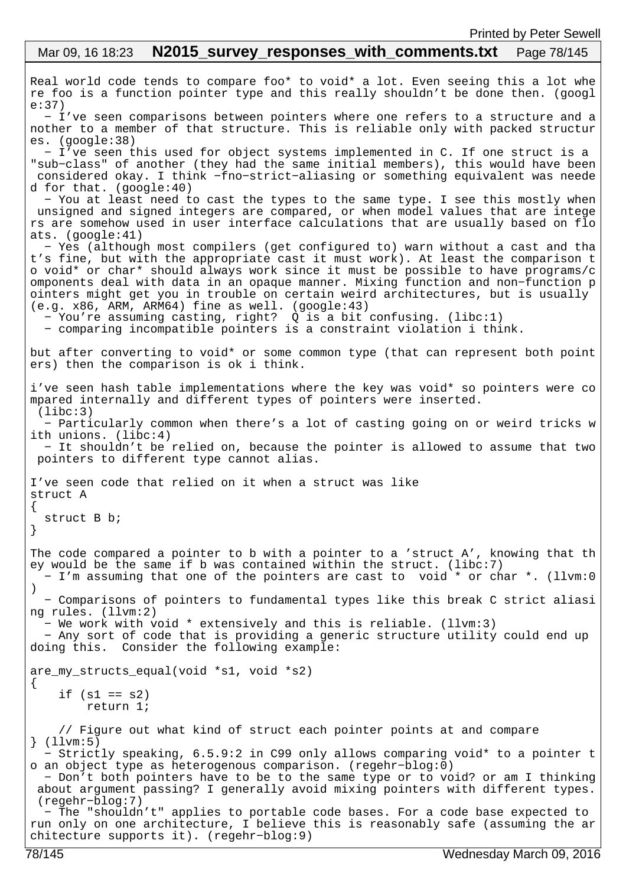Real world code tends to compare foo* to void* a lot. Even seeing this a lot where foo is a function pointer type and this really shouldn't be done then. (google:37)

- I've seen comparisons between pointers where one refers to a structure and another to a member of that structure. This is reliable only with packed structures. (google:38)
- I've seen this used for object systems implemented in C. If one struct is a "sub-class" of another (they had the same initial members), this would have been considered okay. I think -fno-strict-aliasing or something equivalent was needed for that. (google:40)
- You at least need to cast the types to the same type. I see this mostly when unsigned and signed integers are compared, or when model values that are integers are somehow used in user interface calculations that are usually based on floats. (google:41)
- Yes (although most compilers (get configured to) warn without a cast and that's fine, but with the appropriate cast it must work). At least the comparison to void* or char* should always work since it must be possible to have programs/components deal with data in an opaque manner. Mixing function and non-function pointers might get you in trouble on certain weird architectures, but is usually (e.g. x86, ARM, ARM64) fine as well. (google:43)
- You're assuming casting, right?  Q is a bit confusing. (libc:1)
- comparing incompatible pointers is a constraint violation i think.

but after converting to void* or some common type (that can represent both pointers) then the comparison is ok i think.

i've seen hash table implementations where the key was void* so pointers were compared internally and different types of pointers were inserted.
 (libc:3)

- Particularly common when there's a lot of casting going on or weird tricks with unions. (libc:4)
- It shouldn't be relied on, because the pointer is allowed to assume that two pointers to different type cannot alias.

I've seen code that relied on it when a struct was like

```
struct A
{
  struct B b;
}
```

The code compared a pointer to b with a pointer to a 'struct A', knowing that they would be the same if b was contained within the struct. (libc:7)

- I'm assuming that one of the pointers are cast to  void * or char *. (llvm:0)
- Comparisons of pointers to fundamental types like this break C strict aliasing rules. (llvm:2)
- We work with void * extensively and this is reliable. (llvm:3)
- Any sort of code that is providing a generic structure utility could end up doing this.  Consider the following example:

```
are_my_structs_equal(void *s1, void *s2)
{
    if (s1 == s2)
        return 1;

    // Figure out what kind of struct each pointer points at and compare
} (llvm:5)
```

- Strictly speaking, 6.5.9:2 in C99 only allows comparing void* to a pointer to an object type as heterogenous comparison. (regehr-blog:0)
- Don't both pointers have to be to the same type or to void? or am I thinking about argument passing? I generally avoid mixing pointers with different types. (regehr-blog:7)
- The "shouldn't" applies to portable code bases. For a code base expected to run only on one architecture, I believe this is reasonably safe (assuming the architecture supports it). (regehr-blog:9)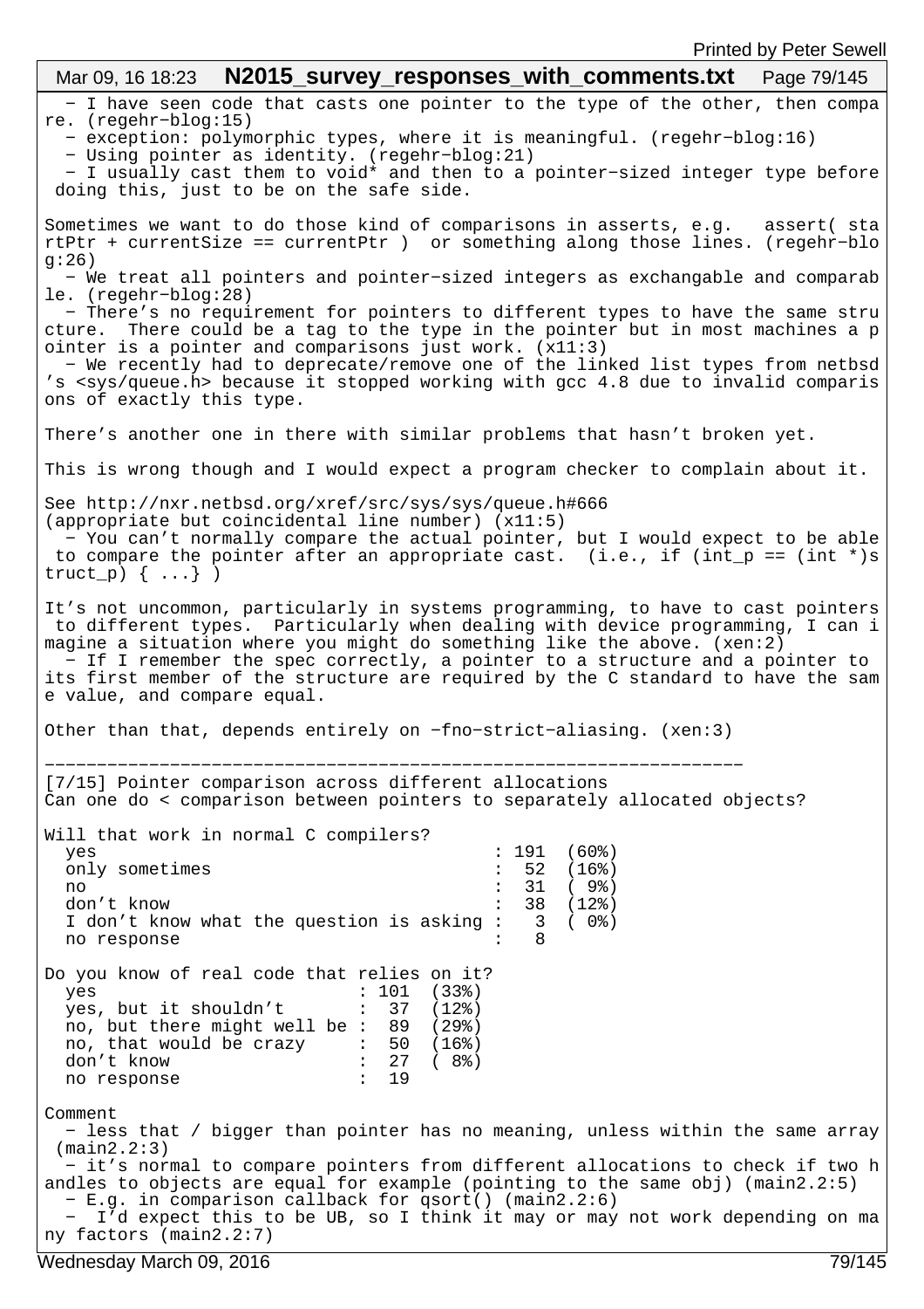- I have seen code that casts one pointer to the type of the other, then compare. (regehr-blog:15)
- exception: polymorphic types, where it is meaningful. (regehr-blog:16)
- Using pointer as identity. (regehr-blog:21)
- I usually cast them to void* and then to a pointer-sized integer type before doing this, just to be on the safe side.

Sometimes we want to do those kind of comparisons in asserts, e.g.   assert( startPtr + currentSize == currentPtr )  or something along those lines. (regehr-blog:26)
- We treat all pointers and pointer-sized integers as exchangable and comparable. (regehr-blog:28)
- There's no requirement for pointers to different types to have the same structure.  There could be a tag to the type in the pointer but in most machines a pointer is a pointer and comparisons just work. (x11:3)
- We recently had to deprecate/remove one of the linked list types from netbsd's <sys/queue.h> because it stopped working with gcc 4.8 due to invalid comparisons of exactly this type.

There's another one in there with similar problems that hasn't broken yet.

This is wrong though and I would expect a program checker to complain about it.

See http://nxr.netbsd.org/xref/src/sys/sys/queue.h#666
(appropriate but coincidental line number) (x11:5)
- You can't normally compare the actual pointer, but I would expect to be able to compare the pointer after an appropriate cast.  (i.e., if (int_p == (int *)struct_p) { ...} )

It's not uncommon, particularly in systems programming, to have to cast pointers to different types.  Particularly when dealing with device programming, I can imagine a situation where you might do something like the above. (xen:2)
- If I remember the spec correctly, a pointer to a structure and a pointer to its first member of the structure are required by the C standard to have the same value, and compare equal.

Other than that, depends entirely on -fno-strict-aliasing. (xen:3)

---

[7/15] Pointer comparison across different allocations
Can one do < comparison between pointers to separately allocated objects?

Will that work in normal C compilers?

```
  yes                                      : 191  (60%)
  only sometimes                           :  52  (16%)
  no                                       :  31  ( 9%)
  don't know                               :  38  (12%)
  I don't know what the question is asking :   3  ( 0%)
  no response                              :   8
```

Do you know of real code that relies on it?

```
  yes                        : 101  (33%)
  yes, but it shouldn't      :  37  (12%)
  no, but there might well be :  89  (29%)
  no, that would be crazy    :  50  (16%)
  don't know                 :  27  ( 8%)
  no response                :  19
```

Comment
- less that / bigger than pointer has no meaning, unless within the same array (main2.2:3)
- it's normal to compare pointers from different allocations to check if two handles to objects are equal for example (pointing to the same obj) (main2.2:5)
- E.g. in comparison callback for qsort() (main2.2:6)
- I'd expect this to be UB, so I think it may or may not work depending on many factors (main2.2:7)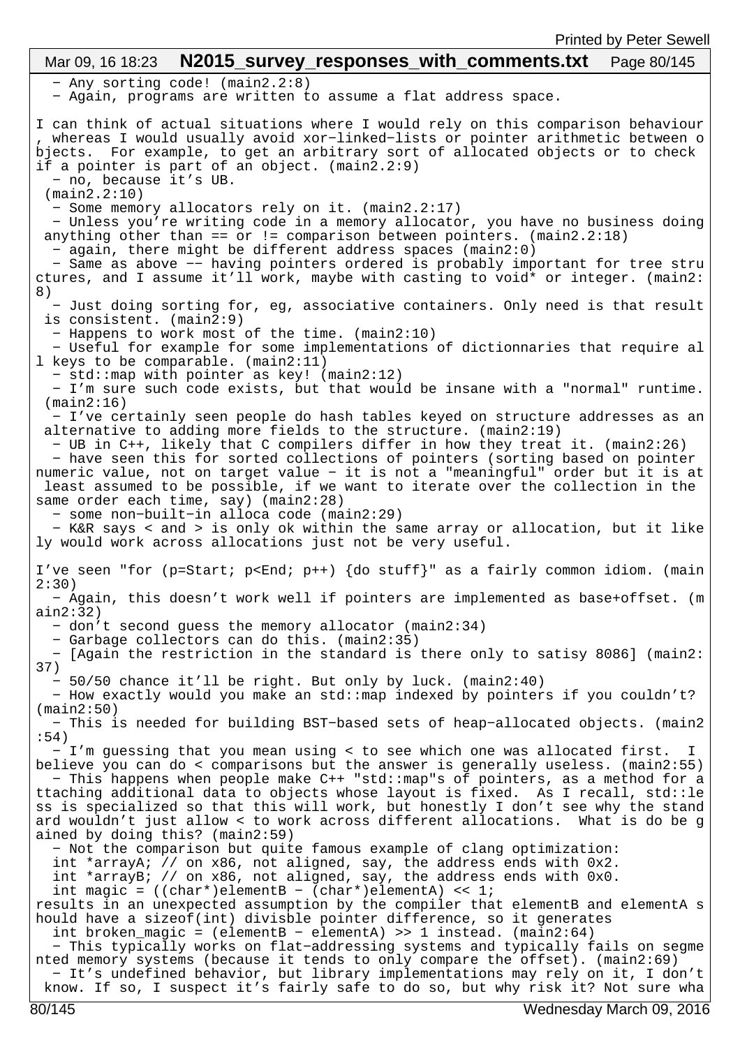- Any sorting code! (main2.2:8)
- Again, programs are written to assume a flat address space.

I can think of actual situations where I would rely on this comparison behaviour, whereas I would usually avoid xor-linked-lists or pointer arithmetic between objects. For example, to get an arbitrary sort of allocated objects or to check if a pointer is part of an object. (main2.2:9)

- no, because it's UB.

(main2.2:10)

- Some memory allocators rely on it. (main2.2:17)
- Unless you're writing code in a memory allocator, you have no business doing anything other than == or != comparison between pointers. (main2.2:18)
- again, there might be different address spaces (main2:0)
- Same as above -- having pointers ordered is probably important for tree structures, and I assume it'll work, maybe with casting to void* or integer. (main2:8)
- Just doing sorting for, eg, associative containers. Only need is that result is consistent. (main2:9)
- Happens to work most of the time. (main2:10)
- Useful for example for some implementations of dictionnaries that require all keys to be comparable. (main2:11)
- std::map with pointer as key! (main2:12)
- I'm sure such code exists, but that would be insane with a "normal" runtime. (main2:16)
- I've certainly seen people do hash tables keyed on structure addresses as an alternative to adding more fields to the structure. (main2:19)
- UB in C++, likely that C compilers differ in how they treat it. (main2:26)
- have seen this for sorted collections of pointers (sorting based on pointer numeric value, not on target value - it is not a "meaningful" order but it is at least assumed to be possible, if we want to iterate over the collection in the same order each time, say) (main2:28)
- some non-built-in alloca code (main2:29)
- K&R says < and > is only ok within the same array or allocation, but it likely would work across allocations just not be very useful.

I've seen "for (p=Start; p<End; p++) {do stuff}" as a fairly common idiom. (main2:30)

- Again, this doesn't work well if pointers are implemented as base+offset. (main2:32)
- don't second guess the memory allocator (main2:34)
- Garbage collectors can do this. (main2:35)
- [Again the restriction in the standard is there only to satisy 8086] (main2:37)
- 50/50 chance it'll be right. But only by luck. (main2:40)
- How exactly would you make an std::map indexed by pointers if you couldn't? (main2:50)
- This is needed for building BST-based sets of heap-allocated objects. (main2:54)
- I'm guessing that you mean using < to see which one was allocated first. I believe you can do < comparisons but the answer is generally useless. (main2:55)
- This happens when people make C++ "std::map"s of pointers, as a method for attaching additional data to objects whose layout is fixed. As I recall, std::less is specialized so that this will work, but honestly I don't see why the standard wouldn't just allow < to work across different allocations. What is do be gained by doing this? (main2:59)
- Not the comparison but quite famous example of clang optimization:

```
int *arrayA; // on x86, not aligned, say, the address ends with 0x2.
int *arrayB; // on x86, not aligned, say, the address ends with 0x0.
int magic = ((char*)elementB - (char*)elementA) << 1;
```

results in an unexpected assumption by the compiler that elementB and elementA should have a sizeof(int) divisble pointer difference, so it generates

```
int broken_magic = (elementB - elementA) >> 1 instead. (main2:64)
```

- This typically works on flat-addressing systems and typically fails on segmented memory systems (because it tends to only compare the offset). (main2:69)
- It's undefined behavior, but library implementations may rely on it, I don't know. If so, I suspect it's fairly safe to do so, but why risk it? Not sure wha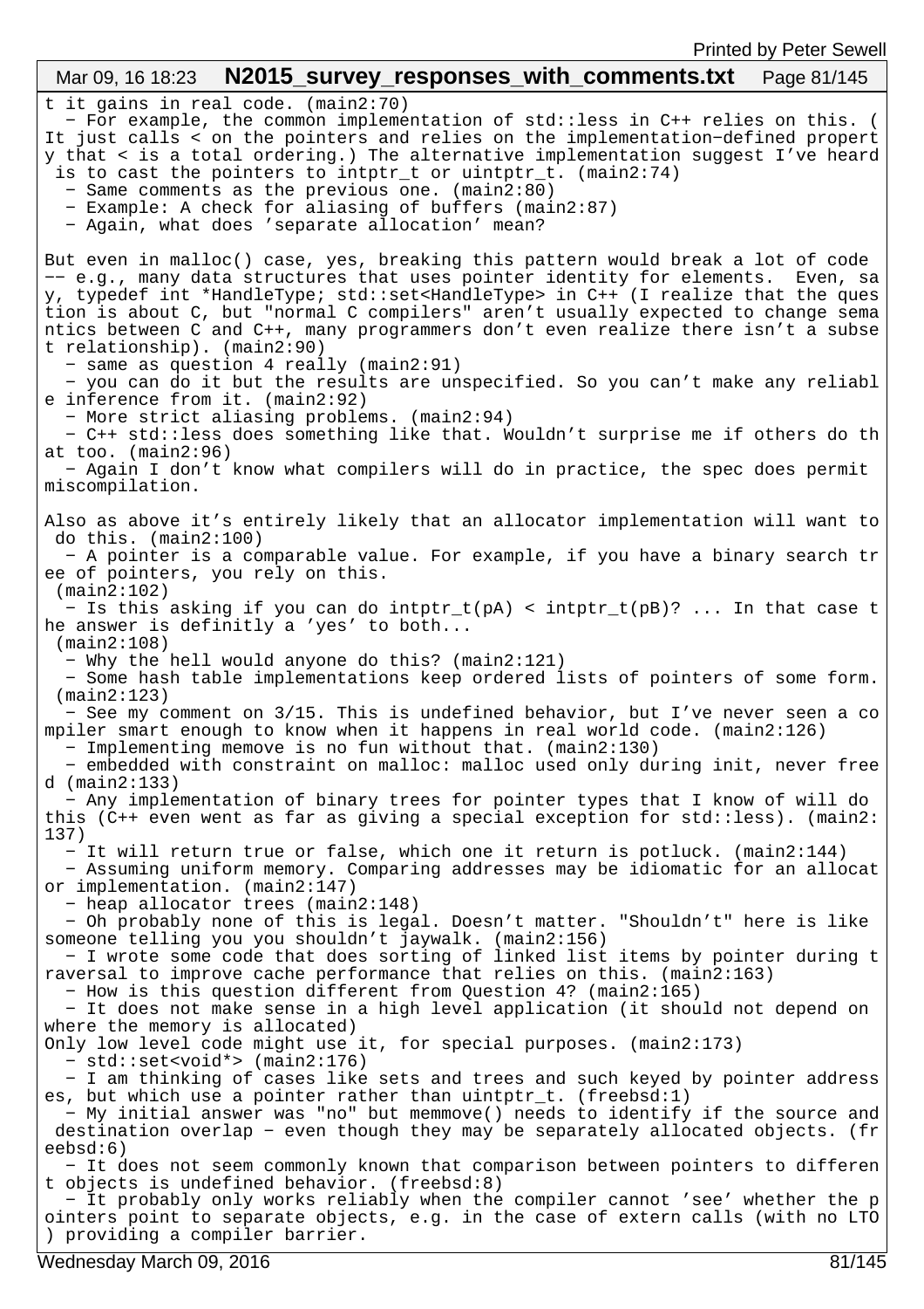t it gains in real code. (main2:70)
  - For example, the common implementation of std::less in C++ relies on this. (It just calls < on the pointers and relies on the implementation-defined property that < is a total ordering.) The alternative implementation suggest I've heard is to cast the pointers to intptr_t or uintptr_t. (main2:74)
  - Same comments as the previous one. (main2:80)
  - Example: A check for aliasing of buffers (main2:87)
  - Again, what does 'separate allocation' mean?

But even in malloc() case, yes, breaking this pattern would break a lot of code -- e.g., many data structures that uses pointer identity for elements.  Even, say, typedef int *HandleType; std::set<HandleType> in C++ (I realize that the question is about C, but "normal C compilers" aren't usually expected to change semantics between C and C++, many programmers don't even realize there isn't a subset relationship). (main2:90)
  - same as question 4 really (main2:91)
  - you can do it but the results are unspecified. So you can't make any reliable inference from it. (main2:92)
  - More strict aliasing problems. (main2:94)
  - C++ std::less does something like that. Wouldn't surprise me if others do that too. (main2:96)
  - Again I don't know what compilers will do in practice, the spec does permit miscompilation.

Also as above it's entirely likely that an allocator implementation will want to do this. (main2:100)
  - A pointer is a comparable value. For example, if you have a binary search tree of pointers, you rely on this.
 (main2:102)
  - Is this asking if you can do intptr_t(pA) < intptr_t(pB)? ... In that case the answer is definitly a 'yes' to both...
 (main2:108)
  - Why the hell would anyone do this? (main2:121)
  - Some hash table implementations keep ordered lists of pointers of some form. (main2:123)
  - See my comment on 3/15. This is undefined behavior, but I've never seen a compiler smart enough to know when it happens in real world code. (main2:126)
  - Implementing memove is no fun without that. (main2:130)
  - embedded with constraint on malloc: malloc used only during init, never freed (main2:133)
  - Any implementation of binary trees for pointer types that I know of will do this (C++ even went as far as giving a special exception for std::less). (main2:137)
  - It will return true or false, which one it return is potluck. (main2:144)
  - Assuming uniform memory. Comparing addresses may be idiomatic for an allocator implementation. (main2:147)
  - heap allocator trees (main2:148)
  - Oh probably none of this is legal. Doesn't matter. "Shouldn't" here is like someone telling you you shouldn't jaywalk. (main2:156)
  - I wrote some code that does sorting of linked list items by pointer during traversal to improve cache performance that relies on this. (main2:163)
  - How is this question different from Question 4? (main2:165)
  - It does not make sense in a high level application (it should not depend on where the memory is allocated)
Only low level code might use it, for special purposes. (main2:173)
  - std::set<void*> (main2:176)
  - I am thinking of cases like sets and trees and such keyed by pointer addresses, but which use a pointer rather than uintptr_t. (freebsd:1)
  - My initial answer was "no" but memmove() needs to identify if the source and destination overlap - even though they may be separately allocated objects. (freebsd:6)
  - It does not seem commonly known that comparison between pointers to different objects is undefined behavior. (freebsd:8)
  - It probably only works reliably when the compiler cannot 'see' whether the pointers point to separate objects, e.g. in the case of extern calls (with no LTO) providing a compiler barrier.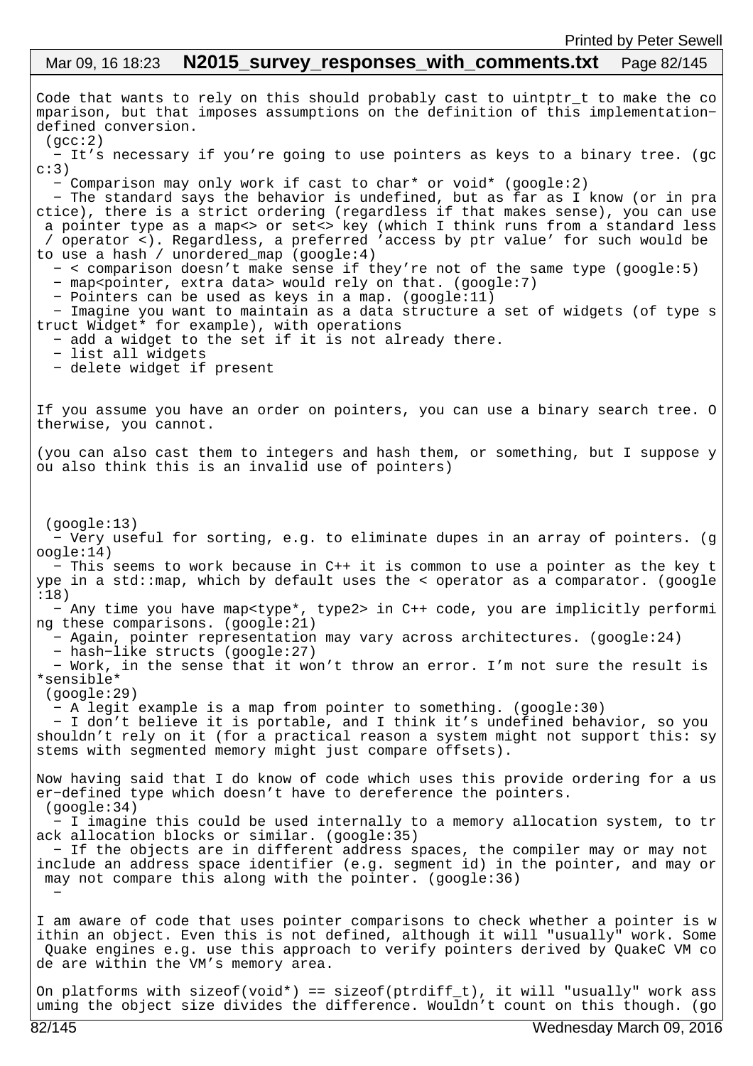Code that wants to rely on this should probably cast to uintptr_t to make the comparison, but that imposes assumptions on the definition of this implementation-defined conversion.
 (gcc:2)
  - It's necessary if you're going to use pointers as keys to a binary tree. (gcc:3)
  - Comparison may only work if cast to char* or void* (google:2)
  - The standard says the behavior is undefined, but as far as I know (or in practice), there is a strict ordering (regardless if that makes sense), you can use a pointer type as a map<> or set<> key (which I think runs from a standard less / operator <). Regardless, a preferred 'access by ptr value' for such would be to use a hash / unordered_map (google:4)
  - < comparison doesn't make sense if they're not of the same type (google:5)
  - map<pointer, extra data> would rely on that. (google:7)
  - Pointers can be used as keys in a map. (google:11)
  - Imagine you want to maintain as a data structure a set of widgets (of type struct Widget* for example), with operations
  - add a widget to the set if it is not already there.
  - list all widgets
  - delete widget if present

If you assume you have an order on pointers, you can use a binary search tree. Otherwise, you cannot.

(you can also cast them to integers and hash them, or something, but I suppose you also think this is an invalid use of pointers)

 (google:13)
  - Very useful for sorting, e.g. to eliminate dupes in an array of pointers. (google:14)
  - This seems to work because in C++ it is common to use a pointer as the key type in a std::map, which by default uses the < operator as a comparator. (google:18)
  - Any time you have map<type*, type2> in C++ code, you are implicitly performing these comparisons. (google:21)
  - Again, pointer representation may vary across architectures. (google:24)
  - hash-like structs (google:27)
  - Work, in the sense that it won't throw an error. I'm not sure the result is *sensible*
 (google:29)
  - A legit example is a map from pointer to something. (google:30)
  - I don't believe it is portable, and I think it's undefined behavior, so you shouldn't rely on it (for a practical reason a system might not support this: systems with segmented memory might just compare offsets).

Now having said that I do know of code which uses this provide ordering for a user-defined type which doesn't have to dereference the pointers.
 (google:34)
  - I imagine this could be used internally to a memory allocation system, to track allocation blocks or similar. (google:35)
  - If the objects are in different address spaces, the compiler may or may not include an address space identifier (e.g. segment id) in the pointer, and may or may not compare this along with the pointer. (google:36)
  -

I am aware of code that uses pointer comparisons to check whether a pointer is within an object. Even this is not defined, although it will "usually" work. Some Quake engines e.g. use this approach to verify pointers derived by QuakeC VM code are within the VM's memory area.

On platforms with sizeof(void*) == sizeof(ptrdiff_t), it will "usually" work assuming the object size divides the difference. Wouldn't count on this though. (go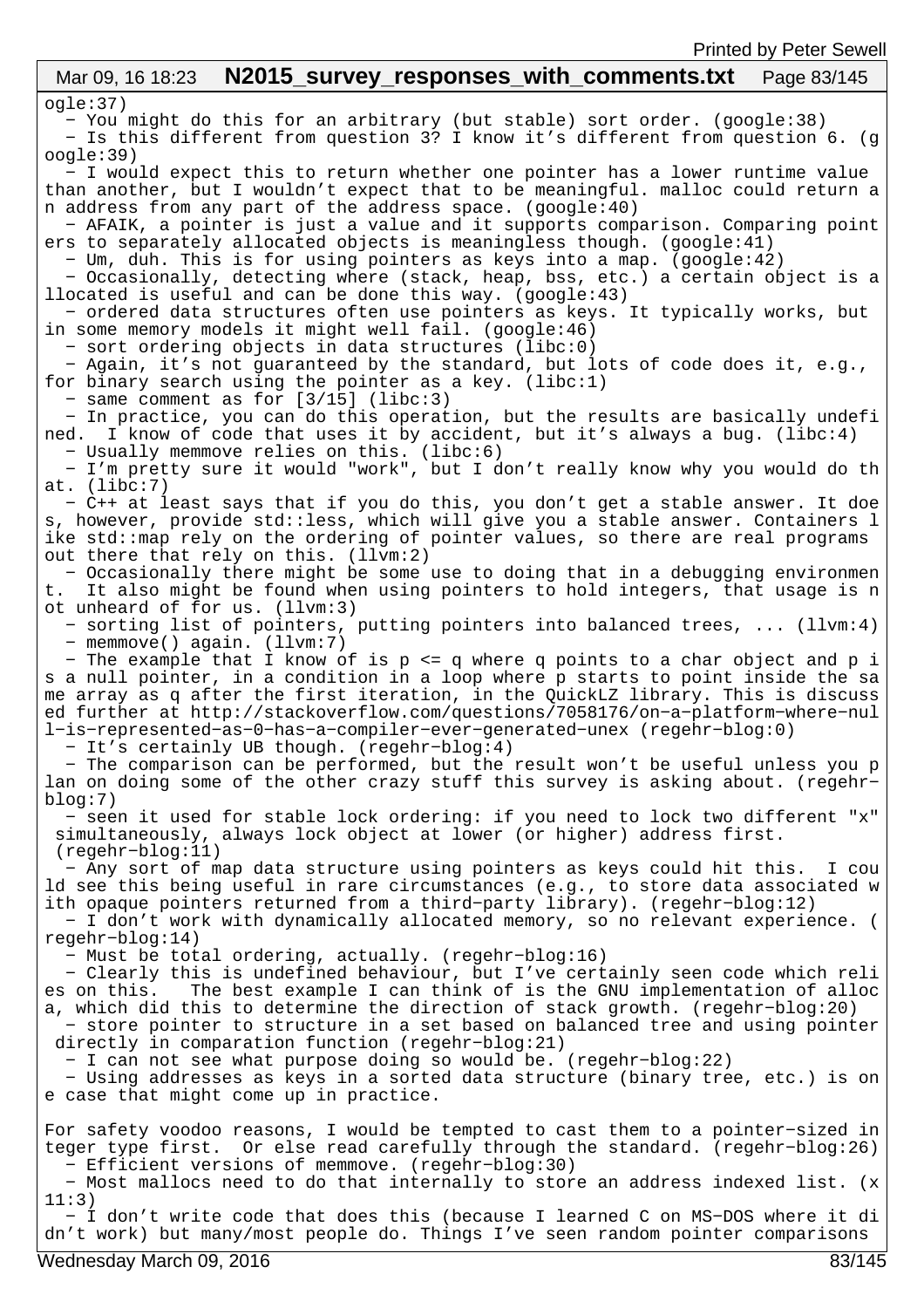ogle:37)
  − You might do this for an arbitrary (but stable) sort order. (google:38)
  − Is this different from question 3? I know it's different from question 6. (google:39)
  − I would expect this to return whether one pointer has a lower runtime value than another, but I wouldn't expect that to be meaningful. malloc could return an address from any part of the address space. (google:40)
  − AFAIK, a pointer is just a value and it supports comparison. Comparing pointers to separately allocated objects is meaningless though. (google:41)
  − Um, duh. This is for using pointers as keys into a map. (google:42)
  − Occasionally, detecting where (stack, heap, bss, etc.) a certain object is allocated is useful and can be done this way. (google:43)
  − ordered data structures often use pointers as keys. It typically works, but in some memory models it might well fail. (google:46)
  − sort ordering objects in data structures (libc:0)
  − Again, it's not guaranteed by the standard, but lots of code does it, e.g., for binary search using the pointer as a key. (libc:1)
  − same comment as for [3/15] (libc:3)
  − In practice, you can do this operation, but the results are basically undefined.  I know of code that uses it by accident, but it's always a bug. (libc:4)
  − Usually memmove relies on this. (libc:6)
  − I'm pretty sure it would "work", but I don't really know why you would do that. (libc:7)
  − C++ at least says that if you do this, you don't get a stable answer. It does, however, provide std::less, which will give you a stable answer. Containers like std::map rely on the ordering of pointer values, so there are real programs out there that rely on this. (llvm:2)
  − Occasionally there might be some use to doing that in a debugging environment.  It also might be found when using pointers to hold integers, that usage is not unheard of for us. (llvm:3)
  − sorting list of pointers, putting pointers into balanced trees, ... (llvm:4)
  − memmove() again. (llvm:7)
  − The example that I know of is p <= q where q points to a char object and p is a null pointer, in a condition in a loop where p starts to point inside the same array as q after the first iteration, in the QuickLZ library. This is discussed further at http://stackoverflow.com/questions/7058176/on−a−platform−where−null−is−represented−as−0−has−a−compiler−ever−generated−unex (regehr−blog:0)
  − It's certainly UB though. (regehr−blog:4)
  − The comparison can be performed, but the result won't be useful unless you plan on doing some of the other crazy stuff this survey is asking about. (regehr−blog:7)
  − seen it used for stable lock ordering: if you need to lock two different "x" simultaneously, always lock object at lower (or higher) address first. (regehr−blog:11)
  − Any sort of map data structure using pointers as keys could hit this.  I could see this being useful in rare circumstances (e.g., to store data associated with opaque pointers returned from a third−party library). (regehr−blog:12)
  − I don't work with dynamically allocated memory, so no relevant experience. (regehr−blog:14)
  − Must be total ordering, actually. (regehr−blog:16)
  − Clearly this is undefined behaviour, but I've certainly seen code which relies on this.   The best example I can think of is the GNU implementation of alloca, which did this to determine the direction of stack growth. (regehr−blog:20)
  − store pointer to structure in a set based on balanced tree and using pointer directly in comparation function (regehr−blog:21)
  − I can not see what purpose doing so would be. (regehr−blog:22)
  − Using addresses as keys in a sorted data structure (binary tree, etc.) is one case that might come up in practice.

For safety voodoo reasons, I would be tempted to cast them to a pointer−sized integer type first.  Or else read carefully through the standard. (regehr−blog:26)
  − Efficient versions of memmove. (regehr−blog:30)
  − Most mallocs need to do that internally to store an address indexed list. (x11:3)
  − I don't write code that does this (because I learned C on MS−DOS where it didn't work) but many/most people do. Things I've seen random pointer comparisons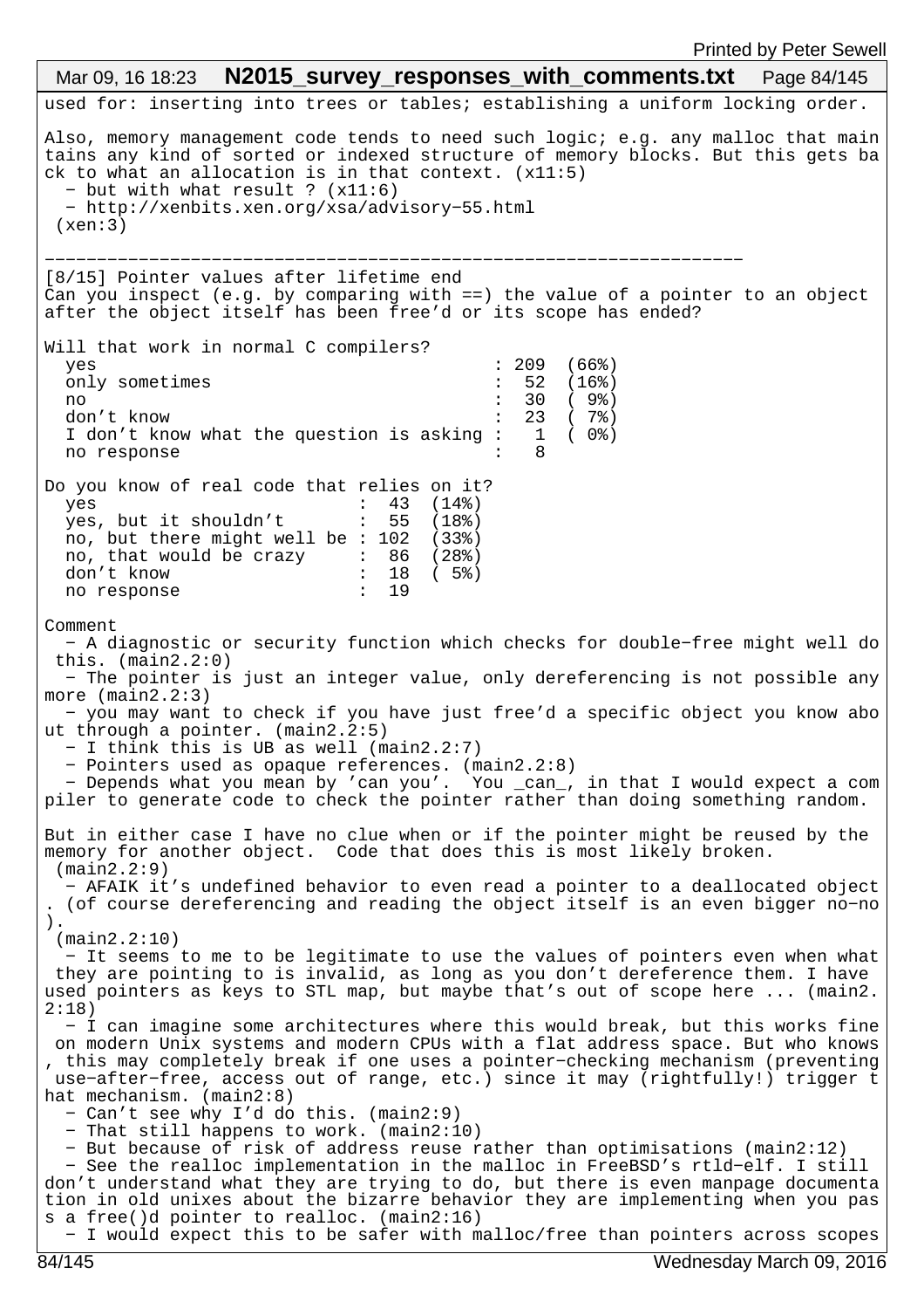used for: inserting into trees or tables; establishing a uniform locking order.

Also, memory management code tends to need such logic; e.g. any malloc that maintains any kind of sorted or indexed structure of memory blocks. But this gets back to what an allocation is in that context. (x11:5)
  - but with what result ? (x11:6)
  - http://xenbits.xen.org/xsa/advisory-55.html
 (xen:3)

---

[8/15] Pointer values after lifetime end
Can you inspect (e.g. by comparing with ==) the value of a pointer to an object after the object itself has been free'd or its scope has ended?

Will that work in normal C compilers?

| | | |
|---|---|---|
| yes | 209 | (66%) |
| only sometimes | 52 | (16%) |
| no | 30 | ( 9%) |
| don't know | 23 | ( 7%) |
| I don't know what the question is asking | 1 | ( 0%) |
| no response | 8 | |

Do you know of real code that relies on it?

| | | |
|---|---|---|
| yes | 43 | (14%) |
| yes, but it shouldn't | 55 | (18%) |
| no, but there might well be | 102 | (33%) |
| no, that would be crazy | 86 | (28%) |
| don't know | 18 | ( 5%) |
| no response | 19 | |

Comment
  - A diagnostic or security function which checks for double-free might well do this. (main2.2:0)
  - The pointer is just an integer value, only dereferencing is not possible any more (main2.2:3)
  - you may want to check if you have just free'd a specific object you know about through a pointer. (main2.2:5)
  - I think this is UB as well (main2.2:7)
  - Pointers used as opaque references. (main2.2:8)
  - Depends what you mean by 'can you'.  You _can_, in that I would expect a compiler to generate code to check the pointer rather than doing something random.

But in either case I have no clue when or if the pointer might be reused by the memory for another object.  Code that does this is most likely broken.
 (main2.2:9)
  - AFAIK it's undefined behavior to even read a pointer to a deallocated object. (of course dereferencing and reading the object itself is an even bigger no-no).
 (main2.2:10)
  - It seems to me to be legitimate to use the values of pointers even when what they are pointing to is invalid, as long as you don't dereference them. I have used pointers as keys to STL map, but maybe that's out of scope here ... (main2.2:18)
  - I can imagine some architectures where this would break, but this works fine on modern Unix systems and modern CPUs with a flat address space. But who knows, this may completely break if one uses a pointer-checking mechanism (preventing use-after-free, access out of range, etc.) since it may (rightfully!) trigger that mechanism. (main2:8)
  - Can't see why I'd do this. (main2:9)
  - That still happens to work. (main2:10)
  - But because of risk of address reuse rather than optimisations (main2:12)
  - See the realloc implementation in the malloc in FreeBSD's rtld-elf. I still don't understand what they are trying to do, but there is even manpage documentation in old unixes about the bizarre behavior they are implementing when you pass a free()d pointer to realloc. (main2:16)
  - I would expect this to be safer with malloc/free than pointers across scopes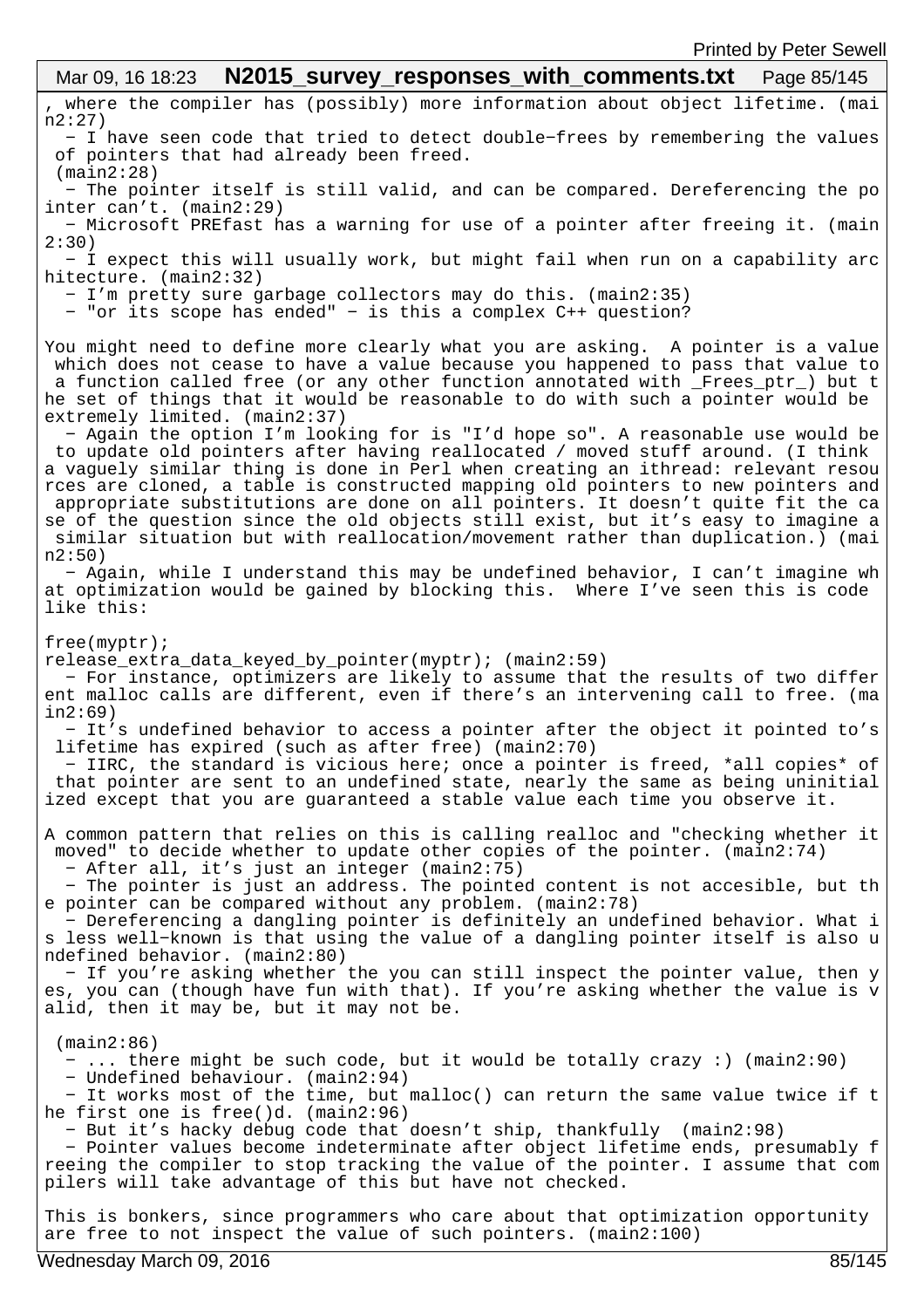, where the compiler has (possibly) more information about object lifetime. (main2:27)

- I have seen code that tried to detect double-frees by remembering the values of pointers that had already been freed.
 (main2:28)
- The pointer itself is still valid, and can be compared. Dereferencing the pointer can't. (main2:29)
- Microsoft PREfast has a warning for use of a pointer after freeing it. (main2:30)
- I expect this will usually work, but might fail when run on a capability architecture. (main2:32)
- I'm pretty sure garbage collectors may do this. (main2:35)
- "or its scope has ended" - is this a complex C++ question?

You might need to define more clearly what you are asking. A pointer is a value which does not cease to have a value because you happened to pass that value to a function called free (or any other function annotated with _Frees_ptr_) but the set of things that it would be reasonable to do with such a pointer would be extremely limited. (main2:37)

- Again the option I'm looking for is "I'd hope so". A reasonable use would be to update old pointers after having reallocated / moved stuff around. (I think a vaguely similar thing is done in Perl when creating an ithread: relevant resources are cloned, a table is constructed mapping old pointers to new pointers and appropriate substitutions are done on all pointers. It doesn't quite fit the case of the question since the old objects still exist, but it's easy to imagine a similar situation but with reallocation/movement rather than duplication.) (main2:50)
- Again, while I understand this may be undefined behavior, I can't imagine what optimization would be gained by blocking this. Where I've seen this is code like this:

```
free(myptr);
release_extra_data_keyed_by_pointer(myptr); (main2:59)
```

- For instance, optimizers are likely to assume that the results of two different malloc calls are different, even if there's an intervening call to free. (main2:69)
- It's undefined behavior to access a pointer after the object it pointed to's lifetime has expired (such as after free) (main2:70)
- IIRC, the standard is vicious here; once a pointer is freed, *all copies* of that pointer are sent to an undefined state, nearly the same as being uninitialized except that you are guaranteed a stable value each time you observe it.

A common pattern that relies on this is calling realloc and "checking whether it moved" to decide whether to update other copies of the pointer. (main2:74)

- After all, it's just an integer (main2:75)
- The pointer is just an address. The pointed content is not accesible, but the pointer can be compared without any problem. (main2:78)
- Dereferencing a dangling pointer is definitely an undefined behavior. What is less well-known is that using the value of a dangling pointer itself is also undefined behavior. (main2:80)
- If you're asking whether the you can still inspect the pointer value, then yes, you can (though have fun with that). If you're asking whether the value is valid, then it may be, but it may not be.

 (main2:86)

- ... there might be such code, but it would be totally crazy :) (main2:90)
- Undefined behaviour. (main2:94)
- It works most of the time, but malloc() can return the same value twice if the first one is free()d. (main2:96)
- But it's hacky debug code that doesn't ship, thankfully (main2:98)
- Pointer values become indeterminate after object lifetime ends, presumably freeing the compiler to stop tracking the value of the pointer. I assume that compilers will take advantage of this but have not checked.

This is bonkers, since programmers who care about that optimization opportunity are free to not inspect the value of such pointers. (main2:100)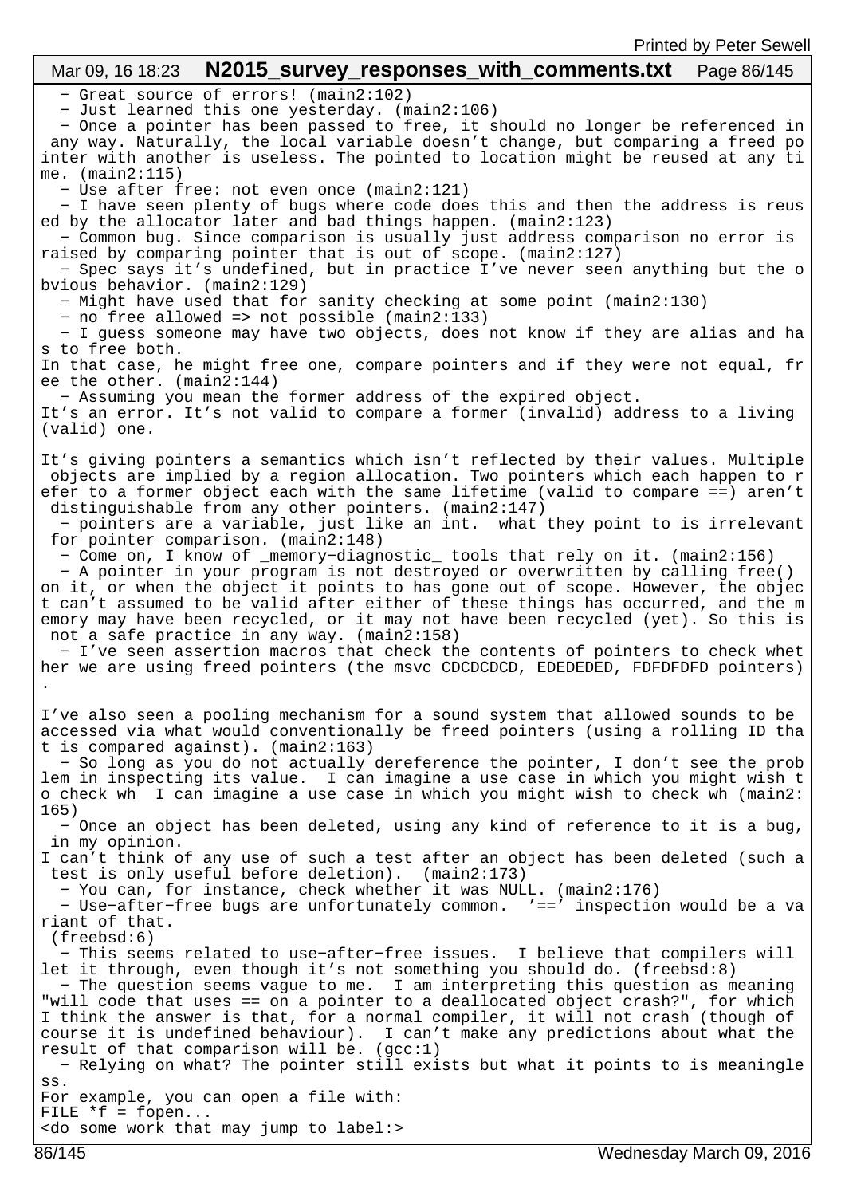- Great source of errors! (main2:102)
- Just learned this one yesterday. (main2:106)
- Once a pointer has been passed to free, it should no longer be referenced in any way. Naturally, the local variable doesn't change, but comparing a freed pointer with another is useless. The pointed to location might be reused at any time. (main2:115)
- Use after free: not even once (main2:121)
- I have seen plenty of bugs where code does this and then the address is reused by the allocator later and bad things happen. (main2:123)
- Common bug. Since comparison is usually just address comparison no error is raised by comparing pointer that is out of scope. (main2:127)
- Spec says it's undefined, but in practice I've never seen anything but the obvious behavior. (main2:129)
- Might have used that for sanity checking at some point (main2:130)
- no free allowed => not possible (main2:133)
- I guess someone may have two objects, does not know if they are alias and has to free both.
In that case, he might free one, compare pointers and if they were not equal, free the other. (main2:144)
- Assuming you mean the former address of the expired object.
It's an error. It's not valid to compare a former (invalid) address to a living (valid) one.

It's giving pointers a semantics which isn't reflected by their values. Multiple objects are implied by a region allocation. Two pointers which each happen to refer to a former object each with the same lifetime (valid to compare ==) aren't distinguishable from any other pointers. (main2:147)
- pointers are a variable, just like an int. what they point to is irrelevant for pointer comparison. (main2:148)
- Come on, I know of _memory-diagnostic_ tools that rely on it. (main2:156)
- A pointer in your program is not destroyed or overwritten by calling free() on it, or when the object it points to has gone out of scope. However, the object can't assumed to be valid after either of these things has occurred, and the memory may have been recycled, or it may not have been recycled (yet). So this is not a safe practice in any way. (main2:158)
- I've seen assertion macros that check the contents of pointers to check whether we are using freed pointers (the msvc CDCDCDCD, EDEDEDED, FDFDFDFD pointers).

I've also seen a pooling mechanism for a sound system that allowed sounds to be accessed via what would conventionally be freed pointers (using a rolling ID that is compared against). (main2:163)
- So long as you do not actually dereference the pointer, I don't see the problem in inspecting its value. I can imagine a use case in which you might wish to check wh I can imagine a use case in which you might wish to check wh (main2:165)
- Once an object has been deleted, using any kind of reference to it is a bug, in my opinion.
I can't think of any use of such a test after an object has been deleted (such a test is only useful before deletion). (main2:173)
- You can, for instance, check whether it was NULL. (main2:176)
- Use-after-free bugs are unfortunately common. '==' inspection would be a variant of that.
(freebsd:6)
- This seems related to use-after-free issues. I believe that compilers will let it through, even though it's not something you should do. (freebsd:8)
- The question seems vague to me. I am interpreting this question as meaning "will code that uses == on a pointer to a deallocated object crash?", for which I think the answer is that, for a normal compiler, it will not crash (though of course it is undefined behaviour). I can't make any predictions about what the result of that comparison will be. (gcc:1)
- Relying on what? The pointer still exists but what it points to is meaningless.
For example, you can open a file with:

```
FILE *f = fopen...
<do some work that may jump to label:>
```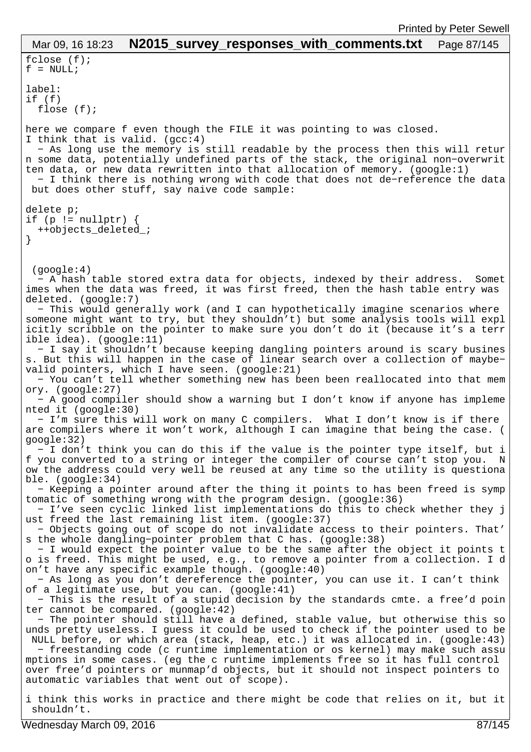```
fclose (f);
f = NULL;

label:
if (f)
  flose (f);
```

here we compare f even though the FILE it was pointing to was closed.
I think that is valid. (gcc:4)

- As long use the memory is still readable by the process then this will return some data, potentially undefined parts of the stack, the original non-overwritten data, or new data rewritten into that allocation of memory. (google:1)
- I think there is nothing wrong with code that does not de-reference the data but does other stuff, say naive code sample:

```
delete p;
if (p != nullptr) {
  ++objects_deleted_;
}
```

(google:4)

- A hash table stored extra data for objects, indexed by their address. Sometimes when the data was freed, it was first freed, then the hash table entry was deleted. (google:7)
- This would generally work (and I can hypothetically imagine scenarios where someone might want to try, but they shouldn't) but some analysis tools will explicitly scribble on the pointer to make sure you don't do it (because it's a terrible idea). (google:11)
- I say it shouldn't because keeping dangling pointers around is scary business. But this will happen in the case of linear search over a collection of maybe-valid pointers, which I have seen. (google:21)
- You can't tell whether something new has been been reallocated into that memory. (google:27)
- A good compiler should show a warning but I don't know if anyone has implemented it (google:30)
- I'm sure this will work on many C compilers. What I don't know is if there are compilers where it won't work, although I can imagine that being the case. (google:32)
- I don't think you can do this if the value is the pointer type itself, but if you converted to a string or integer the compiler of course can't stop you. Now the address could very well be reused at any time so the utility is questionable. (google:34)
- Keeping a pointer around after the thing it points to has been freed is symptomatic of something wrong with the program design. (google:36)
- I've seen cyclic linked list implementations do this to check whether they just freed the last remaining list item. (google:37)
- Objects going out of scope do not invalidate access to their pointers. That's the whole dangling-pointer problem that C has. (google:38)
- I would expect the pointer value to be the same after the object it points to is freed. This might be used, e.g., to remove a pointer from a collection. I don't have any specific example though. (google:40)
- As long as you don't dereference the pointer, you can use it. I can't think of a legitimate use, but you can. (google:41)
- This is the result of a stupid decision by the standards cmte. a free'd pointer cannot be compared. (google:42)
- The pointer should still have a defined, stable value, but otherwise this sounds pretty useless. I guess it could be used to check if the pointer used to be NULL before, or which area (stack, heap, etc.) it was allocated in. (google:43)
- freestanding code (c runtime implementation or os kernel) may make such assumptions in some cases. (eg the c runtime implements free so it has full control over free'd pointers or munmap'd objects, but it should not inspect pointers to automatic variables that went out of scope).

i think this works in practice and there might be code that relies on it, but it shouldn't.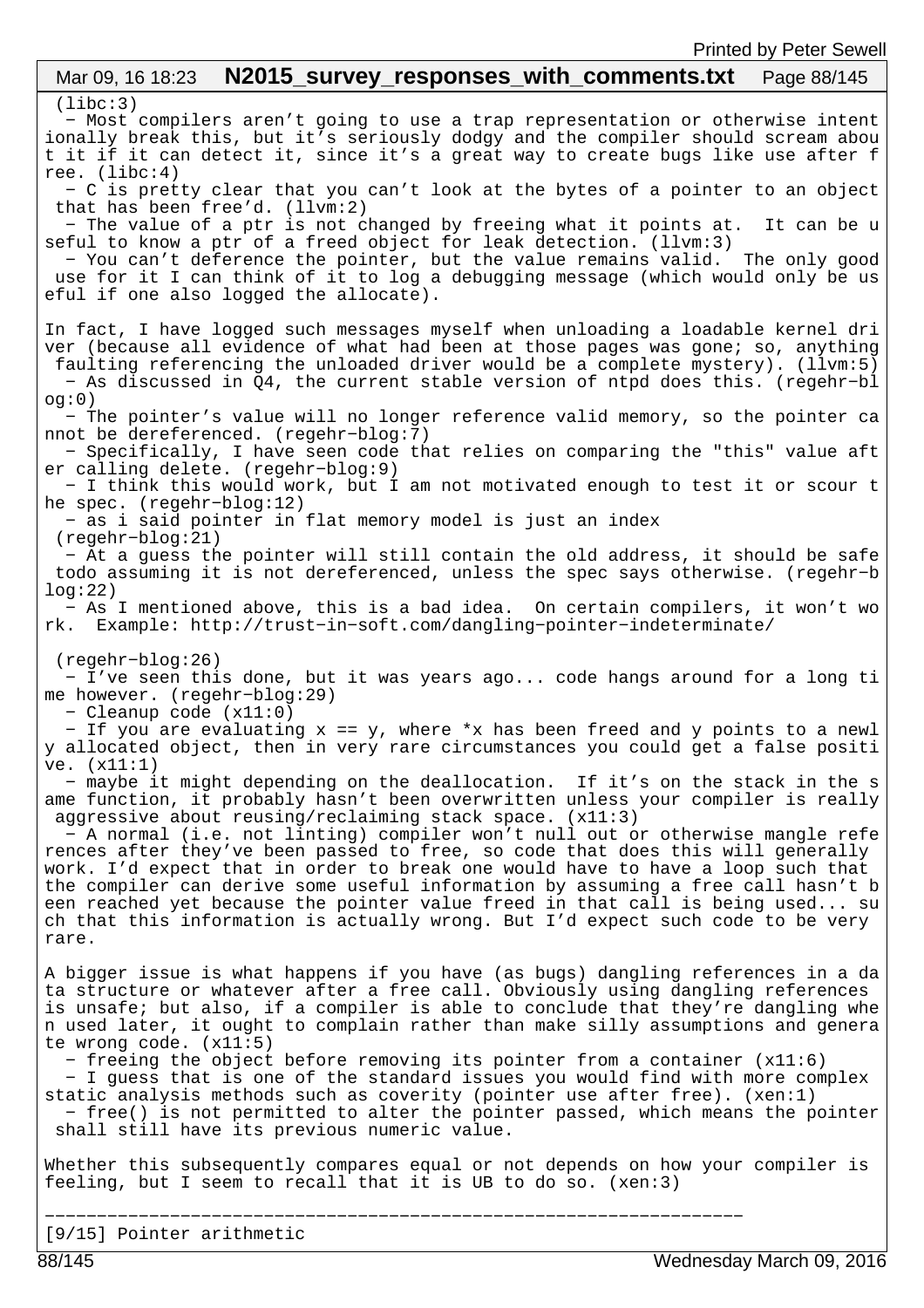(libc:3)

- Most compilers aren't going to use a trap representation or otherwise intentionally break this, but it's seriously dodgy and the compiler should scream about it if it can detect it, since it's a great way to create bugs like use after free. (libc:4)
- C is pretty clear that you can't look at the bytes of a pointer to an object that has been free'd. (llvm:2)
- The value of a ptr is not changed by freeing what it points at.  It can be useful to know a ptr of a freed object for leak detection. (llvm:3)
- You can't dereference the pointer, but the value remains valid.  The only good use for it I can think of it to log a debugging message (which would only be useful if one also logged the allocate).

In fact, I have logged such messages myself when unloading a loadable kernel driver (because all evidence of what had been at those pages was gone; so, anything faulting referencing the unloaded driver would be a complete mystery). (llvm:5)

- As discussed in Q4, the current stable version of ntpd does this. (regehr-blog:0)
- The pointer's value will no longer reference valid memory, so the pointer cannot be dereferenced. (regehr-blog:7)
- Specifically, I have seen code that relies on comparing the "this" value after calling delete. (regehr-blog:9)
- I think this would work, but I am not motivated enough to test it or scour the spec. (regehr-blog:12)
- as i said pointer in flat memory model is just an index
 (regehr-blog:21)
- At a guess the pointer will still contain the old address, it should be safe todo assuming it is not dereferenced, unless the spec says otherwise. (regehr-blog:22)
- As I mentioned above, this is a bad idea.  On certain compilers, it won't work.  Example: http://trust-in-soft.com/dangling-pointer-indeterminate/

 (regehr-blog:26)

- I've seen this done, but it was years ago... code hangs around for a long time however. (regehr-blog:29)
- Cleanup code (x11:0)
- If you are evaluating x == y, where *x has been freed and y points to a newly allocated object, then in very rare circumstances you could get a false positive. (x11:1)
- maybe it might depending on the deallocation.  If it's on the stack in the same function, it probably hasn't been overwritten unless your compiler is really aggressive about reusing/reclaiming stack space. (x11:3)
- A normal (i.e. not linting) compiler won't null out or otherwise mangle references after they've been passed to free, so code that does this will generally work. I'd expect that in order to break one would have to have a loop such that the compiler can derive some useful information by assuming a free call hasn't been reached yet because the pointer value freed in that call is being used... such that this information is actually wrong. But I'd expect such code to be very rare.

A bigger issue is what happens if you have (as bugs) dangling references in a data structure or whatever after a free call. Obviously using dangling references is unsafe; but also, if a compiler is able to conclude that they're dangling when used later, it ought to complain rather than make silly assumptions and generate wrong code. (x11:5)

- freeing the object before removing its pointer from a container (x11:6)
- I guess that is one of the standard issues you would find with more complex static analysis methods such as coverity (pointer use after free). (xen:1)
- free() is not permitted to alter the pointer passed, which means the pointer shall still have its previous numeric value.

Whether this subsequently compares equal or not depends on how your compiler is feeling, but I seem to recall that it is UB to do so. (xen:3)

---

[9/15] Pointer arithmetic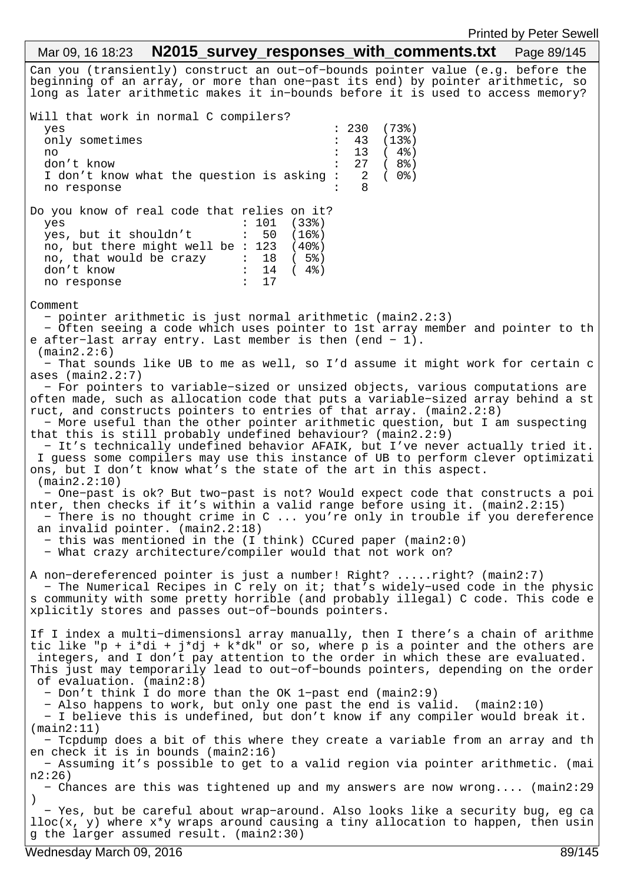Can you (transiently) construct an out-of-bounds pointer value (e.g. before the beginning of an array, or more than one-past its end) by pointer arithmetic, so long as later arithmetic makes it in-bounds before it is used to access memory?

Will that work in normal C compilers?

```
  yes                                      : 230  (73%)
  only sometimes                           :  43  (13%)
  no                                       :  13  ( 4%)
  don't know                               :  27  ( 8%)
  I don't know what the question is asking :   2  ( 0%)
  no response                              :   8
```

Do you know of real code that relies on it?

```
  yes                          : 101  (33%)
  yes, but it shouldn't        :  50  (16%)
  no, but there might well be  : 123  (40%)
  no, that would be crazy      :  18  ( 5%)
  don't know                   :  14  ( 4%)
  no response                  :  17
```

Comment

- pointer arithmetic is just normal arithmetic (main2.2:3)
- Often seeing a code which uses pointer to 1st array member and pointer to the after-last array entry. Last member is then (end - 1). (main2.2:6)
- That sounds like UB to me as well, so I'd assume it might work for certain cases (main2.2:7)
- For pointers to variable-sized or unsized objects, various computations are often made, such as allocation code that puts a variable-sized array behind a struct, and constructs pointers to entries of that array. (main2.2:8)
- More useful than the other pointer arithmetic question, but I am suspecting that this is still probably undefined behaviour? (main2.2:9)
- It's technically undefined behavior AFAIK, but I've never actually tried it. I guess some compilers may use this instance of UB to perform clever optimizations, but I don't know what's the state of the art in this aspect. (main2.2:10)
- One-past is ok? But two-past is not? Would expect code that constructs a pointer, then checks if it's within a valid range before using it. (main2.2:15)
- There is no thought crime in C ... you're only in trouble if you dereference an invalid pointer. (main2.2:18)
- this was mentioned in the (I think) CCured paper (main2:0)
- What crazy architecture/compiler would that not work on?

A non-dereferenced pointer is just a number! Right? .....right? (main2:7)

- The Numerical Recipes in C rely on it; that's widely-used code in the physics community with some pretty horrible (and probably illegal) C code. This code explicitly stores and passes out-of-bounds pointers.

If I index a multi-dimensionsl array manually, then I there's a chain of arithmetic like "p + i*di + j*dj + k*dk" or so, where p is a pointer and the others are integers, and I don't pay attention to the order in which these are evaluated. This just may temporarily lead to out-of-bounds pointers, depending on the order of evaluation. (main2:8)

- Don't think I do more than the OK 1-past end (main2:9)
- Also happens to work, but only one past the end is valid. (main2:10)
- I believe this is undefined, but don't know if any compiler would break it. (main2:11)
- Tcpdump does a bit of this where they create a variable from an array and then check it is in bounds (main2:16)
- Assuming it's possible to get to a valid region via pointer arithmetic. (main2:26)
- Chances are this was tightened up and my answers are now wrong.... (main2:29)
- Yes, but be careful about wrap-around. Also looks like a security bug, eg calloc(x, y) where x*y wraps around causing a tiny allocation to happen, then using the larger assumed result. (main2:30)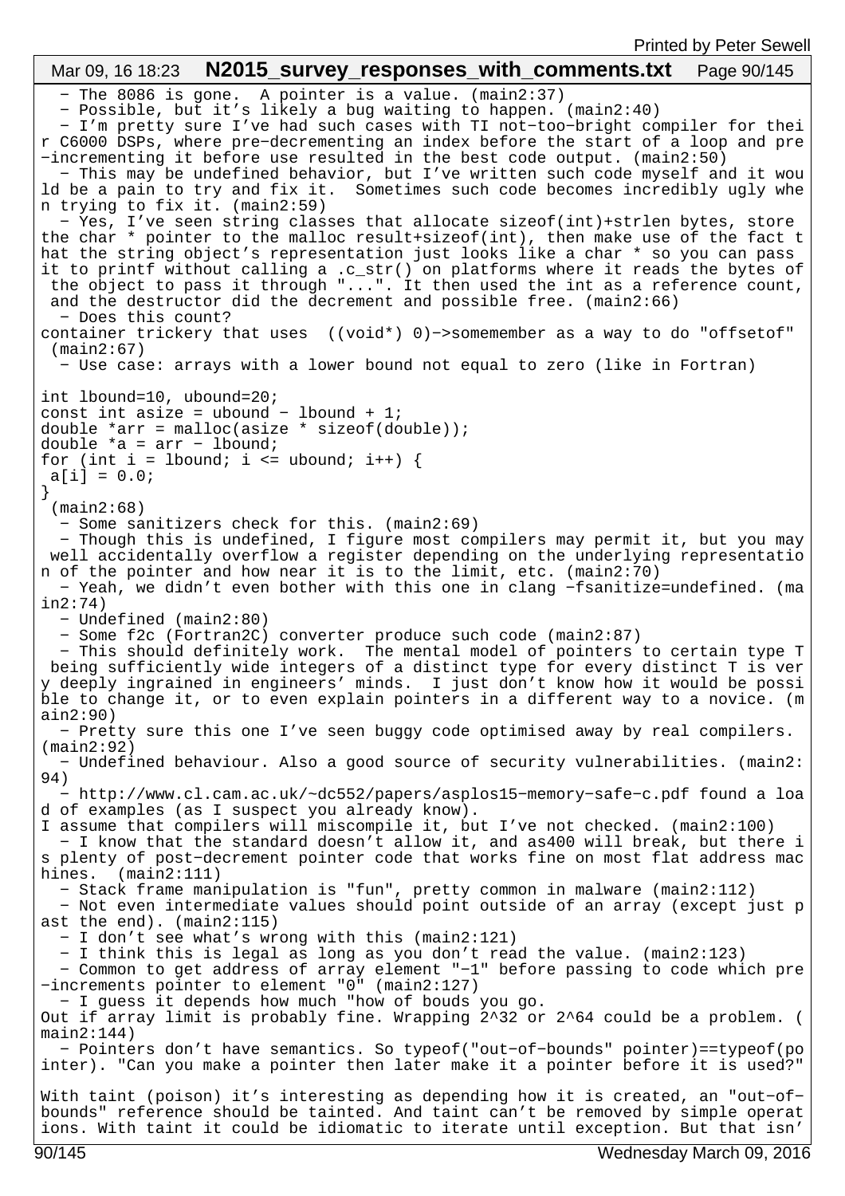- The 8086 is gone. A pointer is a value. (main2:37)
- Possible, but it's likely a bug waiting to happen. (main2:40)
- I'm pretty sure I've had such cases with TI not-too-bright compiler for their C6000 DSPs, where pre-decrementing an index before the start of a loop and pre-incrementing it before use resulted in the best code output. (main2:50)
- This may be undefined behavior, but I've written such code myself and it would be a pain to try and fix it. Sometimes such code becomes incredibly ugly when trying to fix it. (main2:59)
- Yes, I've seen string classes that allocate sizeof(int)+strlen bytes, store the char * pointer to the malloc result+sizeof(int), then make use of the fact that the string object's representation just looks like a char * so you can pass it to printf without calling a .c_str() on platforms where it reads the bytes of the object to pass it through "...". It then used the int as a reference count, and the destructor did the decrement and possible free. (main2:66)
- Does this count?

container trickery that uses ((void*) 0)->somemember as a way to do "offsetof" (main2:67)
- Use case: arrays with a lower bound not equal to zero (like in Fortran)

```
int lbound=10, ubound=20;
const int asize = ubound - lbound + 1;
double *arr = malloc(asize * sizeof(double));
double *a = arr - lbound;
for (int i = lbound; i <= ubound; i++) {
 a[i] = 0.0;
}
```

(main2:68)
- Some sanitizers check for this. (main2:69)
- Though this is undefined, I figure most compilers may permit it, but you may well accidentally overflow a register depending on the underlying representation of the pointer and how near it is to the limit, etc. (main2:70)
- Yeah, we didn't even bother with this one in clang -fsanitize=undefined. (main2:74)
- Undefined (main2:80)
- Some f2c (Fortran2C) converter produce such code (main2:87)
- This should definitely work. The mental model of pointers to certain type T being sufficiently wide integers of a distinct type for every distinct T is very deeply ingrained in engineers' minds. I just don't know how it would be possible to change it, or to even explain pointers in a different way to a novice. (main2:90)
- Pretty sure this one I've seen buggy code optimised away by real compilers. (main2:92)
- Undefined behaviour. Also a good source of security vulnerabilities. (main2:94)
- http://www.cl.cam.ac.uk/~dc552/papers/asplos15-memory-safe-c.pdf found a load of examples (as I suspect you already know).

I assume that compilers will miscompile it, but I've not checked. (main2:100)
- I know that the standard doesn't allow it, and as400 will break, but there is plenty of post-decrement pointer code that works fine on most flat address machines. (main2:111)
- Stack frame manipulation is "fun", pretty common in malware (main2:112)
- Not even intermediate values should point outside of an array (except just past the end). (main2:115)
- I don't see what's wrong with this (main2:121)
- I think this is legal as long as you don't read the value. (main2:123)
- Common to get address of array element "-1" before passing to code which pre-increments pointer to element "0" (main2:127)
- I guess it depends how much "how of bouds you go.

Out if array limit is probably fine. Wrapping 2^32 or 2^64 could be a problem. (main2:144)
- Pointers don't have semantics. So typeof("out-of-bounds" pointer)==typeof(pointer). "Can you make a pointer then later make it a pointer before it is used?"

With taint (poison) it's interesting as depending how it is created, an "out-of-bounds" reference should be tainted. And taint can't be removed by simple operations. With taint it could be idiomatic to iterate until exception. But that isn'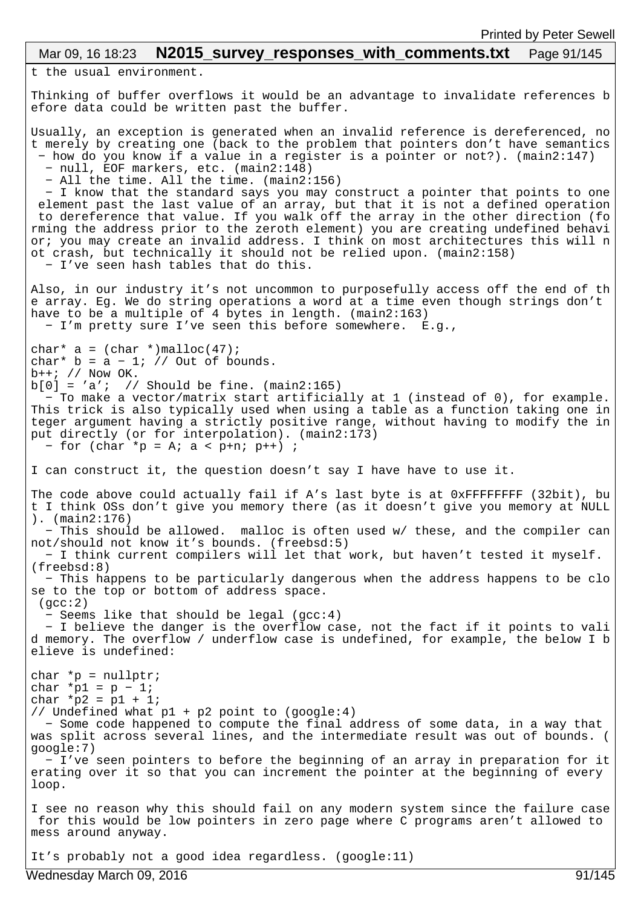t the usual environment.

Thinking of buffer overflows it would be an advantage to invalidate references before data could be written past the buffer.

Usually, an exception is generated when an invalid reference is dereferenced, not merely by creating one (back to the problem that pointers don't have semantics − how do you know if a value in a register is a pointer or not?). (main2:147)
  − null, EOF markers, etc. (main2:148)
  − All the time. All the time. (main2:156)
  − I know that the standard says you may construct a pointer that points to one element past the last value of an array, but that it is not a defined operation to dereference that value. If you walk off the array in the other direction (forming the address prior to the zeroth element) you are creating undefined behavior; you may create an invalid address. I think on most architectures this will not crash, but technically it should not be relied upon. (main2:158)
  − I've seen hash tables that do this.

Also, in our industry it's not uncommon to purposefully access off the end of the array. Eg. We do string operations a word at a time even though strings don't have to be a multiple of 4 bytes in length. (main2:163)
  − I'm pretty sure I've seen this before somewhere.  E.g.,

```
char* a = (char *)malloc(47);
char* b = a − 1; // Out of bounds.
b++; // Now OK.
b[0] = 'a';  // Should be fine. (main2:165)
```

  − To make a vector/matrix start artificially at 1 (instead of 0), for example. This trick is also typically used when using a table as a function taking one integer argument having a strictly positive range, without having to modify the input directly (or for interpolation). (main2:173)
  − for (char *p = A; a < p+n; p++) ;

I can construct it, the question doesn't say I have have to use it.

The code above could actually fail if A's last byte is at 0xFFFFFFFF (32bit), but I think OSs don't give you memory there (as it doesn't give you memory at NULL). (main2:176)
  − This should be allowed.  malloc is often used w/ these, and the compiler cannot/should not know it's bounds. (freebsd:5)
  − I think current compilers will let that work, but haven't tested it myself. (freebsd:8)
  − This happens to be particularly dangerous when the address happens to be close to the top or bottom of address space.
 (gcc:2)
  − Seems like that should be legal (gcc:4)
  − I believe the danger is the overflow case, not the fact if it points to valid memory. The overflow / underflow case is undefined, for example, the below I believe is undefined:

```
char *p = nullptr;
char *p1 = p − 1;
char *p2 = p1 + 1;
// Undefined what p1 + p2 point to (google:4)
```

  − Some code happened to compute the final address of some data, in a way that was split across several lines, and the intermediate result was out of bounds. (google:7)
  − I've seen pointers to before the beginning of an array in preparation for iterating over it so that you can increment the pointer at the beginning of every loop.

I see no reason why this should fail on any modern system since the failure case for this would be low pointers in zero page where C programs aren't allowed to mess around anyway.

It's probably not a good idea regardless. (google:11)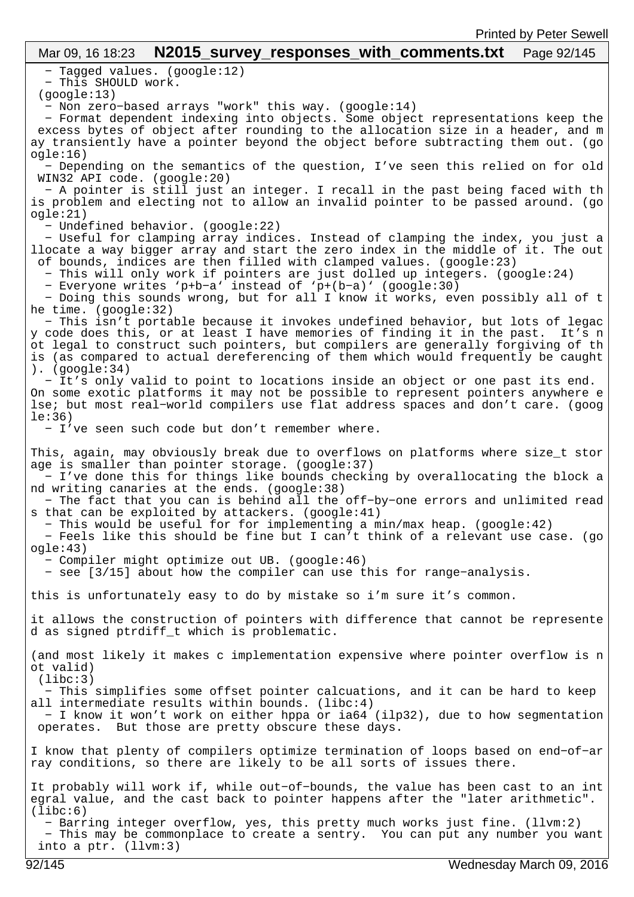- Tagged values. (google:12)
  - This SHOULD work.
 (google:13)
  - Non zero-based arrays "work" this way. (google:14)
  - Format dependent indexing into objects. Some object representations keep the excess bytes of object after rounding to the allocation size in a header, and may transiently have a pointer beyond the object before subtracting them out. (google:16)
  - Depending on the semantics of the question, I've seen this relied on for old WIN32 API code. (google:20)
  - A pointer is still just an integer. I recall in the past being faced with this problem and electing not to allow an invalid pointer to be passed around. (google:21)
  - Undefined behavior. (google:22)
  - Useful for clamping array indices. Instead of clamping the index, you just allocate a way bigger array and start the zero index in the middle of it. The out of bounds, indices are then filled with clamped values. (google:23)
  - This will only work if pointers are just dolled up integers. (google:24)
  - Everyone writes 'p+b-a' instead of 'p+(b-a)' (google:30)
  - Doing this sounds wrong, but for all I know it works, even possibly all of the time. (google:32)
  - This isn't portable because it invokes undefined behavior, but lots of legacy code does this, or at least I have memories of finding it in the past.  It's not legal to construct such pointers, but compilers are generally forgiving of this (as compared to actual dereferencing of them which would frequently be caught). (google:34)
  - It's only valid to point to locations inside an object or one past its end. On some exotic platforms it may not be possible to represent pointers anywhere else; but most real-world compilers use flat address spaces and don't care. (google:36)
  - I've seen such code but don't remember where.

This, again, may obviously break due to overflows on platforms where size_t storage is smaller than pointer storage. (google:37)
  - I've done this for things like bounds checking by overallocating the block and writing canaries at the ends. (google:38)
  - The fact that you can is behind all the off-by-one errors and unlimited reads that can be exploited by attackers. (google:41)
  - This would be useful for for implementing a min/max heap. (google:42)
  - Feels like this should be fine but I can't think of a relevant use case. (google:43)
  - Compiler might optimize out UB. (google:46)
  - see [3/15] about how the compiler can use this for range-analysis.

this is unfortunately easy to do by mistake so i'm sure it's common.

it allows the construction of pointers with difference that cannot be represented as signed ptrdiff_t which is problematic.

(and most likely it makes c implementation expensive where pointer overflow is not valid)
 (libc:3)
  - This simplifies some offset pointer calcuations, and it can be hard to keep all intermediate results within bounds. (libc:4)
  - I know it won't work on either hppa or ia64 (ilp32), due to how segmentation operates.  But those are pretty obscure these days.

I know that plenty of compilers optimize termination of loops based on end-of-array conditions, so there are likely to be all sorts of issues there.

It probably will work if, while out-of-bounds, the value has been cast to an integral value, and the cast back to pointer happens after the "later arithmetic". (libc:6)
  - Barring integer overflow, yes, this pretty much works just fine. (llvm:2)
  - This may be commonplace to create a sentry.  You can put any number you want into a ptr. (llvm:3)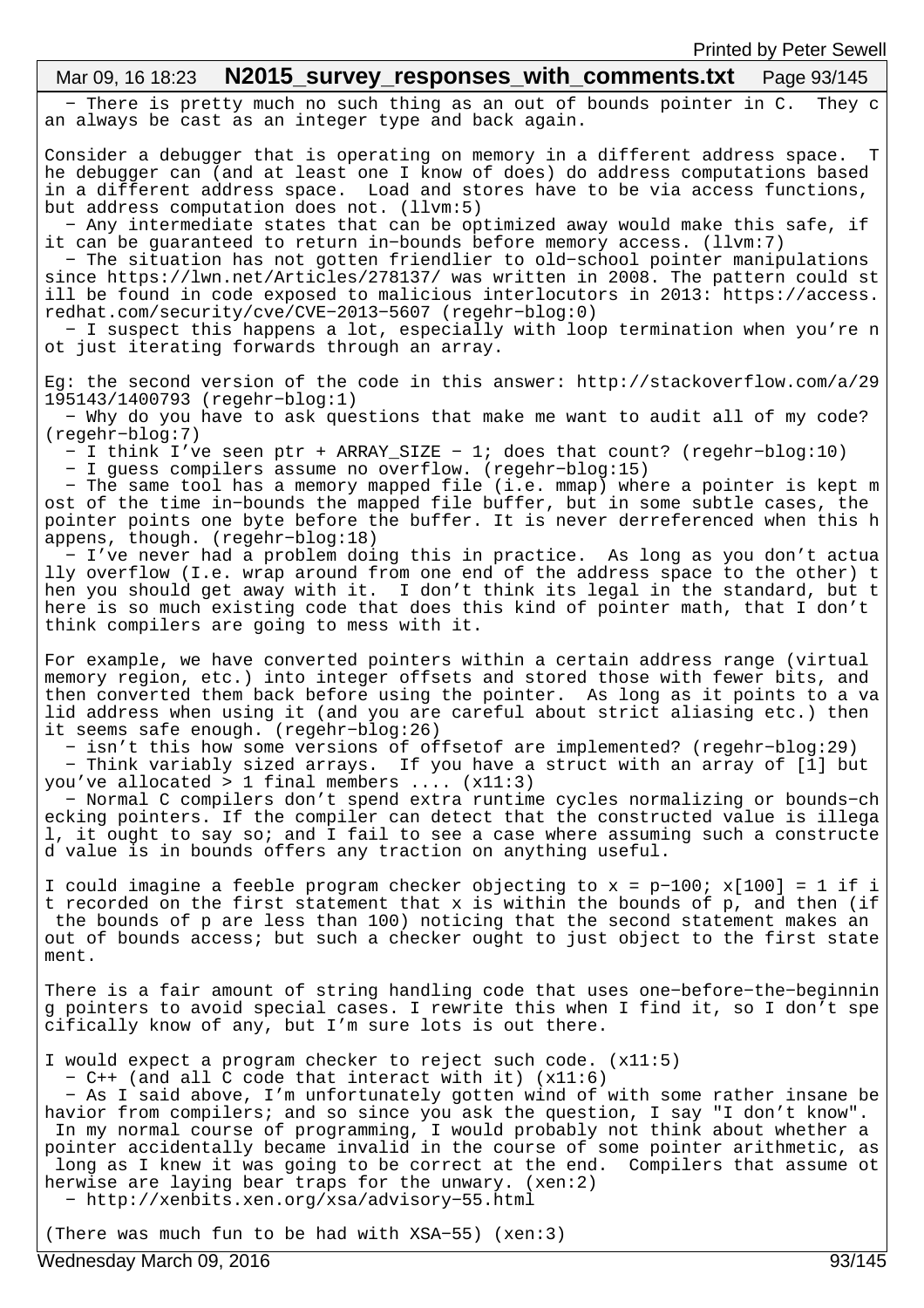- There is pretty much no such thing as an out of bounds pointer in C. They can always be cast as an integer type and back again.

Consider a debugger that is operating on memory in a different address space. The debugger can (and at least one I know of does) do address computations based in a different address space. Load and stores have to be via access functions, but address computation does not. (llvm:5)

- Any intermediate states that can be optimized away would make this safe, if it can be guaranteed to return in-bounds before memory access. (llvm:7)
- The situation has not gotten friendlier to old-school pointer manipulations since https://lwn.net/Articles/278137/ was written in 2008. The pattern could still be found in code exposed to malicious interlocutors in 2013: https://access.redhat.com/security/cve/CVE-2013-5607 (regehr-blog:0)
- I suspect this happens a lot, especially with loop termination when you're not just iterating forwards through an array.

Eg: the second version of the code in this answer: http://stackoverflow.com/a/29195143/1400793 (regehr-blog:1)

- Why do you have to ask questions that make me want to audit all of my code? (regehr-blog:7)
- I think I've seen ptr + ARRAY_SIZE - 1; does that count? (regehr-blog:10)
- I guess compilers assume no overflow. (regehr-blog:15)
- The same tool has a memory mapped file (i.e. mmap) where a pointer is kept most of the time in-bounds the mapped file buffer, but in some subtle cases, the pointer points one byte before the buffer. It is never derreferenced when this happens, though. (regehr-blog:18)
- I've never had a problem doing this in practice. As long as you don't actually overflow (I.e. wrap around from one end of the address space to the other) then you should get away with it. I don't think its legal in the standard, but there is so much existing code that does this kind of pointer math, that I don't think compilers are going to mess with it.

For example, we have converted pointers within a certain address range (virtual memory region, etc.) into integer offsets and stored those with fewer bits, and then converted them back before using the pointer. As long as it points to a valid address when using it (and you are careful about strict aliasing etc.) then it seems safe enough. (regehr-blog:26)

- isn't this how some versions of offsetof are implemented? (regehr-blog:29)
- Think variably sized arrays. If you have a struct with an array of [1] but you've allocated > 1 final members .... (x11:3)
- Normal C compilers don't spend extra runtime cycles normalizing or bounds-checking pointers. If the compiler can detect that the constructed value is illegal, it ought to say so; and I fail to see a case where assuming such a constructed value is in bounds offers any traction on anything useful.

I could imagine a feeble program checker objecting to x = p-100; x[100] = 1 if it recorded on the first statement that x is within the bounds of p, and then (if the bounds of p are less than 100) noticing that the second statement makes an out of bounds access; but such a checker ought to just object to the first statement.

There is a fair amount of string handling code that uses one-before-the-beginning pointers to avoid special cases. I rewrite this when I find it, so I don't specifically know of any, but I'm sure lots is out there.

I would expect a program checker to reject such code. (x11:5)

- C++ (and all C code that interact with it) (x11:6)
- As I said above, I'm unfortunately gotten wind of with some rather insane behavior from compilers; and so since you ask the question, I say "I don't know". In my normal course of programming, I would probably not think about whether a pointer accidentally became invalid in the course of some pointer arithmetic, as long as I knew it was going to be correct at the end. Compilers that assume otherwise are laying bear traps for the unwary. (xen:2)
- http://xenbits.xen.org/xsa/advisory-55.html

(There was much fun to be had with XSA-55) (xen:3)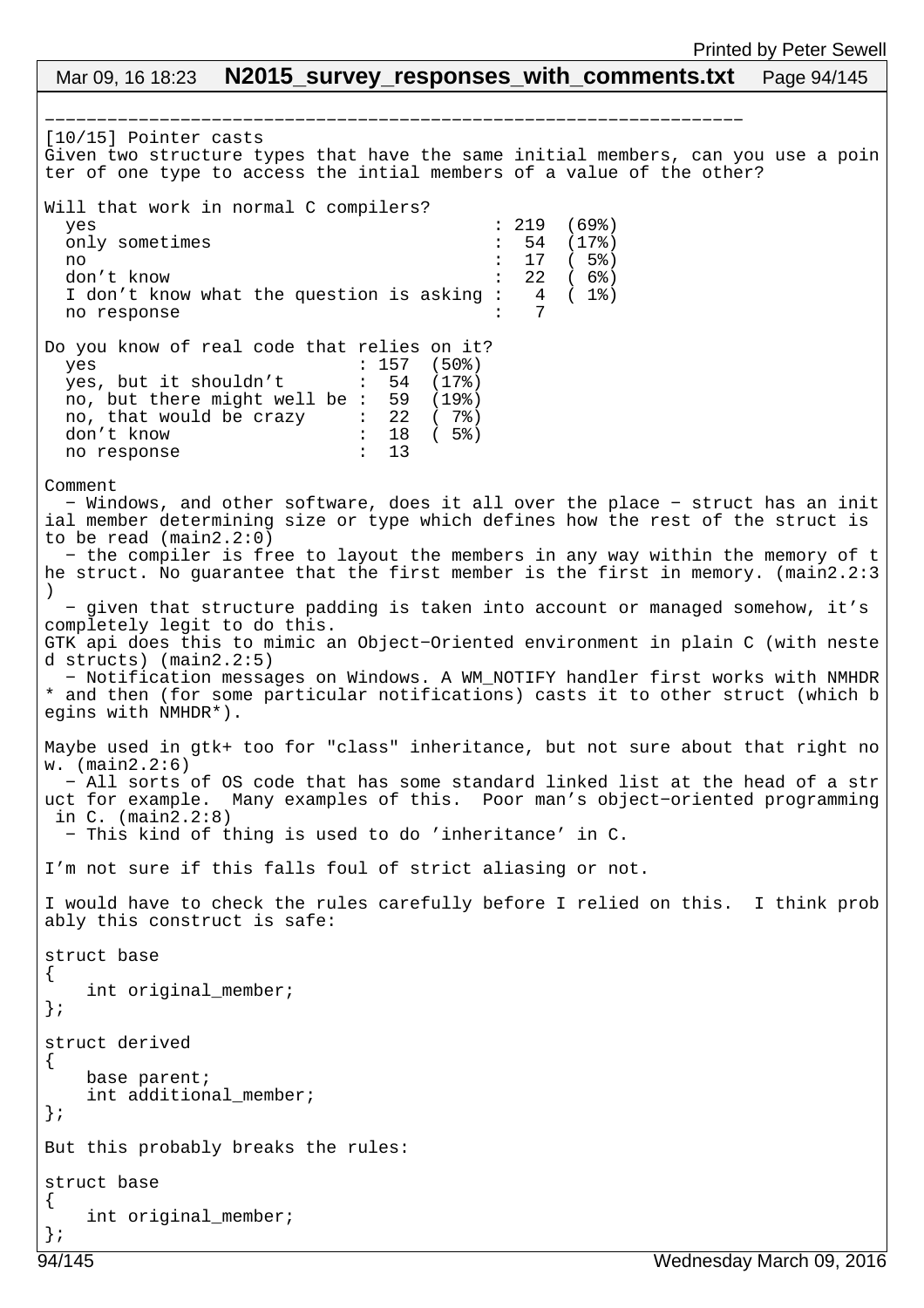---

[10/15] Pointer casts
Given two structure types that have the same initial members, can you use a pointer of one type to access the intial members of a value of the other?

Will that work in normal C compilers?

```
  yes                                       : 219  (69%)
  only sometimes                            :  54  (17%)
  no                                        :  17  ( 5%)
  don't know                                :  22  ( 6%)
  I don't know what the question is asking :   4  ( 1%)
  no response                               :   7
```

Do you know of real code that relies on it?

```
  yes                          : 157  (50%)
  yes, but it shouldn't        :  54  (17%)
  no, but there might well be :  59  (19%)
  no, that would be crazy      :  22  ( 7%)
  don't know                   :  18  ( 5%)
  no response                  :  13
```

Comment

- Windows, and other software, does it all over the place - struct has an initial member determining size or type which defines how the rest of the struct is to be read (main2.2:0)
- the compiler is free to layout the members in any way within the memory of the struct. No guarantee that the first member is the first in memory. (main2.2:3)
- given that structure padding is taken into account or managed somehow, it's completely legit to do this.

GTK api does this to mimic an Object-Oriented environment in plain C (with nested structs) (main2.2:5)

- Notification messages on Windows. A WM_NOTIFY handler first works with NMHDR * and then (for some particular notifications) casts it to other struct (which begins with NMHDR*).

Maybe used in gtk+ too for "class" inheritance, but not sure about that right now. (main2.2:6)

- All sorts of OS code that has some standard linked list at the head of a struct for example. Many examples of this. Poor man's object-oriented programming in C. (main2.2:8)
- This kind of thing is used to do 'inheritance' in C.

I'm not sure if this falls foul of strict aliasing or not.

I would have to check the rules carefully before I relied on this. I think probably this construct is safe:

```
struct base
{
    int original_member;
};

struct derived
{
    base parent;
    int additional_member;
};
```

But this probably breaks the rules:

```
struct base
{
    int original_member;
};
```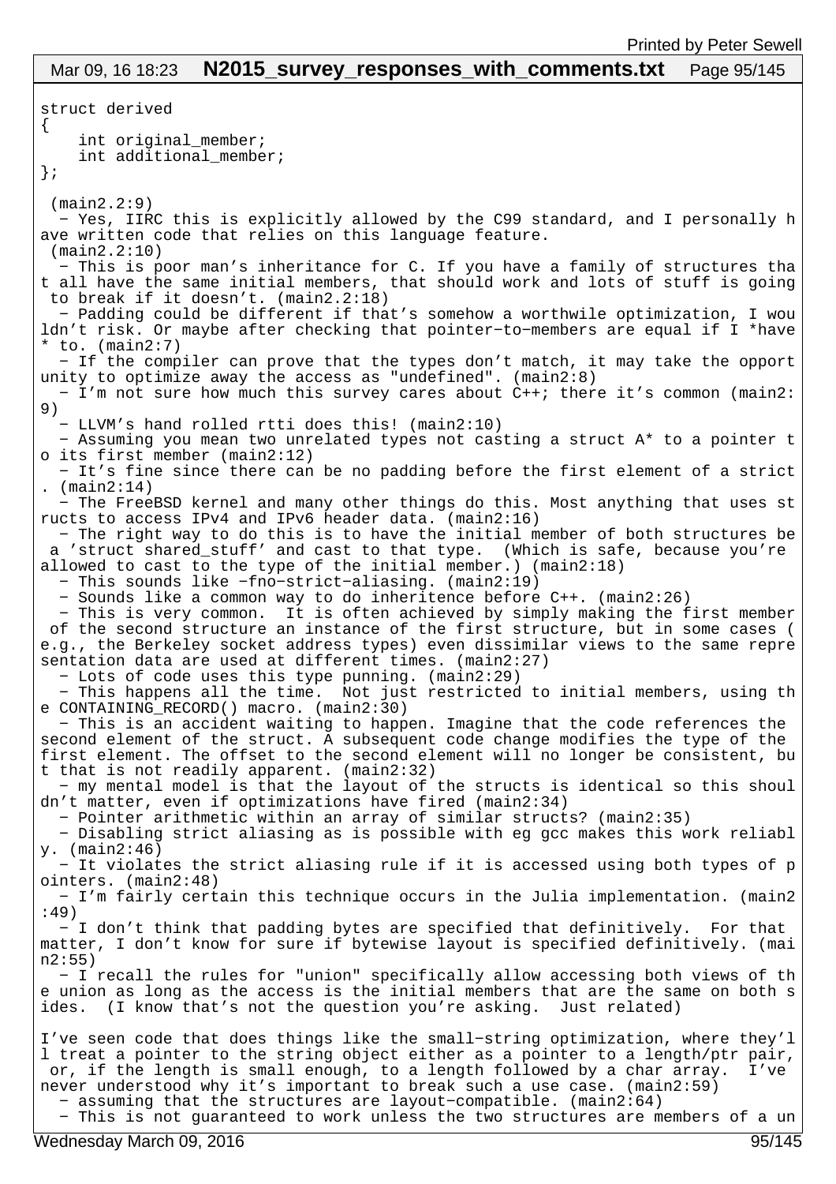```
struct derived
{
    int original_member;
    int additional_member;
};

 (main2.2:9)
  - Yes, IIRC this is explicitly allowed by the C99 standard, and I personally have written code that relies on this language feature.
 (main2.2:10)
  - This is poor man's inheritance for C. If you have a family of structures that all have the same initial members, that should work and lots of stuff is going to break if it doesn't. (main2.2:18)
  - Padding could be different if that's somehow a worthwile optimization, I wouldn't risk. Or maybe after checking that pointer-to-members are equal if I *have* to. (main2:7)
  - If the compiler can prove that the types don't match, it may take the opportunity to optimize away the access as "undefined". (main2:8)
  - I'm not sure how much this survey cares about C++; there it's common (main2:9)
  - LLVM's hand rolled rtti does this! (main2:10)
  - Assuming you mean two unrelated types not casting a struct A* to a pointer to its first member (main2:12)
  - It's fine since there can be no padding before the first element of a strict. (main2:14)
  - The FreeBSD kernel and many other things do this. Most anything that uses structs to access IPv4 and IPv6 header data. (main2:16)
  - The right way to do this is to have the initial member of both structures be a 'struct shared_stuff' and cast to that type.  (Which is safe, because you're allowed to cast to the type of the initial member.) (main2:18)
  - This sounds like -fno-strict-aliasing. (main2:19)
  - Sounds like a common way to do inheritence before C++. (main2:26)
  - This is very common.  It is often achieved by simply making the first member of the second structure an instance of the first structure, but in some cases (e.g., the Berkeley socket address types) even dissimilar views to the same representation data are used at different times. (main2:27)
  - Lots of code uses this type punning. (main2:29)
  - This happens all the time.  Not just restricted to initial members, using the CONTAINING_RECORD() macro. (main2:30)
  - This is an accident waiting to happen. Imagine that the code references the second element of the struct. A subsequent code change modifies the type of the first element. The offset to the second element will no longer be consistent, but that is not readily apparent. (main2:32)
  - my mental model is that the layout of the structs is identical so this shouldn't matter, even if optimizations have fired (main2:34)
  - Pointer arithmetic within an array of similar structs? (main2:35)
  - Disabling strict aliasing as is possible with eg gcc makes this work reliably. (main2:46)
  - It violates the strict aliasing rule if it is accessed using both types of pointers. (main2:48)
  - I'm fairly certain this technique occurs in the Julia implementation. (main2:49)
  - I don't think that padding bytes are specified that definitively.  For that matter, I don't know for sure if bytewise layout is specified definitively. (main2:55)
  - I recall the rules for "union" specifically allow accessing both views of the union as long as the access is the initial members that are the same on both sides.  (I know that's not the question you're asking.  Just related)

I've seen code that does things like the small-string optimization, where they'll treat a pointer to the string object either as a pointer to a length/ptr pair, or, if the length is small enough, to a length followed by a char array.  I've never understood why it's important to break such a use case. (main2:59)
  - assuming that the structures are layout-compatible. (main2:64)
  - This is not guaranteed to work unless the two structures are members of a un
```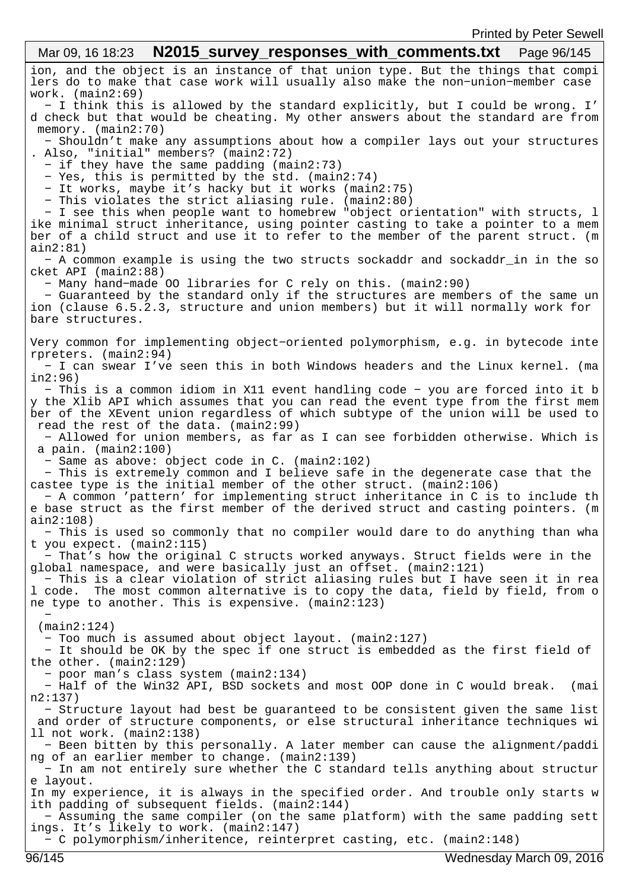ion, and the object is an instance of that union type. But the things that compilers do to make that case work will usually also make the non-union-member case work. (main2:69)

- I think this is allowed by the standard explicitly, but I could be wrong. I'd check but that would be cheating. My other answers about the standard are from memory. (main2:70)
- Shouldn't make any assumptions about how a compiler lays out your structures. Also, "initial" members? (main2:72)
- if they have the same padding (main2:73)
- Yes, this is permitted by the std. (main2:74)
- It works, maybe it's hacky but it works (main2:75)
- This violates the strict aliasing rule. (main2:80)
- I see this when people want to homebrew "object orientation" with structs, like minimal struct inheritance, using pointer casting to take a pointer to a member of a child struct and use it to refer to the member of the parent struct. (main2:81)
- A common example is using the two structs sockaddr and sockaddr_in in the socket API (main2:88)
- Many hand-made OO libraries for C rely on this. (main2:90)
- Guaranteed by the standard only if the structures are members of the same union (clause 6.5.2.3, structure and union members) but it will normally work for bare structures.

Very common for implementing object-oriented polymorphism, e.g. in bytecode interpreters. (main2:94)
- I can swear I've seen this in both Windows headers and the Linux kernel. (main2:96)
- This is a common idiom in X11 event handling code - you are forced into it by the Xlib API which assumes that you can read the event type from the first member of the XEvent union regardless of which subtype of the union will be used to read the rest of the data. (main2:99)
- Allowed for union members, as far as I can see forbidden otherwise. Which is a pain. (main2:100)
- Same as above: object code in C. (main2:102)
- This is extremely common and I believe safe in the degenerate case that the castee type is the initial member of the other struct. (main2:106)
- A common 'pattern' for implementing struct inheritance in C is to include the base struct as the first member of the derived struct and casting pointers. (main2:108)
- This is used so commonly that no compiler would dare to do anything than what you expect. (main2:115)
- That's how the original C structs worked anyways. Struct fields were in the global namespace, and were basically just an offset. (main2:121)
- This is a clear violation of strict aliasing rules but I have seen it in real code.  The most common alternative is to copy the data, field by field, from one type to another. This is expensive. (main2:123)
- 
 (main2:124)
- Too much is assumed about object layout. (main2:127)
- It should be OK by the spec if one struct is embedded as the first field of the other. (main2:129)
- poor man's class system (main2:134)
- Half of the Win32 API, BSD sockets and most OOP done in C would break.  (main2:137)
- Structure layout had best be guaranteed to be consistent given the same list and order of structure components, or else structural inheritance techniques will not work. (main2:138)
- Been bitten by this personally. A later member can cause the alignment/padding of an earlier member to change. (main2:139)
- In am not entirely sure whether the C standard tells anything about structure layout.
In my experience, it is always in the specified order. And trouble only starts with padding of subsequent fields. (main2:144)
- Assuming the same compiler (on the same platform) with the same padding settings. It's likely to work. (main2:147)
- C polymorphism/inheritence, reinterpret casting, etc. (main2:148)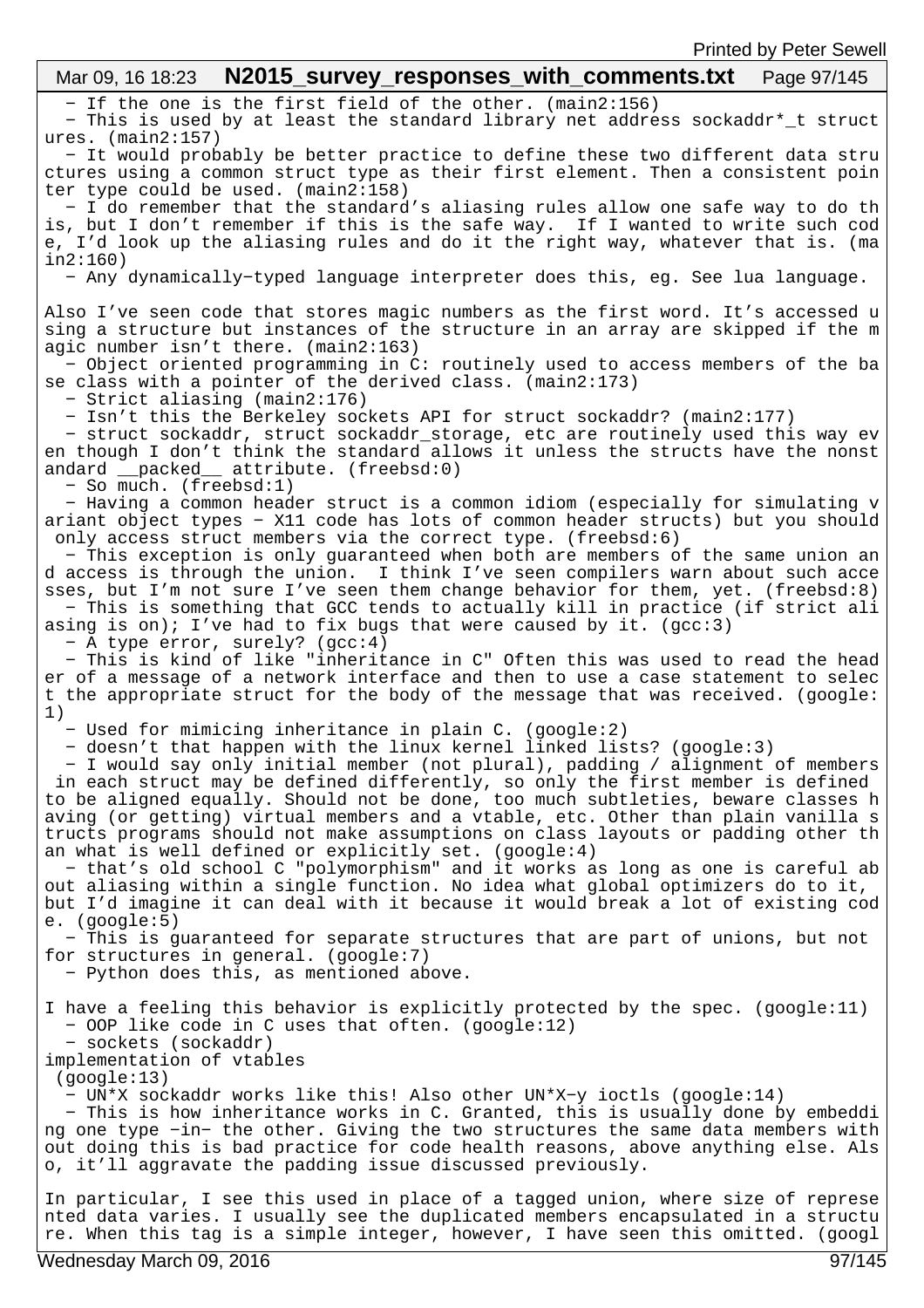- If the one is the first field of the other. (main2:156)
- This is used by at least the standard library net address sockaddr*_t structures. (main2:157)
- It would probably be better practice to define these two different data structures using a common struct type as their first element. Then a consistent pointer type could be used. (main2:158)
- I do remember that the standard's aliasing rules allow one safe way to do this, but I don't remember if this is the safe way. If I wanted to write such code, I'd look up the aliasing rules and do it the right way, whatever that is. (main2:160)
- Any dynamically-typed language interpreter does this, eg. See lua language.

Also I've seen code that stores magic numbers as the first word. It's accessed using a structure but instances of the structure in an array are skipped if the magic number isn't there. (main2:163)
- Object oriented programming in C: routinely used to access members of the base class with a pointer of the derived class. (main2:173)
- Strict aliasing (main2:176)
- Isn't this the Berkeley sockets API for struct sockaddr? (main2:177)
- struct sockaddr, struct sockaddr_storage, etc are routinely used this way even though I don't think the standard allows it unless the structs have the nonstandard __packed__ attribute. (freebsd:0)
- So much. (freebsd:1)
- Having a common header struct is a common idiom (especially for simulating variant object types - X11 code has lots of common header structs) but you should only access struct members via the correct type. (freebsd:6)
- This exception is only guaranteed when both are members of the same union and access is through the union. I think I've seen compilers warn about such accesses, but I'm not sure I've seen them change behavior for them, yet. (freebsd:8)
- This is something that GCC tends to actually kill in practice (if strict aliasing is on); I've had to fix bugs that were caused by it. (gcc:3)
- A type error, surely? (gcc:4)
- This is kind of like "inheritance in C" Often this was used to read the header of a message of a network interface and then to use a case statement to select the appropriate struct for the body of the message that was received. (google:1)
- Used for mimicing inheritance in plain C. (google:2)
- doesn't that happen with the linux kernel linked lists? (google:3)
- I would say only initial member (not plural), padding / alignment of members in each struct may be defined differently, so only the first member is defined to be aligned equally. Should not be done, too much subtleties, beware classes having (or getting) virtual members and a vtable, etc. Other than plain vanilla structs programs should not make assumptions on class layouts or padding other than what is well defined or explicitly set. (google:4)
- that's old school C "polymorphism" and it works as long as one is careful about aliasing within a single function. No idea what global optimizers do to it, but I'd imagine it can deal with it because it would break a lot of existing code. (google:5)
- This is guaranteed for separate structures that are part of unions, but not for structures in general. (google:7)
- Python does this, as mentioned above.

I have a feeling this behavior is explicitly protected by the spec. (google:11)
- OOP like code in C uses that often. (google:12)
- sockets (sockaddr)
implementation of vtables
 (google:13)
- UN*X sockaddr works like this! Also other UN*X-y ioctls (google:14)
- This is how inheritance works in C. Granted, this is usually done by embedding one type -in- the other. Giving the two structures the same data members without doing this is bad practice for code health reasons, above anything else. Also, it'll aggravate the padding issue discussed previously.

In particular, I see this used in place of a tagged union, where size of represented data varies. I usually see the duplicated members encapsulated in a structure. When this tag is a simple integer, however, I have seen this omitted. (googl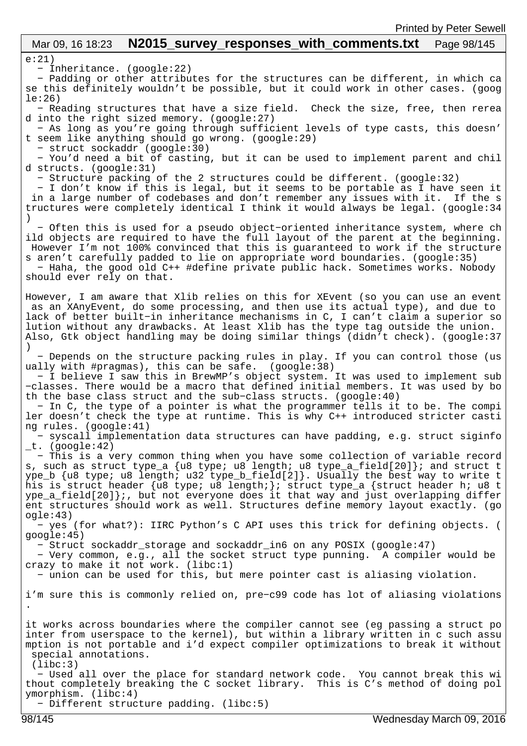e:21)
- Inheritance. (google:22)
- Padding or other attributes for the structures can be different, in which case this definitely wouldn't be possible, but it could work in other cases. (google:26)
- Reading structures that have a size field. Check the size, free, then reread into the right sized memory. (google:27)
- As long as you're going through sufficient levels of type casts, this doesn't seem like anything should go wrong. (google:29)
- struct sockaddr (google:30)
- You'd need a bit of casting, but it can be used to implement parent and child structs. (google:31)
- Structure packing of the 2 structures could be different. (google:32)
- I don't know if this is legal, but it seems to be portable as I have seen it in a large number of codebases and don't remember any issues with it. If the structures were completely identical I think it would always be legal. (google:34)
- Often this is used for a pseudo object-oriented inheritance system, where child objects are required to have the full layout of the parent at the beginning. However I'm not 100% convinced that this is guaranteed to work if the structures aren't carefully padded to lie on appropriate word boundaries. (google:35)
- Haha, the good old C++ #define private public hack. Sometimes works. Nobody should ever rely on that.

However, I am aware that Xlib relies on this for XEvent (so you can use an event as an XAnyEvent, do some processing, and then use its actual type), and due to lack of better built-in inheritance mechanisms in C, I can't claim a superior solution without any drawbacks. At least Xlib has the type tag outside the union. Also, Gtk object handling may be doing similar things (didn't check). (google:37)
- Depends on the structure packing rules in play. If you can control those (usually with #pragmas), this can be safe. (google:38)
- I believe I saw this in BrewMP's object system. It was used to implement sub-classes. There would be a macro that defined initial members. It was used by both the base class struct and the sub-class structs. (google:40)
- In C, the type of a pointer is what the programmer tells it to be. The compiler doesn't check the type at runtime. This is why C++ introduced stricter casting rules. (google:41)
- syscall implementation data structures can have padding, e.g. struct siginfo_t. (google:42)
- This is a very common thing when you have some collection of variable records, such as struct type_a {u8 type; u8 length; u8 type_a_field[20]}; and struct type_b {u8 type; u8 length; u32 type_b_field[2]}. Usually the best way to write this is struct header {u8 type; u8 length;}; struct type_a {struct header h; u8 type_a_field[20]};, but not everyone does it that way and just overlapping different structures should work as well. Structures define memory layout exactly. (google:43)
- yes (for what?): IIRC Python's C API uses this trick for defining objects. (google:45)
- Struct sockaddr_storage and sockaddr_in6 on any POSIX (google:47)
- Very common, e.g., all the socket struct type punning. A compiler would be crazy to make it not work. (libc:1)
- union can be used for this, but mere pointer cast is aliasing violation.

i'm sure this is commonly relied on, pre-c99 code has lot of aliasing violations.

it works across boundaries where the compiler cannot see (eg passing a struct pointer from userspace to the kernel), but within a library written in c such assumption is not portable and i'd expect compiler optimizations to break it without special annotations.
(libc:3)
- Used all over the place for standard network code. You cannot break this without completely breaking the C socket library. This is C's method of doing polymorphism. (libc:4)
- Different structure padding. (libc:5)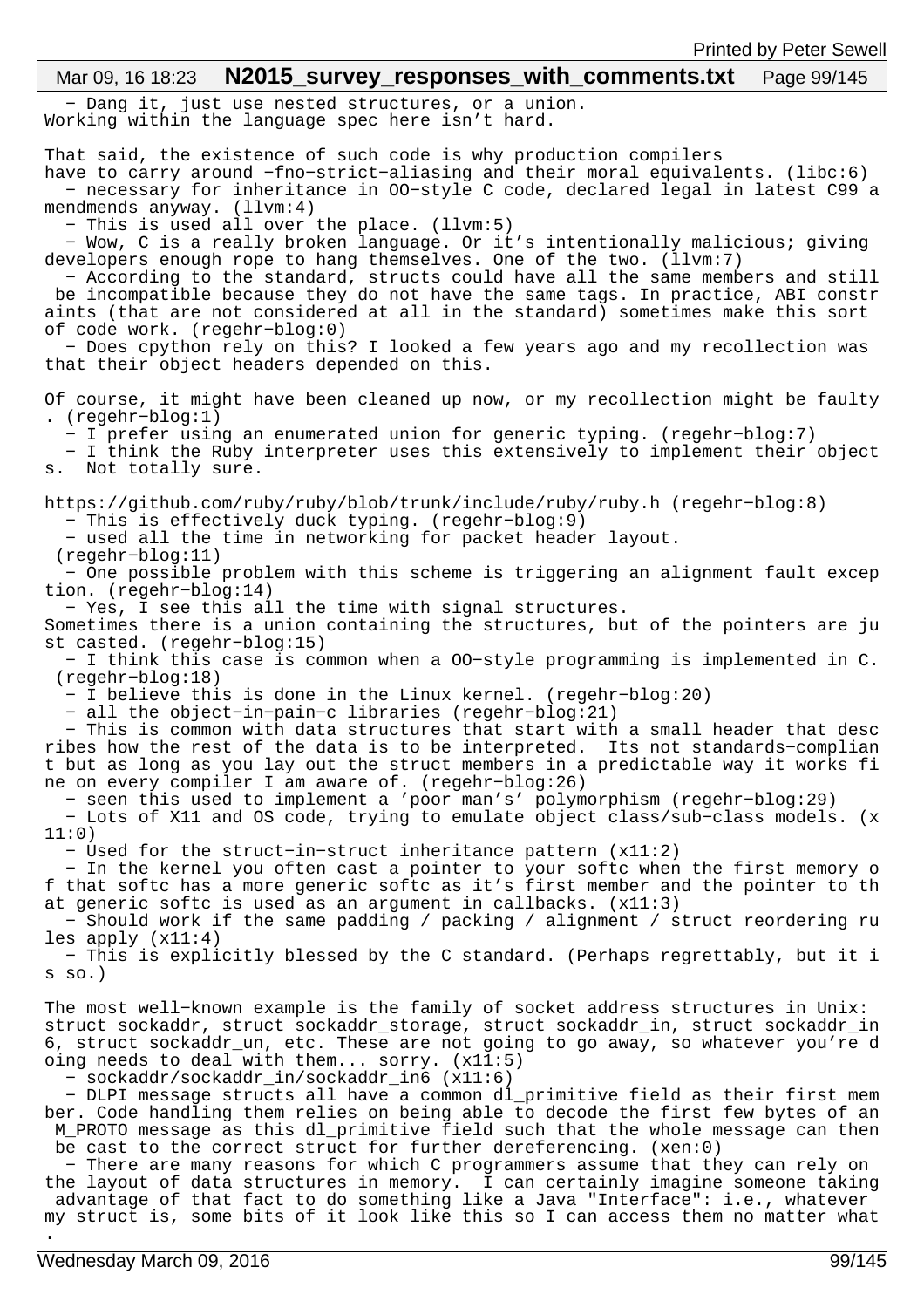- Dang it, just use nested structures, or a union.
Working within the language spec here isn't hard.

That said, the existence of such code is why production compilers
have to carry around -fno-strict-aliasing and their moral equivalents. (libc:6)
- necessary for inheritance in OO-style C code, declared legal in latest C99 amendmends anyway. (llvm:4)
- This is used all over the place. (llvm:5)
- Wow, C is a really broken language. Or it's intentionally malicious; giving developers enough rope to hang themselves. One of the two. (llvm:7)
- According to the standard, structs could have all the same members and still be incompatible because they do not have the same tags. In practice, ABI constraints (that are not considered at all in the standard) sometimes make this sort of code work. (regehr-blog:0)
- Does cpython rely on this? I looked a few years ago and my recollection was that their object headers depended on this.

Of course, it might have been cleaned up now, or my recollection might be faulty. (regehr-blog:1)
- I prefer using an enumerated union for generic typing. (regehr-blog:7)
- I think the Ruby interpreter uses this extensively to implement their objects. Not totally sure.

https://github.com/ruby/ruby/blob/trunk/include/ruby/ruby.h (regehr-blog:8)
- This is effectively duck typing. (regehr-blog:9)
- used all the time in networking for packet header layout.
(regehr-blog:11)
- One possible problem with this scheme is triggering an alignment fault exception. (regehr-blog:14)
- Yes, I see this all the time with signal structures.
Sometimes there is a union containing the structures, but of the pointers are just casted. (regehr-blog:15)
- I think this case is common when a OO-style programming is implemented in C. (regehr-blog:18)
- I believe this is done in the Linux kernel. (regehr-blog:20)
- all the object-in-pain-c libraries (regehr-blog:21)
- This is common with data structures that start with a small header that describes how the rest of the data is to be interpreted. Its not standards-compliant but as long as you lay out the struct members in a predictable way it works fine on every compiler I am aware of. (regehr-blog:26)
- seen this used to implement a 'poor man's' polymorphism (regehr-blog:29)
- Lots of X11 and OS code, trying to emulate object class/sub-class models. (x11:0)
- Used for the struct-in-struct inheritance pattern (x11:2)
- In the kernel you often cast a pointer to your softc when the first memory of that softc has a more generic softc as it's first member and the pointer to that generic softc is used as an argument in callbacks. (x11:3)
- Should work if the same padding / packing / alignment / struct reordering rules apply (x11:4)
- This is explicitly blessed by the C standard. (Perhaps regrettably, but it is so.)

The most well-known example is the family of socket address structures in Unix: struct sockaddr, struct sockaddr_storage, struct sockaddr_in, struct sockaddr_in6, struct sockaddr_un, etc. These are not going to go away, so whatever you're doing needs to deal with them... sorry. (x11:5)
- sockaddr/sockaddr_in/sockaddr_in6 (x11:6)
- DLPI message structs all have a common dl_primitive field as their first member. Code handling them relies on being able to decode the first few bytes of an M_PROTO message as this dl_primitive field such that the whole message can then be cast to the correct struct for further dereferencing. (xen:0)
- There are many reasons for which C programmers assume that they can rely on the layout of data structures in memory. I can certainly imagine someone taking advantage of that fact to do something like a Java "Interface": i.e., whatever my struct is, some bits of it look like this so I can access them no matter what.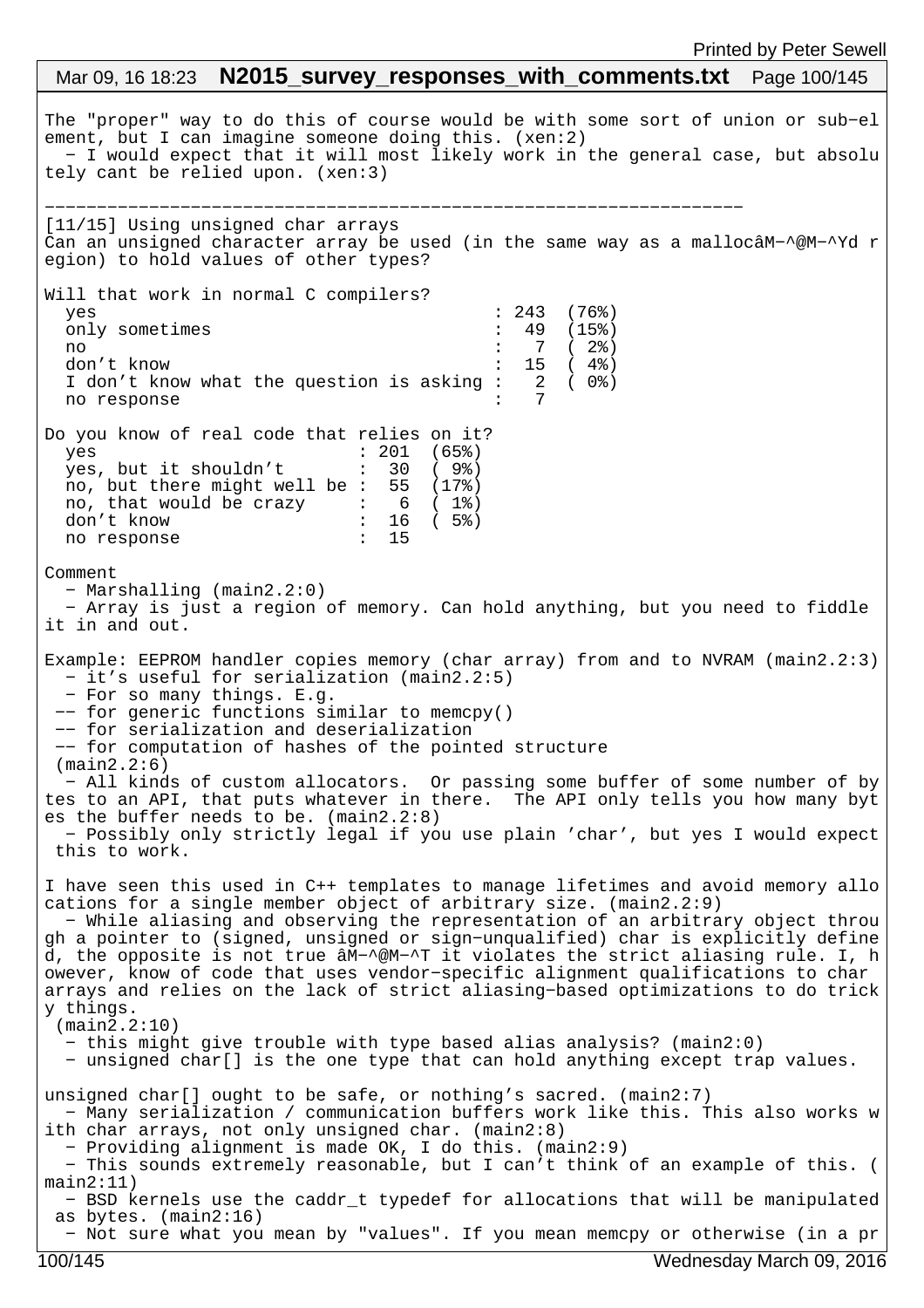The "proper" way to do this of course would be with some sort of union or sub-element, but I can imagine someone doing this. (xen:2)
  - I would expect that it will most likely work in the general case, but absolutely cant be relied upon. (xen:3)

-----------------------------------------------------------------

[11/15] Using unsigned char arrays
Can an unsigned character array be used (in the same way as a mallocâM-^@M-^Yd region) to hold values of other types?

```
Will that work in normal C compilers?
  yes                                       : 243  (76%)
  only sometimes                            :  49  (15%)
  no                                        :   7  ( 2%)
  don't know                                :  15  ( 4%)
  I don't know what the question is asking :   2  ( 0%)
  no response                               :   7

Do you know of real code that relies on it?
  yes                         : 201  (65%)
  yes, but it shouldn't       :  30  ( 9%)
  no, but there might well be :  55  (17%)
  no, that would be crazy     :   6  ( 1%)
  don't know                  :  16  ( 5%)
  no response                 :  15
```

Comment
  - Marshalling (main2.2:0)
  - Array is just a region of memory. Can hold anything, but you need to fiddle it in and out.

Example: EEPROM handler copies memory (char array) from and to NVRAM (main2.2:3)
  - it's useful for serialization (main2.2:5)
  - For so many things. E.g.
 -- for generic functions similar to memcpy()
 -- for serialization and deserialization
 -- for computation of hashes of the pointed structure
 (main2.2:6)
  - All kinds of custom allocators. Or passing some buffer of some number of bytes to an API, that puts whatever in there. The API only tells you how many bytes the buffer needs to be. (main2.2:8)
  - Possibly only strictly legal if you use plain 'char', but yes I would expect this to work.

I have seen this used in C++ templates to manage lifetimes and avoid memory allocations for a single member object of arbitrary size. (main2.2:9)
  - While aliasing and observing the representation of an arbitrary object through a pointer to (signed, unsigned or sign-unqualified) char is explicitly defined, the opposite is not true âM-^@M-^T it violates the strict aliasing rule. I, however, know of code that uses vendor-specific alignment qualifications to char arrays and relies on the lack of strict aliasing-based optimizations to do tricky things.
 (main2.2:10)
  - this might give trouble with type based alias analysis? (main2:0)
  - unsigned char[] is the one type that can hold anything except trap values.

unsigned char[] ought to be safe, or nothing's sacred. (main2:7)
  - Many serialization / communication buffers work like this. This also works with char arrays, not only unsigned char. (main2:8)
  - Providing alignment is made OK, I do this. (main2:9)
  - This sounds extremely reasonable, but I can't think of an example of this. (main2:11)
  - BSD kernels use the caddr_t typedef for allocations that will be manipulated as bytes. (main2:16)
  - Not sure what you mean by "values". If you mean memcpy or otherwise (in a pr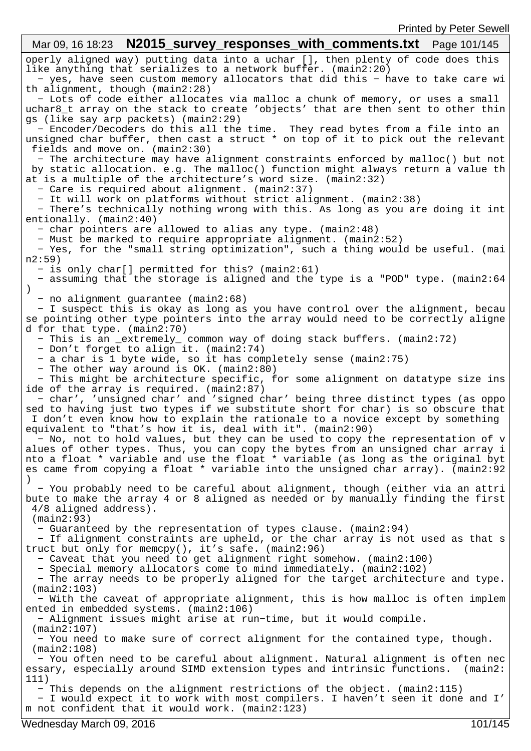operly aligned way) putting data into a uchar [], then plenty of code does this like anything that serializes to a network buffer. (main2:20)

- yes, have seen custom memory allocators that did this - have to take care with alignment, though (main2:28)
- Lots of code either allocates via malloc a chunk of memory, or uses a small uchar8_t array on the stack to create 'objects' that are then sent to other things (like say arp packets) (main2:29)
- Encoder/Decoders do this all the time. They read bytes from a file into an unsigned char buffer, then cast a struct * on top of it to pick out the relevant fields and move on. (main2:30)
- The architecture may have alignment constraints enforced by malloc() but not by static allocation. e.g. The malloc() function might always return a value that is a multiple of the architecture's word size. (main2:32)
- Care is required about alignment. (main2:37)
- It will work on platforms without strict alignment. (main2:38)
- There's technically nothing wrong with this. As long as you are doing it intentionally. (main2:40)
- char pointers are allowed to alias any type. (main2:48)
- Must be marked to require appropriate alignment. (main2:52)
- Yes, for the "small string optimization", such a thing would be useful. (main2:59)
- is only char[] permitted for this? (main2:61)
- assuming that the storage is aligned and the type is a "POD" type. (main2:64)
- no alignment guarantee (main2:68)
- I suspect this is okay as long as you have control over the alignment, because pointing other type pointers into the array would need to be correctly aligned for that type. (main2:70)
- This is an _extremely_ common way of doing stack buffers. (main2:72)
- Don't forget to align it. (main2:74)
- a char is 1 byte wide, so it has completely sense (main2:75)
- The other way around is OK. (main2:80)
- This might be architecture specific, for some alignment on datatype size inside of the array is required. (main2:87)
- char', 'unsigned char' and 'signed char' being three distinct types (as opposed to having just two types if we substitute short for char) is so obscure that I don't even know how to explain the rationale to a novice except by something equivalent to "that's how it is, deal with it". (main2:90)
- No, not to hold values, but they can be used to copy the representation of values of other types. Thus, you can copy the bytes from an unsigned char array into a float * variable and use the float * variable (as long as the original bytes came from copying a float * variable into the unsigned char array). (main2:92)
- You probably need to be careful about alignment, though (either via an attribute to make the array 4 or 8 aligned as needed or by manually finding the first 4/8 aligned address).
 (main2:93)
- Guaranteed by the representation of types clause. (main2:94)
- If alignment constraints are upheld, or the char array is not used as that struct but only for memcpy(), it's safe. (main2:96)
- Caveat that you need to get alignment right somehow. (main2:100)
- Special memory allocators come to mind immediately. (main2:102)
- The array needs to be properly aligned for the target architecture and type. (main2:103)
- With the caveat of appropriate alignment, this is how malloc is often implemented in embedded systems. (main2:106)
- Alignment issues might arise at run-time, but it would compile.
 (main2:107)
- You need to make sure of correct alignment for the contained type, though.
 (main2:108)
- You often need to be careful about alignment. Natural alignment is often necessary, especially around SIMD extension types and intrinsic functions. (main2:111)
- This depends on the alignment restrictions of the object. (main2:115)
- I would expect it to work with most compilers. I haven't seen it done and I'm not confident that it would work. (main2:123)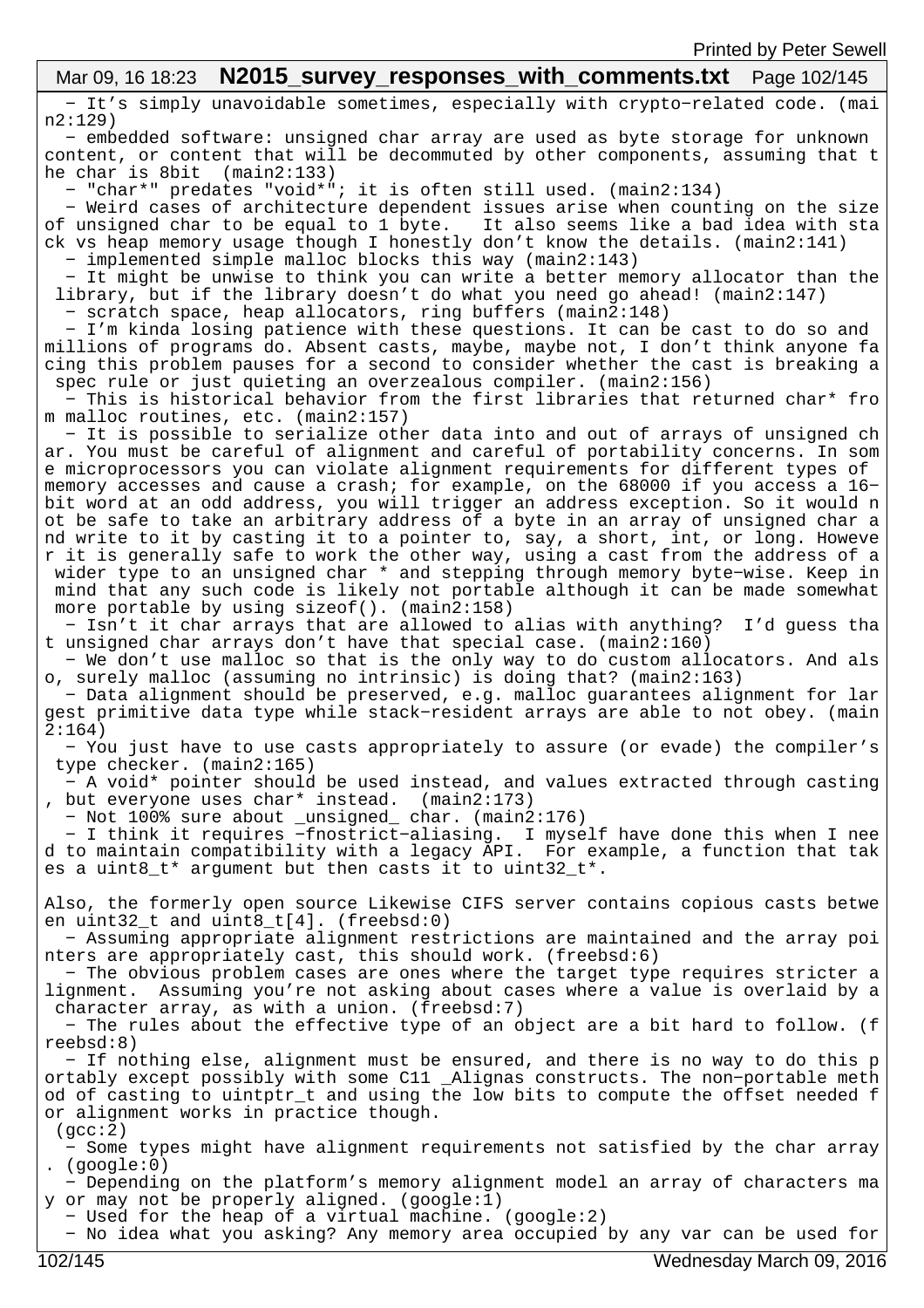- It's simply unavoidable sometimes, especially with crypto-related code. (main2:129)
- embedded software: unsigned char array are used as byte storage for unknown content, or content that will be decommuted by other components, assuming that the char is 8bit (main2:133)
- "char*" predates "void*"; it is often still used. (main2:134)
- Weird cases of architecture dependent issues arise when counting on the size of unsigned char to be equal to 1 byte. It also seems like a bad idea with stack vs heap memory usage though I honestly don't know the details. (main2:141)
- implemented simple malloc blocks this way (main2:143)
- It might be unwise to think you can write a better memory allocator than the library, but if the library doesn't do what you need go ahead! (main2:147)
- scratch space, heap allocators, ring buffers (main2:148)
- I'm kinda losing patience with these questions. It can be cast to do so and millions of programs do. Absent casts, maybe, maybe not, I don't think anyone facing this problem pauses for a second to consider whether the cast is breaking a spec rule or just quieting an overzealous compiler. (main2:156)
- This is historical behavior from the first libraries that returned char* from malloc routines, etc. (main2:157)
- It is possible to serialize other data into and out of arrays of unsigned char. You must be careful of alignment and careful of portability concerns. In some microprocessors you can violate alignment requirements for different types of memory accesses and cause a crash; for example, on the 68000 if you access a 16-bit word at an odd address, you will trigger an address exception. So it would not be safe to take an arbitrary address of a byte in an array of unsigned char and write to it by casting it to a pointer to, say, a short, int, or long. However it is generally safe to work the other way, using a cast from the address of a wider type to an unsigned char * and stepping through memory byte-wise. Keep in mind that any such code is likely not portable although it can be made somewhat more portable by using sizeof(). (main2:158)
- Isn't it char arrays that are allowed to alias with anything? I'd guess that unsigned char arrays don't have that special case. (main2:160)
- We don't use malloc so that is the only way to do custom allocators. And also, surely malloc (assuming no intrinsic) is doing that? (main2:163)
- Data alignment should be preserved, e.g. malloc guarantees alignment for largest primitive data type while stack-resident arrays are able to not obey. (main2:164)
- You just have to use casts appropriately to assure (or evade) the compiler's type checker. (main2:165)
- A void* pointer should be used instead, and values extracted through casting, but everyone uses char* instead. (main2:173)
- Not 100% sure about _unsigned_ char. (main2:176)
- I think it requires -fnostrict-aliasing. I myself have done this when I need to maintain compatibility with a legacy API. For example, a function that takes a uint8_t* argument but then casts it to uint32_t*.

Also, the formerly open source Likewise CIFS server contains copious casts between uint32_t and uint8_t[4]. (freebsd:0)
- Assuming appropriate alignment restrictions are maintained and the array pointers are appropriately cast, this should work. (freebsd:6)
- The obvious problem cases are ones where the target type requires stricter alignment. Assuming you're not asking about cases where a value is overlaid by a character array, as with a union. (freebsd:7)
- The rules about the effective type of an object are a bit hard to follow. (freebsd:8)
- If nothing else, alignment must be ensured, and there is no way to do this portably except possibly with some C11 _Alignas constructs. The non-portable method of casting to uintptr_t and using the low bits to compute the offset needed for alignment works in practice though.
(gcc:2)
- Some types might have alignment requirements not satisfied by the char array. (google:0)
- Depending on the platform's memory alignment model an array of characters may or may not be properly aligned. (google:1)
- Used for the heap of a virtual machine. (google:2)
- No idea what you asking? Any memory area occupied by any var can be used for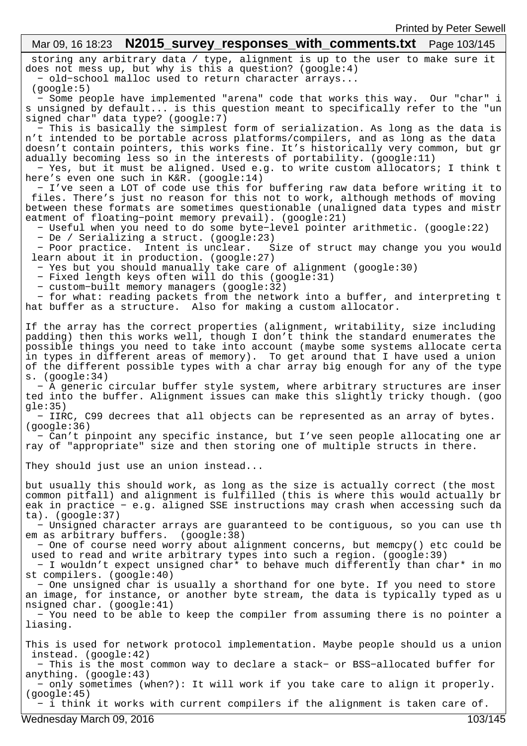storing any arbitrary data / type, alignment is up to the user to make sure it does not mess up, but why is this a question? (google:4)

- old-school malloc used to return character arrays... (google:5)
- Some people have implemented "arena" code that works this way. Our "char" is unsigned by default... is this question meant to specifically refer to the "unsigned char" data type? (google:7)
- This is basically the simplest form of serialization. As long as the data isn't intended to be portable across platforms/compilers, and as long as the data doesn't contain pointers, this works fine. It's historically very common, but gradually becoming less so in the interests of portability. (google:11)
- Yes, but it must be aligned. Used e.g. to write custom allocators; I think there's even one such in K&R. (google:14)
- I've seen a LOT of code use this for buffering raw data before writing it to files. There's just no reason for this not to work, although methods of moving between these formats are sometimes questionable (unaligned data types and mistreatment of floating-point memory prevail). (google:21)
- Useful when you need to do some byte-level pointer arithmetic. (google:22)
- De / Serializing a struct. (google:23)
- Poor practice. Intent is unclear. Size of struct may change you you would learn about it in production. (google:27)
- Yes but you should manually take care of alignment (google:30)
- Fixed length keys often will do this (google:31)
- custom-built memory managers (google:32)
- for what: reading packets from the network into a buffer, and interpreting that buffer as a structure. Also for making a custom allocator.

If the array has the correct properties (alignment, writability, size including padding) then this works well, though I don't think the standard enumerates the possible things you need to take into account (maybe some systems allocate certain types in different areas of memory). To get around that I have used a union of the different possible types with a char array big enough for any of the types. (google:34)

- A generic circular buffer style system, where arbitrary structures are inserted into the buffer. Alignment issues can make this slightly tricky though. (google:35)
- IIRC, C99 decrees that all objects can be represented as an array of bytes. (google:36)
- Can't pinpoint any specific instance, but I've seen people allocating one array of "appropriate" size and then storing one of multiple structs in there.

They should just use an union instead...

but usually this should work, as long as the size is actually correct (the most common pitfall) and alignment is fulfilled (this is where this would actually break in practice - e.g. aligned SSE instructions may crash when accessing such data). (google:37)

- Unsigned character arrays are guaranteed to be contiguous, so you can use them as arbitrary buffers. (google:38)
- One of course need worry about alignment concerns, but memcpy() etc could be used to read and write arbitrary types into such a region. (google:39)
- I wouldn't expect unsigned char* to behave much differently than char* in most compilers. (google:40)
- One unsigned char is usually a shorthand for one byte. If you need to store an image, for instance, or another byte stream, the data is typically typed as unsigned char. (google:41)
- You need to be able to keep the compiler from assuming there is no pointer aliasing.

This is used for network protocol implementation. Maybe people should us a union instead. (google:42)

- This is the most common way to declare a stack- or BSS-allocated buffer for anything. (google:43)
- only sometimes (when?): It will work if you take care to align it properly. (google:45)
- i think it works with current compilers if the alignment is taken care of.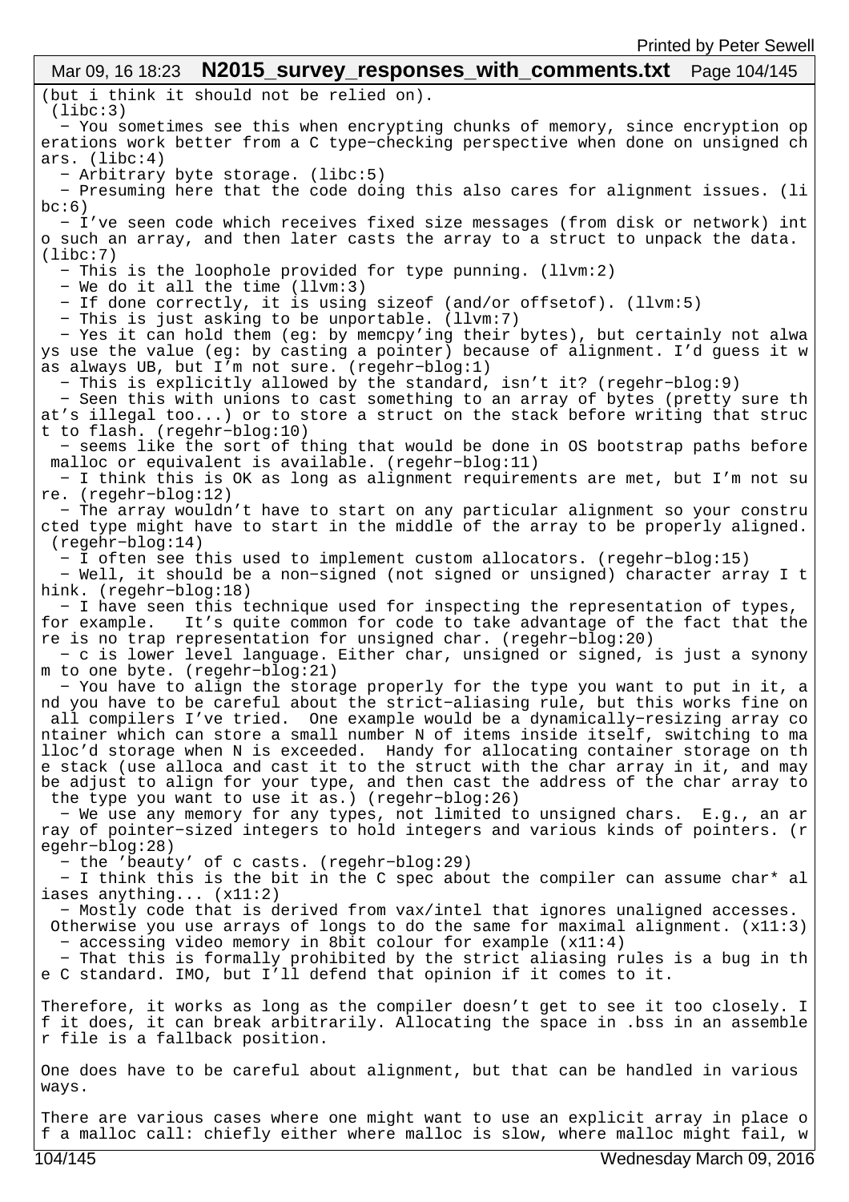(but i think it should not be relied on).
 (libc:3)

 - You sometimes see this when encrypting chunks of memory, since encryption operations work better from a C type-checking perspective when done on unsigned chars. (libc:4)
 - Arbitrary byte storage. (libc:5)
 - Presuming here that the code doing this also cares for alignment issues. (libc:6)
 - I've seen code which receives fixed size messages (from disk or network) into such an array, and then later casts the array to a struct to unpack the data. (libc:7)
 - This is the loophole provided for type punning. (llvm:2)
 - We do it all the time (llvm:3)
 - If done correctly, it is using sizeof (and/or offsetof). (llvm:5)
 - This is just asking to be unportable. (llvm:7)
 - Yes it can hold them (eg: by memcpy'ing their bytes), but certainly not always use the value (eg: by casting a pointer) because of alignment. I'd guess it was always UB, but I'm not sure. (regehr-blog:1)
 - This is explicitly allowed by the standard, isn't it? (regehr-blog:9)
 - Seen this with unions to cast something to an array of bytes (pretty sure that's illegal too...) or to store a struct on the stack before writing that struct to flash. (regehr-blog:10)
 - seems like the sort of thing that would be done in OS bootstrap paths before malloc or equivalent is available. (regehr-blog:11)
 - I think this is OK as long as alignment requirements are met, but I'm not sure. (regehr-blog:12)
 - The array wouldn't have to start on any particular alignment so your constructed type might have to start in the middle of the array to be properly aligned. (regehr-blog:14)
 - I often see this used to implement custom allocators. (regehr-blog:15)
 - Well, it should be a non-signed (not signed or unsigned) character array I think. (regehr-blog:18)
 - I have seen this technique used for inspecting the representation of types, for example.   It's quite common for code to take advantage of the fact that there is no trap representation for unsigned char. (regehr-blog:20)
 - c is lower level language. Either char, unsigned or signed, is just a synonym to one byte. (regehr-blog:21)
 - You have to align the storage properly for the type you want to put in it, and you have to be careful about the strict-aliasing rule, but this works fine on all compilers I've tried.  One example would be a dynamically-resizing array container which can store a small number N of items inside itself, switching to malloc'd storage when N is exceeded.  Handy for allocating container storage on the stack (use alloca and cast it to the struct with the char array in it, and maybe adjust to align for your type, and then cast the address of the char array to the type you want to use it as.) (regehr-blog:26)
 - We use any memory for any types, not limited to unsigned chars.  E.g., an array of pointer-sized integers to hold integers and various kinds of pointers. (regehr-blog:28)
 - the 'beauty' of c casts. (regehr-blog:29)
 - I think this is the bit in the C spec about the compiler can assume char* aliases anything... (x11:2)
 - Mostly code that is derived from vax/intel that ignores unaligned accesses. Otherwise you use arrays of longs to do the same for maximal alignment. (x11:3)
 - accessing video memory in 8bit colour for example (x11:4)
 - That this is formally prohibited by the strict aliasing rules is a bug in the C standard. IMO, but I'll defend that opinion if it comes to it.

Therefore, it works as long as the compiler doesn't get to see it too closely. If it does, it can break arbitrarily. Allocating the space in .bss in an assembler file is a fallback position.

One does have to be careful about alignment, but that can be handled in various ways.

There are various cases where one might want to use an explicit array in place of a malloc call: chiefly either where malloc is slow, where malloc might fail, w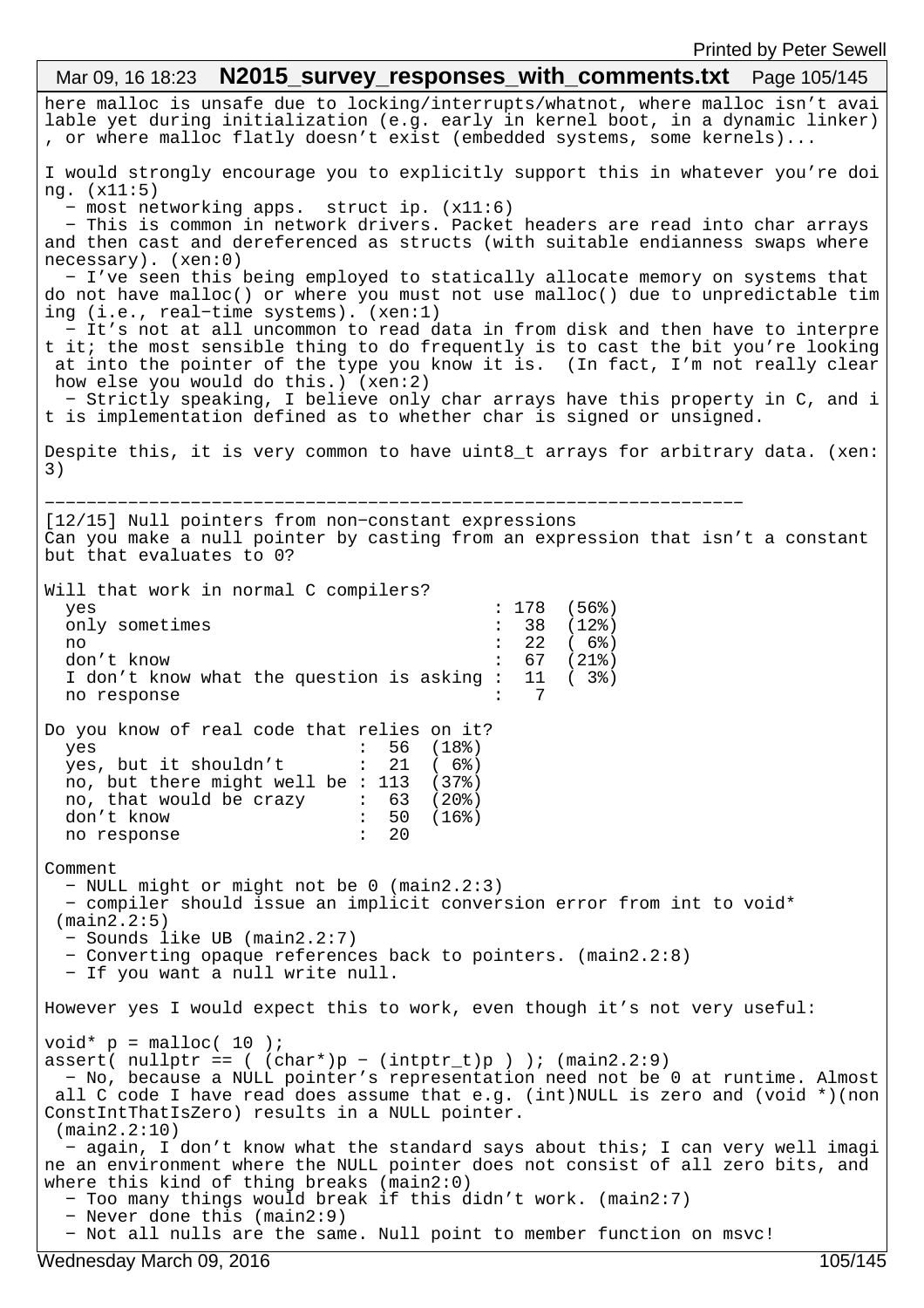here malloc is unsafe due to locking/interrupts/whatnot, where malloc isn't available yet during initialization (e.g. early in kernel boot, in a dynamic linker), or where malloc flatly doesn't exist (embedded systems, some kernels)...

I would strongly encourage you to explicitly support this in whatever you're doing. (x11:5)

- most networking apps. struct ip. (x11:6)
- This is common in network drivers. Packet headers are read into char arrays and then cast and dereferenced as structs (with suitable endianness swaps where necessary). (xen:0)
- I've seen this being employed to statically allocate memory on systems that do not have malloc() or where you must not use malloc() due to unpredictable timing (i.e., real-time systems). (xen:1)
- It's not at all uncommon to read data in from disk and then have to interpret it; the most sensible thing to do frequently is to cast the bit you're looking at into the pointer of the type you know it is. (In fact, I'm not really clear how else you would do this.) (xen:2)
- Strictly speaking, I believe only char arrays have this property in C, and it is implementation defined as to whether char is signed or unsigned.

Despite this, it is very common to have uint8_t arrays for arbitrary data. (xen:3)

---

[12/15] Null pointers from non-constant expressions
Can you make a null pointer by casting from an expression that isn't a constant but that evaluates to 0?

Will that work in normal C compilers?

```
  yes                                      : 178  (56%)
  only sometimes                           :  38  (12%)
  no                                       :  22  ( 6%)
  don't know                               :  67  (21%)
  I don't know what the question is asking :  11  ( 3%)
  no response                              :   7
```

Do you know of real code that relies on it?

```
  yes                          :  56  (18%)
  yes, but it shouldn't        :  21  ( 6%)
  no, but there might well be  : 113  (37%)
  no, that would be crazy      :  63  (20%)
  don't know                   :  50  (16%)
  no response                  :  20
```

Comment

- NULL might or might not be 0 (main2.2:3)
- compiler should issue an implicit conversion error from int to void* (main2.2:5)
- Sounds like UB (main2.2:7)
- Converting opaque references back to pointers. (main2.2:8)
- If you want a null write null.

However yes I would expect this to work, even though it's not very useful:

```
void* p = malloc( 10 );
assert( nullptr == ( (char*)p - (intptr_t)p ) ); (main2.2:9)
```

- No, because a NULL pointer's representation need not be 0 at runtime. Almost all C code I have read does assume that e.g. (int)NULL is zero and (void *)(nonConstIntThatIsZero) results in a NULL pointer. (main2.2:10)
- again, I don't know what the standard says about this; I can very well imagine an environment where the NULL pointer does not consist of all zero bits, and where this kind of thing breaks (main2:0)
- Too many things would break if this didn't work. (main2:7)
- Never done this (main2:9)
- Not all nulls are the same. Null point to member function on msvc!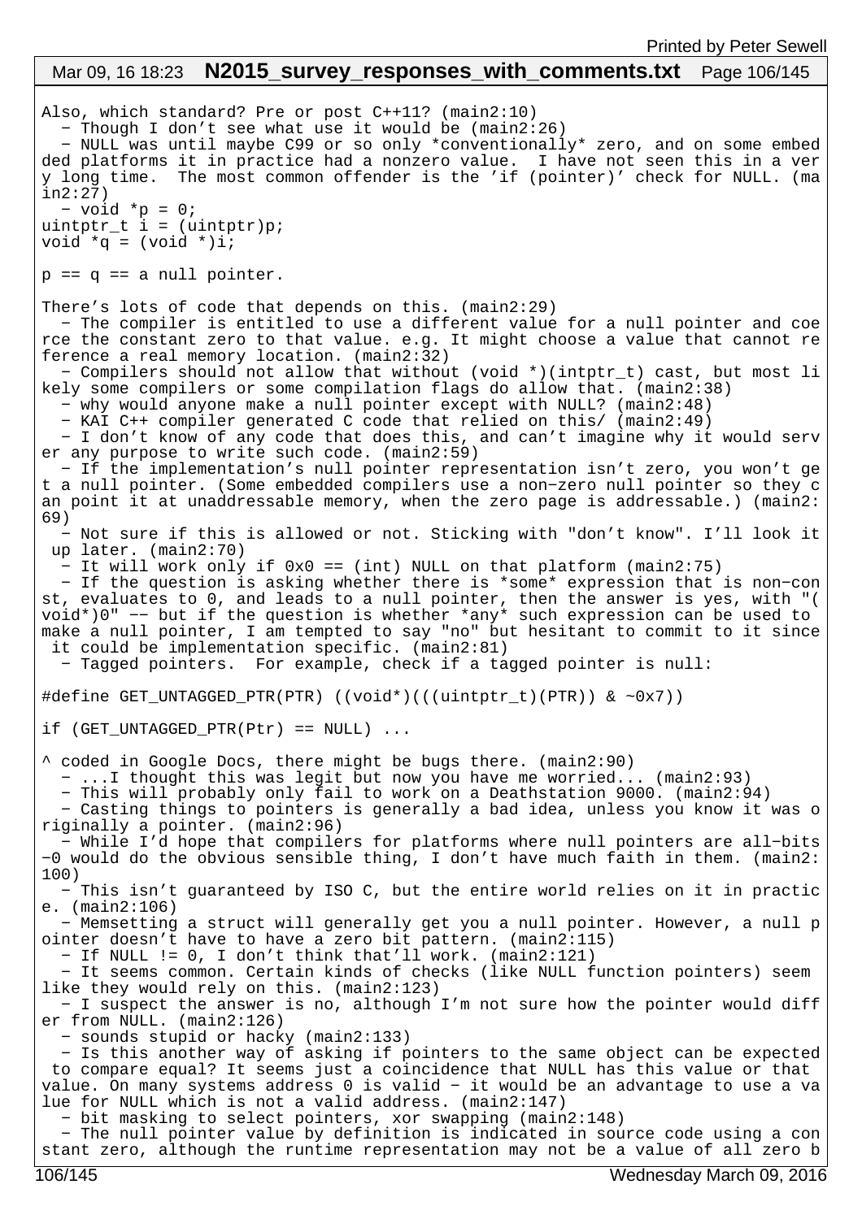Also, which standard? Pre or post C++11? (main2:10)
  − Though I don't see what use it would be (main2:26)
  − NULL was until maybe C99 or so only *conventionally* zero, and on some embedded platforms it in practice had a nonzero value.  I have not seen this in a very long time.  The most common offender is the 'if (pointer)' check for NULL. (main2:27)
  − void *p = 0;

```
uintptr_t i = (uintptr)p;
void *q = (void *)i;

p == q == a null pointer.
```

There's lots of code that depends on this. (main2:29)
  − The compiler is entitled to use a different value for a null pointer and coerce the constant zero to that value. e.g. It might choose a value that cannot reference a real memory location. (main2:32)
  − Compilers should not allow that without (void *)(intptr_t) cast, but most likely some compilers or some compilation flags do allow that. (main2:38)
  − why would anyone make a null pointer except with NULL? (main2:48)
  − KAI C++ compiler generated C code that relied on this/ (main2:49)
  − I don't know of any code that does this, and can't imagine why it would server any purpose to write such code. (main2:59)
  − If the implementation's null pointer representation isn't zero, you won't get a null pointer. (Some embedded compilers use a non−zero null pointer so they can point it at unaddressable memory, when the zero page is addressable.) (main2:69)
  − Not sure if this is allowed or not. Sticking with "don't know". I'll look it up later. (main2:70)
  − It will work only if 0x0 == (int) NULL on that platform (main2:75)
  − If the question is asking whether there is *some* expression that is non−const, evaluates to 0, and leads to a null pointer, then the answer is yes, with "(void*)0" −− but if the question is whether *any* such expression can be used to make a null pointer, I am tempted to say "no" but hesitant to commit to it since it could be implementation specific. (main2:81)
  − Tagged pointers.  For example, check if a tagged pointer is null:

```
#define GET_UNTAGGED_PTR(PTR) ((void*)(((uintptr_t)(PTR)) & ~0x7))

if (GET_UNTAGGED_PTR(Ptr) == NULL) ...
```

^ coded in Google Docs, there might be bugs there. (main2:90)
  − ...I thought this was legit but now you have me worried... (main2:93)
  − This will probably only fail to work on a Deathstation 9000. (main2:94)
  − Casting things to pointers is generally a bad idea, unless you know it was originally a pointer. (main2:96)
  − While I'd hope that compilers for platforms where null pointers are all−bits−0 would do the obvious sensible thing, I don't have much faith in them. (main2:100)
  − This isn't guaranteed by ISO C, but the entire world relies on it in practice. (main2:106)
  − Memsetting a struct will generally get you a null pointer. However, a null pointer doesn't have to have a zero bit pattern. (main2:115)
  − If NULL != 0, I don't think that'll work. (main2:121)
  − It seems common. Certain kinds of checks (like NULL function pointers) seem like they would rely on this. (main2:123)
  − I suspect the answer is no, although I'm not sure how the pointer would differ from NULL. (main2:126)
  − sounds stupid or hacky (main2:133)
  − Is this another way of asking if pointers to the same object can be expected to compare equal? It seems just a coincidence that NULL has this value or that value. On many systems address 0 is valid − it would be an advantage to use a value for NULL which is not a valid address. (main2:147)
  − bit masking to select pointers, xor swapping (main2:148)
  − The null pointer value by definition is indicated in source code using a constant zero, although the runtime representation may not be a value of all zero b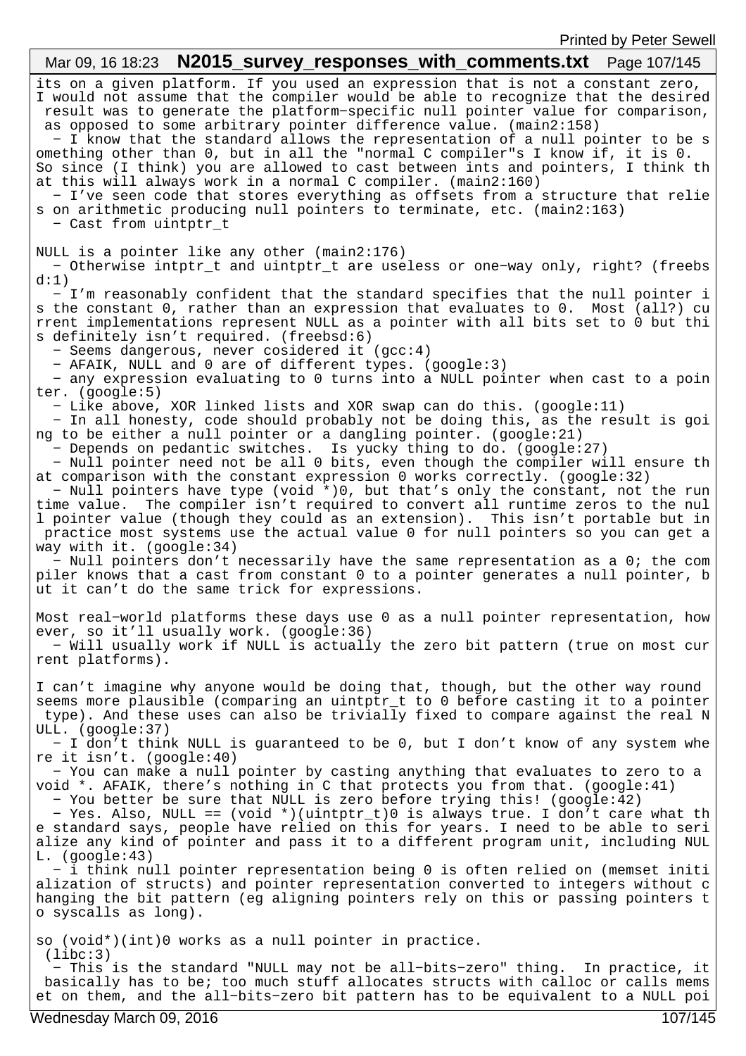its on a given platform. If you used an expression that is not a constant zero, I would not assume that the compiler would be able to recognize that the desired result was to generate the platform-specific null pointer value for comparison, as opposed to some arbitrary pointer difference value. (main2:158)

- I know that the standard allows the representation of a null pointer to be something other than 0, but in all the "normal C compiler"s I know if, it is 0. So since (I think) you are allowed to cast between ints and pointers, I think that this will always work in a normal C compiler. (main2:160)
- I've seen code that stores everything as offsets from a structure that relies on arithmetic producing null pointers to terminate, etc. (main2:163)
- Cast from uintptr_t

NULL is a pointer like any other (main2:176)

- Otherwise intptr_t and uintptr_t are useless or one-way only, right? (freebsd:1)
- I'm reasonably confident that the standard specifies that the null pointer is the constant 0, rather than an expression that evaluates to 0. Most (all?) current implementations represent NULL as a pointer with all bits set to 0 but this definitely isn't required. (freebsd:6)
- Seems dangerous, never cosidered it (gcc:4)
- AFAIK, NULL and 0 are of different types. (google:3)
- any expression evaluating to 0 turns into a NULL pointer when cast to a pointer. (google:5)
- Like above, XOR linked lists and XOR swap can do this. (google:11)
- In all honesty, code should probably not be doing this, as the result is going to be either a null pointer or a dangling pointer. (google:21)
- Depends on pedantic switches. Is yucky thing to do. (google:27)
- Null pointer need not be all 0 bits, even though the compiler will ensure that comparison with the constant expression 0 works correctly. (google:32)
- Null pointers have type (void *)0, but that's only the constant, not the runtime value. The compiler isn't required to convert all runtime zeros to the null pointer value (though they could as an extension). This isn't portable but in practice most systems use the actual value 0 for null pointers so you can get away with it. (google:34)
- Null pointers don't necessarily have the same representation as a 0; the compiler knows that a cast from constant 0 to a pointer generates a null pointer, but it can't do the same trick for expressions.

Most real-world platforms these days use 0 as a null pointer representation, however, so it'll usually work. (google:36)

- Will usually work if NULL is actually the zero bit pattern (true on most current platforms).

I can't imagine why anyone would be doing that, though, but the other way round seems more plausible (comparing an uintptr_t to 0 before casting it to a pointer type). And these uses can also be trivially fixed to compare against the real NULL. (google:37)

- I don't think NULL is guaranteed to be 0, but I don't know of any system where it isn't. (google:40)
- You can make a null pointer by casting anything that evaluates to zero to a void *. AFAIK, there's nothing in C that protects you from that. (google:41)
- You better be sure that NULL is zero before trying this! (google:42)
- Yes. Also, NULL == (void *)(uintptr_t)0 is always true. I don't care what the standard says, people have relied on this for years. I need to be able to serialize any kind of pointer and pass it to a different program unit, including NULL. (google:43)
- i think null pointer representation being 0 is often relied on (memset initialization of structs) and pointer representation converted to integers without changing the bit pattern (eg aligning pointers rely on this or passing pointers to syscalls as long).

so (void*)(int)0 works as a null pointer in practice.
(libc:3)

- This is the standard "NULL may not be all-bits-zero" thing. In practice, it basically has to be; too much stuff allocates structs with calloc or calls memset on them, and the all-bits-zero bit pattern has to be equivalent to a NULL poi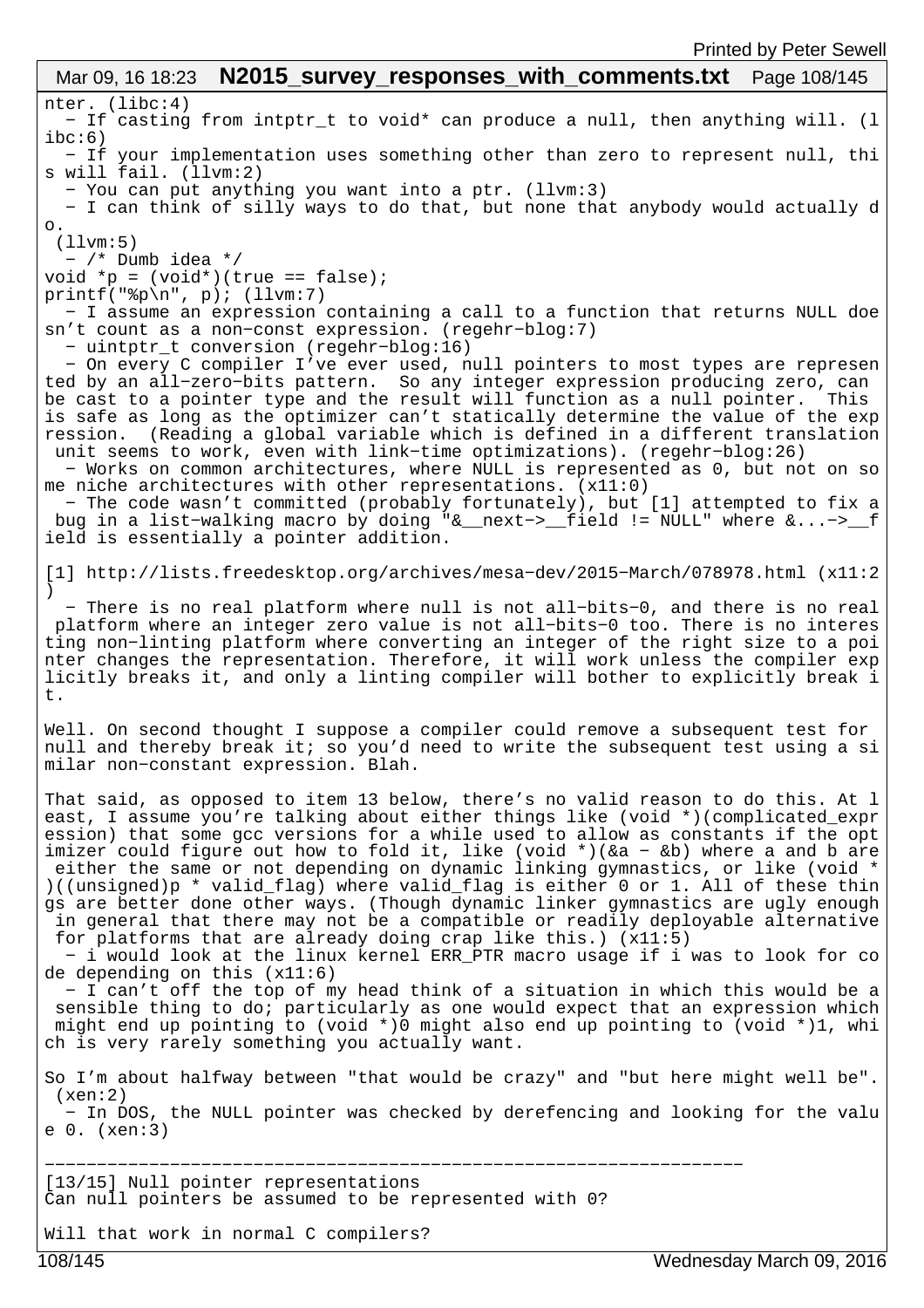nter. (libc:4)
  - If casting from intptr_t to void* can produce a null, then anything will. (libc:6)
  - If your implementation uses something other than zero to represent null, this will fail. (llvm:2)
  - You can put anything you want into a ptr. (llvm:3)
  - I can think of silly ways to do that, but none that anybody would actually do.
 (llvm:5)
  - /* Dumb idea */

```
void *p = (void*)(true == false);
printf("%p\n", p); (llvm:7)
```

  - I assume an expression containing a call to a function that returns NULL doesn't count as a non-const expression. (regehr-blog:7)
  - uintptr_t conversion (regehr-blog:16)
  - On every C compiler I've ever used, null pointers to most types are represented by an all-zero-bits pattern.  So any integer expression producing zero, can be cast to a pointer type and the result will function as a null pointer.  This is safe as long as the optimizer can't statically determine the value of the expression.  (Reading a global variable which is defined in a different translation unit seems to work, even with link-time optimizations). (regehr-blog:26)
  - Works on common architectures, where NULL is represented as 0, but not on some niche architectures with other representations. (x11:0)
  - The code wasn't committed (probably fortunately), but [1] attempted to fix a bug in a list-walking macro by doing "&__next->__field != NULL" where &...->__field is essentially a pointer addition.

[1] http://lists.freedesktop.org/archives/mesa-dev/2015-March/078978.html (x11:2)
  - There is no real platform where null is not all-bits-0, and there is no real platform where an integer zero value is not all-bits-0 too. There is no interesting non-linting platform where converting an integer of the right size to a pointer changes the representation. Therefore, it will work unless the compiler explicitly breaks it, and only a linting compiler will bother to explicitly break it.

Well. On second thought I suppose a compiler could remove a subsequent test for null and thereby break it; so you'd need to write the subsequent test using a similar non-constant expression. Blah.

That said, as opposed to item 13 below, there's no valid reason to do this. At least, I assume you're talking about either things like (void *)(complicated_expression) that some gcc versions for a while used to allow as constants if the optimizer could figure out how to fold it, like (void *)(&a - &b) where a and b are either the same or not depending on dynamic linking gymnastics, or like (void *)((unsigned)p * valid_flag) where valid_flag is either 0 or 1. All of these things are better done other ways. (Though dynamic linker gymnastics are ugly enough in general that there may not be a compatible or readily deployable alternative for platforms that are already doing crap like this.) (x11:5)
  - i would look at the linux kernel ERR_PTR macro usage if i was to look for code depending on this (x11:6)
  - I can't off the top of my head think of a situation in which this would be a sensible thing to do; particularly as one would expect that an expression which might end up pointing to (void *)0 might also end up pointing to (void *)1, which is very rarely something you actually want.

So I'm about halfway between "that would be crazy" and "but here might well be".
 (xen:2)
  - In DOS, the NULL pointer was checked by derefencing and looking for the value 0. (xen:3)

-------------------------------------------------------------------

[13/15] Null pointer representations
Can null pointers be assumed to be represented with 0?

Will that work in normal C compilers?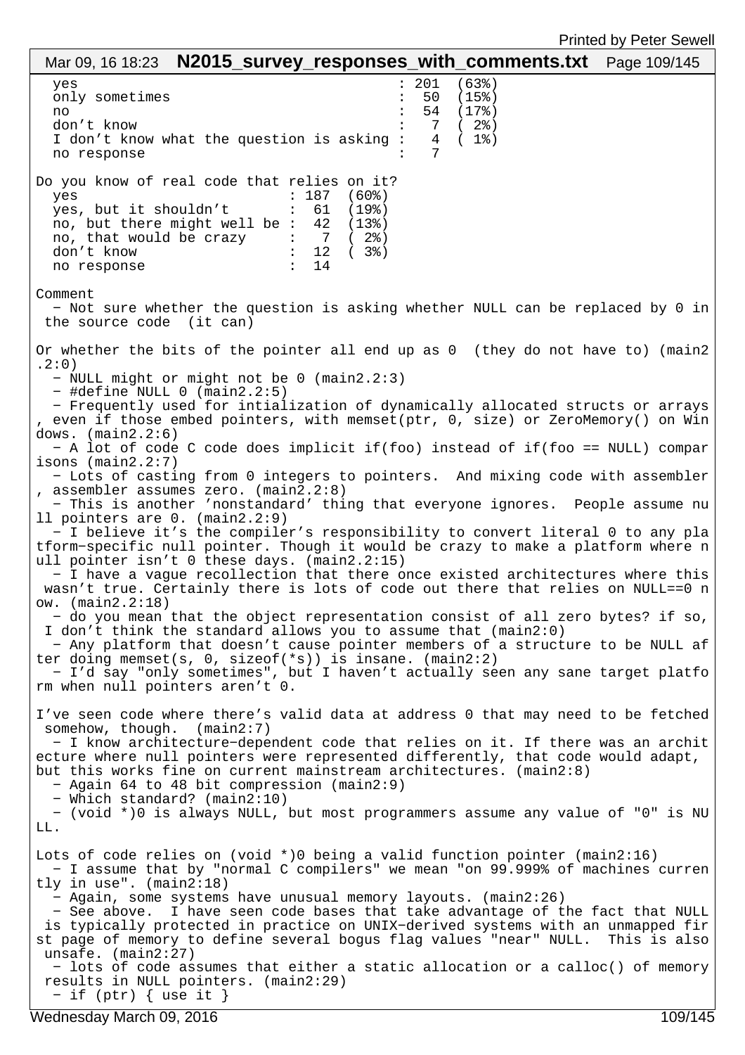```
  yes                                     : 201  (63%)
  only sometimes                          :  50  (15%)
  no                                      :  54  (17%)
  don't know                              :   7  ( 2%)
  I don't know what the question is asking :   4  ( 1%)
  no response                             :   7

Do you know of real code that relies on it?
  yes                          : 187  (60%)
  yes, but it shouldn't        :  61  (19%)
  no, but there might well be :  42  (13%)
  no, that would be crazy      :   7  ( 2%)
  don't know                   :  12  ( 3%)
  no response                  :  14
```

Comment

- Not sure whether the question is asking whether NULL can be replaced by 0 in the source code (it can)

Or whether the bits of the pointer all end up as 0 (they do not have to) (main2.2:0)

- NULL might or might not be 0 (main2.2:3)
- #define NULL 0 (main2.2:5)
- Frequently used for intialization of dynamically allocated structs or arrays, even if those embed pointers, with memset(ptr, 0, size) or ZeroMemory() on Windows. (main2.2:6)
- A lot of code C code does implicit if(foo) instead of if(foo == NULL) comparisons (main2.2:7)
- Lots of casting from 0 integers to pointers. And mixing code with assembler, assembler assumes zero. (main2.2:8)
- This is another 'nonstandard' thing that everyone ignores. People assume null pointers are 0. (main2.2:9)
- I believe it's the compiler's responsibility to convert literal 0 to any platform-specific null pointer. Though it would be crazy to make a platform where null pointer isn't 0 these days. (main2.2:15)
- I have a vague recollection that there once existed architectures where this wasn't true. Certainly there is lots of code out there that relies on NULL==0 now. (main2.2:18)
- do you mean that the object representation consist of all zero bytes? if so, I don't think the standard allows you to assume that (main2:0)
- Any platform that doesn't cause pointer members of a structure to be NULL after doing memset(s, 0, sizeof(*s)) is insane. (main2:2)
- I'd say "only sometimes", but I haven't actually seen any sane target platform when null pointers aren't 0.

I've seen code where there's valid data at address 0 that may need to be fetched somehow, though. (main2:7)

- I know architecture-dependent code that relies on it. If there was an architecture where null pointers were represented differently, that code would adapt, but this works fine on current mainstream architectures. (main2:8)
- Again 64 to 48 bit compression (main2:9)
- Which standard? (main2:10)
- (void *)0 is always NULL, but most programmers assume any value of "0" is NULL.

Lots of code relies on (void *)0 being a valid function pointer (main2:16)

- I assume that by "normal C compilers" we mean "on 99.999% of machines currently in use". (main2:18)
- Again, some systems have unusual memory layouts. (main2:26)
- See above. I have seen code bases that take advantage of the fact that NULL is typically protected in practice on UNIX-derived systems with an unmapped first page of memory to define several bogus flag values "near" NULL. This is also unsafe. (main2:27)
- lots of code assumes that either a static allocation or a calloc() of memory results in NULL pointers. (main2:29)
- if (ptr) { use it }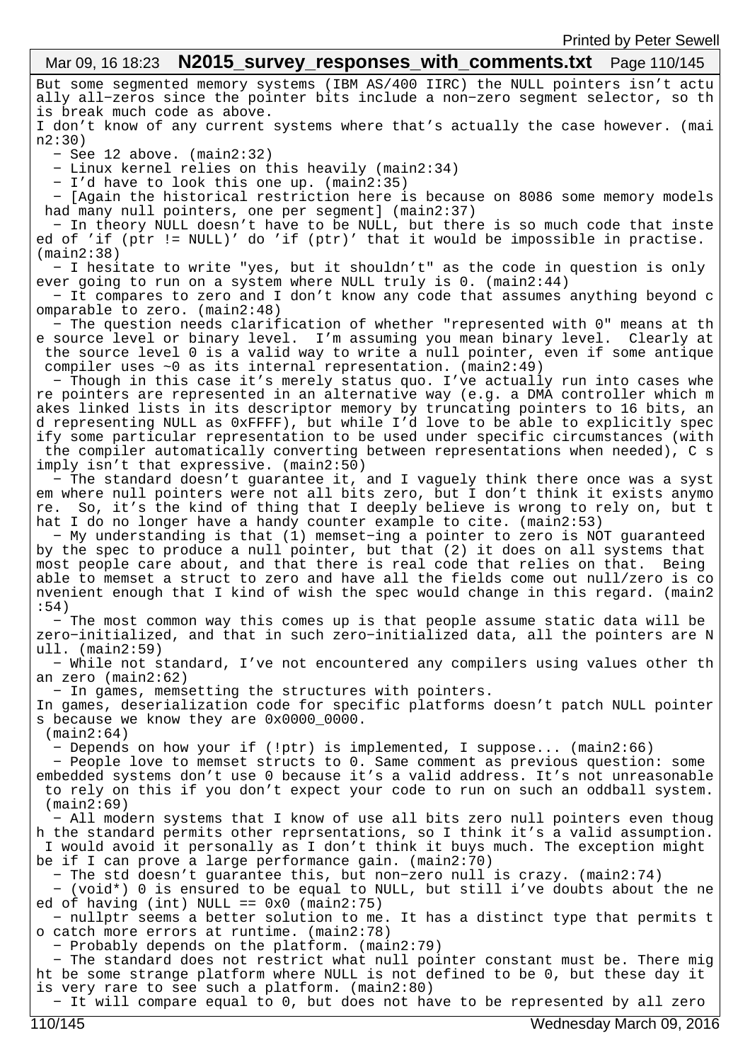But some segmented memory systems (IBM AS/400 IIRC) the NULL pointers isn't actually all-zeros since the pointer bits include a non-zero segment selector, so this break much code as above.
I don't know of any current systems where that's actually the case however. (main2:30)

- See 12 above. (main2:32)
- Linux kernel relies on this heavily (main2:34)
- I'd have to look this one up. (main2:35)
- [Again the historical restriction here is because on 8086 some memory models had many null pointers, one per segment] (main2:37)
- In theory NULL doesn't have to be NULL, but there is so much code that instead of 'if (ptr != NULL)' do 'if (ptr)' that it would be impossible in practise. (main2:38)
- I hesitate to write "yes, but it shouldn't" as the code in question is only ever going to run on a system where NULL truly is 0. (main2:44)
- It compares to zero and I don't know any code that assumes anything beyond comparable to zero. (main2:48)
- The question needs clarification of whether "represented with 0" means at the source level or binary level. I'm assuming you mean binary level. Clearly at the source level 0 is a valid way to write a null pointer, even if some antique compiler uses ~0 as its internal representation. (main2:49)
- Though in this case it's merely status quo. I've actually run into cases where pointers are represented in an alternative way (e.g. a DMA controller which makes linked lists in its descriptor memory by truncating pointers to 16 bits, and representing NULL as 0xFFFF), but while I'd love to be able to explicitly specify some particular representation to be used under specific circumstances (with the compiler automatically converting between representations when needed), C simply isn't that expressive. (main2:50)
- The standard doesn't guarantee it, and I vaguely think there once was a system where null pointers were not all bits zero, but I don't think it exists anymore. So, it's the kind of thing that I deeply believe is wrong to rely on, but that I do no longer have a handy counter example to cite. (main2:53)
- My understanding is that (1) memset-ing a pointer to zero is NOT guaranteed by the spec to produce a null pointer, but that (2) it does on all systems that most people care about, and that there is real code that relies on that. Being able to memset a struct to zero and have all the fields come out null/zero is convenient enough that I kind of wish the spec would change in this regard. (main2:54)
- The most common way this comes up is that people assume static data will be zero-initialized, and that in such zero-initialized data, all the pointers are Null. (main2:59)
- While not standard, I've not encountered any compilers using values other than zero (main2:62)
- In games, memsetting the structures with pointers.
In games, deserialization code for specific platforms doesn't patch NULL pointers because we know they are 0x0000_0000.
(main2:64)
- Depends on how your if (!ptr) is implemented, I suppose... (main2:66)
- People love to memset structs to 0. Same comment as previous question: some embedded systems don't use 0 because it's a valid address. It's not unreasonable to rely on this if you don't expect your code to run on such an oddball system. (main2:69)
- All modern systems that I know of use all bits zero null pointers even though the standard permits other reprsentations, so I think it's a valid assumption. I would avoid it personally as I don't think it buys much. The exception might be if I can prove a large performance gain. (main2:70)
- The std doesn't guarantee this, but non-zero null is crazy. (main2:74)
- (void*) 0 is ensured to be equal to NULL, but still i've doubts about the need of having (int) NULL == 0x0 (main2:75)
- nullptr seems a better solution to me. It has a distinct type that permits to catch more errors at runtime. (main2:78)
- Probably depends on the platform. (main2:79)
- The standard does not restrict what null pointer constant must be. There might be some strange platform where NULL is not defined to be 0, but these day it is very rare to see such a platform. (main2:80)
- It will compare equal to 0, but does not have to be represented by all zero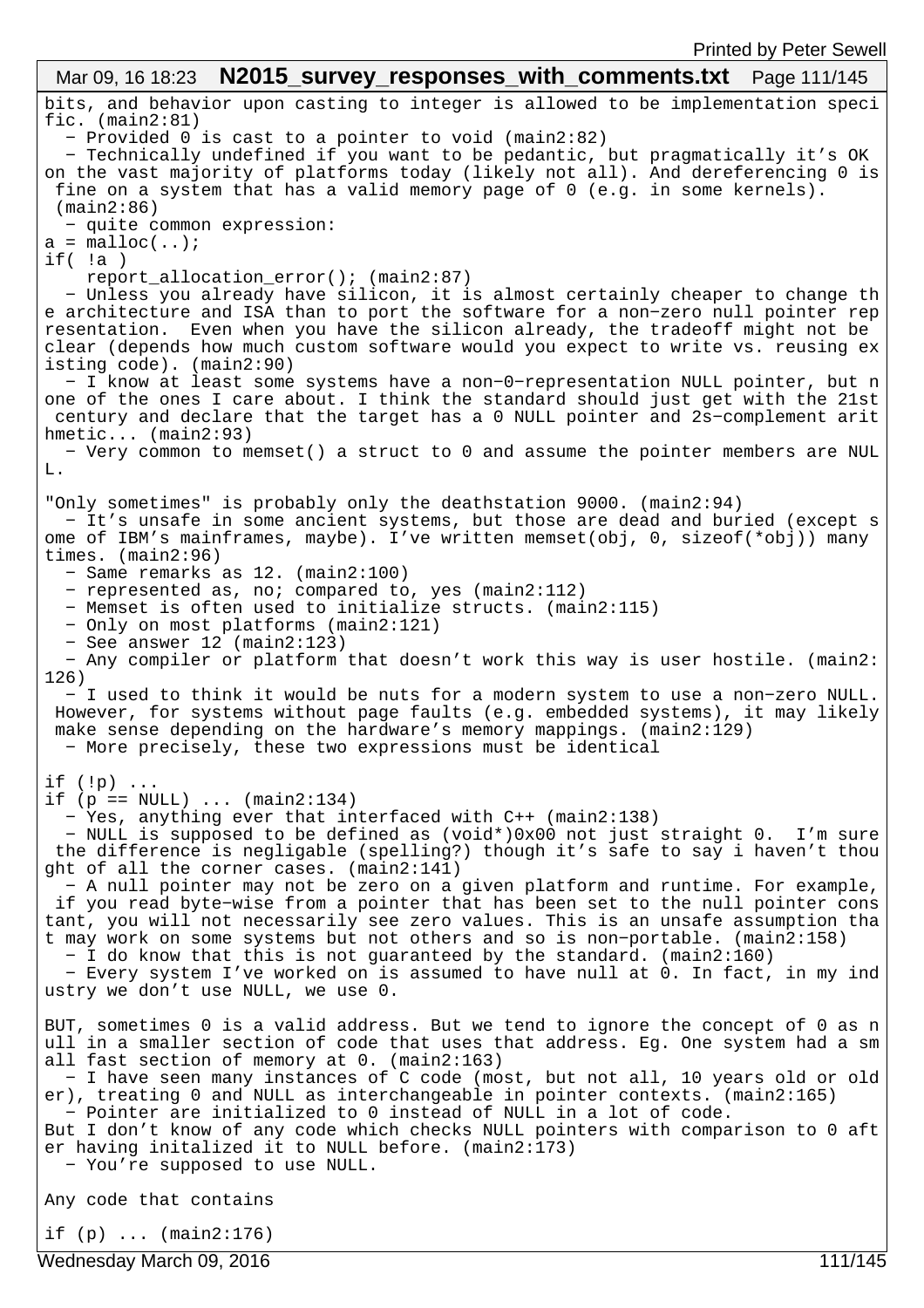bits, and behavior upon casting to integer is allowed to be implementation specific. (main2:81)

- Provided 0 is cast to a pointer to void (main2:82)
- Technically undefined if you want to be pedantic, but pragmatically it's OK on the vast majority of platforms today (likely not all). And dereferencing 0 is fine on a system that has a valid memory page of 0 (e.g. in some kernels). (main2:86)
- quite common expression:

```
a = malloc(..);
if( !a )
    report_allocation_error(); (main2:87)
```

- Unless you already have silicon, it is almost certainly cheaper to change the architecture and ISA than to port the software for a non-zero null pointer representation.  Even when you have the silicon already, the tradeoff might not be clear (depends how much custom software would you expect to write vs. reusing existing code). (main2:90)
- I know at least some systems have a non-0-representation NULL pointer, but none of the ones I care about. I think the standard should just get with the 21st century and declare that the target has a 0 NULL pointer and 2s-complement arithmetic... (main2:93)
- Very common to memset() a struct to 0 and assume the pointer members are NULL.

"Only sometimes" is probably only the deathstation 9000. (main2:94)

- It's unsafe in some ancient systems, but those are dead and buried (except some of IBM's mainframes, maybe). I've written memset(obj, 0, sizeof(*obj)) many times. (main2:96)
- Same remarks as 12. (main2:100)
- represented as, no; compared to, yes (main2:112)
- Memset is often used to initialize structs. (main2:115)
- Only on most platforms (main2:121)
- See answer 12 (main2:123)
- Any compiler or platform that doesn't work this way is user hostile. (main2:126)
- I used to think it would be nuts for a modern system to use a non-zero NULL. However, for systems without page faults (e.g. embedded systems), it may likely make sense depending on the hardware's memory mappings. (main2:129)
- More precisely, these two expressions must be identical

```
if (!p) ...
if (p == NULL) ... (main2:134)
```

- Yes, anything ever that interfaced with C++ (main2:138)
- NULL is supposed to be defined as (void*)0x00 not just straight 0.  I'm sure the difference is negligable (spelling?) though it's safe to say i haven't thought of all the corner cases. (main2:141)
- A null pointer may not be zero on a given platform and runtime. For example, if you read byte-wise from a pointer that has been set to the null pointer constant, you will not necessarily see zero values. This is an unsafe assumption that may work on some systems but not others and so is non-portable. (main2:158)
- I do know that this is not guaranteed by the standard. (main2:160)
- Every system I've worked on is assumed to have null at 0. In fact, in my industry we don't use NULL, we use 0.

BUT, sometimes 0 is a valid address. But we tend to ignore the concept of 0 as null in a smaller section of code that uses that address. Eg. One system had a small fast section of memory at 0. (main2:163)

- I have seen many instances of C code (most, but not all, 10 years old or older), treating 0 and NULL as interchangeable in pointer contexts. (main2:165)
- Pointer are initialized to 0 instead of NULL in a lot of code.
But I don't know of any code which checks NULL pointers with comparison to 0 after having initalized it to NULL before. (main2:173)
- You're supposed to use NULL.

Any code that contains

```
if (p) ... (main2:176)
```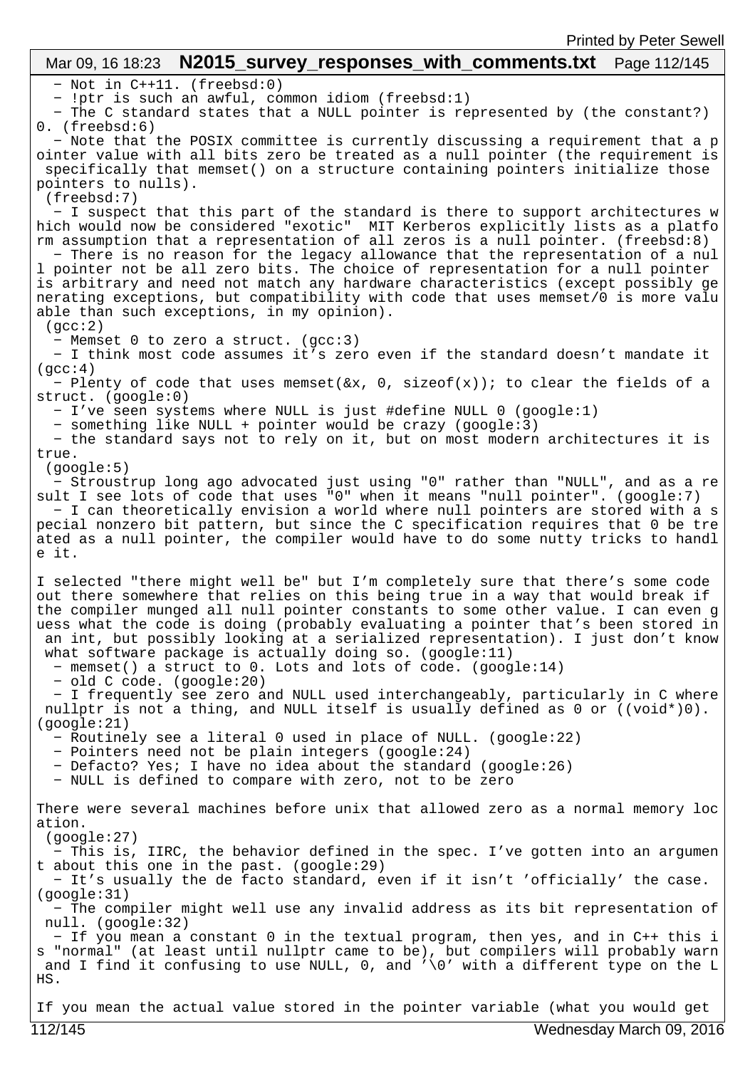- Not in C++11. (freebsd:0)
- !ptr is such an awful, common idiom (freebsd:1)
- The C standard states that a NULL pointer is represented by (the constant?) 0. (freebsd:6)
- Note that the POSIX committee is currently discussing a requirement that a pointer value with all bits zero be treated as a null pointer (the requirement is specifically that memset() on a structure containing pointers initialize those pointers to nulls).
 (freebsd:7)
- I suspect that this part of the standard is there to support architectures which would now be considered "exotic"  MIT Kerberos explicitly lists as a platform assumption that a representation of all zeros is a null pointer. (freebsd:8)
- There is no reason for the legacy allowance that the representation of a null pointer not be all zero bits. The choice of representation for a null pointer is arbitrary and need not match any hardware characteristics (except possibly generating exceptions, but compatibility with code that uses memset/0 is more valuable than such exceptions, in my opinion).
 (gcc:2)
- Memset 0 to zero a struct. (gcc:3)
- I think most code assumes it's zero even if the standard doesn't mandate it (gcc:4)
- Plenty of code that uses memset(&x, 0, sizeof(x)); to clear the fields of a struct. (google:0)
- I've seen systems where NULL is just #define NULL 0 (google:1)
- something like NULL + pointer would be crazy (google:3)
- the standard says not to rely on it, but on most modern architectures it is true.
 (google:5)
- Stroustrup long ago advocated just using "0" rather than "NULL", and as a result I see lots of code that uses "0" when it means "null pointer". (google:7)
- I can theoretically envision a world where null pointers are stored with a special nonzero bit pattern, but since the C specification requires that 0 be treated as a null pointer, the compiler would have to do some nutty tricks to handle it.

I selected "there might well be" but I'm completely sure that there's some code out there somewhere that relies on this being true in a way that would break if the compiler munged all null pointer constants to some other value. I can even guess what the code is doing (probably evaluating a pointer that's been stored in an int, but possibly looking at a serialized representation). I just don't know what software package is actually doing so. (google:11)
- memset() a struct to 0. Lots and lots of code. (google:14)
- old C code. (google:20)
- I frequently see zero and NULL used interchangeably, particularly in C where nullptr is not a thing, and NULL itself is usually defined as 0 or ((void*)0). (google:21)
- Routinely see a literal 0 used in place of NULL. (google:22)
- Pointers need not be plain integers (google:24)
- Defacto? Yes; I have no idea about the standard (google:26)
- NULL is defined to compare with zero, not to be zero

There were several machines before unix that allowed zero as a normal memory location.
 (google:27)
- This is, IIRC, the behavior defined in the spec. I've gotten into an argument about this one in the past. (google:29)
- It's usually the de facto standard, even if it isn't 'officially' the case. (google:31)
- The compiler might well use any invalid address as its bit representation of null. (google:32)
- If you mean a constant 0 in the textual program, then yes, and in C++ this is "normal" (at least until nullptr came to be), but compilers will probably warn and I find it confusing to use NULL, 0, and '\0' with a different type on the LHS.

If you mean the actual value stored in the pointer variable (what you would get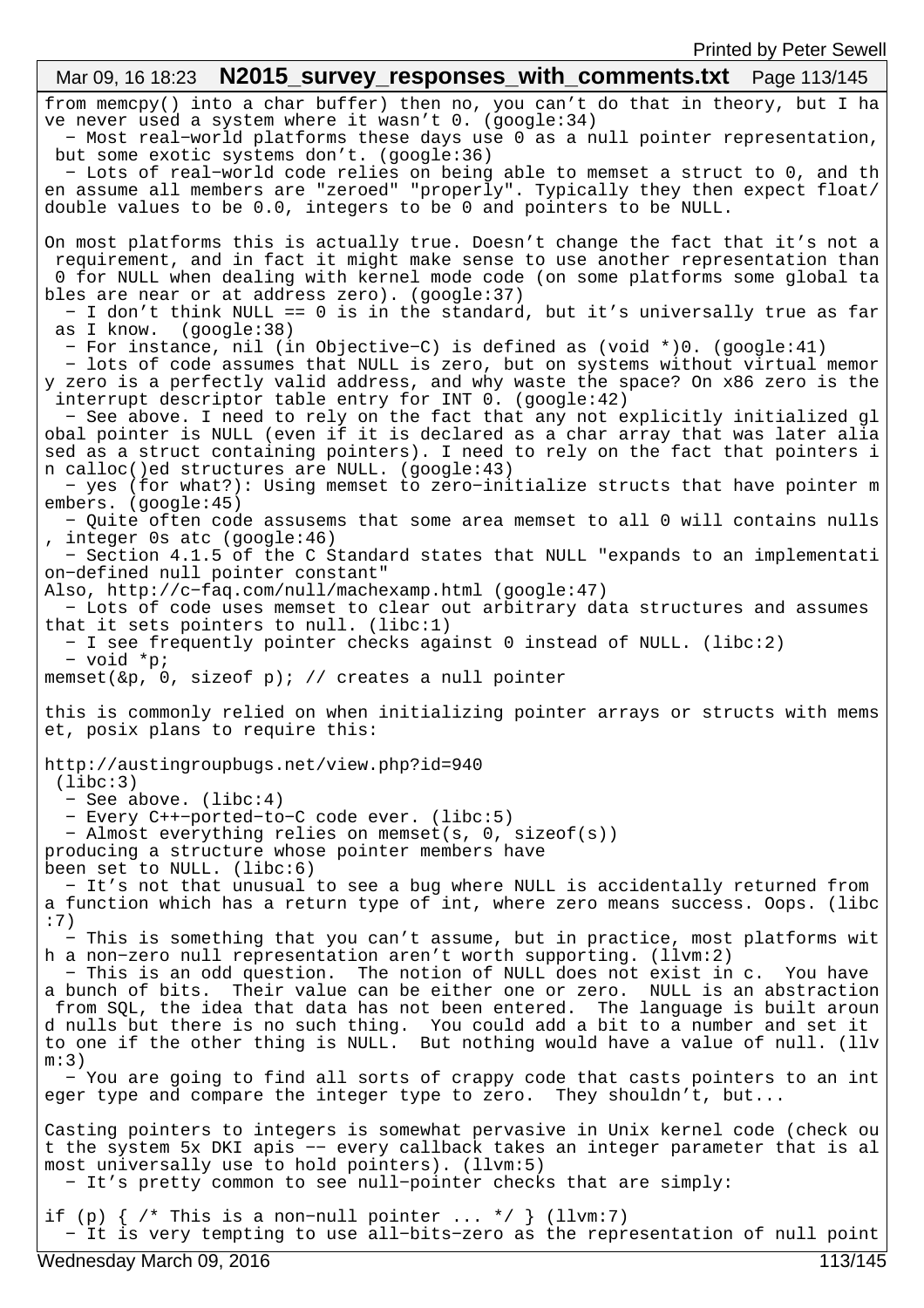from memcpy() into a char buffer) then no, you can't do that in theory, but I have never used a system where it wasn't 0. (google:34)

- Most real-world platforms these days use 0 as a null pointer representation, but some exotic systems don't. (google:36)
- Lots of real-world code relies on being able to memset a struct to 0, and then assume all members are "zeroed" "properly". Typically they then expect float/double values to be 0.0, integers to be 0 and pointers to be NULL.

On most platforms this is actually true. Doesn't change the fact that it's not a requirement, and in fact it might make sense to use another representation than 0 for NULL when dealing with kernel mode code (on some platforms some global tables are near or at address zero). (google:37)

- I don't think NULL == 0 is in the standard, but it's universally true as far as I know. (google:38)
- For instance, nil (in Objective-C) is defined as (void *)0. (google:41)
- lots of code assumes that NULL is zero, but on systems without virtual memory zero is a perfectly valid address, and why waste the space? On x86 zero is the interrupt descriptor table entry for INT 0. (google:42)
- See above. I need to rely on the fact that any not explicitly initialized global pointer is NULL (even if it is declared as a char array that was later aliased as a struct containing pointers). I need to rely on the fact that pointers in calloc()ed structures are NULL. (google:43)
- yes (for what?): Using memset to zero-initialize structs that have pointer members. (google:45)
- Quite often code assusems that some area memset to all 0 will contains nulls, integer 0s atc (google:46)
- Section 4.1.5 of the C Standard states that NULL "expands to an implementation-defined null pointer constant"

Also, http://c-faq.com/null/machexamp.html (google:47)

- Lots of code uses memset to clear out arbitrary data structures and assumes that it sets pointers to null. (libc:1)
- I see frequently pointer checks against 0 instead of NULL. (libc:2)
- void *p;

```
memset(&p, 0, sizeof p); // creates a null pointer
```

this is commonly relied on when initializing pointer arrays or structs with memset, posix plans to require this:

http://austingroupbugs.net/view.php?id=940
 (libc:3)

- See above. (libc:4)
- Every C++-ported-to-C code ever. (libc:5)
- Almost everything relies on memset(s, 0, sizeof(s))
producing a structure whose pointer members have
been set to NULL. (libc:6)
- It's not that unusual to see a bug where NULL is accidentally returned from a function which has a return type of int, where zero means success. Oops. (libc:7)
- This is something that you can't assume, but in practice, most platforms with a non-zero null representation aren't worth supporting. (llvm:2)
- This is an odd question. The notion of NULL does not exist in c. You have a bunch of bits. Their value can be either one or zero. NULL is an abstraction from SQL, the idea that data has not been entered. The language is built around nulls but there is no such thing. You could add a bit to a number and set it to one if the other thing is NULL. But nothing would have a value of null. (llvm:3)
- You are going to find all sorts of crappy code that casts pointers to an integer type and compare the integer type to zero. They shouldn't, but...

Casting pointers to integers is somewhat pervasive in Unix kernel code (check out the system 5x DKI apis -- every callback takes an integer parameter that is almost universally use to hold pointers). (llvm:5)

- It's pretty common to see null-pointer checks that are simply:

```
if (p) { /* This is a non-null pointer ... */ } (llvm:7)
```

- It is very tempting to use all-bits-zero as the representation of null point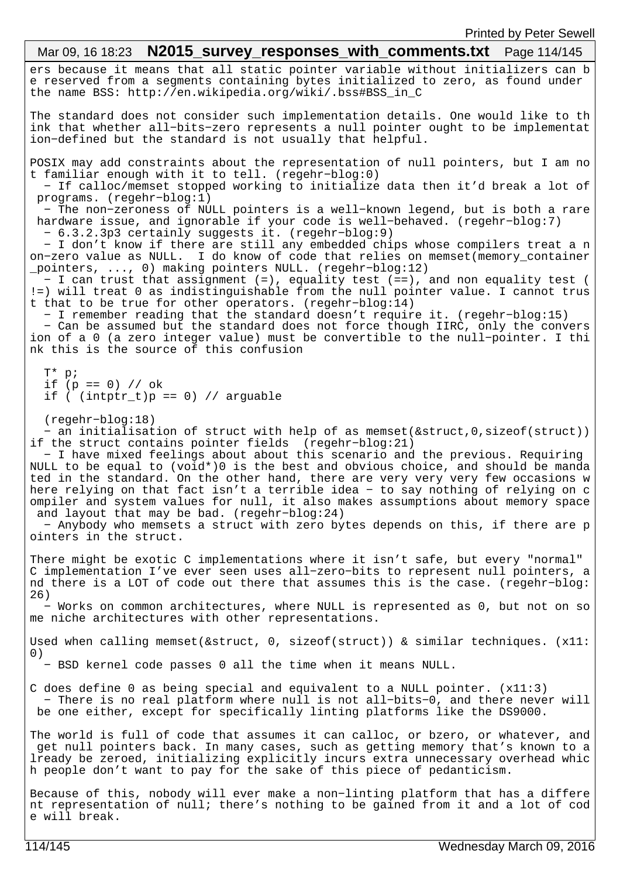ers because it means that all static pointer variable without initializers can be reserved from a segments containing bytes initialized to zero, as found under the name BSS: http://en.wikipedia.org/wiki/.bss#BSS_in_C

The standard does not consider such implementation details. One would like to think that whether all-bits-zero represents a null pointer ought to be implementation-defined but the standard is not usually that helpful.

POSIX may add constraints about the representation of null pointers, but I am not familiar enough with it to tell. (regehr-blog:0)

- If calloc/memset stopped working to initialize data then it'd break a lot of programs. (regehr-blog:1)
- The non-zeroness of NULL pointers is a well-known legend, but is both a rare hardware issue, and ignorable if your code is well-behaved. (regehr-blog:7)
- 6.3.2.3p3 certainly suggests it. (regehr-blog:9)
- I don't know if there are still any embedded chips whose compilers treat a non-zero value as NULL. I do know of code that relies on memset(memory_container_pointers, ..., 0) making pointers NULL. (regehr-blog:12)
- I can trust that assignment (=), equality test (==), and non equality test (!=) will treat 0 as indistinguishable from the null pointer value. I cannot trust that to be true for other operators. (regehr-blog:14)
- I remember reading that the standard doesn't require it. (regehr-blog:15)
- Can be assumed but the standard does not force though IIRC, only the conversion of a 0 (a zero integer value) must be convertible to the null-pointer. I think this is the source of this confusion

```
T* p;
if (p == 0) // ok
if ( (intptr_t)p == 0) // arguable
```

(regehr-blog:18)

- an initialisation of struct with help of as memset(&struct,0,sizeof(struct)) if the struct contains pointer fields (regehr-blog:21)
- I have mixed feelings about about this scenario and the previous. Requiring NULL to be equal to (void*)0 is the best and obvious choice, and should be mandated in the standard. On the other hand, there are very very very few occasions where relying on that fact isn't a terrible idea - to say nothing of relying on compiler and system values for null, it also makes assumptions about memory space and layout that may be bad. (regehr-blog:24)
- Anybody who memsets a struct with zero bytes depends on this, if there are pointers in the struct.

There might be exotic C implementations where it isn't safe, but every "normal" C implementation I've ever seen uses all-zero-bits to represent null pointers, and there is a LOT of code out there that assumes this is the case. (regehr-blog:26)

- Works on common architectures, where NULL is represented as 0, but not on some niche architectures with other representations.

Used when calling memset(&struct, 0, sizeof(struct)) & similar techniques. (x11:0)

- BSD kernel code passes 0 all the time when it means NULL.

C does define 0 as being special and equivalent to a NULL pointer. (x11:3)

- There is no real platform where null is not all-bits-0, and there never will be one either, except for specifically linting platforms like the DS9000.

The world is full of code that assumes it can calloc, or bzero, or whatever, and get null pointers back. In many cases, such as getting memory that's known to already be zeroed, initializing explicitly incurs extra unnecessary overhead which people don't want to pay for the sake of this piece of pedanticism.

Because of this, nobody will ever make a non-linting platform that has a different representation of null; there's nothing to be gained from it and a lot of code will break.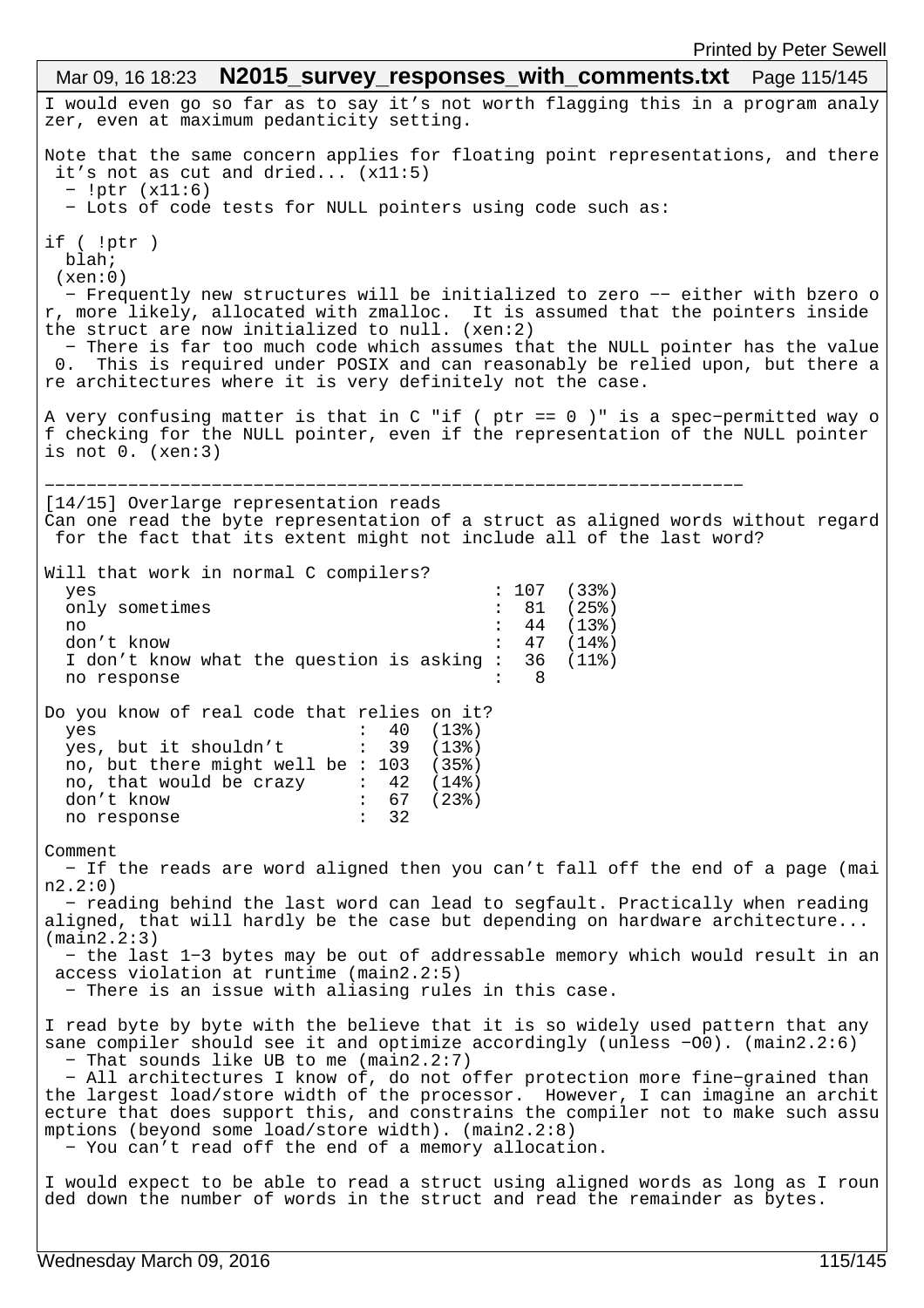I would even go so far as to say it's not worth flagging this in a program analyzer, even at maximum pedanticity setting.

Note that the same concern applies for floating point representations, and there it's not as cut and dried... (x11:5)

- !ptr (x11:6)
- Lots of code tests for NULL pointers using code such as:

```
if ( !ptr )
  blah;
```

(xen:0)

- Frequently new structures will be initialized to zero -- either with bzero or, more likely, allocated with zmalloc. It is assumed that the pointers inside the struct are now initialized to null. (xen:2)
- There is far too much code which assumes that the NULL pointer has the value 0. This is required under POSIX and can reasonably be relied upon, but there are architectures where it is very definitely not the case.

A very confusing matter is that in C "if ( ptr == 0 )" is a spec-permitted way of checking for the NULL pointer, even if the representation of the NULL pointer is not 0. (xen:3)

---

## [14/15] Overlarge representation reads

Can one read the byte representation of a struct as aligned words without regard for the fact that its extent might not include all of the last word?

Will that work in normal C compilers?

| Response | Count | % |
|---|---|---|
| yes | 107 | (33%) |
| only sometimes | 81 | (25%) |
| no | 44 | (13%) |
| don't know | 47 | (14%) |
| I don't know what the question is asking | 36 | (11%) |
| no response | 8 | |

Do you know of real code that relies on it?

| Response | Count | % |
|---|---|---|
| yes | 40 | (13%) |
| yes, but it shouldn't | 39 | (13%) |
| no, but there might well be | 103 | (35%) |
| no, that would be crazy | 42 | (14%) |
| don't know | 67 | (23%) |
| no response | 32 | |

Comment

- If the reads are word aligned then you can't fall off the end of a page (main2.2:0)
- reading behind the last word can lead to segfault. Practically when reading aligned, that will hardly be the case but depending on hardware architecture... (main2.2:3)
- the last 1-3 bytes may be out of addressable memory which would result in an access violation at runtime (main2.2:5)
- There is an issue with aliasing rules in this case.

I read byte by byte with the believe that it is so widely used pattern that any sane compiler should see it and optimize accordingly (unless -O0). (main2.2:6)

- That sounds like UB to me (main2.2:7)
- All architectures I know of, do not offer protection more fine-grained than the largest load/store width of the processor. However, I can imagine an architecture that does support this, and constrains the compiler not to make such assumptions (beyond some load/store width). (main2.2:8)
- You can't read off the end of a memory allocation.

I would expect to be able to read a struct using aligned words as long as I rounded down the number of words in the struct and read the remainder as bytes.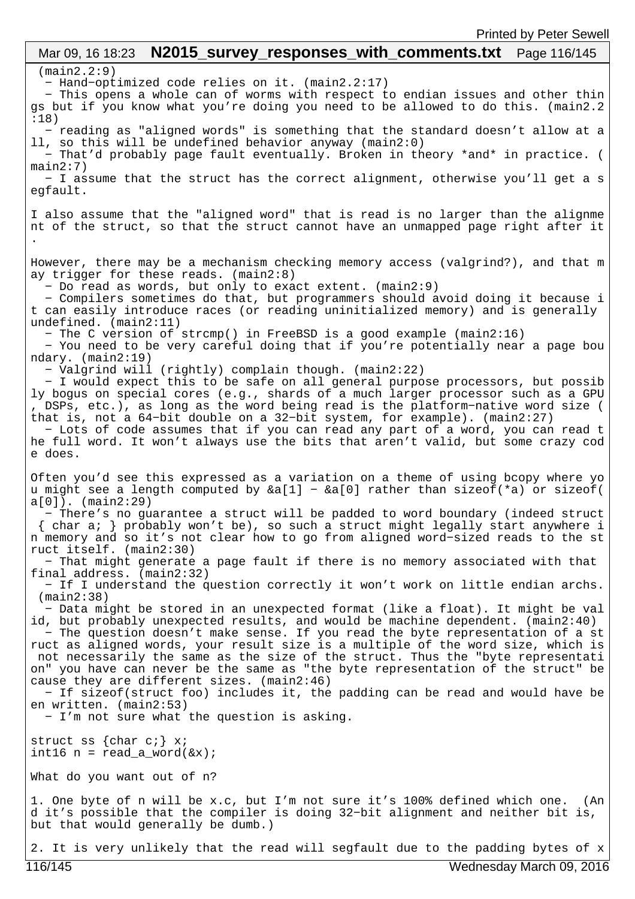(main2.2:9)

- Hand-optimized code relies on it. (main2.2:17)
- This opens a whole can of worms with respect to endian issues and other things but if you know what you're doing you need to be allowed to do this. (main2.2:18)
- reading as "aligned words" is something that the standard doesn't allow at all, so this will be undefined behavior anyway (main2:0)
- That'd probably page fault eventually. Broken in theory *and* in practice. (main2:7)
- I assume that the struct has the correct alignment, otherwise you'll get a segfault.

I also assume that the "aligned word" that is read is no larger than the alignment of the struct, so that the struct cannot have an unmapped page right after it.

However, there may be a mechanism checking memory access (valgrind?), and that may trigger for these reads. (main2:8)
- Do read as words, but only to exact extent. (main2:9)
- Compilers sometimes do that, but programmers should avoid doing it because it can easily introduce races (or reading uninitialized memory) and is generally undefined. (main2:11)
- The C version of strcmp() in FreeBSD is a good example (main2:16)
- You need to be very careful doing that if you're potentially near a page boundary. (main2:19)
- Valgrind will (rightly) complain though. (main2:22)
- I would expect this to be safe on all general purpose processors, but possibly bogus on special cores (e.g., shards of a much larger processor such as a GPU, DSPs, etc.), as long as the word being read is the platform-native word size (that is, not a 64-bit double on a 32-bit system, for example). (main2:27)
- Lots of code assumes that if you can read any part of a word, you can read the full word. It won't always use the bits that aren't valid, but some crazy code does.

Often you'd see this expressed as a variation on a theme of using bcopy where you might see a length computed by &a[1] - &a[0] rather than sizeof(*a) or sizeof(a[0]). (main2:29)
- There's no guarantee a struct will be padded to word boundary (indeed struct { char a; } probably won't be), so such a struct might legally start anywhere in memory and so it's not clear how to go from aligned word-sized reads to the struct itself. (main2:30)
- That might generate a page fault if there is no memory associated with that final address. (main2:32)
- If I understand the question correctly it won't work on little endian archs. (main2:38)
- Data might be stored in an unexpected format (like a float). It might be valid, but probably unexpected results, and would be machine dependent. (main2:40)
- The question doesn't make sense. If you read the byte representation of a struct as aligned words, your result size is a multiple of the word size, which is not necessarily the same as the size of the struct. Thus the "byte representation" you have can never be the same as "the byte representation of the struct" because they are different sizes. (main2:46)
- If sizeof(struct foo) includes it, the padding can be read and would have been written. (main2:53)
- I'm not sure what the question is asking.

```
struct ss {char c;} x;
int16 n = read_a_word(&x);
```

What do you want out of n?

1. One byte of n will be x.c, but I'm not sure it's 100% defined which one. (And it's possible that the compiler is doing 32-bit alignment and neither bit is, but that would generally be dumb.)

2. It is very unlikely that the read will segfault due to the padding bytes of x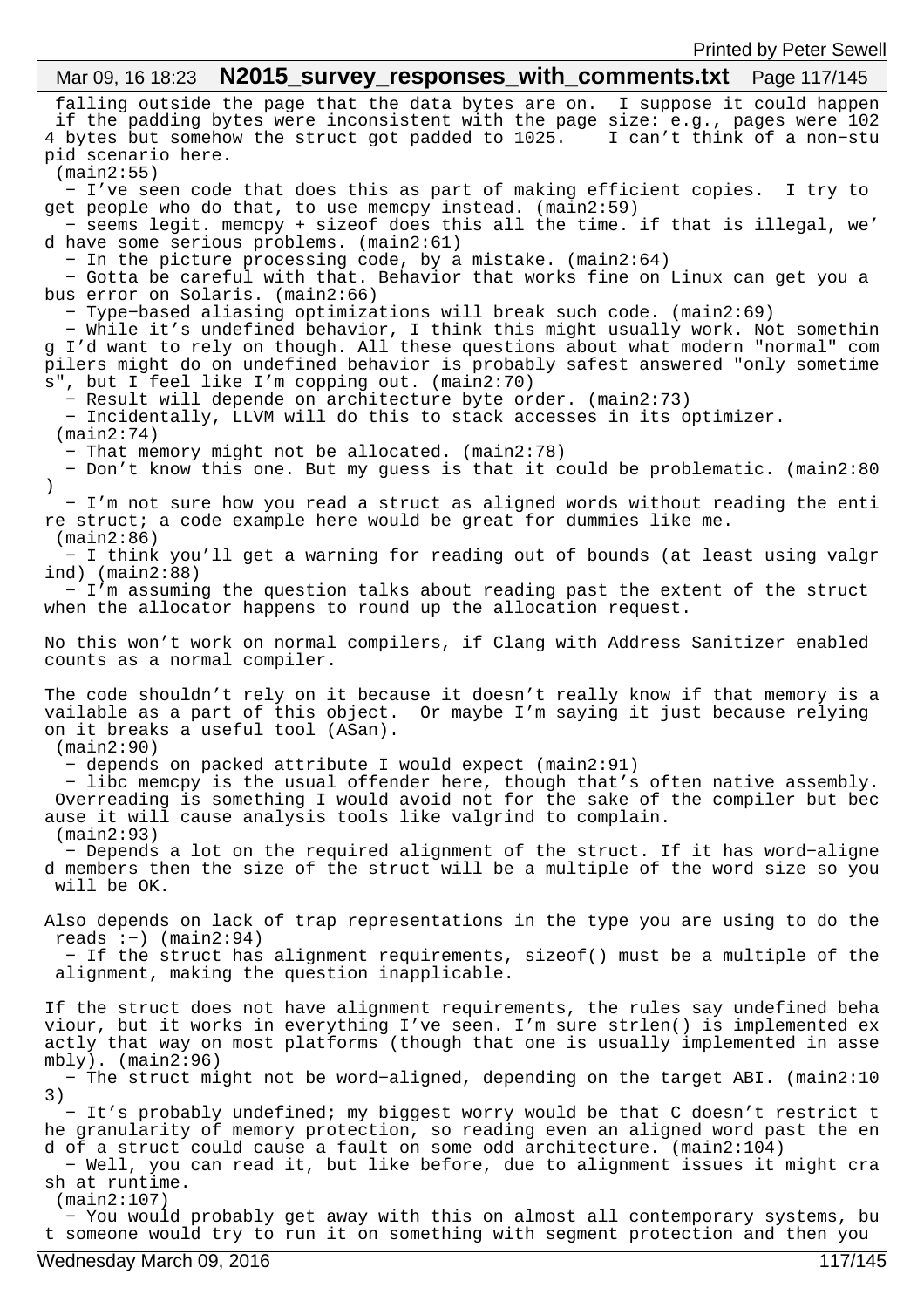falling outside the page that the data bytes are on. I suppose it could happen if the padding bytes were inconsistent with the page size: e.g., pages were 1024 bytes but somehow the struct got padded to 1025. I can't think of a non-stupid scenario here.
(main2:55)

- I've seen code that does this as part of making efficient copies. I try to get people who do that, to use memcpy instead. (main2:59)
- seems legit. memcpy + sizeof does this all the time. if that is illegal, we'd have some serious problems. (main2:61)
- In the picture processing code, by a mistake. (main2:64)
- Gotta be careful with that. Behavior that works fine on Linux can get you a bus error on Solaris. (main2:66)
- Type-based aliasing optimizations will break such code. (main2:69)
- While it's undefined behavior, I think this might usually work. Not something I'd want to rely on though. All these questions about what modern "normal" compilers might do on undefined behavior is probably safest answered "only sometimes", but I feel like I'm copping out. (main2:70)
- Result will depende on architecture byte order. (main2:73)
- Incidentally, LLVM will do this to stack accesses in its optimizer.
(main2:74)
- That memory might not be allocated. (main2:78)
- Don't know this one. But my guess is that it could be problematic. (main2:80)
- I'm not sure how you read a struct as aligned words without reading the entire struct; a code example here would be great for dummies like me.
(main2:86)
- I think you'll get a warning for reading out of bounds (at least using valgrind) (main2:88)
- I'm assuming the question talks about reading past the extent of the struct when the allocator happens to round up the allocation request.

No this won't work on normal compilers, if Clang with Address Sanitizer enabled counts as a normal compiler.

The code shouldn't rely on it because it doesn't really know if that memory is available as a part of this object. Or maybe I'm saying it just because relying on it breaks a useful tool (ASan).
(main2:90)
- depends on packed attribute I would expect (main2:91)
- libc memcpy is the usual offender here, though that's often native assembly. Overreading is something I would avoid not for the sake of the compiler but because it will cause analysis tools like valgrind to complain.
(main2:93)
- Depends a lot on the required alignment of the struct. If it has word-aligned members then the size of the struct will be a multiple of the word size so you will be OK.

Also depends on lack of trap representations in the type you are using to do the reads :-) (main2:94)
- If the struct has alignment requirements, sizeof() must be a multiple of the alignment, making the question inapplicable.

If the struct does not have alignment requirements, the rules say undefined behaviour, but it works in everything I've seen. I'm sure strlen() is implemented exactly that way on most platforms (though that one is usually implemented in assembly). (main2:96)
- The struct might not be word-aligned, depending on the target ABI. (main2:103)
- It's probably undefined; my biggest worry would be that C doesn't restrict the granularity of memory protection, so reading even an aligned word past the end of a struct could cause a fault on some odd architecture. (main2:104)
- Well, you can read it, but like before, due to alignment issues it might crash at runtime.
(main2:107)
- You would probably get away with this on almost all contemporary systems, but someone would try to run it on something with segment protection and then you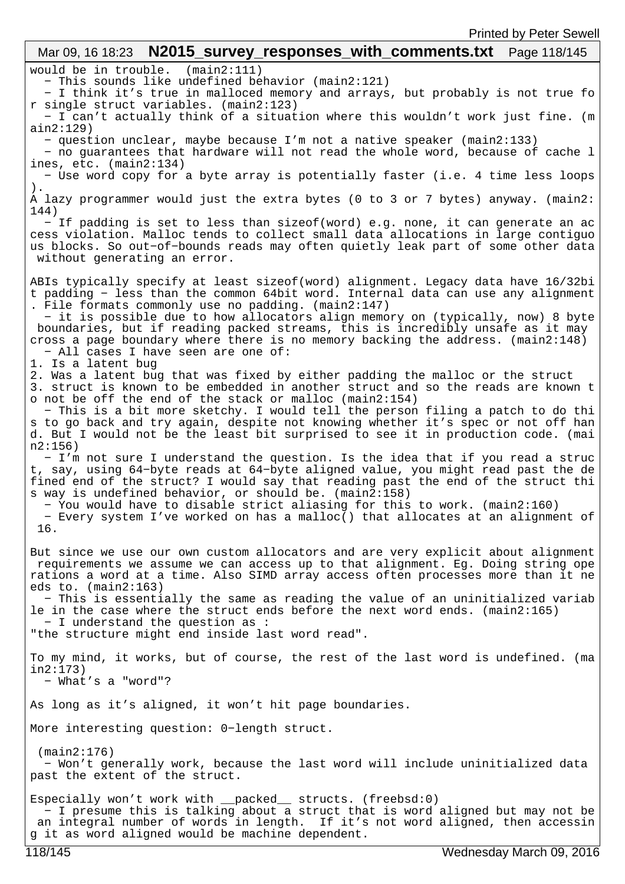would be in trouble.  (main2:111)

- This sounds like undefined behavior (main2:121)
- I think it's true in malloced memory and arrays, but probably is not true for single struct variables. (main2:123)
- I can't actually think of a situation where this wouldn't work just fine. (main2:129)
- question unclear, maybe because I'm not a native speaker (main2:133)
- no guarantees that hardware will not read the whole word, because of cache lines, etc. (main2:134)
- Use word copy for a byte array is potentially faster (i.e. 4 time less loops).

A lazy programmer would just the extra bytes (0 to 3 or 7 bytes) anyway. (main2:144)

- If padding is set to less than sizeof(word) e.g. none, it can generate an access violation. Malloc tends to collect small data allocations in large contiguous blocks. So out-of-bounds reads may often quietly leak part of some other data without generating an error.

ABIs typically specify at least sizeof(word) alignment. Legacy data have 16/32bit padding - less than the common 64bit word. Internal data can use any alignment. File formats commonly use no padding. (main2:147)

- it is possible due to how allocators align memory on (typically, now) 8 byte boundaries, but if reading packed streams, this is incredibly unsafe as it may cross a page boundary where there is no memory backing the address. (main2:148)
- All cases I have seen are one of:

1. Is a latent bug
2. Was a latent bug that was fixed by either padding the malloc or the struct
3. struct is known to be embedded in another struct and so the reads are known to not be off the end of the stack or malloc (main2:154)

- This is a bit more sketchy. I would tell the person filing a patch to do this to go back and try again, despite not knowing whether it's spec or not off hand. But I would not be the least bit surprised to see it in production code. (main2:156)
- I'm not sure I understand the question. Is the idea that if you read a struct, say, using 64-byte reads at 64-byte aligned value, you might read past the defined end of the struct? I would say that reading past the end of the struct this way is undefined behavior, or should be. (main2:158)
- You would have to disable strict aliasing for this to work. (main2:160)
- Every system I've worked on has a malloc() that allocates at an alignment of 16.

But since we use our own custom allocators and are very explicit about alignment requirements we assume we can access up to that alignment. Eg. Doing string operations a word at a time. Also SIMD array access often processes more than it needs to. (main2:163)

- This is essentially the same as reading the value of an uninitialized variable in the case where the struct ends before the next word ends. (main2:165)
- I understand the question as :

"the structure might end inside last word read".

To my mind, it works, but of course, the rest of the last word is undefined. (main2:173)

- What's a "word"?

As long as it's aligned, it won't hit page boundaries.

More interesting question: 0-length struct.

(main2:176)

- Won't generally work, because the last word will include uninitialized data past the extent of the struct.

Especially won't work with __packed__ structs. (freebsd:0)

- I presume this is talking about a struct that is word aligned but may not be an integral number of words in length.  If it's not word aligned, then accessing it as word aligned would be machine dependent.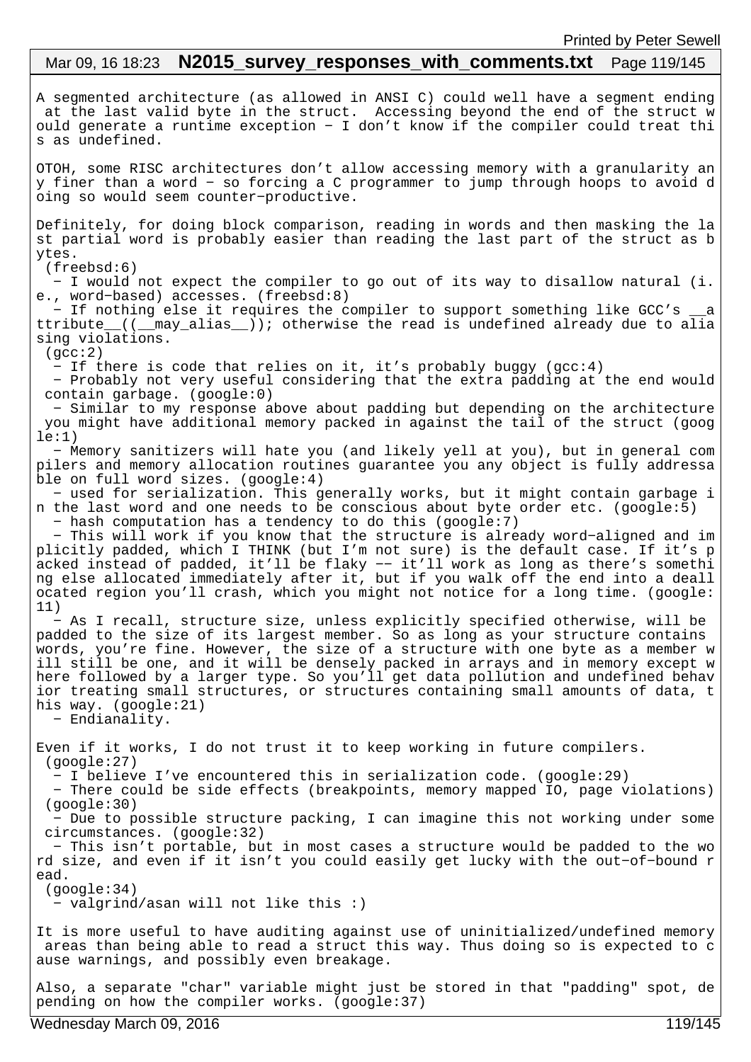A segmented architecture (as allowed in ANSI C) could well have a segment ending at the last valid byte in the struct.  Accessing beyond the end of the struct would generate a runtime exception − I don't know if the compiler could treat this as undefined.

OTOH, some RISC architectures don't allow accessing memory with a granularity any finer than a word − so forcing a C programmer to jump through hoops to avoid doing so would seem counter−productive.

Definitely, for doing block comparison, reading in words and then masking the last partial word is probably easier than reading the last part of the struct as bytes.
 (freebsd:6)
  − I would not expect the compiler to go out of its way to disallow natural (i.e., word−based) accesses. (freebsd:8)
  − If nothing else it requires the compiler to support something like GCC's __attribute__((__may_alias__)); otherwise the read is undefined already due to aliasing violations.
 (gcc:2)
  − If there is code that relies on it, it's probably buggy (gcc:4)
  − Probably not very useful considering that the extra padding at the end would contain garbage. (google:0)
  − Similar to my response above about padding but depending on the architecture you might have additional memory packed in against the tail of the struct (google:1)
  − Memory sanitizers will hate you (and likely yell at you), but in general compilers and memory allocation routines guarantee you any object is fully addressable on full word sizes. (google:4)
  − used for serialization. This generally works, but it might contain garbage in the last word and one needs to be conscious about byte order etc. (google:5)
  − hash computation has a tendency to do this (google:7)
  − This will work if you know that the structure is already word−aligned and implicitly padded, which I THINK (but I'm not sure) is the default case. If it's packed instead of padded, it'll be flaky −− it'll work as long as there's something else allocated immediately after it, but if you walk off the end into a deallocated region you'll crash, which you might not notice for a long time. (google:11)
  − As I recall, structure size, unless explicitly specified otherwise, will be padded to the size of its largest member. So as long as your structure contains words, you're fine. However, the size of a structure with one byte as a member will still be one, and it will be densely packed in arrays and in memory except where followed by a larger type. So you'll get data pollution and undefined behavior treating small structures, or structures containing small amounts of data, this way. (google:21)
  − Endianality.

Even if it works, I do not trust it to keep working in future compilers.
 (google:27)
  − I believe I've encountered this in serialization code. (google:29)
  − There could be side effects (breakpoints, memory mapped IO, page violations)
 (google:30)
  − Due to possible structure packing, I can imagine this not working under some circumstances. (google:32)
  − This isn't portable, but in most cases a structure would be padded to the word size, and even if it isn't you could easily get lucky with the out−of−bound read.
 (google:34)
  − valgrind/asan will not like this :)

It is more useful to have auditing against use of uninitialized/undefined memory areas than being able to read a struct this way. Thus doing so is expected to cause warnings, and possibly even breakage.

Also, a separate "char" variable might just be stored in that "padding" spot, depending on how the compiler works. (google:37)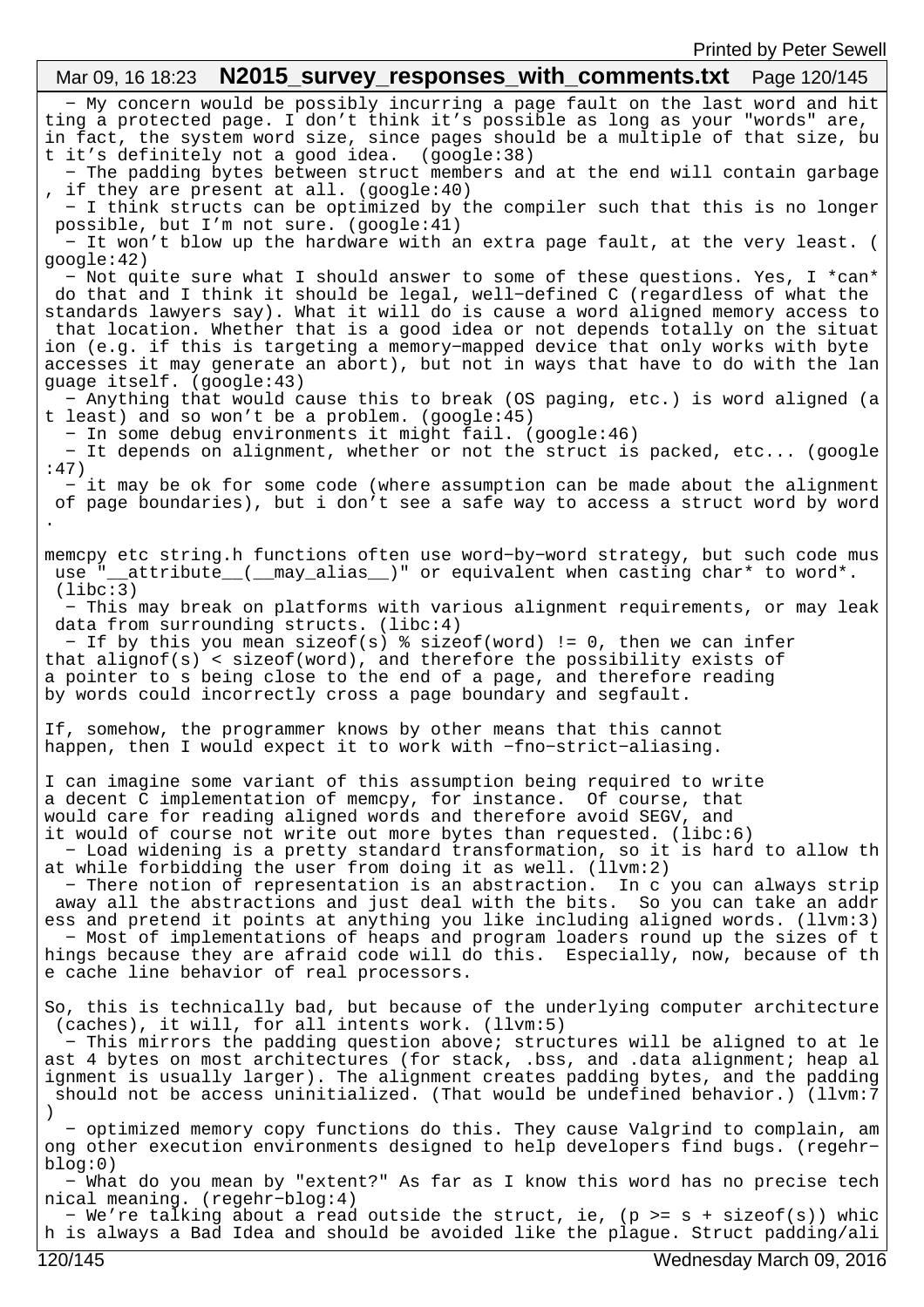- My concern would be possibly incurring a page fault on the last word and hitting a protected page. I don't think it's possible as long as your "words" are, in fact, the system word size, since pages should be a multiple of that size, but it's definitely not a good idea. (google:38)
- The padding bytes between struct members and at the end will contain garbage, if they are present at all. (google:40)
- I think structs can be optimized by the compiler such that this is no longer possible, but I'm not sure. (google:41)
- It won't blow up the hardware with an extra page fault, at the very least. (google:42)
- Not quite sure what I should answer to some of these questions. Yes, I *can* do that and I think it should be legal, well-defined C (regardless of what the standards lawyers say). What it will do is cause a word aligned memory access to that location. Whether that is a good idea or not depends totally on the situation (e.g. if this is targeting a memory-mapped device that only works with byte accesses it may generate an abort), but not in ways that have to do with the language itself. (google:43)
- Anything that would cause this to break (OS paging, etc.) is word aligned (at least) and so won't be a problem. (google:45)
- In some debug environments it might fail. (google:46)
- It depends on alignment, whether or not the struct is packed, etc... (google:47)
- it may be ok for some code (where assumption can be made about the alignment of page boundaries), but i don't see a safe way to access a struct word by word.

memcpy etc string.h functions often use word-by-word strategy, but such code must use "__attribute__(__may_alias__)" or equivalent when casting char* to word*. (libc:3)
- This may break on platforms with various alignment requirements, or may leak data from surrounding structs. (libc:4)
- If by this you mean sizeof(s) % sizeof(word) != 0, then we can infer that alignof(s) < sizeof(word), and therefore the possibility exists of a pointer to s being close to the end of a page, and therefore reading by words could incorrectly cross a page boundary and segfault.

If, somehow, the programmer knows by other means that this cannot happen, then I would expect it to work with -fno-strict-aliasing.

I can imagine some variant of this assumption being required to write a decent C implementation of memcpy, for instance. Of course, that would care for reading aligned words and therefore avoid SEGV, and it would of course not write out more bytes than requested. (libc:6)
- Load widening is a pretty standard transformation, so it is hard to allow that while forbidding the user from doing it as well. (llvm:2)
- There notion of representation is an abstraction. In c you can always strip away all the abstractions and just deal with the bits. So you can take an address and pretend it points at anything you like including aligned words. (llvm:3)
- Most of implementations of heaps and program loaders round up the sizes of things because they are afraid code will do this. Especially, now, because of the cache line behavior of real processors.

So, this is technically bad, but because of the underlying computer architecture (caches), it will, for all intents work. (llvm:5)
- This mirrors the padding question above; structures will be aligned to at least 4 bytes on most architectures (for stack, .bss, and .data alignment; heap alignment is usually larger). The alignment creates padding bytes, and the padding should not be access uninitialized. (That would be undefined behavior.) (llvm:7)
- optimized memory copy functions do this. They cause Valgrind to complain, among other execution environments designed to help developers find bugs. (regehr-blog:0)
- What do you mean by "extent?" As far as I know this word has no precise technical meaning. (regehr-blog:4)
- We're talking about a read outside the struct, ie, (p >= s + sizeof(s)) which is always a Bad Idea and should be avoided like the plague. Struct padding/ali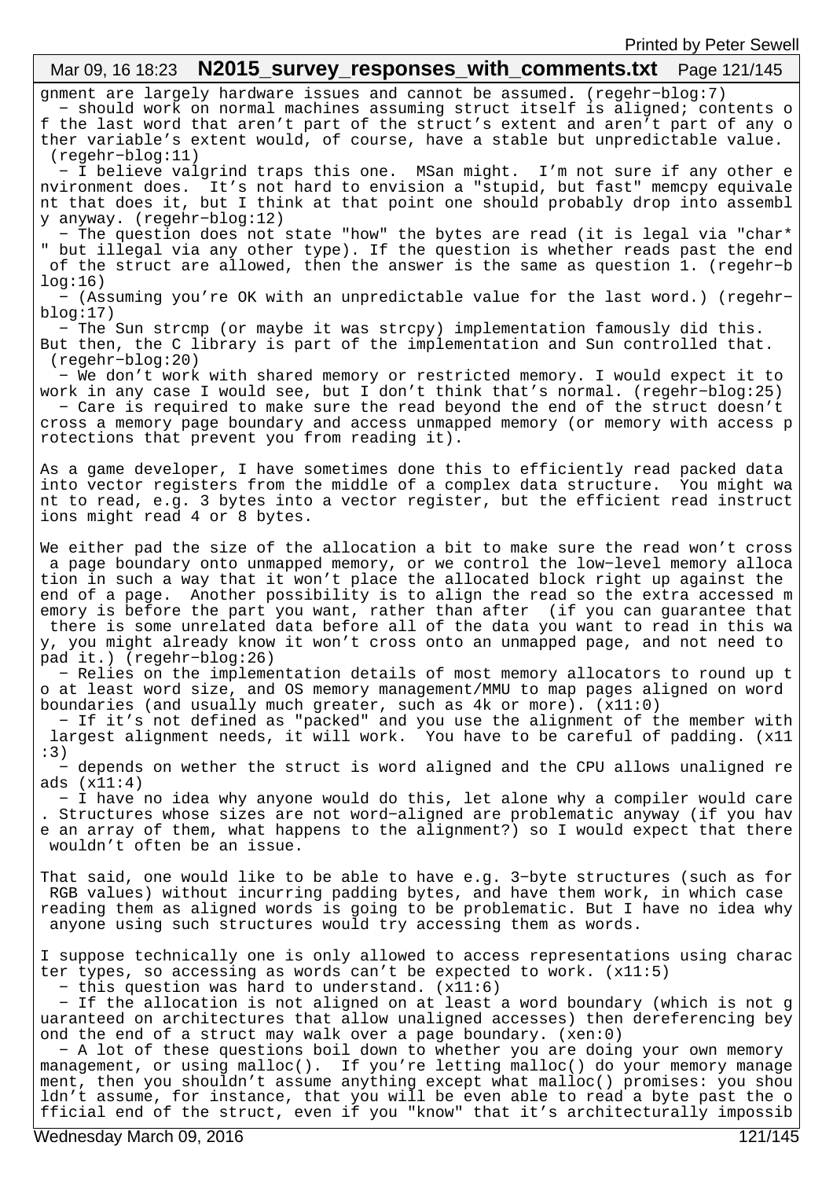gnment are largely hardware issues and cannot be assumed. (regehr-blog:7)
  - should work on normal machines assuming struct itself is aligned; contents of the last word that aren't part of the struct's extent and aren't part of any other variable's extent would, of course, have a stable but unpredictable value. (regehr-blog:11)
  - I believe valgrind traps this one.  MSan might.  I'm not sure if any other environment does.  It's not hard to envision a "stupid, but fast" memcpy equivalent that does it, but I think at that point one should probably drop into assembly anyway. (regehr-blog:12)
  - The question does not state "how" the bytes are read (it is legal via "char*" but illegal via any other type). If the question is whether reads past the end of the struct are allowed, then the answer is the same as question 1. (regehr-blog:16)
  - (Assuming you're OK with an unpredictable value for the last word.) (regehr-blog:17)
  - The Sun strcmp (or maybe it was strcpy) implementation famously did this. But then, the C library is part of the implementation and Sun controlled that. (regehr-blog:20)
  - We don't work with shared memory or restricted memory. I would expect it to work in any case I would see, but I don't think that's normal. (regehr-blog:25)
  - Care is required to make sure the read beyond the end of the struct doesn't cross a memory page boundary and access unmapped memory (or memory with access protections that prevent you from reading it).

As a game developer, I have sometimes done this to efficiently read packed data into vector registers from the middle of a complex data structure.  You might want to read, e.g. 3 bytes into a vector register, but the efficient read instructions might read 4 or 8 bytes.

We either pad the size of the allocation a bit to make sure the read won't cross a page boundary onto unmapped memory, or we control the low-level memory allocation in such a way that it won't place the allocated block right up against the end of a page.  Another possibility is to align the read so the extra accessed memory is before the part you want, rather than after  (if you can guarantee that there is some unrelated data before all of the data you want to read in this way, you might already know it won't cross onto an unmapped page, and not need to pad it.) (regehr-blog:26)
  - Relies on the implementation details of most memory allocators to round up to at least word size, and OS memory management/MMU to map pages aligned on word boundaries (and usually much greater, such as 4k or more). (x11:0)
  - If it's not defined as "packed" and you use the alignment of the member with largest alignment needs, it will work.  You have to be careful of padding. (x11:3)
  - depends on wether the struct is word aligned and the CPU allows unaligned reads (x11:4)
  - I have no idea why anyone would do this, let alone why a compiler would care. Structures whose sizes are not word-aligned are problematic anyway (if you have an array of them, what happens to the alignment?) so I would expect that there wouldn't often be an issue.

That said, one would like to be able to have e.g. 3-byte structures (such as for RGB values) without incurring padding bytes, and have them work, in which case reading them as aligned words is going to be problematic. But I have no idea why anyone using such structures would try accessing them as words.

I suppose technically one is only allowed to access representations using character types, so accessing as words can't be expected to work. (x11:5)
  - this question was hard to understand. (x11:6)
  - If the allocation is not aligned on at least a word boundary (which is not guaranteed on architectures that allow unaligned accesses) then dereferencing beyond the end of a struct may walk over a page boundary. (xen:0)
  - A lot of these questions boil down to whether you are doing your own memory management, or using malloc().  If you're letting malloc() do your memory management, then you shouldn't assume anything except what malloc() promises: you shouldn't assume, for instance, that you will be even able to read a byte past the official end of the struct, even if you "know" that it's architecturally impossib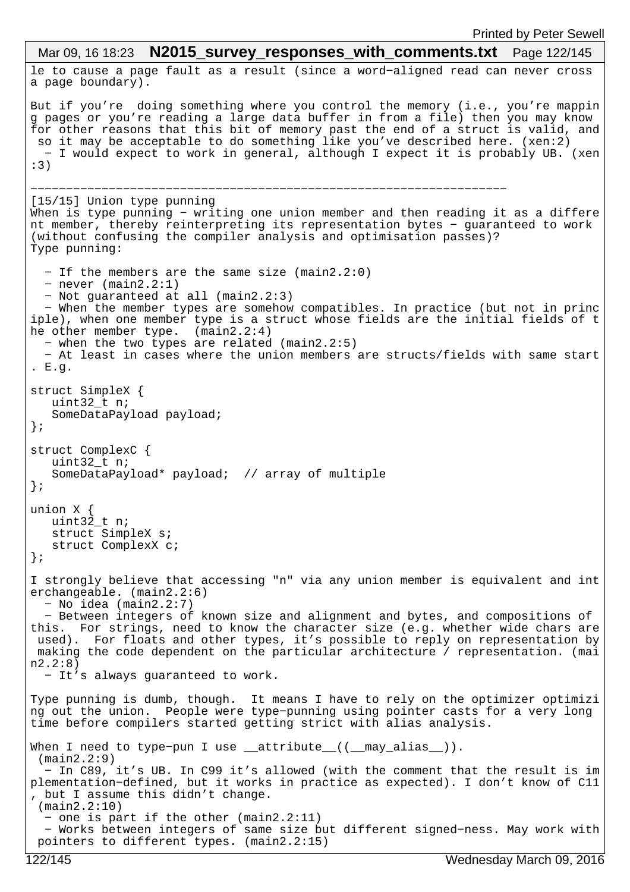le to cause a page fault as a result (since a word-aligned read can never cross a page boundary).

But if you're  doing something where you control the memory (i.e., you're mapping pages or you're reading a large data buffer in from a file) then you may know for other reasons that this bit of memory past the end of a struct is valid, and so it may be acceptable to do something like you've described here. (xen:2)
  - I would expect to work in general, although I expect it is probably UB. (xen:3)

-------------------------------------------------------------------

[15/15] Union type punning
When is type punning - writing one union member and then reading it as a different member, thereby reinterpreting its representation bytes - guaranteed to work (without confusing the compiler analysis and optimisation passes)?
Type punning:

  - If the members are the same size (main2.2:0)
  - never (main2.2:1)
  - Not guaranteed at all (main2.2:3)
  - When the member types are somehow compatibles. In practice (but not in principle), when one member type is a struct whose fields are the initial fields of the other member type.  (main2.2:4)
  - when the two types are related (main2.2:5)
  - At least in cases where the union members are structs/fields with same start. E.g.

```
struct SimpleX {
   uint32_t n;
   SomeDataPayload payload;
};

struct ComplexC {
   uint32_t n;
   SomeDataPayload* payload;  // array of multiple
};

union X {
   uint32_t n;
   struct SimpleX s;
   struct ComplexX c;
};
```

I strongly believe that accessing "n" via any union member is equivalent and interchangeable. (main2.2:6)
  - No idea (main2.2:7)
  - Between integers of known size and alignment and bytes, and compositions of this.  For strings, need to know the character size (e.g. whether wide chars are used).  For floats and other types, it's possible to reply on representation by making the code dependent on the particular architecture / representation. (main2.2:8)
  - It's always guaranteed to work.

Type punning is dumb, though.  It means I have to rely on the optimizer optimizing out the union.  People were type-punning using pointer casts for a very long time before compilers started getting strict with alias analysis.

When I need to type-pun I use __attribute__((__may_alias__)).
 (main2.2:9)
  - In C89, it's UB. In C99 it's allowed (with the comment that the result is implementation-defined, but it works in practice as expected). I don't know of C11, but I assume this didn't change.
 (main2.2:10)
  - one is part if the other (main2.2:11)
  - Works between integers of same size but different signed-ness. May work with pointers to different types. (main2.2:15)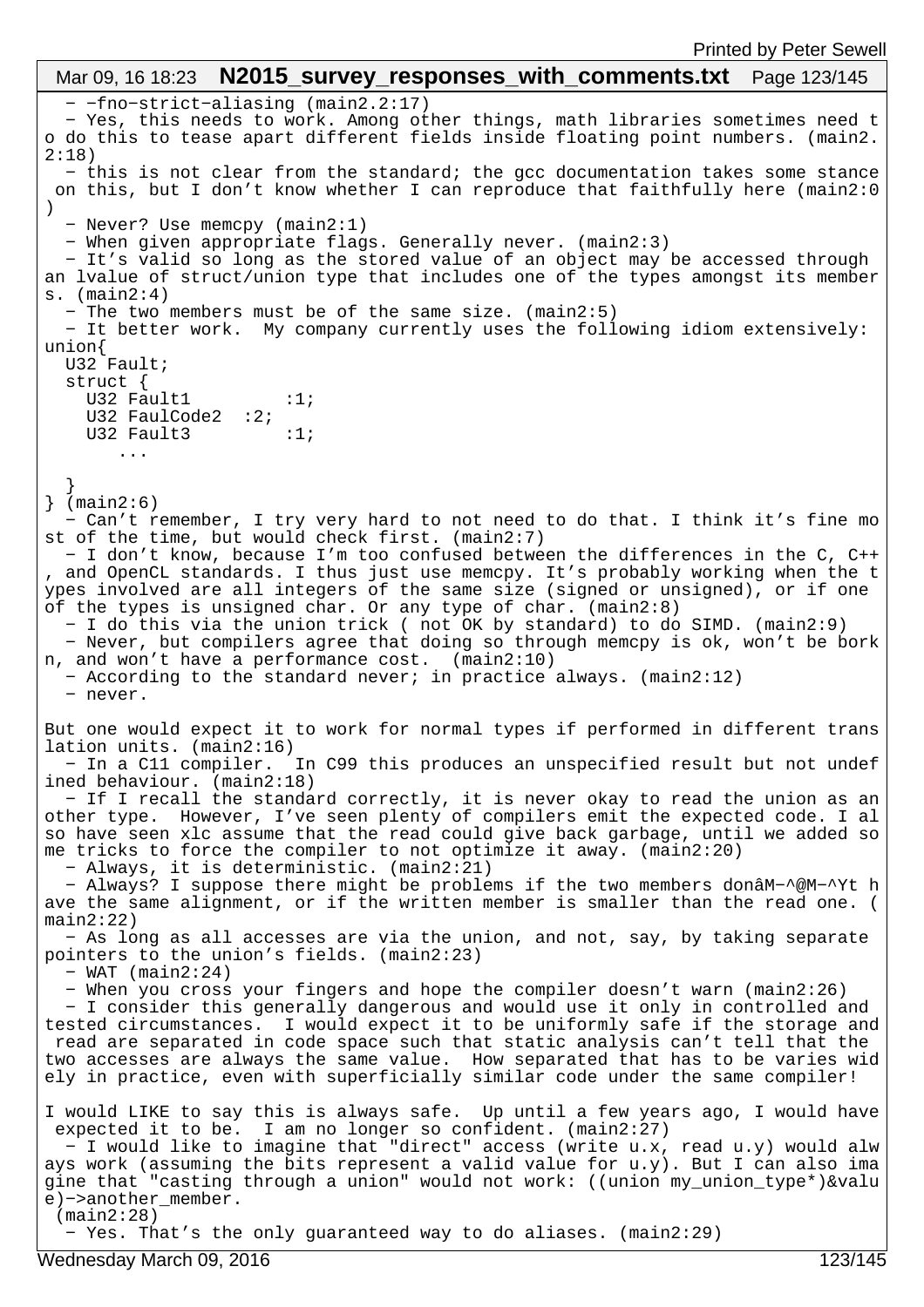- -fno-strict-aliasing (main2.2:17)
- Yes, this needs to work. Among other things, math libraries sometimes need to do this to tease apart different fields inside floating point numbers. (main2.2:18)
- this is not clear from the standard; the gcc documentation takes some stance on this, but I don't know whether I can reproduce that faithfully here (main2:0)
- Never? Use memcpy (main2:1)
- When given appropriate flags. Generally never. (main2:3)
- It's valid so long as the stored value of an object may be accessed through an lvalue of struct/union type that includes one of the types amongst its members. (main2:4)
- The two members must be of the same size. (main2:5)
- It better work. My company currently uses the following idiom extensively:

```
union{
  U32 Fault;
  struct {
    U32 Fault1         :1;
    U32 FaulCode2  :2;
    U32 Fault3         :1;
       ...

  }
} (main2:6)
```

- Can't remember, I try very hard to not need to do that. I think it's fine most of the time, but would check first. (main2:7)
- I don't know, because I'm too confused between the differences in the C, C++, and OpenCL standards. I thus just use memcpy. It's probably working when the types involved are all integers of the same size (signed or unsigned), or if one of the types is unsigned char. Or any type of char. (main2:8)
- I do this via the union trick ( not OK by standard) to do SIMD. (main2:9)
- Never, but compilers agree that doing so through memcpy is ok, won't be borkn, and won't have a performance cost. (main2:10)
- According to the standard never; in practice always. (main2:12)
- never.

But one would expect it to work for normal types if performed in different translation units. (main2:16)
- In a C11 compiler. In C99 this produces an unspecified result but not undefined behaviour. (main2:18)
- If I recall the standard correctly, it is never okay to read the union as an other type. However, I've seen plenty of compilers emit the expected code. I also have seen xlc assume that the read could give back garbage, until we added some tricks to force the compiler to not optimize it away. (main2:20)
- Always, it is deterministic. (main2:21)
- Always? I suppose there might be problems if the two members donâM-^@M-^Yt have the same alignment, or if the written member is smaller than the read one. (main2:22)
- As long as all accesses are via the union, and not, say, by taking separate pointers to the union's fields. (main2:23)
- WAT (main2:24)
- When you cross your fingers and hope the compiler doesn't warn (main2:26)
- I consider this generally dangerous and would use it only in controlled and tested circumstances. I would expect it to be uniformly safe if the storage and read are separated in code space such that static analysis can't tell that the two accesses are always the same value. How separated that has to be varies widely in practice, even with superficially similar code under the same compiler!

I would LIKE to say this is always safe. Up until a few years ago, I would have expected it to be. I am no longer so confident. (main2:27)
- I would like to imagine that "direct" access (write u.x, read u.y) would always work (assuming the bits represent a valid value for u.y). But I can also imagine that "casting through a union" would not work: ((union my_union_type*)&value)->another_member.
 (main2:28)
- Yes. That's the only guaranteed way to do aliases. (main2:29)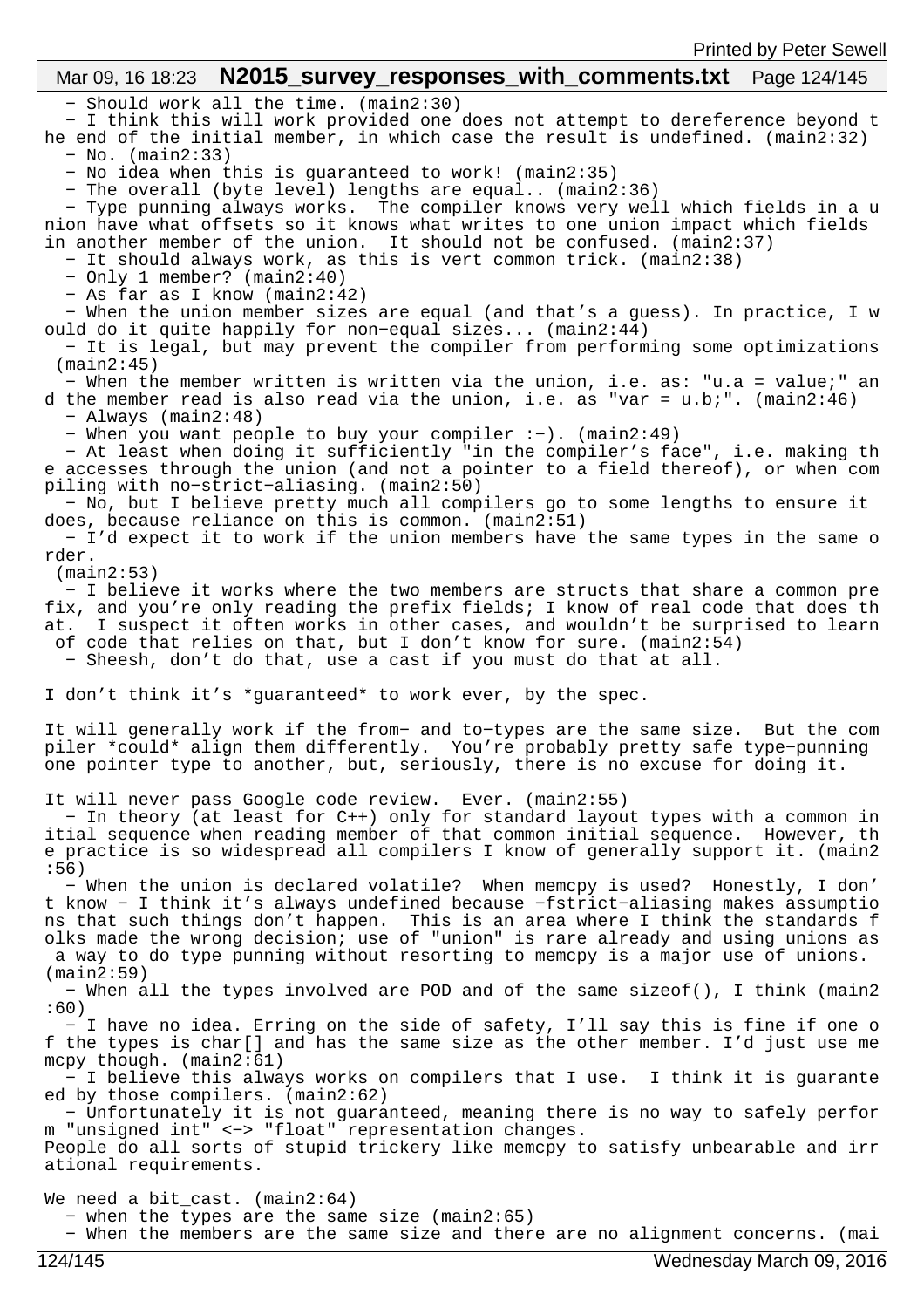- Should work all the time. (main2:30)
- I think this will work provided one does not attempt to dereference beyond the end of the initial member, in which case the result is undefined. (main2:32)
- No. (main2:33)
- No idea when this is guaranteed to work! (main2:35)
- The overall (byte level) lengths are equal.. (main2:36)
- Type punning always works. The compiler knows very well which fields in a union have what offsets so it knows what writes to one union impact which fields in another member of the union. It should not be confused. (main2:37)
- It should always work, as this is vert common trick. (main2:38)
- Only 1 member? (main2:40)
- As far as I know (main2:42)
- When the union member sizes are equal (and that's a guess). In practice, I would do it quite happily for non-equal sizes... (main2:44)
- It is legal, but may prevent the compiler from performing some optimizations (main2:45)
- When the member written is written via the union, i.e. as: "u.a = value;" and the member read is also read via the union, i.e. as "var = u.b;". (main2:46)
- Always (main2:48)
- When you want people to buy your compiler :-). (main2:49)
- At least when doing it sufficiently "in the compiler's face", i.e. making the accesses through the union (and not a pointer to a field thereof), or when compiling with no-strict-aliasing. (main2:50)
- No, but I believe pretty much all compilers go to some lengths to ensure it does, because reliance on this is common. (main2:51)
- I'd expect it to work if the union members have the same types in the same order.
 (main2:53)
- I believe it works where the two members are structs that share a common prefix, and you're only reading the prefix fields; I know of real code that does that. I suspect it often works in other cases, and wouldn't be surprised to learn of code that relies on that, but I don't know for sure. (main2:54)
- Sheesh, don't do that, use a cast if you must do that at all.

I don't think it's *guaranteed* to work ever, by the spec.

It will generally work if the from- and to-types are the same size. But the compiler *could* align them differently. You're probably pretty safe type-punning one pointer type to another, but, seriously, there is no excuse for doing it.

It will never pass Google code review. Ever. (main2:55)
- In theory (at least for C++) only for standard layout types with a common initial sequence when reading member of that common initial sequence. However, the practice is so widespread all compilers I know of generally support it. (main2:56)
- When the union is declared volatile? When memcpy is used? Honestly, I don't know - I think it's always undefined because -fstrict-aliasing makes assumptions that such things don't happen. This is an area where I think the standards folks made the wrong decision; use of "union" is rare already and using unions as a way to do type punning without resorting to memcpy is a major use of unions. (main2:59)
- When all the types involved are POD and of the same sizeof(), I think (main2:60)
- I have no idea. Erring on the side of safety, I'll say this is fine if one of the types is char[] and has the same size as the other member. I'd just use memcpy though. (main2:61)
- I believe this always works on compilers that I use. I think it is guaranteed by those compilers. (main2:62)
- Unfortunately it is not guaranteed, meaning there is no way to safely perform "unsigned int" <-> "float" representation changes.
People do all sorts of stupid trickery like memcpy to satisfy unbearable and irrational requirements.

We need a bit_cast. (main2:64)
- when the types are the same size (main2:65)
- When the members are the same size and there are no alignment concerns. (mai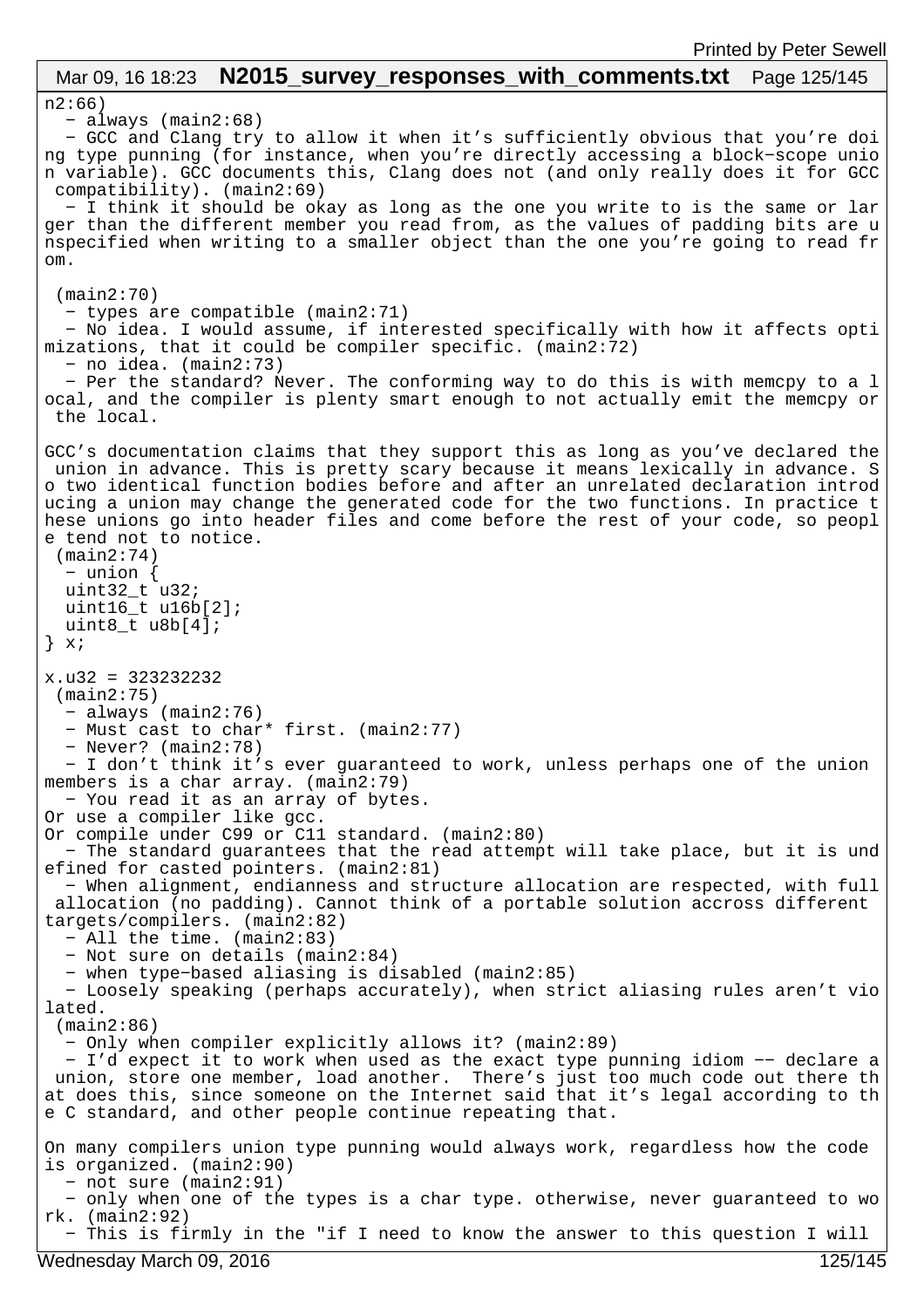n2:66)

- always (main2:68)
- GCC and Clang try to allow it when it's sufficiently obvious that you're doing type punning (for instance, when you're directly accessing a block-scope union variable). GCC documents this, Clang does not (and only really does it for GCC compatibility). (main2:69)
- I think it should be okay as long as the one you write to is the same or larger than the different member you read from, as the values of padding bits are unspecified when writing to a smaller object than the one you're going to read from.

 (main2:70)
- types are compatible (main2:71)
- No idea. I would assume, if interested specifically with how it affects optimizations, that it could be compiler specific. (main2:72)
- no idea. (main2:73)
- Per the standard? Never. The conforming way to do this is with memcpy to a local, and the compiler is plenty smart enough to not actually emit the memcpy or the local.

GCC's documentation claims that they support this as long as you've declared the union in advance. This is pretty scary because it means lexically in advance. So two identical function bodies before and after an unrelated declaration introducing a union may change the generated code for the two functions. In practice these unions go into header files and come before the rest of your code, so people tend not to notice.
 (main2:74)
- union {

```
  uint32_t u32;
  uint16_t u16b[2];
  uint8_t u8b[4];
} x;

x.u32 = 323232232
```

 (main2:75)
- always (main2:76)
- Must cast to char* first. (main2:77)
- Never? (main2:78)
- I don't think it's ever guaranteed to work, unless perhaps one of the union members is a char array. (main2:79)
- You read it as an array of bytes.
Or use a compiler like gcc.
Or compile under C99 or C11 standard. (main2:80)
- The standard guarantees that the read attempt will take place, but it is undefined for casted pointers. (main2:81)
- When alignment, endianness and structure allocation are respected, with full allocation (no padding). Cannot think of a portable solution accross different targets/compilers. (main2:82)
- All the time. (main2:83)
- Not sure on details (main2:84)
- when type-based aliasing is disabled (main2:85)
- Loosely speaking (perhaps accurately), when strict aliasing rules aren't violated.
 (main2:86)
- Only when compiler explicitly allows it? (main2:89)
- I'd expect it to work when used as the exact type punning idiom -- declare a union, store one member, load another. There's just too much code out there that does this, since someone on the Internet said that it's legal according to the C standard, and other people continue repeating that.

On many compilers union type punning would always work, regardless how the code is organized. (main2:90)
- not sure (main2:91)
- only when one of the types is a char type. otherwise, never guaranteed to work. (main2:92)
- This is firmly in the "if I need to know the answer to this question I will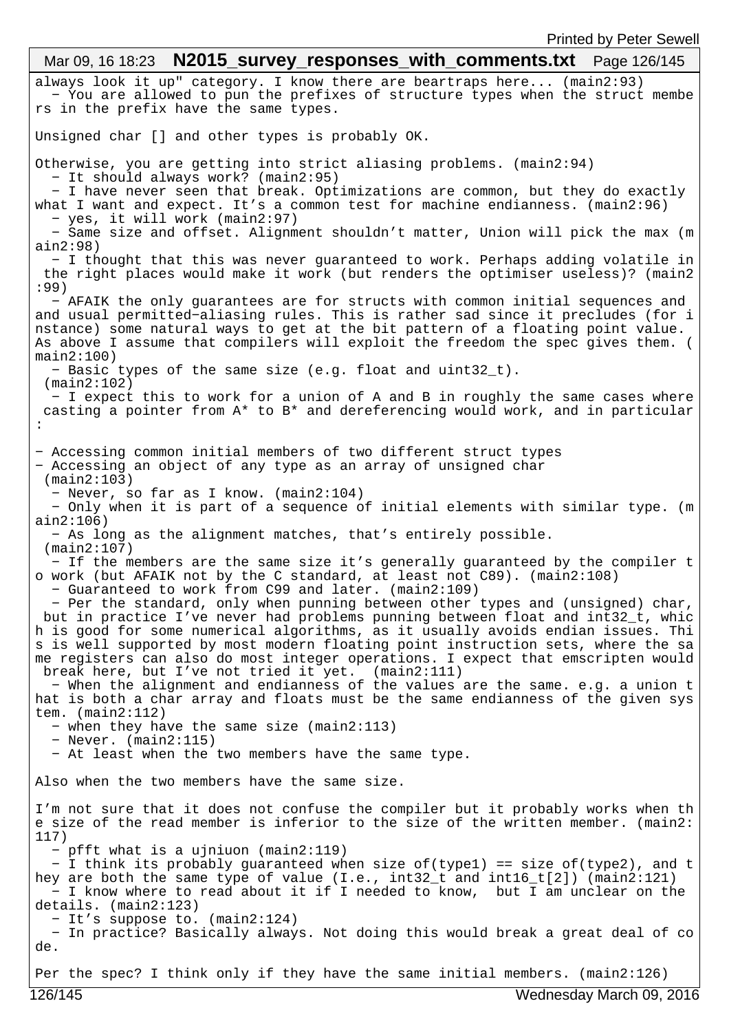always look it up" category. I know there are beartraps here... (main2:93)
  − You are allowed to pun the prefixes of structure types when the struct members in the prefix have the same types.

Unsigned char [] and other types is probably OK.

Otherwise, you are getting into strict aliasing problems. (main2:94)
  − It should always work? (main2:95)
  − I have never seen that break. Optimizations are common, but they do exactly what I want and expect. It's a common test for machine endianness. (main2:96)
  − yes, it will work (main2:97)
  − Same size and offset. Alignment shouldn't matter, Union will pick the max (main2:98)
  − I thought that this was never guaranteed to work. Perhaps adding volatile in the right places would make it work (but renders the optimiser useless)? (main2:99)
  − AFAIK the only guarantees are for structs with common initial sequences and and usual permitted−aliasing rules. This is rather sad since it precludes (for instance) some natural ways to get at the bit pattern of a floating point value. As above I assume that compilers will exploit the freedom the spec gives them. (main2:100)
  − Basic types of the same size (e.g. float and uint32_t).
 (main2:102)
  − I expect this to work for a union of A and B in roughly the same cases where casting a pointer from A* to B* and dereferencing would work, and in particular:

− Accessing common initial members of two different struct types
− Accessing an object of any type as an array of unsigned char
 (main2:103)
  − Never, so far as I know. (main2:104)
  − Only when it is part of a sequence of initial elements with similar type. (main2:106)
  − As long as the alignment matches, that's entirely possible.
 (main2:107)
  − If the members are the same size it's generally guaranteed by the compiler to work (but AFAIK not by the C standard, at least not C89). (main2:108)
  − Guaranteed to work from C99 and later. (main2:109)
  − Per the standard, only when punning between other types and (unsigned) char, but in practice I've never had problems punning between float and int32_t, which is good for some numerical algorithms, as it usually avoids endian issues. This is well supported by most modern floating point instruction sets, where the same registers can also do most integer operations. I expect that emscripten would break here, but I've not tried it yet.  (main2:111)
  − When the alignment and endianness of the values are the same. e.g. a union that is both a char array and floats must be the same endianness of the given system. (main2:112)
  − when they have the same size (main2:113)
  − Never. (main2:115)
  − At least when the two members have the same type.

Also when the two members have the same size.

I'm not sure that it does not confuse the compiler but it probably works when the size of the read member is inferior to the size of the written member. (main2:117)
  − pfft what is a ujniuon (main2:119)
  − I think its probably guaranteed when size of(type1) == size of(type2), and they are both the same type of value (I.e., int32_t and int16_t[2]) (main2:121)
  − I know where to read about it if I needed to know,  but I am unclear on the details. (main2:123)
  − It's suppose to. (main2:124)
  − In practice? Basically always. Not doing this would break a great deal of code.

Per the spec? I think only if they have the same initial members. (main2:126)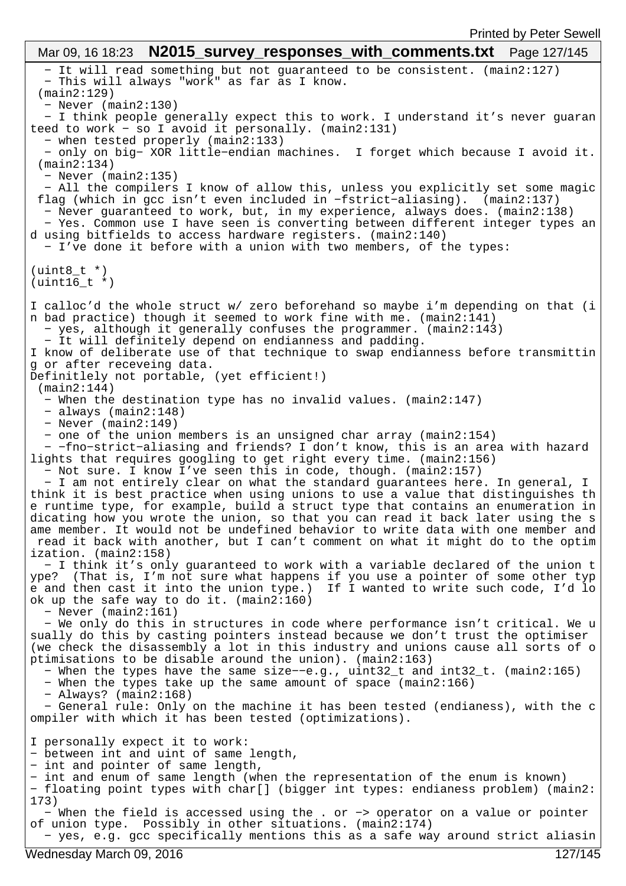- It will read something but not guaranteed to be consistent. (main2:127)
- This will always "work" as far as I know.
(main2:129)
- Never (main2:130)
- I think people generally expect this to work. I understand it's never guaranteed to work - so I avoid it personally. (main2:131)
- when tested properly (main2:133)
- only on big- XOR little-endian machines.  I forget which because I avoid it.
(main2:134)
- Never (main2:135)
- All the compilers I know of allow this, unless you explicitly set some magic flag (which in gcc isn't even included in -fstrict-aliasing).  (main2:137)
- Never guaranteed to work, but, in my experience, always does. (main2:138)
- Yes. Common use I have seen is converting between different integer types and using bitfields to access hardware registers. (main2:140)
- I've done it before with a union with two members, of the types:

(uint8_t *)
(uint16_t *)

I calloc'd the whole struct w/ zero beforehand so maybe i'm depending on that (in bad practice) though it seemed to work fine with me. (main2:141)
- yes, although it generally confuses the programmer. (main2:143)
- It will definitely depend on endianness and padding.
I know of deliberate use of that technique to swap endianness before transmitting or after receveing data.
Definitlely not portable, (yet efficient!)
(main2:144)
- When the destination type has no invalid values. (main2:147)
- always (main2:148)
- Never (main2:149)
- one of the union members is an unsigned char array (main2:154)
- -fno-strict-aliasing and friends? I don't know, this is an area with hazard lights that requires googling to get right every time. (main2:156)
- Not sure. I know I've seen this in code, though. (main2:157)
- I am not entirely clear on what the standard guarantees here. In general, I think it is best practice when using unions to use a value that distinguishes the runtime type, for example, build a struct type that contains an enumeration indicating how you wrote the union, so that you can read it back later using the same member. It would not be undefined behavior to write data with one member and read it back with another, but I can't comment on what it might do to the optimization. (main2:158)
- I think it's only guaranteed to work with a variable declared of the union type?  (That is, I'm not sure what happens if you use a pointer of some other type and then cast it into the union type.)  If I wanted to write such code, I'd look up the safe way to do it. (main2:160)
- Never (main2:161)
- We only do this in structures in code where performance isn't critical. We usually do this by casting pointers instead because we don't trust the optimiser (we check the disassembly a lot in this industry and unions cause all sorts of optimisations to be disable around the union). (main2:163)
- When the types have the same size--e.g., uint32_t and int32_t. (main2:165)
- When the types take up the same amount of space (main2:166)
- Always? (main2:168)
- General rule: Only on the machine it has been tested (endianess), with the compiler with which it has been tested (optimizations).

I personally expect it to work:
- between int and uint of same length,
- int and pointer of same length,
- int and enum of same length (when the representation of the enum is known)
- floating point types with char[] (bigger int types: endianess problem) (main2:173)
- When the field is accessed using the . or -> operator on a value or pointer of union type.  Possibly in other situations. (main2:174)
- yes, e.g. gcc specifically mentions this as a safe way around strict aliasin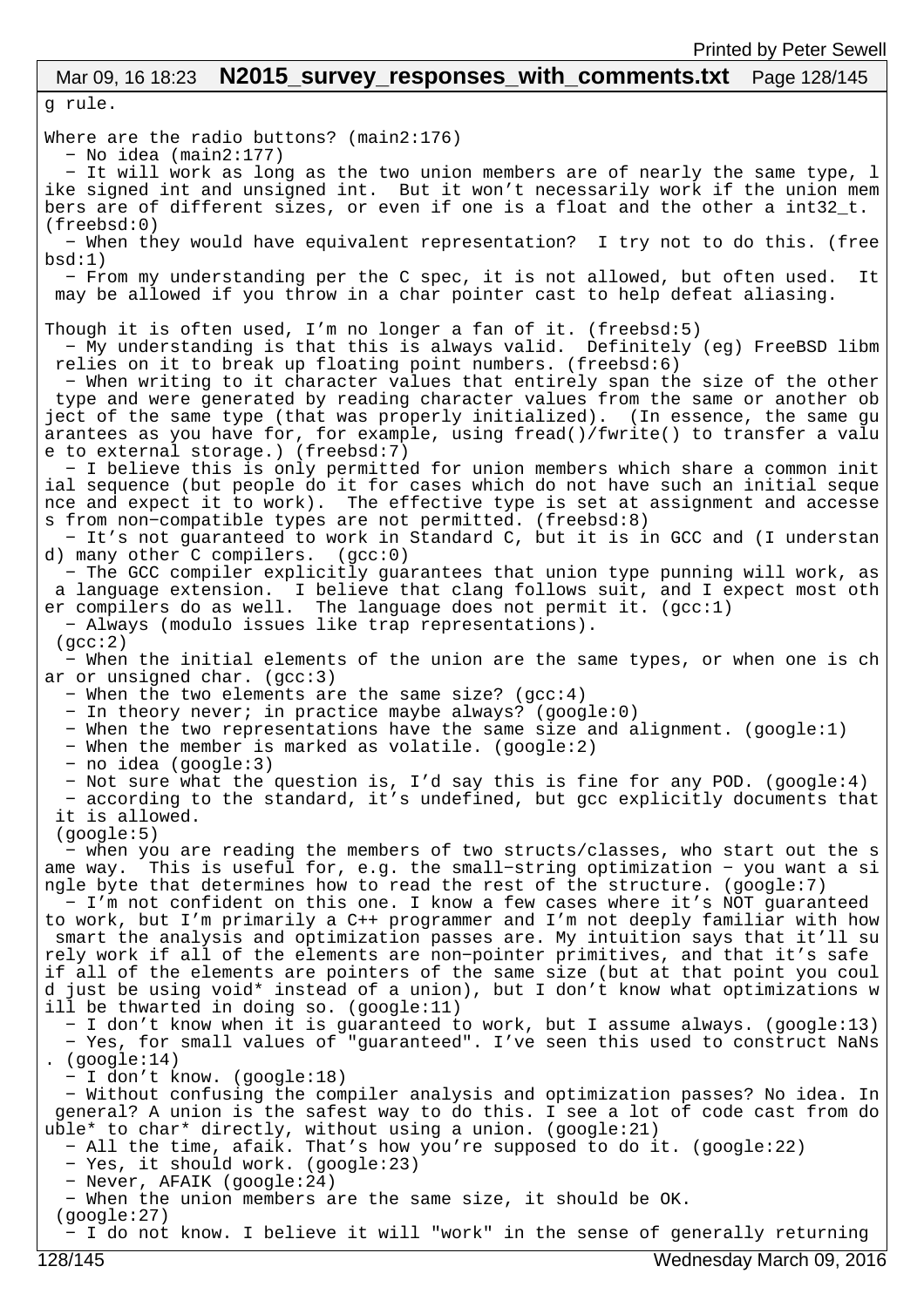g rule.

Where are the radio buttons? (main2:176)

- No idea (main2:177)
- It will work as long as the two union members are of nearly the same type, like signed int and unsigned int. But it won't necessarily work if the union members are of different sizes, or even if one is a float and the other a int32_t. (freebsd:0)
- When they would have equivalent representation? I try not to do this. (freebsd:1)
- From my understanding per the C spec, it is not allowed, but often used. It may be allowed if you throw in a char pointer cast to help defeat aliasing.

Though it is often used, I'm no longer a fan of it. (freebsd:5)

- My understanding is that this is always valid. Definitely (eg) FreeBSD libm relies on it to break up floating point numbers. (freebsd:6)
- When writing to it character values that entirely span the size of the other type and were generated by reading character values from the same or another object of the same type (that was properly initialized). (In essence, the same guarantees as you have for, for example, using fread()/fwrite() to transfer a value to external storage.) (freebsd:7)
- I believe this is only permitted for union members which share a common initial sequence (but people do it for cases which do not have such an initial sequence and expect it to work). The effective type is set at assignment and accesses from non-compatible types are not permitted. (freebsd:8)
- It's not guaranteed to work in Standard C, but it is in GCC and (I understand) many other C compilers. (gcc:0)
- The GCC compiler explicitly guarantees that union type punning will work, as a language extension. I believe that clang follows suit, and I expect most other compilers do as well. The language does not permit it. (gcc:1)
- Always (modulo issues like trap representations).
 (gcc:2)
- When the initial elements of the union are the same types, or when one is char or unsigned char. (gcc:3)
- When the two elements are the same size? (gcc:4)
- In theory never; in practice maybe always? (google:0)
- When the two representations have the same size and alignment. (google:1)
- When the member is marked as volatile. (google:2)
- no idea (google:3)
- Not sure what the question is, I'd say this is fine for any POD. (google:4)
- according to the standard, it's undefined, but gcc explicitly documents that it is allowed.
 (google:5)
- when you are reading the members of two structs/classes, who start out the same way. This is useful for, e.g. the small-string optimization - you want a single byte that determines how to read the rest of the structure. (google:7)
- I'm not confident on this one. I know a few cases where it's NOT guaranteed to work, but I'm primarily a C++ programmer and I'm not deeply familiar with how smart the analysis and optimization passes are. My intuition says that it'll surely work if all of the elements are non-pointer primitives, and that it's safe if all of the elements are pointers of the same size (but at that point you could just be using void* instead of a union), but I don't know what optimizations will be thwarted in doing so. (google:11)
- I don't know when it is guaranteed to work, but I assume always. (google:13)
- Yes, for small values of "guaranteed". I've seen this used to construct NaNs. (google:14)
- I don't know. (google:18)
- Without confusing the compiler analysis and optimization passes? No idea. In general? A union is the safest way to do this. I see a lot of code cast from double* to char* directly, without using a union. (google:21)
- All the time, afaik. That's how you're supposed to do it. (google:22)
- Yes, it should work. (google:23)
- Never, AFAIK (google:24)
- When the union members are the same size, it should be OK.
 (google:27)
- I do not know. I believe it will "work" in the sense of generally returning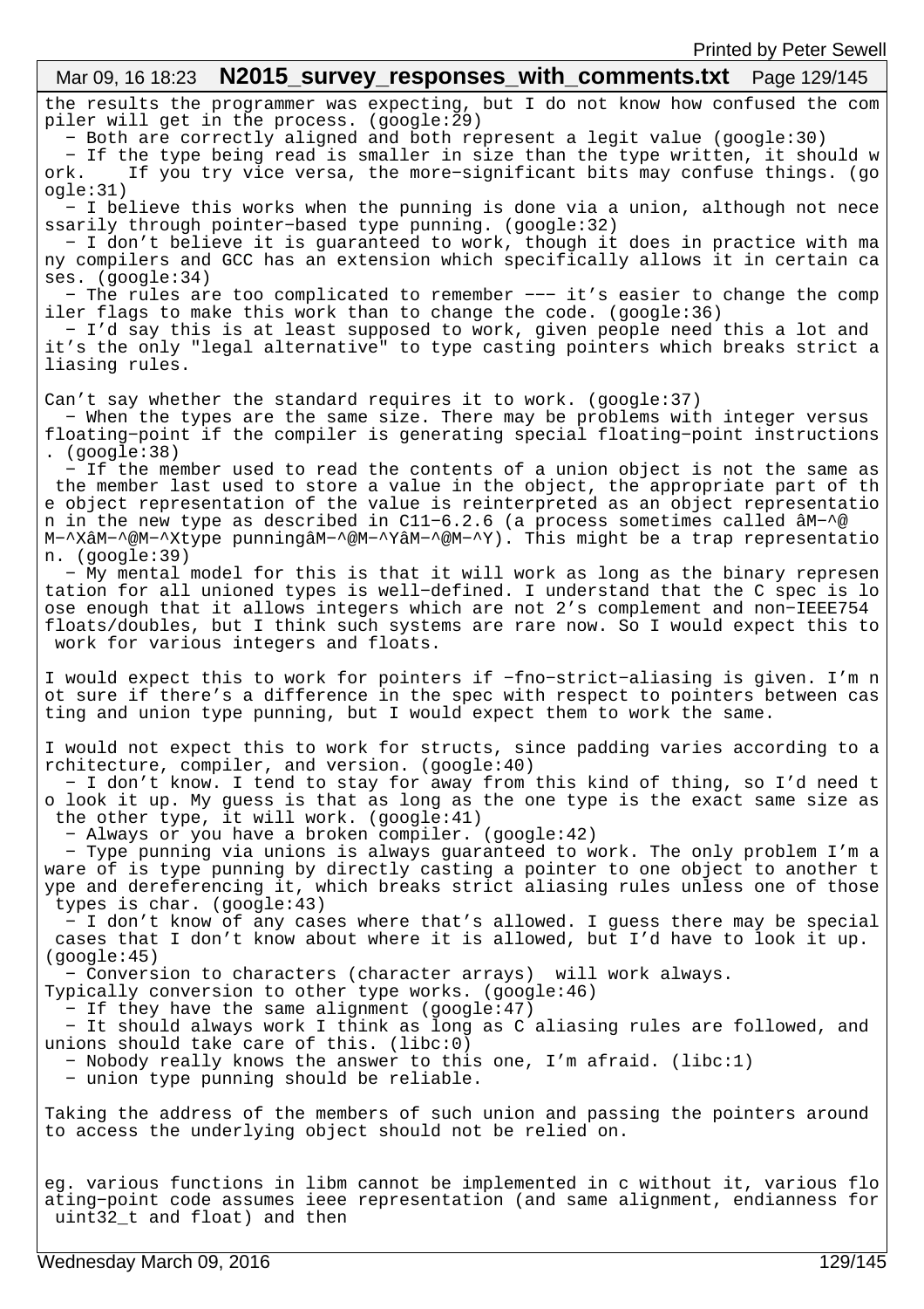the results the programmer was expecting, but I do not know how confused the compiler will get in the process. (google:29)

- Both are correctly aligned and both represent a legit value (google:30)
- If the type being read is smaller in size than the type written, it should work.    If you try vice versa, the more-significant bits may confuse things. (google:31)
- I believe this works when the punning is done via a union, although not necessarily through pointer-based type punning. (google:32)
- I don't believe it is guaranteed to work, though it does in practice with many compilers and GCC has an extension which specifically allows it in certain cases. (google:34)
- The rules are too complicated to remember --- it's easier to change the compiler flags to make this work than to change the code. (google:36)
- I'd say this is at least supposed to work, given people need this a lot and it's the only "legal alternative" to type casting pointers which breaks strict aliasing rules.

Can't say whether the standard requires it to work. (google:37)

- When the types are the same size. There may be problems with integer versus floating-point if the compiler is generating special floating-point instructions. (google:38)
- If the member used to read the contents of a union object is not the same as the member last used to store a value in the object, the appropriate part of the object representation of the value is reinterpreted as an object representation in the new type as described in C11-6.2.6 (a process sometimes called âM-^@M-^XâM-^@M-^Xtype punningâM-^@M-^YâM-^@M-^Y). This might be a trap representation. (google:39)
- My mental model for this is that it will work as long as the binary representation for all unioned types is well-defined. I understand that the C spec is loose enough that it allows integers which are not 2's complement and non-IEEE754 floats/doubles, but I think such systems are rare now. So I would expect this to work for various integers and floats.

I would expect this to work for pointers if -fno-strict-aliasing is given. I'm not sure if there's a difference in the spec with respect to pointers between casting and union type punning, but I would expect them to work the same.

I would not expect this to work for structs, since padding varies according to architecture, compiler, and version. (google:40)

- I don't know. I tend to stay for away from this kind of thing, so I'd need to look it up. My guess is that as long as the one type is the exact same size as the other type, it will work. (google:41)
- Always or you have a broken compiler. (google:42)
- Type punning via unions is always guaranteed to work. The only problem I'm aware of is type punning by directly casting a pointer to one object to another type and dereferencing it, which breaks strict aliasing rules unless one of those types is char. (google:43)
- I don't know of any cases where that's allowed. I guess there may be special cases that I don't know about where it is allowed, but I'd have to look it up. (google:45)
- Conversion to characters (character arrays)  will work always.

Typically conversion to other type works. (google:46)

- If they have the same alignment (google:47)
- It should always work I think as long as C aliasing rules are followed, and unions should take care of this. (libc:0)
- Nobody really knows the answer to this one, I'm afraid. (libc:1)
- union type punning should be reliable.

Taking the address of the members of such union and passing the pointers around to access the underlying object should not be relied on.

eg. various functions in libm cannot be implemented in c without it, various floating-point code assumes ieee representation (and same alignment, endianness for uint32_t and float) and then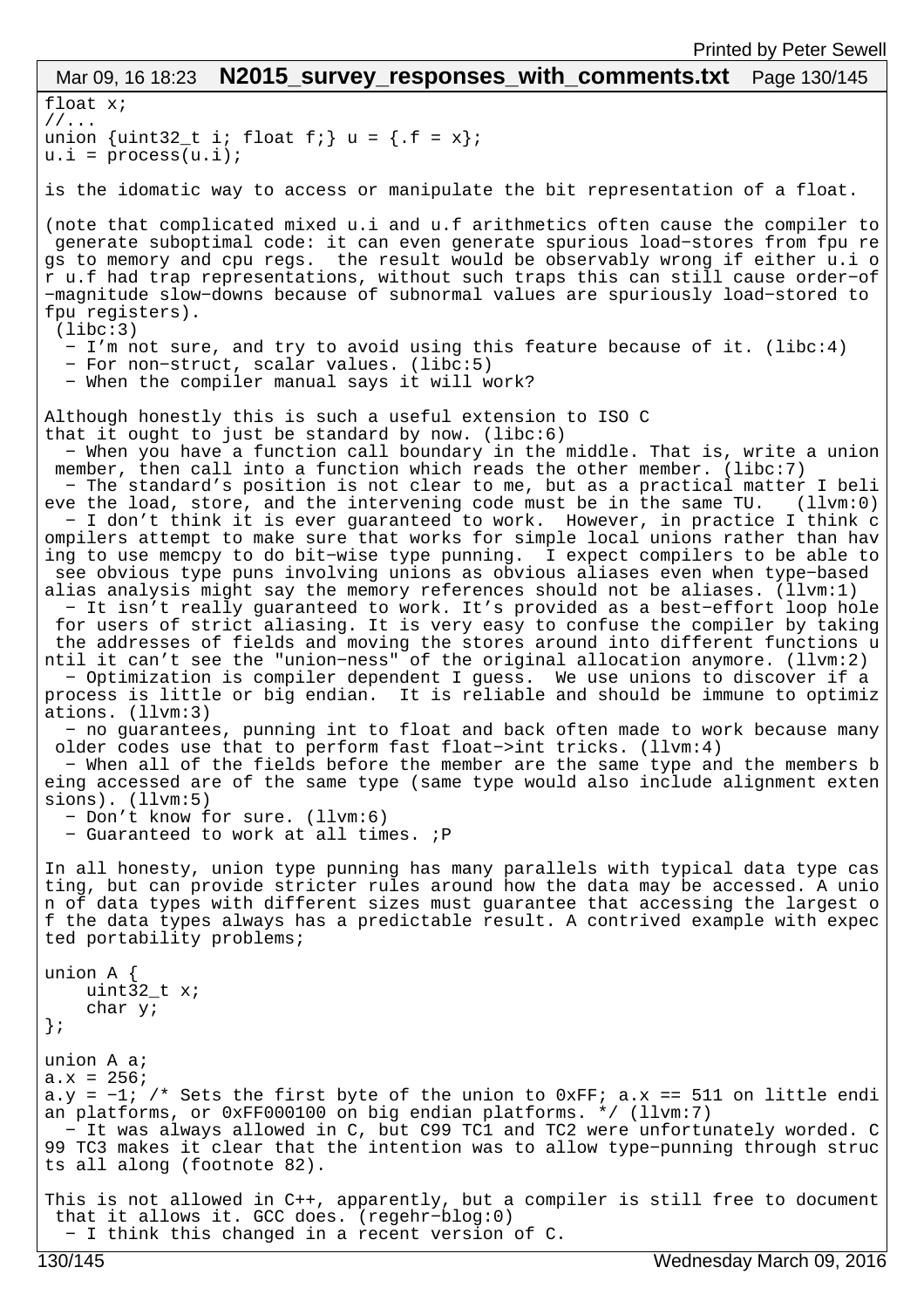```
float x;
//...
union {uint32_t i; float f;} u = {.f = x};
u.i = process(u.i);
```

is the idomatic way to access or manipulate the bit representation of a float.

(note that complicated mixed u.i and u.f arithmetics often cause the compiler to generate suboptimal code: it can even generate spurious load-stores from fpu regs to memory and cpu regs. the result would be observably wrong if either u.i or u.f had trap representations, without such traps this can still cause order-of-magnitude slow-downs because of subnormal values are spuriously load-stored to fpu registers).
 (libc:3)
  - I'm not sure, and try to avoid using this feature because of it. (libc:4)
  - For non-struct, scalar values. (libc:5)
  - When the compiler manual says it will work?

Although honestly this is such a useful extension to ISO C
that it ought to just be standard by now. (libc:6)
  - When you have a function call boundary in the middle. That is, write a union member, then call into a function which reads the other member. (libc:7)
  - The standard's position is not clear to me, but as a practical matter I believe the load, store, and the intervening code must be in the same TU. (llvm:0)
  - I don't think it is ever guaranteed to work. However, in practice I think compilers attempt to make sure that works for simple local unions rather than having to use memcpy to do bit-wise type punning. I expect compilers to be able to see obvious type puns involving unions as obvious aliases even when type-based alias analysis might say the memory references should not be aliases. (llvm:1)
  - It isn't really guaranteed to work. It's provided as a best-effort loop hole for users of strict aliasing. It is very easy to confuse the compiler by taking the addresses of fields and moving the stores around into different functions until it can't see the "union-ness" of the original allocation anymore. (llvm:2)
  - Optimization is compiler dependent I guess. We use unions to discover if a process is little or big endian. It is reliable and should be immune to optimizations. (llvm:3)
  - no guarantees, punning int to float and back often made to work because many older codes use that to perform fast float->int tricks. (llvm:4)
  - When all of the fields before the member are the same type and the members being accessed are of the same type (same type would also include alignment extensions). (llvm:5)
  - Don't know for sure. (llvm:6)
  - Guaranteed to work at all times. ;P

In all honesty, union type punning has many parallels with typical data type casting, but can provide stricter rules around how the data may be accessed. A union of data types with different sizes must guarantee that accessing the largest of the data types always has a predictable result. A contrived example with expected portability problems;

```
union A {
    uint32_t x;
    char y;
};

union A a;
a.x = 256;
a.y = -1; /* Sets the first byte of the union to 0xFF; a.x == 511 on little endian platforms, or 0xFF000100 on big endian platforms. */ (llvm:7)
```

  - It was always allowed in C, but C99 TC1 and TC2 were unfortunately worded. C99 TC3 makes it clear that the intention was to allow type-punning through structs all along (footnote 82).

This is not allowed in C++, apparently, but a compiler is still free to document that it allows it. GCC does. (regehr-blog:0)
  - I think this changed in a recent version of C.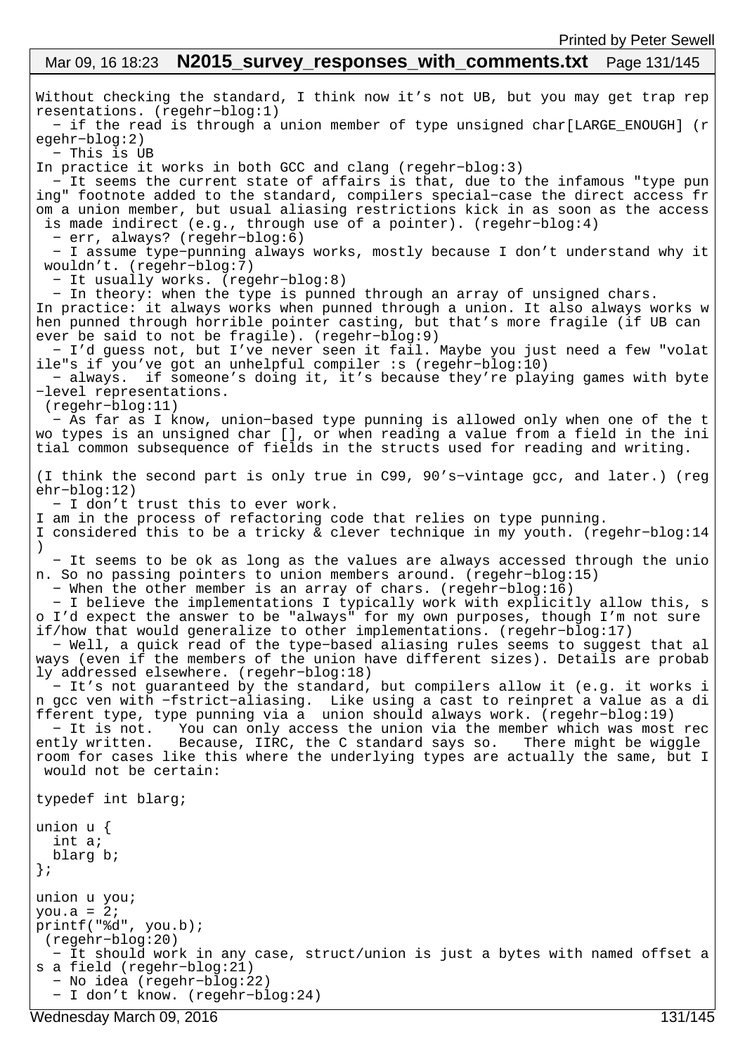Without checking the standard, I think now it's not UB, but you may get trap representations. (regehr-blog:1)

- if the read is through a union member of type unsigned char[LARGE_ENOUGH] (regehr-blog:2)
- This is UB
In practice it works in both GCC and clang (regehr-blog:3)
- It seems the current state of affairs is that, due to the infamous "type punning" footnote added to the standard, compilers special-case the direct access from a union member, but usual aliasing restrictions kick in as soon as the access is made indirect (e.g., through use of a pointer). (regehr-blog:4)
- err, always? (regehr-blog:6)
- I assume type-punning always works, mostly because I don't understand why it wouldn't. (regehr-blog:7)
- It usually works. (regehr-blog:8)
- In theory: when the type is punned through an array of unsigned chars.
In practice: it always works when punned through a union. It also always works when punned through horrible pointer casting, but that's more fragile (if UB can ever be said to not be fragile). (regehr-blog:9)
- I'd guess not, but I've never seen it fail. Maybe you just need a few "volatile"s if you've got an unhelpful compiler :s (regehr-blog:10)
- always. if someone's doing it, it's because they're playing games with byte-level representations.
(regehr-blog:11)
- As far as I know, union-based type punning is allowed only when one of the two types is an unsigned char [], or when reading a value from a field in the initial common subsequence of fields in the structs used for reading and writing.

(I think the second part is only true in C99, 90's-vintage gcc, and later.) (regehr-blog:12)
- I don't trust this to ever work.
I am in the process of refactoring code that relies on type punning.
I considered this to be a tricky & clever technique in my youth. (regehr-blog:14)
- It seems to be ok as long as the values are always accessed through the union. So no passing pointers to union members around. (regehr-blog:15)
- When the other member is an array of chars. (regehr-blog:16)
- I believe the implementations I typically work with explicitly allow this, so I'd expect the answer to be "always" for my own purposes, though I'm not sure if/how that would generalize to other implementations. (regehr-blog:17)
- Well, a quick read of the type-based aliasing rules seems to suggest that always (even if the members of the union have different sizes). Details are probably addressed elsewhere. (regehr-blog:18)
- It's not guaranteed by the standard, but compilers allow it (e.g. it works in gcc ven with -fstrict-aliasing. Like using a cast to reinpret a value as a different type, type punning via a union should always work. (regehr-blog:19)
- It is not. You can only access the union via the member which was most recently written. Because, IIRC, the C standard says so. There might be wiggle room for cases like this where the underlying types are actually the same, but I would not be certain:

```
typedef int blarg;

union u {
  int a;
  blarg b;
};

union u you;
you.a = 2;
printf("%d", you.b);
```

(regehr-blog:20)
- It should work in any case, struct/union is just a bytes with named offset as a field (regehr-blog:21)
- No idea (regehr-blog:22)
- I don't know. (regehr-blog:24)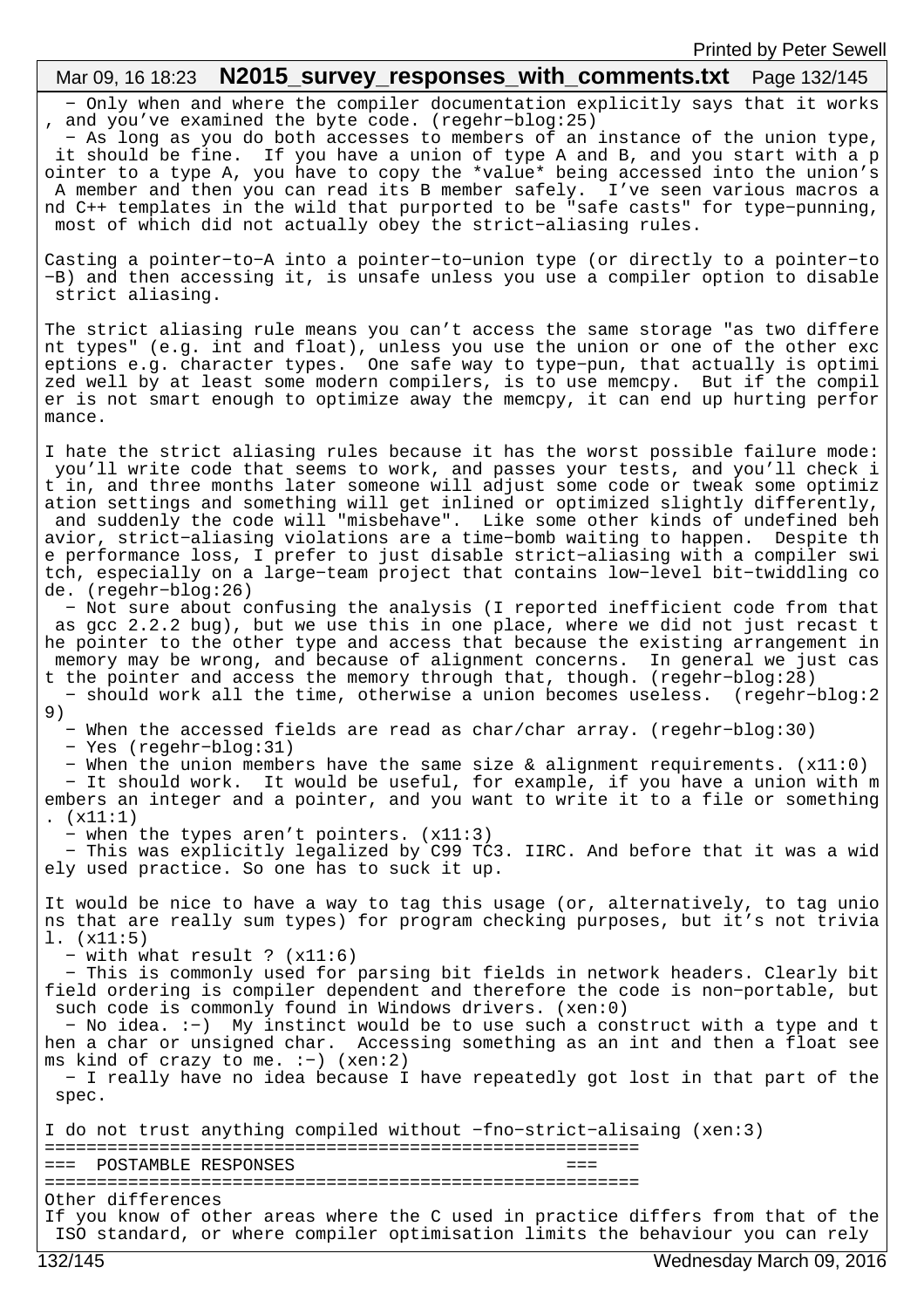- Only when and where the compiler documentation explicitly says that it works, and you've examined the byte code. (regehr-blog:25)
- As long as you do both accesses to members of an instance of the union type, it should be fine. If you have a union of type A and B, and you start with a pointer to a type A, you have to copy the *value* being accessed into the union's A member and then you can read its B member safely. I've seen various macros and C++ templates in the wild that purported to be "safe casts" for type-punning, most of which did not actually obey the strict-aliasing rules.

Casting a pointer-to-A into a pointer-to-union type (or directly to a pointer-to-B) and then accessing it, is unsafe unless you use a compiler option to disable strict aliasing.

The strict aliasing rule means you can't access the same storage "as two different types" (e.g. int and float), unless you use the union or one of the other exceptions e.g. character types. One safe way to type-pun, that actually is optimized well by at least some modern compilers, is to use memcpy. But if the compiler is not smart enough to optimize away the memcpy, it can end up hurting performance.

I hate the strict aliasing rules because it has the worst possible failure mode: you'll write code that seems to work, and passes your tests, and you'll check it in, and three months later someone will adjust some code or tweak some optimization settings and something will get inlined or optimized slightly differently, and suddenly the code will "misbehave". Like some other kinds of undefined behavior, strict-aliasing violations are a time-bomb waiting to happen. Despite the performance loss, I prefer to just disable strict-aliasing with a compiler switch, especially on a large-team project that contains low-level bit-twiddling code. (regehr-blog:26)
- Not sure about confusing the analysis (I reported inefficient code from that as gcc 2.2.2 bug), but we use this in one place, where we did not just recast the pointer to the other type and access that because the existing arrangement in memory may be wrong, and because of alignment concerns. In general we just cast the pointer and access the memory through that, though. (regehr-blog:28)
- should work all the time, otherwise a union becomes useless. (regehr-blog:29)
- When the accessed fields are read as char/char array. (regehr-blog:30)
- Yes (regehr-blog:31)
- When the union members have the same size & alignment requirements. (x11:0)
- It should work. It would be useful, for example, if you have a union with members an integer and a pointer, and you want to write it to a file or something. (x11:1)
- when the types aren't pointers. (x11:3)
- This was explicitly legalized by C99 TC3. IIRC. And before that it was a widely used practice. So one has to suck it up.

It would be nice to have a way to tag this usage (or, alternatively, to tag unions that are really sum types) for program checking purposes, but it's not trivial. (x11:5)
- with what result ? (x11:6)
- This is commonly used for parsing bit fields in network headers. Clearly bitfield ordering is compiler dependent and therefore the code is non-portable, but such code is commonly found in Windows drivers. (xen:0)
- No idea. :-) My instinct would be to use such a construct with a type and then a char or unsigned char. Accessing something as an int and then a float seems kind of crazy to me. :-) (xen:2)
- I really have no idea because I have repeatedly got lost in that part of the spec.

I do not trust anything compiled without -fno-strict-alisaing (xen:3)

```
=========================================================
===  POSTAMBLE RESPONSES                              ===
=========================================================
```

Other differences
If you know of other areas where the C used in practice differs from that of the ISO standard, or where compiler optimisation limits the behaviour you can rely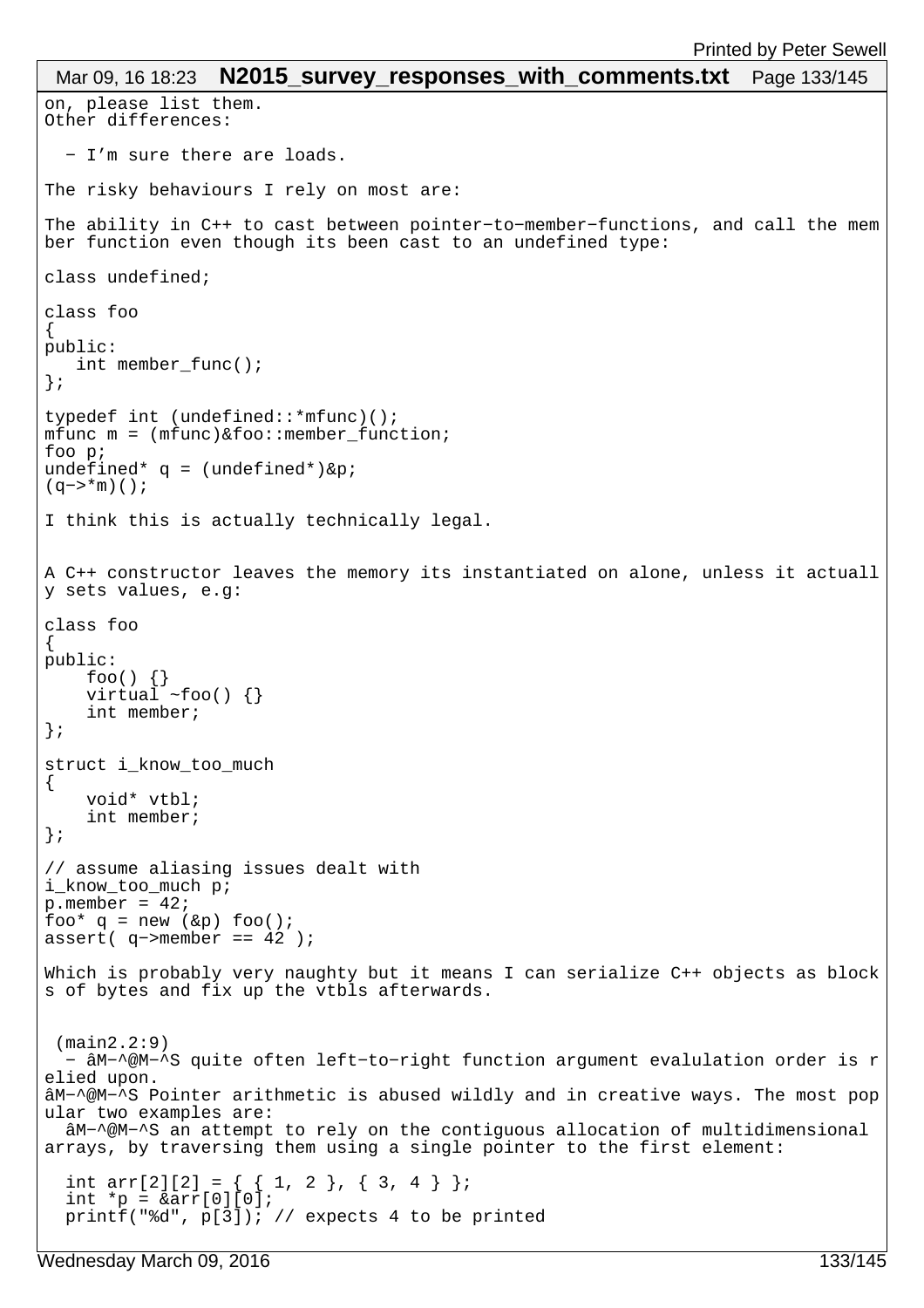on, please list them.
Other differences:

  − I’m sure there are loads.

The risky behaviours I rely on most are:

The ability in C++ to cast between pointer−to−member−functions, and call the member function even though its been cast to an undefined type:

```
class undefined;

class foo
{
public:
   int member_func();
};

typedef int (undefined::*mfunc)();
mfunc m = (mfunc)&foo::member_function;
foo p;
undefined* q = (undefined*)&p;
(q−>*m)();
```

I think this is actually technically legal.

A C++ constructor leaves the memory its instantiated on alone, unless it actually sets values, e.g:

```
class foo
{
public:
    foo() {}
    virtual ~foo() {}
    int member;
};

struct i_know_too_much
{
    void* vtbl;
    int member;
};

// assume aliasing issues dealt with
i_know_too_much p;
p.member = 42;
foo* q = new (&p) foo();
assert( q−>member == 42 );
```

Which is probably very naughty but it means I can serialize C++ objects as blocks of bytes and fix up the vtbls afterwards.

 (main2.2:9)
  − âM−^@M−^S quite often left−to−right function argument evalulation order is relied upon.
âM−^@M−^S Pointer arithmetic is abused wildly and in creative ways. The most popular two examples are:
  âM−^@M−^S an attempt to rely on the contiguous allocation of multidimensional arrays, by traversing them using a single pointer to the first element:

```
  int arr[2][2] = { { 1, 2 }, { 3, 4 } };
  int *p = &arr[0][0];
  printf("%d", p[3]); // expects 4 to be printed
```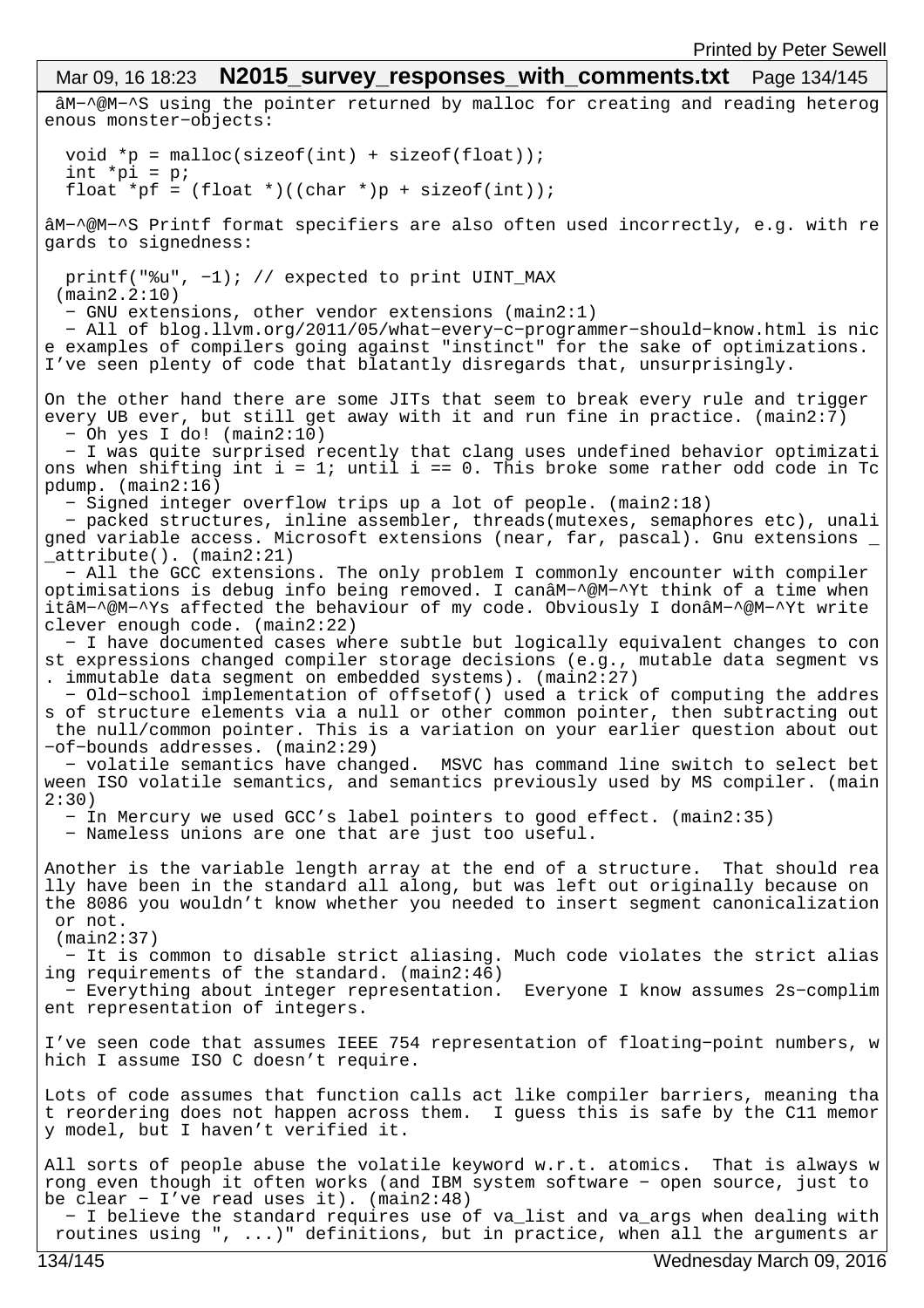âM−^@M−^S using the pointer returned by malloc for creating and reading heterogenous monster−objects:

```
  void *p = malloc(sizeof(int) + sizeof(float));
  int *pi = p;
  float *pf = (float *)((char *)p + sizeof(int));
```

âM−^@M−^S Printf format specifiers are also often used incorrectly, e.g. with regards to signedness:

```
  printf("%u", −1); // expected to print UINT_MAX
```

(main2.2:10)

− GNU extensions, other vendor extensions (main2:1)

− All of blog.llvm.org/2011/05/what−every−c−programmer−should−know.html is nice examples of compilers going against "instinct" for the sake of optimizations. I've seen plenty of code that blatantly disregards that, unsurprisingly.

On the other hand there are some JITs that seem to break every rule and trigger every UB ever, but still get away with it and run fine in practice. (main2:7)

− Oh yes I do! (main2:10)

− I was quite surprised recently that clang uses undefined behavior optimizations when shifting int i = 1; until i == 0. This broke some rather odd code in Tcpdump. (main2:16)

− Signed integer overflow trips up a lot of people. (main2:18)

− packed structures, inline assembler, threads(mutexes, semaphores etc), unaligned variable access. Microsoft extensions (near, far, pascal). Gnu extensions __attribute(). (main2:21)

− All the GCC extensions. The only problem I commonly encounter with compiler optimisations is debug info being removed. I canâM−^@M−^Yt think of a time when itâM−^@M−^Ys affected the behaviour of my code. Obviously I donâM−^@M−^Yt write clever enough code. (main2:22)

− I have documented cases where subtle but logically equivalent changes to const expressions changed compiler storage decisions (e.g., mutable data segment vs. immutable data segment on embedded systems). (main2:27)

− Old−school implementation of offsetof() used a trick of computing the address of structure elements via a null or other common pointer, then subtracting out the null/common pointer. This is a variation on your earlier question about out−of−bounds addresses. (main2:29)

− volatile semantics have changed. MSVC has command line switch to select between ISO volatile semantics, and semantics previously used by MS compiler. (main2:30)

− In Mercury we used GCC's label pointers to good effect. (main2:35)

− Nameless unions are one that are just too useful.

Another is the variable length array at the end of a structure. That should really have been in the standard all along, but was left out originally because on the 8086 you wouldn't know whether you needed to insert segment canonicalization or not.
(main2:37)

− It is common to disable strict aliasing. Much code violates the strict aliasing requirements of the standard. (main2:46)

− Everything about integer representation. Everyone I know assumes 2s−complement representation of integers.

I've seen code that assumes IEEE 754 representation of floating−point numbers, which I assume ISO C doesn't require.

Lots of code assumes that function calls act like compiler barriers, meaning that reordering does not happen across them. I guess this is safe by the C11 memory model, but I haven't verified it.

All sorts of people abuse the volatile keyword w.r.t. atomics. That is always wrong even though it often works (and IBM system software − open source, just to be clear − I've read uses it). (main2:48)

− I believe the standard requires use of va_list and va_args when dealing with routines using ", ...)" definitions, but in practice, when all the arguments ar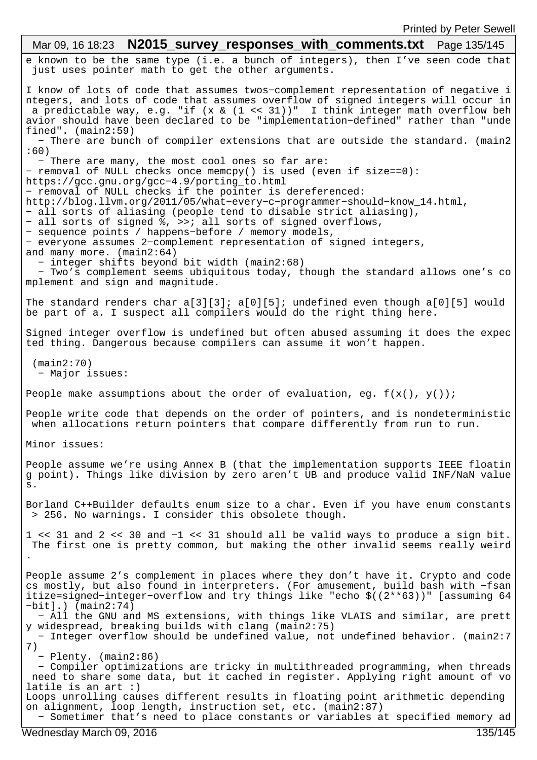e known to be the same type (i.e. a bunch of integers), then I've seen code that just uses pointer math to get the other arguments.

I know of lots of code that assumes twos-complement representation of negative integers, and lots of code that assumes overflow of signed integers will occur in a predictable way, e.g. "if (x & (1 << 31))"  I think integer math overflow behavior should have been declared to be "implementation-defined" rather than "undefined". (main2:59)

 - There are bunch of compiler extensions that are outside the standard. (main2:60)

 - There are many, the most cool ones so far are:
- removal of NULL checks once memcpy() is used (even if size==0):
https://gcc.gnu.org/gcc-4.9/porting_to.html
- removal of NULL checks if the pointer is dereferenced:
http://blog.llvm.org/2011/05/what-every-c-programmer-should-know_14.html,
- all sorts of aliasing (people tend to disable strict aliasing),
- all sorts of signed %, >>; all sorts of signed overflows,
- sequence points / happens-before / memory models,
- everyone assumes 2-complement representation of signed integers,
and many more. (main2:64)

 - integer shifts beyond bit width (main2:68)

 - Two's complement seems ubiquitous today, though the standard allows one's complement and sign and magnitude.

The standard renders char a[3][3]; a[0][5]; undefined even though a[0][5] would be part of a. I suspect all compilers would do the right thing here.

Signed integer overflow is undefined but often abused assuming it does the expected thing. Dangerous because compilers can assume it won't happen.

 (main2:70)

 - Major issues:

People make assumptions about the order of evaluation, eg. f(x(), y());

People write code that depends on the order of pointers, and is nondeterministic when allocations return pointers that compare differently from run to run.

Minor issues:

People assume we're using Annex B (that the implementation supports IEEE floating point). Things like division by zero aren't UB and produce valid INF/NaN values.

Borland C++Builder defaults enum size to a char. Even if you have enum constants > 256. No warnings. I consider this obsolete though.

1 << 31 and 2 << 30 and -1 << 31 should all be valid ways to produce a sign bit. The first one is pretty common, but making the other invalid seems really weird.

People assume 2's complement in places where they don't have it. Crypto and codecs mostly, but also found in interpreters. (For amusement, build bash with -fsanitize=signed-integer-overflow and try things like "echo $((2**63))" [assuming 64-bit].) (main2:74)

 - All the GNU and MS extensions, with things like VLAIS and similar, are pretty widespread, breaking builds with clang (main2:75)

 - Integer overflow should be undefined value, not undefined behavior. (main2:77)

 - Plenty. (main2:86)

 - Compiler optimizations are tricky in multithreaded programming, when threads need to share some data, but it cached in register. Applying right amount of volatile is an art :)
Loops unrolling causes different results in floating point arithmetic depending on alignment, loop length, instruction set, etc. (main2:87)

 - Sometimer that's need to place constants or variables at specified memory ad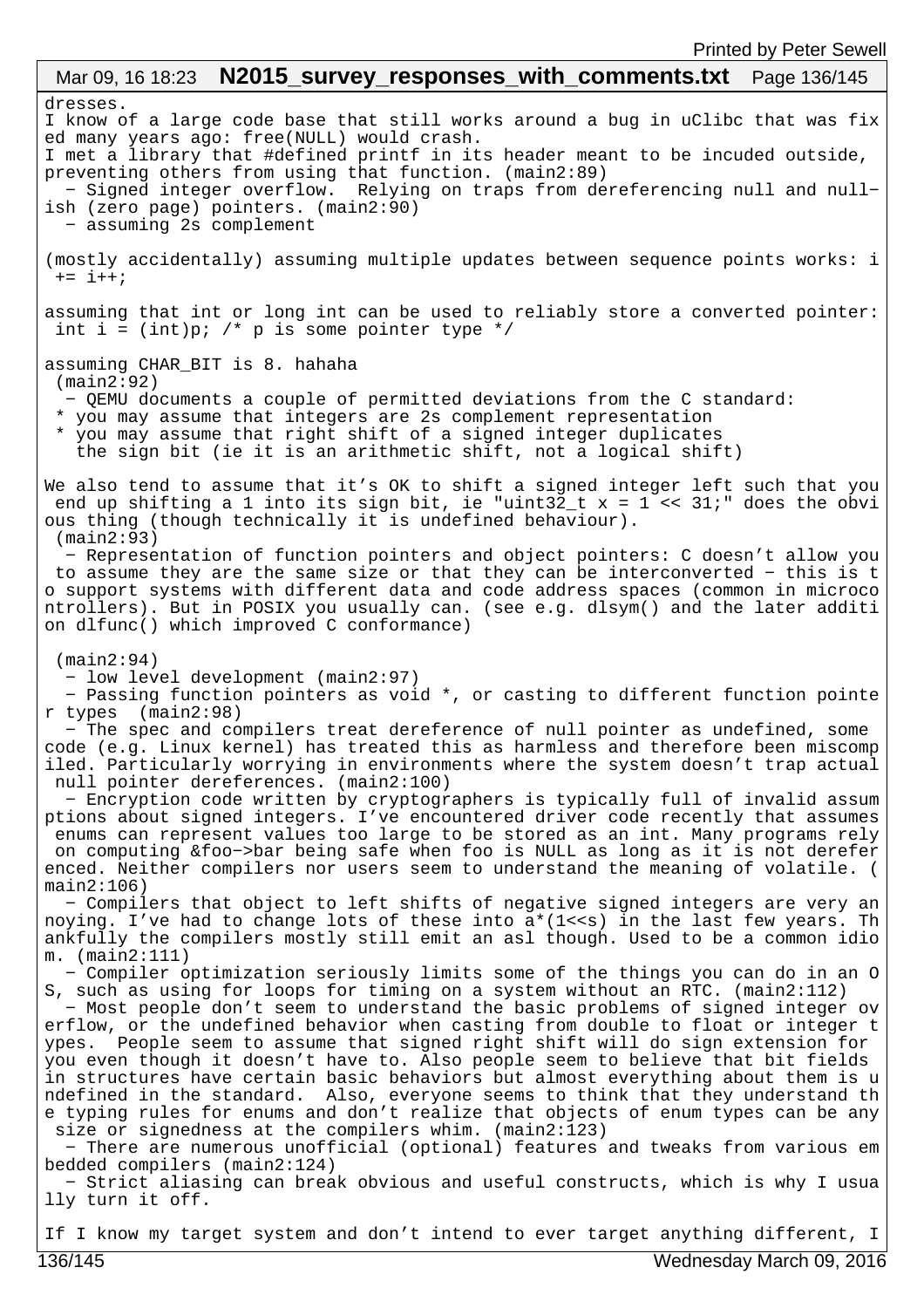dresses.
I know of a large code base that still works around a bug in uClibc that was fixed many years ago: free(NULL) would crash.
I met a library that #defined printf in its header meant to be incuded outside, preventing others from using that function. (main2:89)
  − Signed integer overflow.  Relying on traps from dereferencing null and null−ish (zero page) pointers. (main2:90)
  − assuming 2s complement

(mostly accidentally) assuming multiple updates between sequence points works: i += i++;

assuming that int or long int can be used to reliably store a converted pointer: int i = (int)p; /* p is some pointer type */

assuming CHAR_BIT is 8. hahaha
 (main2:92)
  − QEMU documents a couple of permitted deviations from the C standard:
 * you may assume that integers are 2s complement representation
 * you may assume that right shift of a signed integer duplicates
   the sign bit (ie it is an arithmetic shift, not a logical shift)

We also tend to assume that it’s OK to shift a signed integer left such that you end up shifting a 1 into its sign bit, ie "uint32_t x = 1 << 31;" does the obvious thing (though technically it is undefined behaviour).
 (main2:93)
  − Representation of function pointers and object pointers: C doesn’t allow you to assume they are the same size or that they can be interconverted − this is to support systems with different data and code address spaces (common in microcontrollers). But in POSIX you usually can. (see e.g. dlsym() and the later addition dlfunc() which improved C conformance)

 (main2:94)
  − low level development (main2:97)
  − Passing function pointers as void *, or casting to different function pointer types  (main2:98)
  − The spec and compilers treat dereference of null pointer as undefined, some code (e.g. Linux kernel) has treated this as harmless and therefore been miscompiled. Particularly worrying in environments where the system doesn’t trap actual null pointer dereferences. (main2:100)
  − Encryption code written by cryptographers is typically full of invalid assumptions about signed integers. I’ve encountered driver code recently that assumes enums can represent values too large to be stored as an int. Many programs rely on computing &foo−>bar being safe when foo is NULL as long as it is not dereferenced. Neither compilers nor users seem to understand the meaning of volatile. (main2:106)
  − Compilers that object to left shifts of negative signed integers are very annoying. I’ve had to change lots of these into a*(1<<s) in the last few years. Thankfully the compilers mostly still emit an asl though. Used to be a common idiom. (main2:111)
  − Compiler optimization seriously limits some of the things you can do in an OS, such as using for loops for timing on a system without an RTC. (main2:112)
  − Most people don’t seem to understand the basic problems of signed integer overflow, or the undefined behavior when casting from double to float or integer types.  People seem to assume that signed right shift will do sign extension for you even though it doesn’t have to. Also people seem to believe that bit fields in structures have certain basic behaviors but almost everything about them is undefined in the standard.  Also, everyone seems to think that they understand the typing rules for enums and don’t realize that objects of enum types can be any size or signedness at the compilers whim. (main2:123)
  − There are numerous unofficial (optional) features and tweaks from various embedded compilers (main2:124)
  − Strict aliasing can break obvious and useful constructs, which is why I usually turn it off.

If I know my target system and don’t intend to ever target anything different, I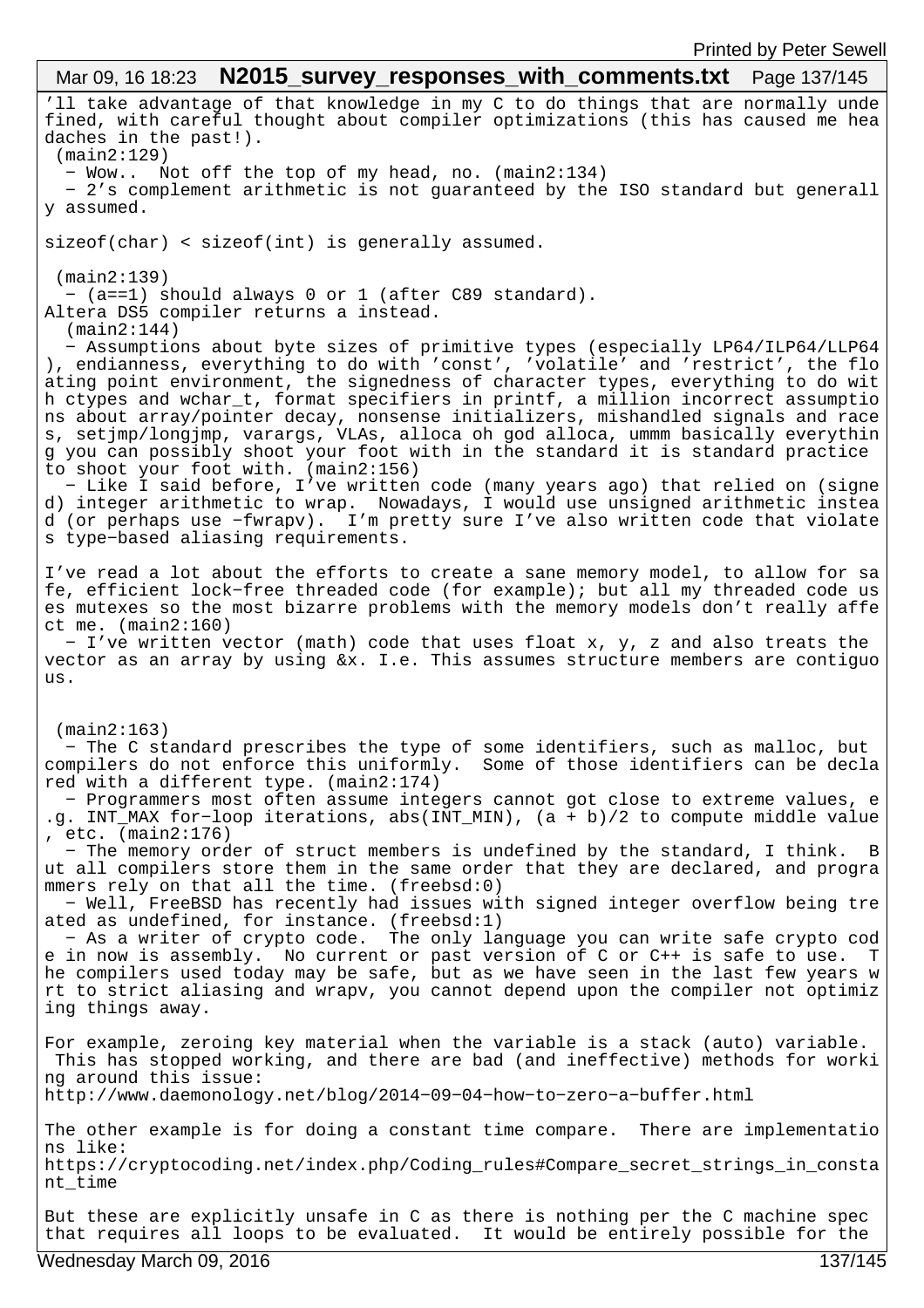'll take advantage of that knowledge in my C to do things that are normally undefined, with careful thought about compiler optimizations (this has caused me headaches in the past!).
 (main2:129)
  − Wow..  Not off the top of my head, no. (main2:134)
  − 2's complement arithmetic is not guaranteed by the ISO standard but generally assumed.

sizeof(char) < sizeof(int) is generally assumed.

 (main2:139)
  − (a==1) should always 0 or 1 (after C89 standard).
Altera DS5 compiler returns a instead.
  (main2:144)
  − Assumptions about byte sizes of primitive types (especially LP64/ILP64/LLP64), endianness, everything to do with 'const', 'volatile' and 'restrict', the floating point environment, the signedness of character types, everything to do with ctypes and wchar_t, format specifiers in printf, a million incorrect assumptions about array/pointer decay, nonsense initializers, mishandled signals and races, setjmp/longjmp, varargs, VLAs, alloca oh god alloca, ummm basically everything you can possibly shoot your foot with in the standard it is standard practice to shoot your foot with. (main2:156)
  − Like I said before, I've written code (many years ago) that relied on (signed) integer arithmetic to wrap.  Nowadays, I would use unsigned arithmetic instead (or perhaps use −fwrapv).  I'm pretty sure I've also written code that violates type−based aliasing requirements.

I've read a lot about the efforts to create a sane memory model, to allow for safe, efficient lock−free threaded code (for example); but all my threaded code uses mutexes so the most bizarre problems with the memory models don't really affect me. (main2:160)
  − I've written vector (math) code that uses float x, y, z and also treats the vector as an array by using &x. I.e. This assumes structure members are contiguous.

 (main2:163)
  − The C standard prescribes the type of some identifiers, such as malloc, but compilers do not enforce this uniformly.  Some of those identifiers can be declared with a different type. (main2:174)
  − Programmers most often assume integers cannot got close to extreme values, e.g. INT_MAX for−loop iterations, abs(INT_MIN), (a + b)/2 to compute middle value, etc. (main2:176)
  − The memory order of struct members is undefined by the standard, I think.  But all compilers store them in the same order that they are declared, and programmers rely on that all the time. (freebsd:0)
  − Well, FreeBSD has recently had issues with signed integer overflow being treated as undefined, for instance. (freebsd:1)
  − As a writer of crypto code.  The only language you can write safe crypto code in now is assembly.  No current or past version of C or C++ is safe to use.  The compilers used today may be safe, but as we have seen in the last few years wrt to strict aliasing and wrapv, you cannot depend upon the compiler not optimizing things away.

For example, zeroing key material when the variable is a stack (auto) variable.
 This has stopped working, and there are bad (and ineffective) methods for working around this issue:
http://www.daemonology.net/blog/2014−09−04−how−to−zero−a−buffer.html

The other example is for doing a constant time compare.  There are implementations like:
https://cryptocoding.net/index.php/Coding_rules#Compare_secret_strings_in_constant_time

But these are explicitly unsafe in C as there is nothing per the C machine spec that requires all loops to be evaluated.  It would be entirely possible for the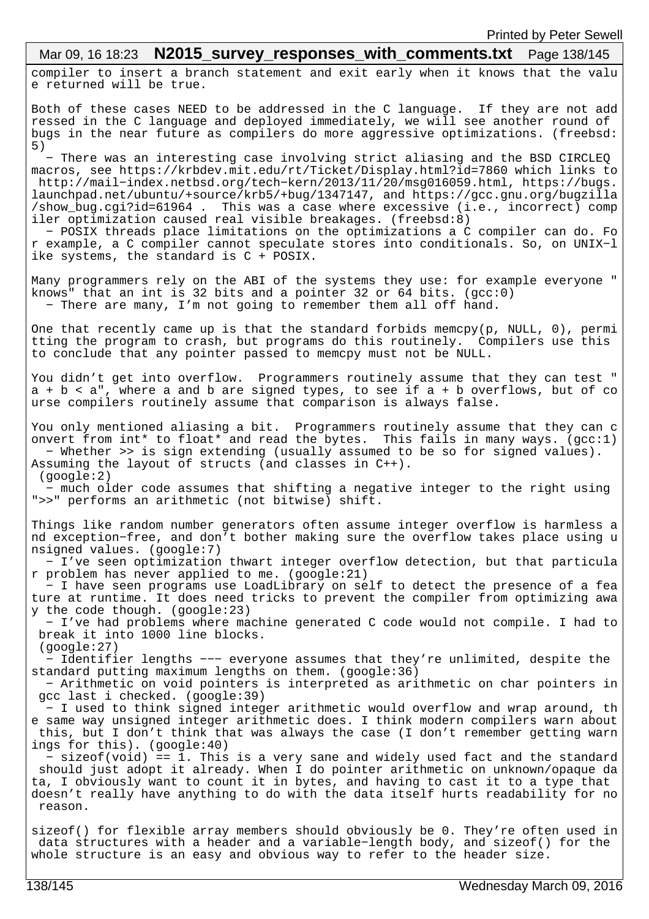compiler to insert a branch statement and exit early when it knows that the value returned will be true.

Both of these cases NEED to be addressed in the C language. If they are not addressed in the C language and deployed immediately, we will see another round of bugs in the near future as compilers do more aggressive optimizations. (freebsd:5)

- There was an interesting case involving strict aliasing and the BSD CIRCLEQ macros, see https://krbdev.mit.edu/rt/Ticket/Display.html?id=7860 which links to http://mail-index.netbsd.org/tech-kern/2013/11/20/msg016059.html, https://bugs.launchpad.net/ubuntu/+source/krb5/+bug/1347147, and https://gcc.gnu.org/bugzilla/show_bug.cgi?id=61964 . This was a case where excessive (i.e., incorrect) compiler optimization caused real visible breakages. (freebsd:8)
- POSIX threads place limitations on the optimizations a C compiler can do. For example, a C compiler cannot speculate stores into conditionals. So, on UNIX-like systems, the standard is C + POSIX.

Many programmers rely on the ABI of the systems they use: for example everyone "knows" that an int is 32 bits and a pointer 32 or 64 bits. (gcc:0)

- There are many, I'm not going to remember them all off hand.

One that recently came up is that the standard forbids memcpy(p, NULL, 0), permitting the program to crash, but programs do this routinely. Compilers use this to conclude that any pointer passed to memcpy must not be NULL.

You didn't get into overflow. Programmers routinely assume that they can test "a + b < a", where a and b are signed types, to see if a + b overflows, but of course compilers routinely assume that comparison is always false.

You only mentioned aliasing a bit. Programmers routinely assume that they can convert from int* to float* and read the bytes. This fails in many ways. (gcc:1)

- Whether >> is sign extending (usually assumed to be so for signed values).

Assuming the layout of structs (and classes in C++).
(google:2)

- much older code assumes that shifting a negative integer to the right using ">>" performs an arithmetic (not bitwise) shift.

Things like random number generators often assume integer overflow is harmless and exception-free, and don't bother making sure the overflow takes place using unsigned values. (google:7)

- I've seen optimization thwart integer overflow detection, but that particular problem has never applied to me. (google:21)
- I have seen programs use LoadLibrary on self to detect the presence of a feature at runtime. It does need tricks to prevent the compiler from optimizing away the code though. (google:23)
- I've had problems where machine generated C code would not compile. I had to break it into 1000 line blocks.
(google:27)
- Identifier lengths --- everyone assumes that they're unlimited, despite the standard putting maximum lengths on them. (google:36)
- Arithmetic on void pointers is interpreted as arithmetic on char pointers in gcc last i checked. (google:39)
- I used to think signed integer arithmetic would overflow and wrap around, the same way unsigned integer arithmetic does. I think modern compilers warn about this, but I don't think that was always the case (I don't remember getting warnings for this). (google:40)
- sizeof(void) == 1. This is a very sane and widely used fact and the standard should just adopt it already. When I do pointer arithmetic on unknown/opaque data, I obviously want to count it in bytes, and having to cast it to a type that doesn't really have anything to do with the data itself hurts readability for no reason.

sizeof() for flexible array members should obviously be 0. They're often used in data structures with a header and a variable-length body, and sizeof() for the whole structure is an easy and obvious way to refer to the header size.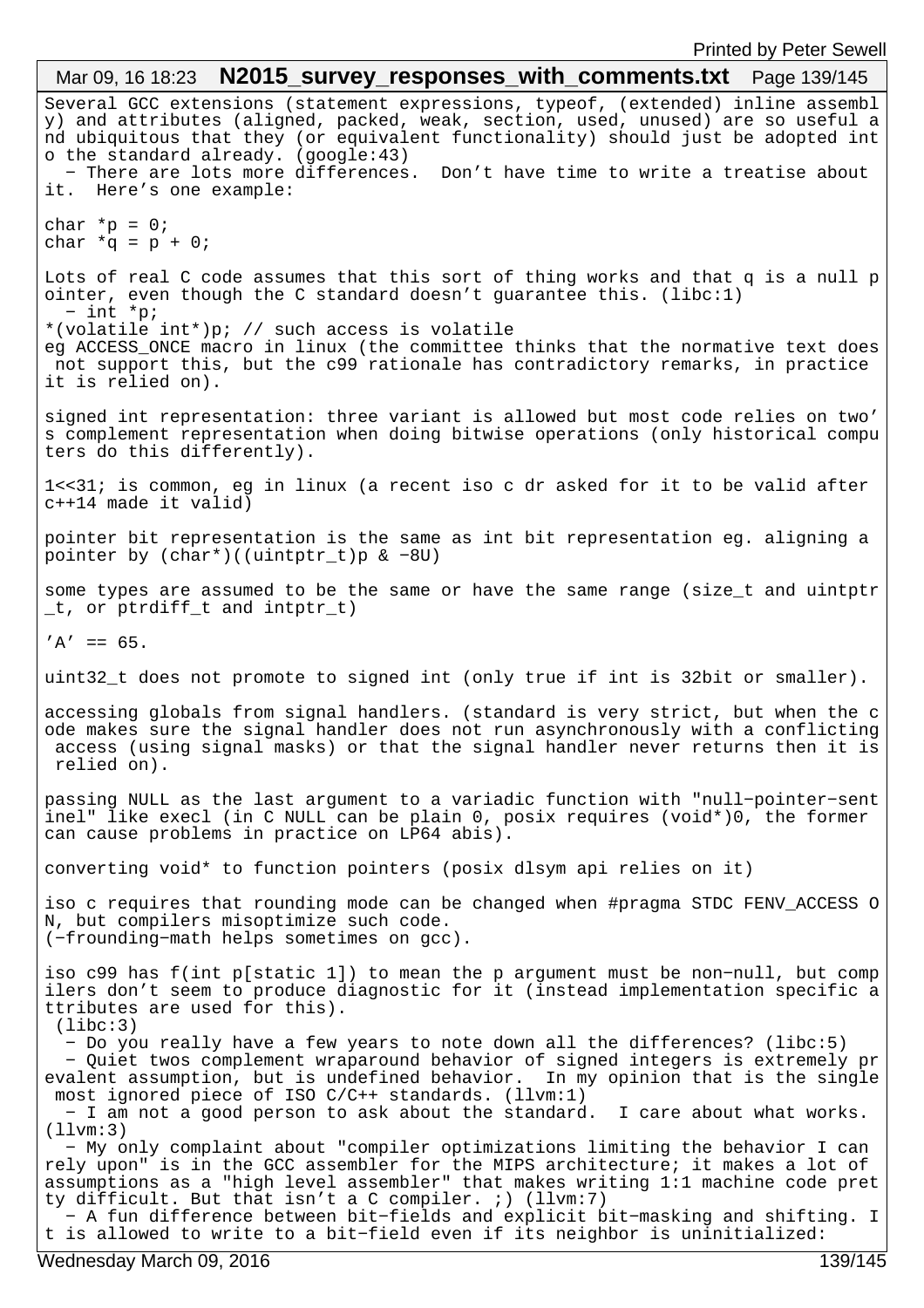Several GCC extensions (statement expressions, typeof, (extended) inline assembly) and attributes (aligned, packed, weak, section, used, unused) are so useful and ubiquitous that they (or equivalent functionality) should just be adopted into the standard already. (google:43)

 − There are lots more differences. Don't have time to write a treatise about it. Here's one example:

```
char *p = 0;
char *q = p + 0;
```

Lots of real C code assumes that this sort of thing works and that q is a null pointer, even though the C standard doesn't guarantee this. (libc:1)

 − int *p;

```
*(volatile int*)p; // such access is volatile
```

eg ACCESS_ONCE macro in linux (the committee thinks that the normative text does not support this, but the c99 rationale has contradictory remarks, in practice it is relied on).

signed int representation: three variant is allowed but most code relies on two's complement representation when doing bitwise operations (only historical computers do this differently).

1<<31; is common, eg in linux (a recent iso c dr asked for it to be valid after c++14 made it valid)

pointer bit representation is the same as int bit representation eg. aligning a pointer by (char*)((uintptr_t)p & −8U)

some types are assumed to be the same or have the same range (size_t and uintptr_t, or ptrdiff_t and intptr_t)

'A' == 65.

uint32_t does not promote to signed int (only true if int is 32bit or smaller).

accessing globals from signal handlers. (standard is very strict, but when the code makes sure the signal handler does not run asynchronously with a conflicting access (using signal masks) or that the signal handler never returns then it is relied on).

passing NULL as the last argument to a variadic function with "null−pointer−sentinel" like execl (in C NULL can be plain 0, posix requires (void*)0, the former can cause problems in practice on LP64 abis).

converting void* to function pointers (posix dlsym api relies on it)

iso c requires that rounding mode can be changed when #pragma STDC FENV_ACCESS ON, but compilers misoptimize such code.
(−frounding−math helps sometimes on gcc).

iso c99 has f(int p[static 1]) to mean the p argument must be non−null, but compilers don't seem to produce diagnostic for it (instead implementation specific attributes are used for this).
 (libc:3)

 − Do you really have a few years to note down all the differences? (libc:5)

 − Quiet twos complement wraparound behavior of signed integers is extremely prevalent assumption, but is undefined behavior. In my opinion that is the single most ignored piece of ISO C/C++ standards. (llvm:1)

 − I am not a good person to ask about the standard. I care about what works. (llvm:3)

 − My only complaint about "compiler optimizations limiting the behavior I can rely upon" is in the GCC assembler for the MIPS architecture; it makes a lot of assumptions as a "high level assembler" that makes writing 1:1 machine code pretty difficult. But that isn't a C compiler. ;) (llvm:7)

 − A fun difference between bit−fields and explicit bit−masking and shifting. It is allowed to write to a bit−field even if its neighbor is uninitialized: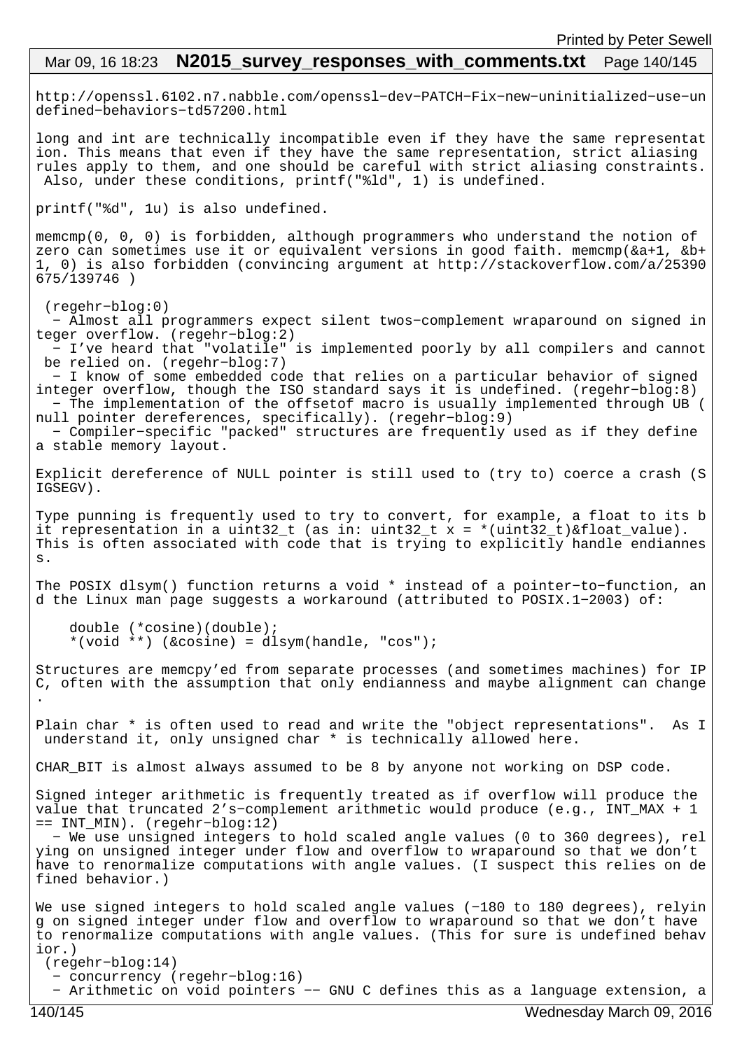http://openssl.6102.n7.nabble.com/openssl-dev-PATCH-Fix-new-uninitialized-use-undefined-behaviors-td57200.html

long and int are technically incompatible even if they have the same representation. This means that even if they have the same representation, strict aliasing rules apply to them, and one should be careful with strict aliasing constraints. Also, under these conditions, printf("%ld", 1) is undefined.

printf("%d", 1u) is also undefined.

memcmp(0, 0, 0) is forbidden, although programmers who understand the notion of zero can sometimes use it or equivalent versions in good faith. memcmp(&a+1, &b+1, 0) is also forbidden (convincing argument at http://stackoverflow.com/a/25390675/139746 )

(regehr-blog:0)
- Almost all programmers expect silent twos-complement wraparound on signed integer overflow. (regehr-blog:2)
- I've heard that "volatile" is implemented poorly by all compilers and cannot be relied on. (regehr-blog:7)
- I know of some embedded code that relies on a particular behavior of signed integer overflow, though the ISO standard says it is undefined. (regehr-blog:8)
- The implementation of the offsetof macro is usually implemented through UB (null pointer dereferences, specifically). (regehr-blog:9)
- Compiler-specific "packed" structures are frequently used as if they define a stable memory layout.

Explicit dereference of NULL pointer is still used to (try to) coerce a crash (SIGSEGV).

Type punning is frequently used to try to convert, for example, a float to its bit representation in a uint32_t (as in: uint32_t x = *(uint32_t)&float_value). This is often associated with code that is trying to explicitly handle endianness.

The POSIX dlsym() function returns a void * instead of a pointer-to-function, and the Linux man page suggests a workaround (attributed to POSIX.1-2003) of:

```
    double (*cosine)(double);
    *(void **) (&cosine) = dlsym(handle, "cos");
```

Structures are memcpy'ed from separate processes (and sometimes machines) for IPC, often with the assumption that only endianness and maybe alignment can change.

Plain char * is often used to read and write the "object representations". As I understand it, only unsigned char * is technically allowed here.

CHAR_BIT is almost always assumed to be 8 by anyone not working on DSP code.

Signed integer arithmetic is frequently treated as if overflow will produce the value that truncated 2's-complement arithmetic would produce (e.g., INT_MAX + 1 == INT_MIN). (regehr-blog:12)
- We use unsigned integers to hold scaled angle values (0 to 360 degrees), relying on unsigned integer under flow and overflow to wraparound so that we don't have to renormalize computations with angle values. (I suspect this relies on defined behavior.)

We use signed integers to hold scaled angle values (-180 to 180 degrees), relying on signed integer under flow and overflow to wraparound so that we don't have to renormalize computations with angle values. (This for sure is undefined behavior.)
(regehr-blog:14)
- concurrency (regehr-blog:16)
- Arithmetic on void pointers -- GNU C defines this as a language extension, a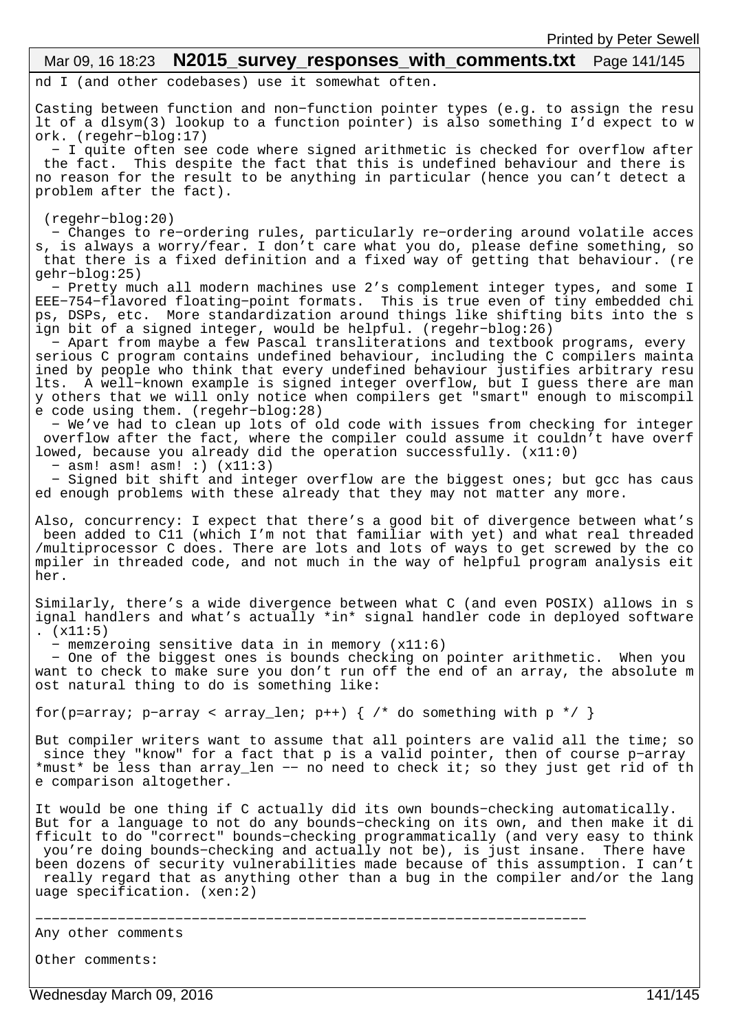nd I (and other codebases) use it somewhat often.

Casting between function and non-function pointer types (e.g. to assign the result of a dlsym(3) lookup to a function pointer) is also something I'd expect to work. (regehr-blog:17)

- I quite often see code where signed arithmetic is checked for overflow after the fact. This despite the fact that this is undefined behaviour and there is no reason for the result to be anything in particular (hence you can't detect a problem after the fact).

(regehr-blog:20)

- Changes to re-ordering rules, particularly re-ordering around volatile access, is always a worry/fear. I don't care what you do, please define something, so that there is a fixed definition and a fixed way of getting that behaviour. (regehr-blog:25)
- Pretty much all modern machines use 2's complement integer types, and some IEEE-754-flavored floating-point formats. This is true even of tiny embedded chips, DSPs, etc. More standardization around things like shifting bits into the sign bit of a signed integer, would be helpful. (regehr-blog:26)
- Apart from maybe a few Pascal transliterations and textbook programs, every serious C program contains undefined behaviour, including the C compilers maintained by people who think that every undefined behaviour justifies arbitrary results. A well-known example is signed integer overflow, but I guess there are many others that we will only notice when compilers get "smart" enough to miscompile code using them. (regehr-blog:28)
- We've had to clean up lots of old code with issues from checking for integer overflow after the fact, where the compiler could assume it couldn't have overflowed, because you already did the operation successfully. (x11:0)
- asm! asm! asm! :) (x11:3)
- Signed bit shift and integer overflow are the biggest ones; but gcc has caused enough problems with these already that they may not matter any more.

Also, concurrency: I expect that there's a good bit of divergence between what's been added to C11 (which I'm not that familiar with yet) and what real threaded/multiprocessor C does. There are lots and lots of ways to get screwed by the compiler in threaded code, and not much in the way of helpful program analysis either.

Similarly, there's a wide divergence between what C (and even POSIX) allows in signal handlers and what's actually *in* signal handler code in deployed software. (x11:5)

- memzeroing sensitive data in in memory (x11:6)
- One of the biggest ones is bounds checking on pointer arithmetic. When you want to check to make sure you don't run off the end of an array, the absolute most natural thing to do is something like:

```
for(p=array; p-array < array_len; p++) { /* do something with p */ }
```

But compiler writers want to assume that all pointers are valid all the time; so since they "know" for a fact that p is a valid pointer, then of course p-array *must* be less than array_len -- no need to check it; so they just get rid of the comparison altogether.

It would be one thing if C actually did its own bounds-checking automatically. But for a language to not do any bounds-checking on its own, and then make it difficult to do "correct" bounds-checking programmatically (and very easy to think you're doing bounds-checking and actually not be), is just insane. There have been dozens of security vulnerabilities made because of this assumption. I can't really regard that as anything other than a bug in the compiler and/or the language specification. (xen:2)

---

Any other comments

Other comments: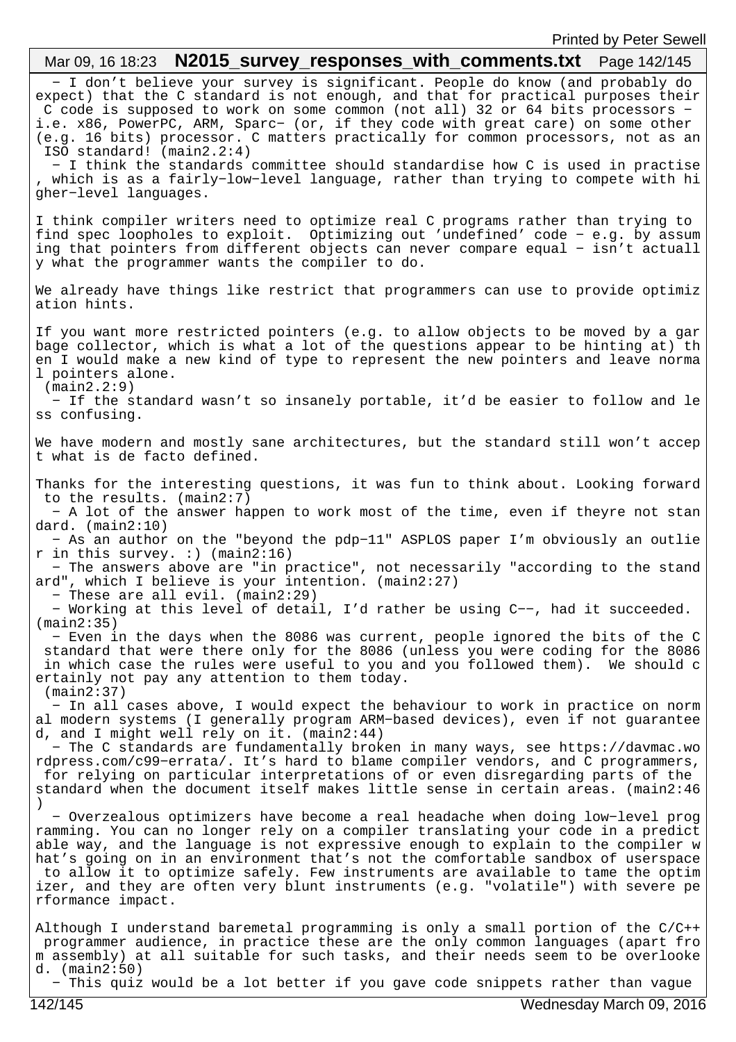- I don't believe your survey is significant. People do know (and probably do expect) that the C standard is not enough, and that for practical purposes their C code is supposed to work on some common (not all) 32 or 64 bits processors – i.e. x86, PowerPC, ARM, Sparc– (or, if they code with great care) on some other (e.g. 16 bits) processor. C matters practically for common processors, not as an ISO standard! (main2.2:4)
- I think the standards committee should standardise how C is used in practise, which is as a fairly-low-level language, rather than trying to compete with higher-level languages.

I think compiler writers need to optimize real C programs rather than trying to find spec loopholes to exploit. Optimizing out 'undefined' code – e.g. by assuming that pointers from different objects can never compare equal – isn't actually what the programmer wants the compiler to do.

We already have things like restrict that programmers can use to provide optimization hints.

If you want more restricted pointers (e.g. to allow objects to be moved by a garbage collector, which is what a lot of the questions appear to be hinting at) then I would make a new kind of type to represent the new pointers and leave normal pointers alone.
(main2.2:9)
- If the standard wasn't so insanely portable, it'd be easier to follow and less confusing.

We have modern and mostly sane architectures, but the standard still won't accept what is de facto defined.

Thanks for the interesting questions, it was fun to think about. Looking forward to the results. (main2:7)
- A lot of the answer happen to work most of the time, even if theyre not standard. (main2:10)
- As an author on the "beyond the pdp-11" ASPLOS paper I'm obviously an outlier in this survey. :) (main2:16)
- The answers above are "in practice", not necessarily "according to the standard", which I believe is your intention. (main2:27)
- These are all evil. (main2:29)
- Working at this level of detail, I'd rather be using C--, had it succeeded. (main2:35)
- Even in the days when the 8086 was current, people ignored the bits of the C standard that were there only for the 8086 (unless you were coding for the 8086 in which case the rules were useful to you and you followed them). We should certainly not pay any attention to them today.
(main2:37)
- In all cases above, I would expect the behaviour to work in practice on normal modern systems (I generally program ARM-based devices), even if not guaranteed, and I might well rely on it. (main2:44)
- The C standards are fundamentally broken in many ways, see https://davmac.wordpress.com/c99-errata/. It's hard to blame compiler vendors, and C programmers, for relying on particular interpretations of or even disregarding parts of the standard when the document itself makes little sense in certain areas. (main2:46)
- Overzealous optimizers have become a real headache when doing low-level programming. You can no longer rely on a compiler translating your code in a predictable way, and the language is not expressive enough to explain to the compiler what's going on in an environment that's not the comfortable sandbox of userspace to allow it to optimize safely. Few instruments are available to tame the optimizer, and they are often very blunt instruments (e.g. "volatile") with severe performance impact.

Although I understand baremetal programming is only a small portion of the C/C++ programmer audience, in practice these are the only common languages (apart from assembly) at all suitable for such tasks, and their needs seem to be overlooked. (main2:50)
- This quiz would be a lot better if you gave code snippets rather than vague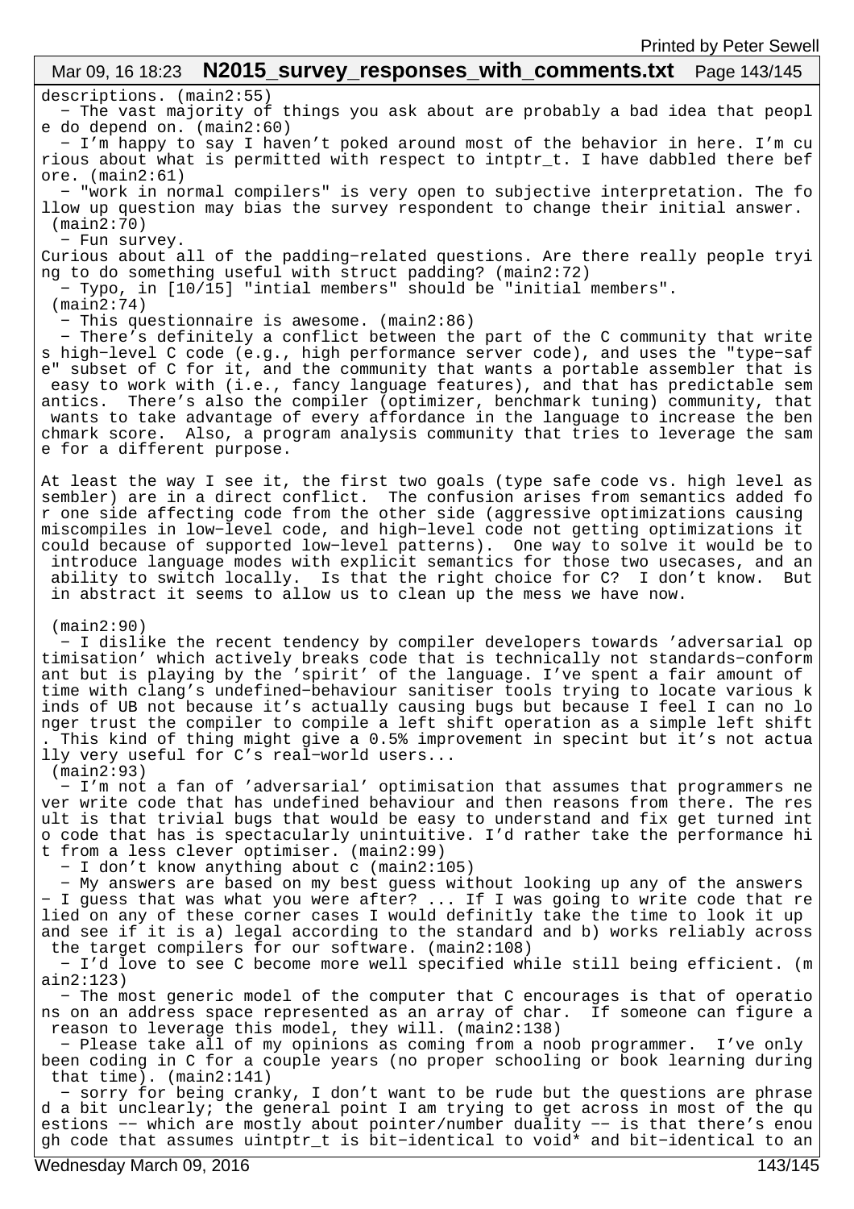descriptions. (main2:55)

- The vast majority of things you ask about are probably a bad idea that people do depend on. (main2:60)
- I'm happy to say I haven't poked around most of the behavior in here. I'm curious about what is permitted with respect to intptr_t. I have dabbled there before. (main2:61)
- "work in normal compilers" is very open to subjective interpretation. The follow up question may bias the survey respondent to change their initial answer. (main2:70)
- Fun survey.

Curious about all of the padding-related questions. Are there really people trying to do something useful with struct padding? (main2:72)

- Typo, in [10/15] "intial members" should be "initial members". (main2:74)
- This questionnaire is awesome. (main2:86)
- There's definitely a conflict between the part of the C community that writes high-level C code (e.g., high performance server code), and uses the "type-safe" subset of C for it, and the community that wants a portable assembler that is easy to work with (i.e., fancy language features), and that has predictable semantics. There's also the compiler (optimizer, benchmark tuning) community, that wants to take advantage of every affordance in the language to increase the benchmark score. Also, a program analysis community that tries to leverage the same for a different purpose.

At least the way I see it, the first two goals (type safe code vs. high level assembler) are in a direct conflict. The confusion arises from semantics added for one side affecting code from the other side (aggressive optimizations causing miscompiles in low-level code, and high-level code not getting optimizations it could because of supported low-level patterns). One way to solve it would be to introduce language modes with explicit semantics for those two usecases, and an ability to switch locally. Is that the right choice for C? I don't know. But in abstract it seems to allow us to clean up the mess we have now.

(main2:90)

- I dislike the recent tendency by compiler developers towards 'adversarial optimisation' which actively breaks code that is technically not standards-conformant but is playing by the 'spirit' of the language. I've spent a fair amount of time with clang's undefined-behaviour sanitiser tools trying to locate various kinds of UB not because it's actually causing bugs but because I feel I can no longer trust the compiler to compile a left shift operation as a simple left shift. This kind of thing might give a 0.5% improvement in specint but it's not actually very useful for C's real-world users... (main2:93)
- I'm not a fan of 'adversarial' optimisation that assumes that programmers never write code that has undefined behaviour and then reasons from there. The result is that trivial bugs that would be easy to understand and fix get turned into code that has is spectacularly unintuitive. I'd rather take the performance hit from a less clever optimiser. (main2:99)
- I don't know anything about c (main2:105)
- My answers are based on my best guess without looking up any of the answers - I guess that was what you were after? ... If I was going to write code that relied on any of these corner cases I would definitly take the time to look it up and see if it is a) legal according to the standard and b) works reliably across the target compilers for our software. (main2:108)
- I'd love to see C become more well specified while still being efficient. (main2:123)
- The most generic model of the computer that C encourages is that of operations on an address space represented as an array of char. If someone can figure a reason to leverage this model, they will. (main2:138)
- Please take all of my opinions as coming from a noob programmer. I've only been coding in C for a couple years (no proper schooling or book learning during that time). (main2:141)
- sorry for being cranky, I don't want to be rude but the questions are phrased a bit unclearly; the general point I am trying to get across in most of the questions -- which are mostly about pointer/number duality -- is that there's enough code that assumes uintptr_t is bit-identical to void* and bit-identical to an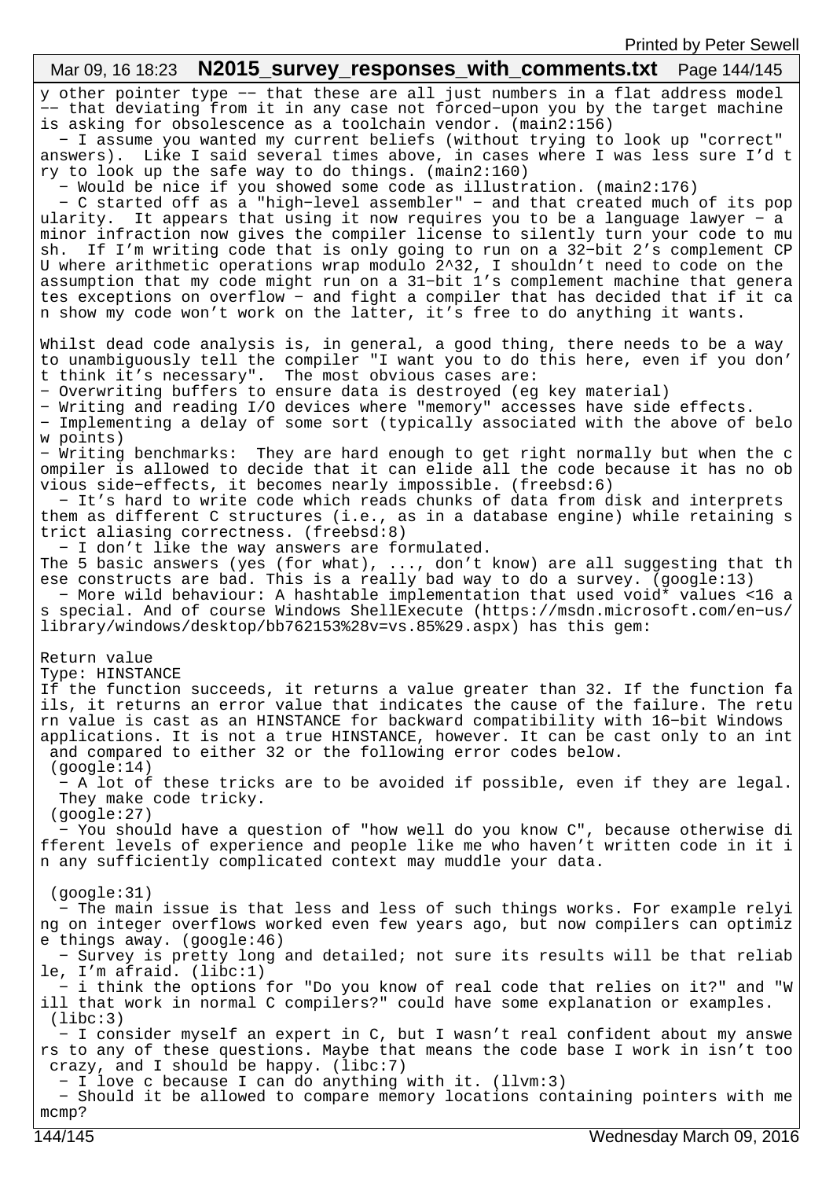y other pointer type -- that these are all just numbers in a flat address model -- that deviating from it in any case not forced-upon you by the target machine is asking for obsolescence as a toolchain vendor. (main2:156)

- I assume you wanted my current beliefs (without trying to look up "correct" answers). Like I said several times above, in cases where I was less sure I'd try to look up the safe way to do things. (main2:160)
- Would be nice if you showed some code as illustration. (main2:176)
- C started off as a "high-level assembler" - and that created much of its popularity. It appears that using it now requires you to be a language lawyer - a minor infraction now gives the compiler license to silently turn your code to mush. If I'm writing code that is only going to run on a 32-bit 2's complement CPU where arithmetic operations wrap modulo 2^32, I shouldn't need to code on the assumption that my code might run on a 31-bit 1's complement machine that generates exceptions on overflow - and fight a compiler that has decided that if it can show my code won't work on the latter, it's free to do anything it wants.

Whilst dead code analysis is, in general, a good thing, there needs to be a way to unambiguously tell the compiler "I want you to do this here, even if you don't think it's necessary". The most obvious cases are:

- Overwriting buffers to ensure data is destroyed (eg key material)
- Writing and reading I/O devices where "memory" accesses have side effects.
- Implementing a delay of some sort (typically associated with the above of below points)
- Writing benchmarks: They are hard enough to get right normally but when the compiler is allowed to decide that it can elide all the code because it has no obvious side-effects, it becomes nearly impossible. (freebsd:6)

- It's hard to write code which reads chunks of data from disk and interprets them as different C structures (i.e., as in a database engine) while retaining strict aliasing correctness. (freebsd:8)
- I don't like the way answers are formulated.

The 5 basic answers (yes (for what), ..., don't know) are all suggesting that these constructs are bad. This is a really bad way to do a survey. (google:13)

- More wild behaviour: A hashtable implementation that used void* values <16 as special. And of course Windows ShellExecute (https://msdn.microsoft.com/en-us/library/windows/desktop/bb762153%28v=vs.85%29.aspx) has this gem:

Return value
Type: HINSTANCE
If the function succeeds, it returns a value greater than 32. If the function fails, it returns an error value that indicates the cause of the failure. The return value is cast as an HINSTANCE for backward compatibility with 16-bit Windows applications. It is not a true HINSTANCE, however. It can be cast only to an int and compared to either 32 or the following error codes below.
(google:14)

- A lot of these tricks are to be avoided if possible, even if they are legal. They make code tricky.

(google:27)

- You should have a question of "how well do you know C", because otherwise different levels of experience and people like me who haven't written code in it in any sufficiently complicated context may muddle your data.

(google:31)

- The main issue is that less and less of such things works. For example relying on integer overflows worked even few years ago, but now compilers can optimize things away. (google:46)
- Survey is pretty long and detailed; not sure its results will be that reliable, I'm afraid. (libc:1)
- i think the options for "Do you know of real code that relies on it?" and "Will that work in normal C compilers?" could have some explanation or examples. (libc:3)
- I consider myself an expert in C, but I wasn't real confident about my answers to any of these questions. Maybe that means the code base I work in isn't too crazy, and I should be happy. (libc:7)
- I love c because I can do anything with it. (llvm:3)
- Should it be allowed to compare memory locations containing pointers with memcmp?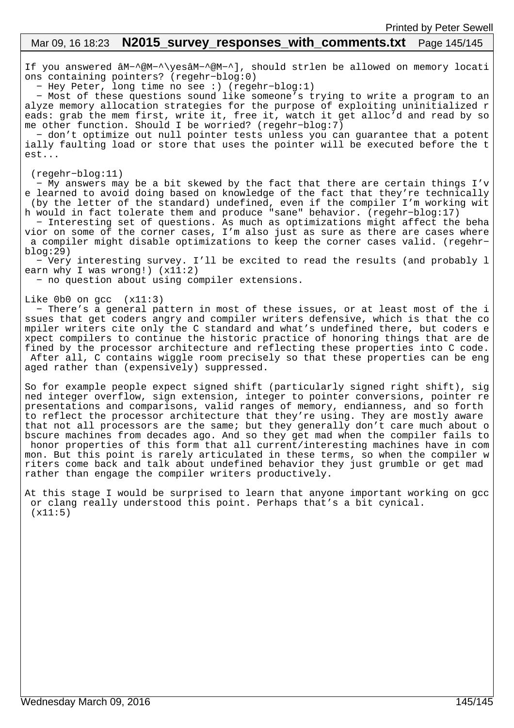If you answered âM−^@M−^\yesâM−^@M−^], should strlen be allowed on memory locations containing pointers? (regehr−blog:0)

− Hey Peter, long time no see :) (regehr−blog:1)

− Most of these questions sound like someone's trying to write a program to analyze memory allocation strategies for the purpose of exploiting uninitialized reads: grab the mem first, write it, free it, watch it get alloc'd and read by some other function. Should I be worried? (regehr−blog:7)

− don't optimize out null pointer tests unless you can guarantee that a potentially faulting load or store that uses the pointer will be executed before the test...

(regehr−blog:11)

− My answers may be a bit skewed by the fact that there are certain things I've learned to avoid doing based on knowledge of the fact that they're technically (by the letter of the standard) undefined, even if the compiler I'm working with would in fact tolerate them and produce "sane" behavior. (regehr−blog:17)

− Interesting set of questions. As much as optimizations might affect the behavior on some of the corner cases, I'm also just as sure as there are cases where a compiler might disable optimizations to keep the corner cases valid. (regehr−blog:29)

− Very interesting survey. I'll be excited to read the results (and probably learn why I was wrong!) (x11:2)

− no question about using compiler extensions.

Like 0b0 on gcc (x11:3)

− There's a general pattern in most of these issues, or at least most of the issues that get coders angry and compiler writers defensive, which is that the compiler writers cite only the C standard and what's undefined there, but coders expect compilers to continue the historic practice of honoring things that are defined by the processor architecture and reflecting these properties into C code. After all, C contains wiggle room precisely so that these properties can be engaged rather than (expensively) suppressed.

So for example people expect signed shift (particularly signed right shift), signed integer overflow, sign extension, integer to pointer conversions, pointer representations and comparisons, valid ranges of memory, endianness, and so forth to reflect the processor architecture that they're using. They are mostly aware that not all processors are the same; but they generally don't care much about obscure machines from decades ago. And so they get mad when the compiler fails to honor properties of this form that all current/interesting machines have in common. But this point is rarely articulated in these terms, so when the compiler writers come back and talk about undefined behavior they just grumble or get mad rather than engage the compiler writers productively.

At this stage I would be surprised to learn that anyone important working on gcc or clang really understood this point. Perhaps that's a bit cynical.
(x11:5)